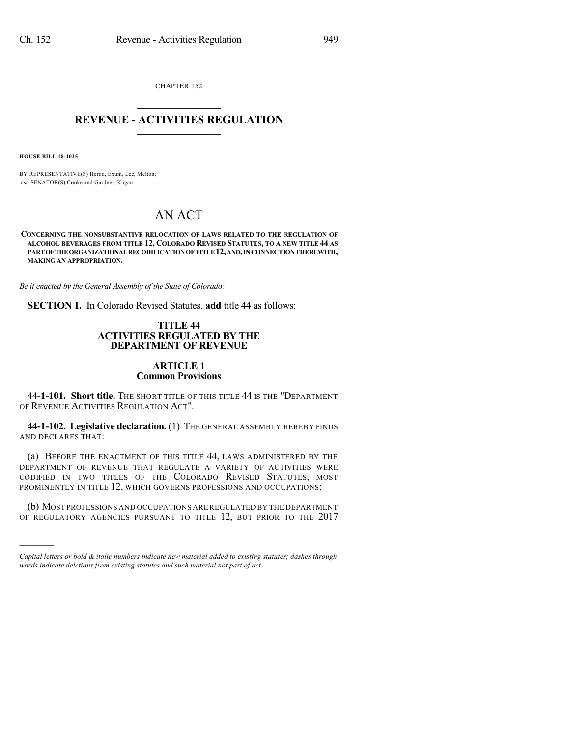CHAPTER 152

# REVENUE - ACTIVITIES REGULATION

**HOUSE BILL 18-1025**

BY REPRESENTATIVE(S) Herod, Exum, Lee, Melton;
also SENATOR(S) Cooke and Gardner, Kagan.

# AN ACT

**CONCERNING THE NONSUBSTANTIVE RELOCATION OF LAWS RELATED TO THE REGULATION OF ALCOHOL BEVERAGES FROM TITLE 12, COLORADO REVISED STATUTES, TO A NEW TITLE 44 AS PART OF THE ORGANIZATIONAL RECODIFICATION OF TITLE 12, AND, IN CONNECTION THEREWITH, MAKING AN APPROPRIATION.**

*Be it enacted by the General Assembly of the State of Colorado:*

**SECTION 1.** In Colorado Revised Statutes, **add** title 44 as follows:

## TITLE 44
## ACTIVITIES REGULATED BY THE DEPARTMENT OF REVENUE

### ARTICLE 1
### Common Provisions

**44-1-101. Short title.** THE SHORT TITLE OF THIS TITLE 44 IS THE "DEPARTMENT OF REVENUE ACTIVITIES REGULATION ACT".

**44-1-102. Legislative declaration.** (1) THE GENERAL ASSEMBLY HEREBY FINDS AND DECLARES THAT:

(a) BEFORE THE ENACTMENT OF THIS TITLE 44, LAWS ADMINISTERED BY THE DEPARTMENT OF REVENUE THAT REGULATE A VARIETY OF ACTIVITIES WERE CODIFIED IN TWO TITLES OF THE COLORADO REVISED STATUTES, MOST PROMINENTLY IN TITLE 12, WHICH GOVERNS PROFESSIONS AND OCCUPATIONS;

(b) MOST PROFESSIONS AND OCCUPATIONS ARE REGULATED BY THE DEPARTMENT OF REGULATORY AGENCIES PURSUANT TO TITLE 12, BUT PRIOR TO THE 2017

---

*Capital letters or bold & italic numbers indicate new material added to existing statutes; dashes through words indicate deletions from existing statutes and such material not part of act.*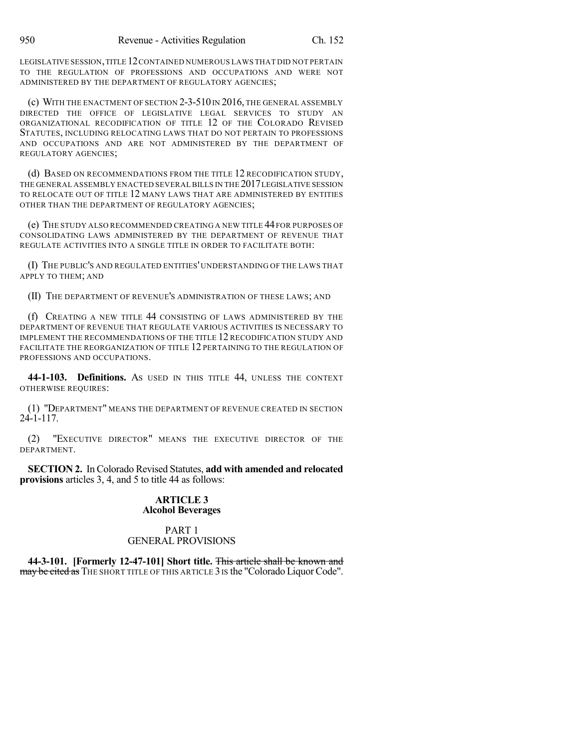LEGISLATIVE SESSION, TITLE 12 CONTAINED NUMEROUS LAWS THAT DID NOT PERTAIN TO THE REGULATION OF PROFESSIONS AND OCCUPATIONS AND WERE NOT ADMINISTERED BY THE DEPARTMENT OF REGULATORY AGENCIES;

(c) WITH THE ENACTMENT OF SECTION 2-3-510 IN 2016, THE GENERAL ASSEMBLY DIRECTED THE OFFICE OF LEGISLATIVE LEGAL SERVICES TO STUDY AN ORGANIZATIONAL RECODIFICATION OF TITLE 12 OF THE COLORADO REVISED STATUTES, INCLUDING RELOCATING LAWS THAT DO NOT PERTAIN TO PROFESSIONS AND OCCUPATIONS AND ARE NOT ADMINISTERED BY THE DEPARTMENT OF REGULATORY AGENCIES;

(d) BASED ON RECOMMENDATIONS FROM THE TITLE 12 RECODIFICATION STUDY, THE GENERAL ASSEMBLY ENACTED SEVERAL BILLS IN THE 2017 LEGISLATIVE SESSION TO RELOCATE OUT OF TITLE 12 MANY LAWS THAT ARE ADMINISTERED BY ENTITIES OTHER THAN THE DEPARTMENT OF REGULATORY AGENCIES;

(e) THE STUDY ALSO RECOMMENDED CREATING A NEW TITLE 44 FOR PURPOSES OF CONSOLIDATING LAWS ADMINISTERED BY THE DEPARTMENT OF REVENUE THAT REGULATE ACTIVITIES INTO A SINGLE TITLE IN ORDER TO FACILITATE BOTH:

(I) THE PUBLIC'S AND REGULATED ENTITIES' UNDERSTANDING OF THE LAWS THAT APPLY TO THEM; AND

(II) THE DEPARTMENT OF REVENUE'S ADMINISTRATION OF THESE LAWS; AND

(f) CREATING A NEW TITLE 44 CONSISTING OF LAWS ADMINISTERED BY THE DEPARTMENT OF REVENUE THAT REGULATE VARIOUS ACTIVITIES IS NECESSARY TO IMPLEMENT THE RECOMMENDATIONS OF THE TITLE 12 RECODIFICATION STUDY AND FACILITATE THE REORGANIZATION OF TITLE 12 PERTAINING TO THE REGULATION OF PROFESSIONS AND OCCUPATIONS.

**44-1-103. Definitions.** AS USED IN THIS TITLE 44, UNLESS THE CONTEXT OTHERWISE REQUIRES:

(1) "DEPARTMENT" MEANS THE DEPARTMENT OF REVENUE CREATED IN SECTION 24-1-117.

(2) "EXECUTIVE DIRECTOR" MEANS THE EXECUTIVE DIRECTOR OF THE DEPARTMENT.

**SECTION 2.** In Colorado Revised Statutes, **add with amended and relocated provisions** articles 3, 4, and 5 to title 44 as follows:

## ARTICLE 3
## Alcohol Beverages

### PART 1
### GENERAL PROVISIONS

**44-3-101. [Formerly 12-47-101] Short title.** ~~This article shall be known and may be cited as~~ THE SHORT TITLE OF THIS ARTICLE 3 IS the "Colorado Liquor Code".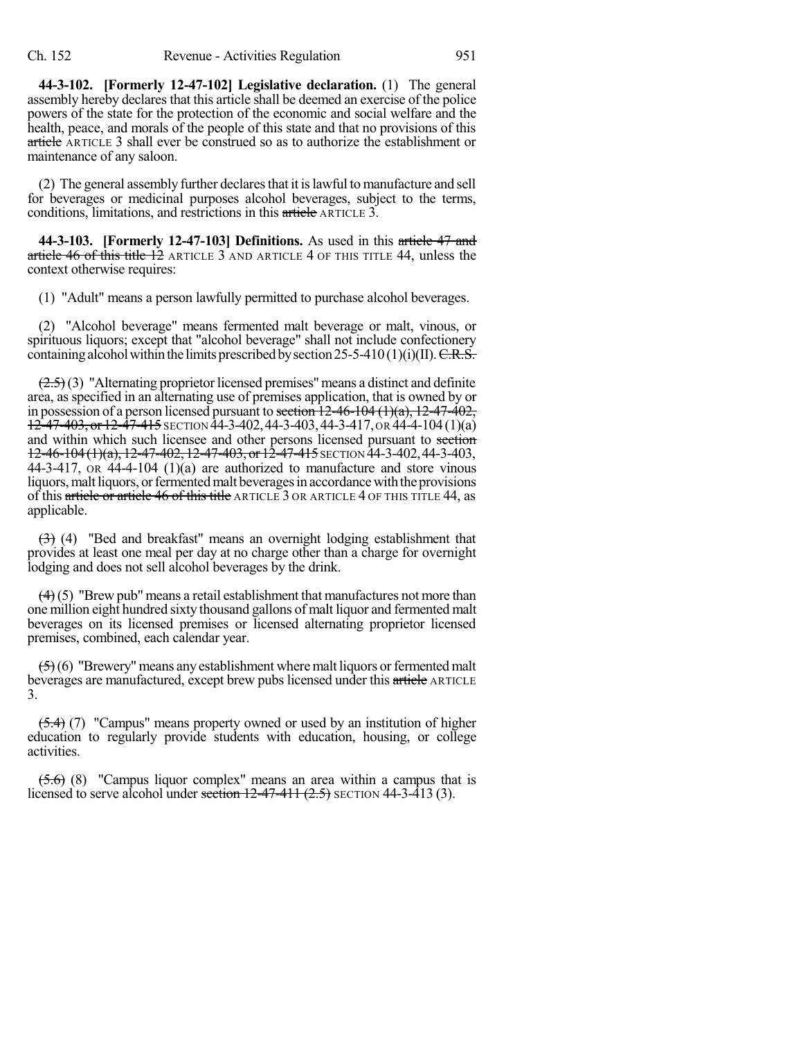**44-3-102. [Formerly 12-47-102] Legislative declaration.** (1) The general assembly hereby declares that this article shall be deemed an exercise of the police powers of the state for the protection of the economic and social welfare and the health, peace, and morals of the people of this state and that no provisions of this ~~article~~ ARTICLE 3 shall ever be construed so as to authorize the establishment or maintenance of any saloon.

(2) The general assembly further declares that it is lawful to manufacture and sell for beverages or medicinal purposes alcohol beverages, subject to the terms, conditions, limitations, and restrictions in this ~~article~~ ARTICLE 3.

**44-3-103. [Formerly 12-47-103] Definitions.** As used in this ~~article 47 and article 46 of this title 12~~ ARTICLE 3 AND ARTICLE 4 OF THIS TITLE 44, unless the context otherwise requires:

(1) "Adult" means a person lawfully permitted to purchase alcohol beverages.

(2) "Alcohol beverage" means fermented malt beverage or malt, vinous, or spirituous liquors; except that "alcohol beverage" shall not include confectionery containing alcohol within the limits prescribed by section 25-5-410 (1)(i)(II). ~~C.R.S.~~

~~(2.5)~~ (3) "Alternating proprietor licensed premises" means a distinct and definite area, as specified in an alternating use of premises application, that is owned by or in possession of a person licensed pursuant to ~~section 12-46-104 (1)(a), 12-47-402, 12-47-403, or 12-47-415~~ SECTION 44-3-402, 44-3-403, 44-3-417, OR 44-4-104 (1)(a) and within which such licensee and other persons licensed pursuant to ~~section 12-46-104 (1)(a), 12-47-402, 12-47-403, or 12-47-415~~ SECTION 44-3-402, 44-3-403, 44-3-417, OR 44-4-104 (1)(a) are authorized to manufacture and store vinous liquors, malt liquors, or fermented malt beverages in accordance with the provisions of this ~~article or article 46 of this title~~ ARTICLE 3 OR ARTICLE 4 OF THIS TITLE 44, as applicable.

~~(3)~~ (4) "Bed and breakfast" means an overnight lodging establishment that provides at least one meal per day at no charge other than a charge for overnight lodging and does not sell alcohol beverages by the drink.

~~(4)~~ (5) "Brew pub" means a retail establishment that manufactures not more than one million eight hundred sixty thousand gallons of malt liquor and fermented malt beverages on its licensed premises or licensed alternating proprietor licensed premises, combined, each calendar year.

~~(5)~~ (6) "Brewery" means any establishment where malt liquors or fermented malt beverages are manufactured, except brew pubs licensed under this ~~article~~ ARTICLE 3.

~~(5.4)~~ (7) "Campus" means property owned or used by an institution of higher education to regularly provide students with education, housing, or college activities.

~~(5.6)~~ (8) "Campus liquor complex" means an area within a campus that is licensed to serve alcohol under ~~section 12-47-411 (2.5)~~ SECTION 44-3-413 (3).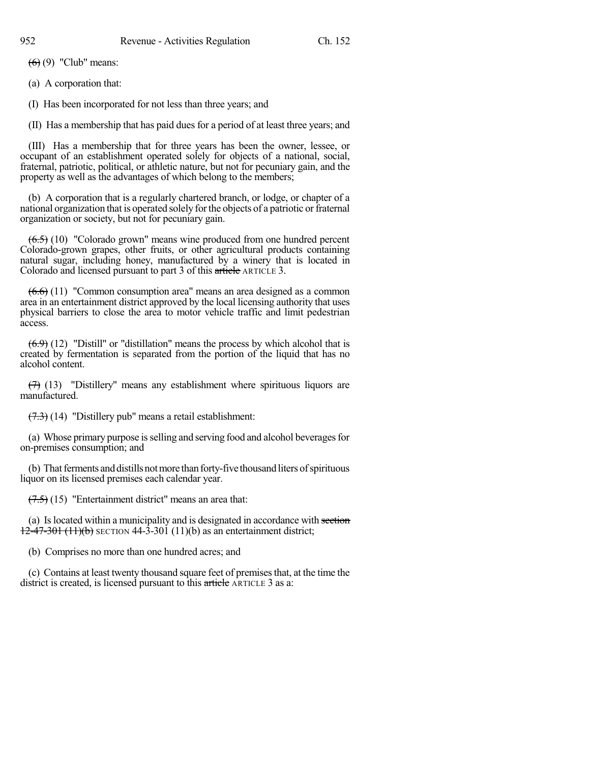~~(6)~~ (9) "Club" means:

(a) A corporation that:

(I) Has been incorporated for not less than three years; and

(II) Has a membership that has paid dues for a period of at least three years; and

(III) Has a membership that for three years has been the owner, lessee, or occupant of an establishment operated solely for objects of a national, social, fraternal, patriotic, political, or athletic nature, but not for pecuniary gain, and the property as well as the advantages of which belong to the members;

(b) A corporation that is a regularly chartered branch, or lodge, or chapter of a national organization that is operated solely for the objects of a patriotic or fraternal organization or society, but not for pecuniary gain.

~~(6.5)~~ (10) "Colorado grown" means wine produced from one hundred percent Colorado-grown grapes, other fruits, or other agricultural products containing natural sugar, including honey, manufactured by a winery that is located in Colorado and licensed pursuant to part 3 of this ~~article~~ ARTICLE 3.

~~(6.6)~~ (11) "Common consumption area" means an area designed as a common area in an entertainment district approved by the local licensing authority that uses physical barriers to close the area to motor vehicle traffic and limit pedestrian access.

~~(6.9)~~ (12) "Distill" or "distillation" means the process by which alcohol that is created by fermentation is separated from the portion of the liquid that has no alcohol content.

~~(7)~~ (13) "Distillery" means any establishment where spirituous liquors are manufactured.

~~(7.3)~~ (14) "Distillery pub" means a retail establishment:

(a) Whose primary purpose is selling and serving food and alcohol beverages for on-premises consumption; and

(b) That ferments and distills not more than forty-five thousand liters of spirituous liquor on its licensed premises each calendar year.

~~(7.5)~~ (15) "Entertainment district" means an area that:

(a) Is located within a municipality and is designated in accordance with ~~section 12-47-301 (11)(b)~~ SECTION 44-3-301 (11)(b) as an entertainment district;

(b) Comprises no more than one hundred acres; and

(c) Contains at least twenty thousand square feet of premises that, at the time the district is created, is licensed pursuant to this ~~article~~ ARTICLE 3 as a: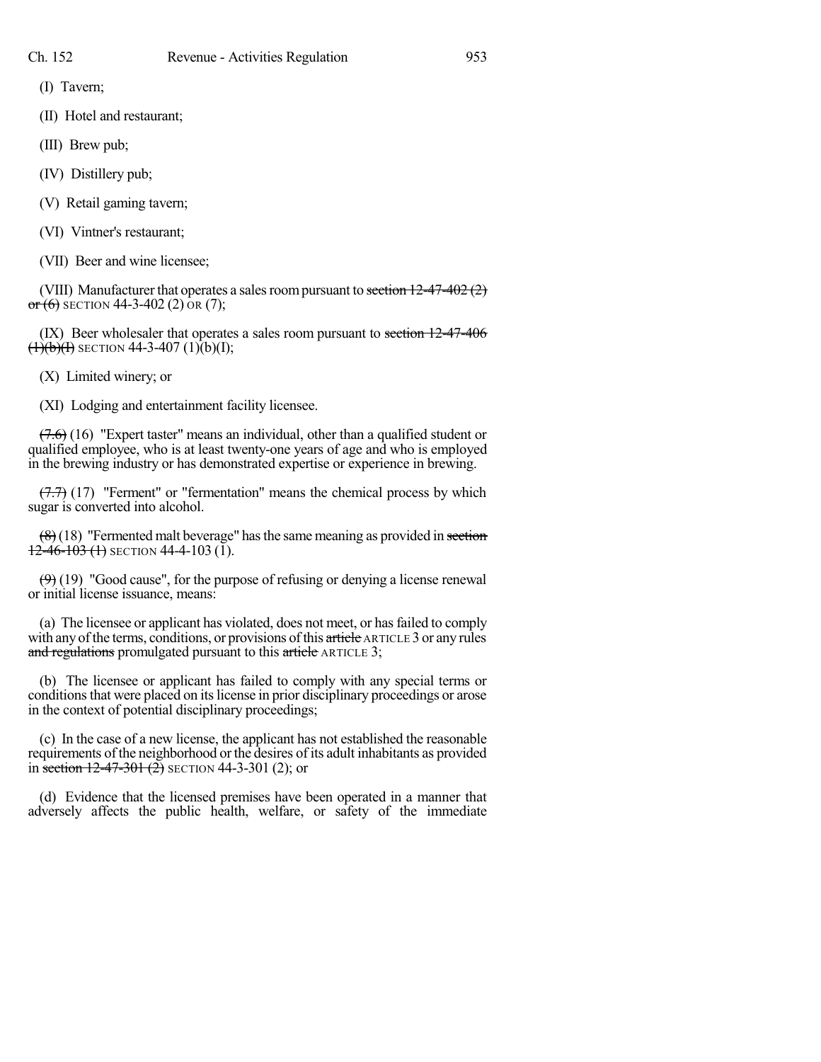(I) Tavern;

(II) Hotel and restaurant;

(III) Brew pub;

(IV) Distillery pub;

(V) Retail gaming tavern;

(VI) Vintner's restaurant;

(VII) Beer and wine licensee;

(VIII) Manufacturer that operates a sales room pursuant to ~~section 12-47-402 (2) or (6)~~ SECTION 44-3-402 (2) OR (7);

(IX) Beer wholesaler that operates a sales room pursuant to ~~section 12-47-406 (1)(b)(I)~~ SECTION 44-3-407 (1)(b)(I);

(X) Limited winery; or

(XI) Lodging and entertainment facility licensee.

~~(7.6)~~ (16) "Expert taster" means an individual, other than a qualified student or qualified employee, who is at least twenty-one years of age and who is employed in the brewing industry or has demonstrated expertise or experience in brewing.

~~(7.7)~~ (17) "Ferment" or "fermentation" means the chemical process by which sugar is converted into alcohol.

~~(8)~~ (18) "Fermented malt beverage" has the same meaning as provided in ~~section 12-46-103 (1)~~ SECTION 44-4-103 (1).

~~(9)~~ (19) "Good cause", for the purpose of refusing or denying a license renewal or initial license issuance, means:

(a) The licensee or applicant has violated, does not meet, or has failed to comply with any of the terms, conditions, or provisions of this ~~article~~ ARTICLE 3 or any rules ~~and regulations~~ promulgated pursuant to this ~~article~~ ARTICLE 3;

(b) The licensee or applicant has failed to comply with any special terms or conditions that were placed on its license in prior disciplinary proceedings or arose in the context of potential disciplinary proceedings;

(c) In the case of a new license, the applicant has not established the reasonable requirements of the neighborhood or the desires of its adult inhabitants as provided in ~~section 12-47-301 (2)~~ SECTION 44-3-301 (2); or

(d) Evidence that the licensed premises have been operated in a manner that adversely affects the public health, welfare, or safety of the immediate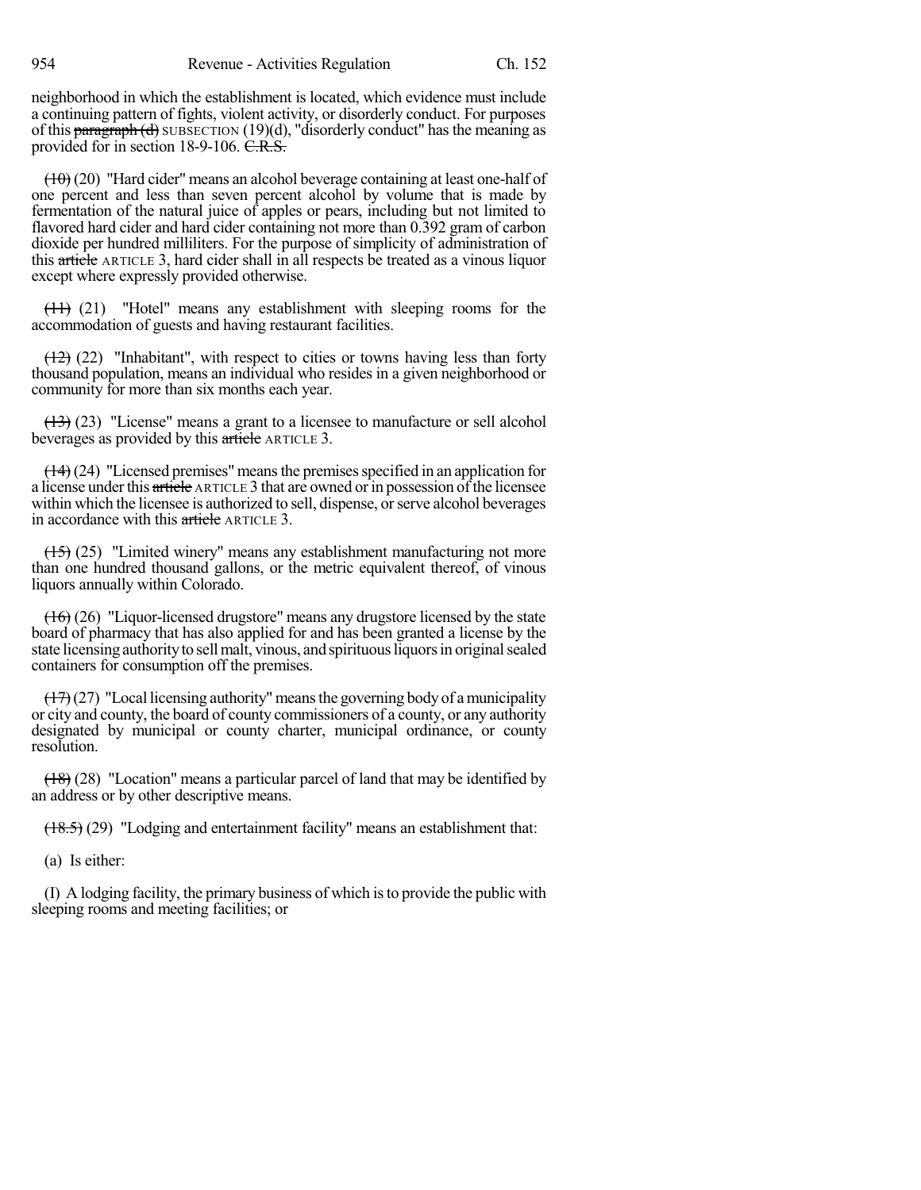neighborhood in which the establishment is located, which evidence must include a continuing pattern of fights, violent activity, or disorderly conduct. For purposes of this ~~paragraph (d)~~ SUBSECTION (19)(d), "disorderly conduct" has the meaning as provided for in section 18-9-106. ~~C.R.S.~~

~~(10)~~ (20) "Hard cider" means an alcohol beverage containing at least one-half of one percent and less than seven percent alcohol by volume that is made by fermentation of the natural juice of apples or pears, including but not limited to flavored hard cider and hard cider containing not more than 0.392 gram of carbon dioxide per hundred milliliters. For the purpose of simplicity of administration of this ~~article~~ ARTICLE 3, hard cider shall in all respects be treated as a vinous liquor except where expressly provided otherwise.

~~(11)~~ (21) "Hotel" means any establishment with sleeping rooms for the accommodation of guests and having restaurant facilities.

~~(12)~~ (22) "Inhabitant", with respect to cities or towns having less than forty thousand population, means an individual who resides in a given neighborhood or community for more than six months each year.

~~(13)~~ (23) "License" means a grant to a licensee to manufacture or sell alcohol beverages as provided by this ~~article~~ ARTICLE 3.

~~(14)~~ (24) "Licensed premises" means the premises specified in an application for a license under this ~~article~~ ARTICLE 3 that are owned or in possession of the licensee within which the licensee is authorized to sell, dispense, or serve alcohol beverages in accordance with this ~~article~~ ARTICLE 3.

~~(15)~~ (25) "Limited winery" means any establishment manufacturing not more than one hundred thousand gallons, or the metric equivalent thereof, of vinous liquors annually within Colorado.

~~(16)~~ (26) "Liquor-licensed drugstore" means any drugstore licensed by the state board of pharmacy that has also applied for and has been granted a license by the state licensing authority to sell malt, vinous, and spirituous liquors in original sealed containers for consumption off the premises.

~~(17)~~ (27) "Local licensing authority" means the governing body of a municipality or city and county, the board of county commissioners of a county, or any authority designated by municipal or county charter, municipal ordinance, or county resolution.

~~(18)~~ (28) "Location" means a particular parcel of land that may be identified by an address or by other descriptive means.

~~(18.5)~~ (29) "Lodging and entertainment facility" means an establishment that:

(a) Is either:

(I) A lodging facility, the primary business of which is to provide the public with sleeping rooms and meeting facilities; or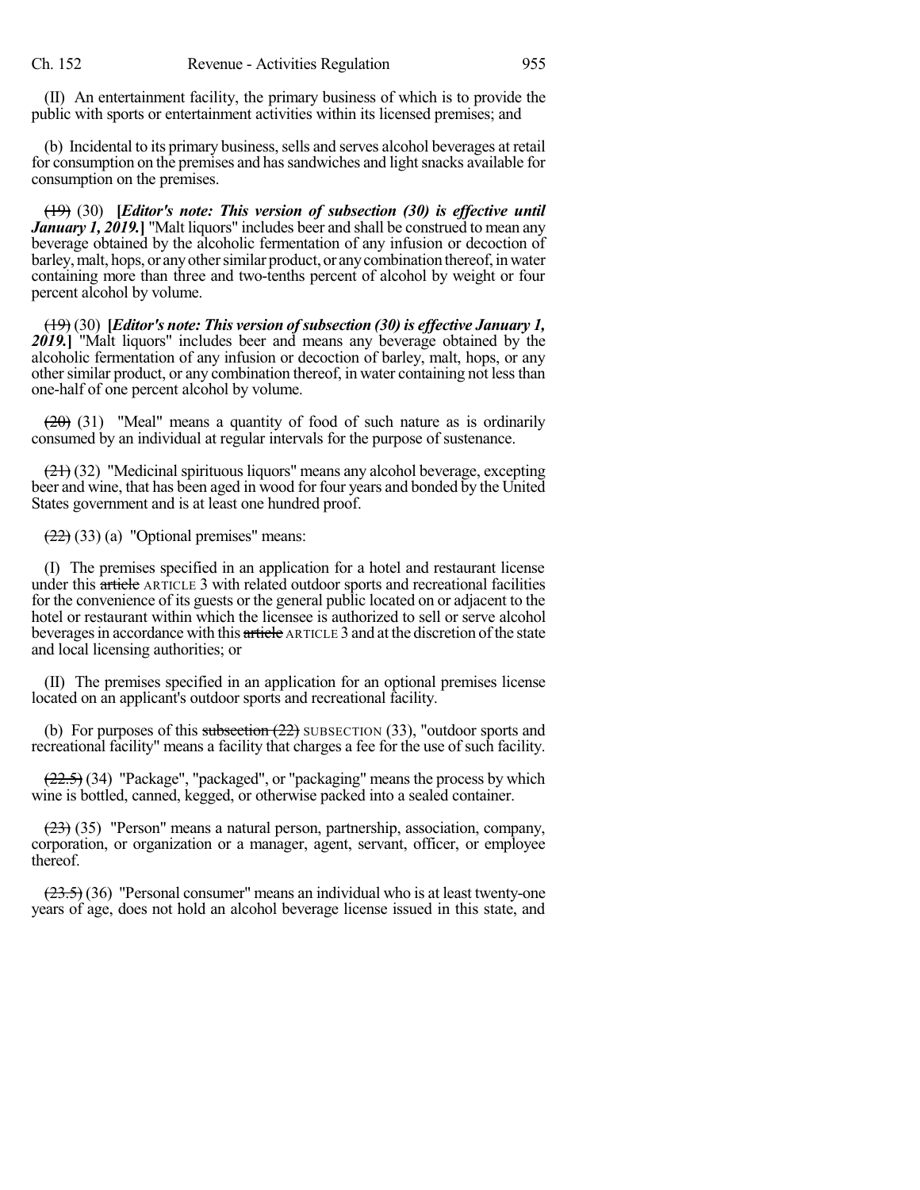(II) An entertainment facility, the primary business of which is to provide the public with sports or entertainment activities within its licensed premises; and

(b) Incidental to its primary business, sells and serves alcohol beverages at retail for consumption on the premises and has sandwiches and light snacks available for consumption on the premises.

~~(19)~~ (30) **[*Editor's note: This version of subsection (30) is effective until January 1, 2019.*]** "Malt liquors" includes beer and shall be construed to mean any beverage obtained by the alcoholic fermentation of any infusion or decoction of barley, malt, hops, or any other similar product, or any combination thereof, in water containing more than three and two-tenths percent of alcohol by weight or four percent alcohol by volume.

~~(19)~~ (30) **[*Editor's note: This version of subsection (30) is effective January 1, 2019.*]** "Malt liquors" includes beer and means any beverage obtained by the alcoholic fermentation of any infusion or decoction of barley, malt, hops, or any other similar product, or any combination thereof, in water containing not less than one-half of one percent alcohol by volume.

~~(20)~~ (31) "Meal" means a quantity of food of such nature as is ordinarily consumed by an individual at regular intervals for the purpose of sustenance.

~~(21)~~ (32) "Medicinal spirituous liquors" means any alcohol beverage, excepting beer and wine, that has been aged in wood for four years and bonded by the United States government and is at least one hundred proof.

~~(22)~~ (33) (a) "Optional premises" means:

(I) The premises specified in an application for a hotel and restaurant license under this ~~article~~ ARTICLE 3 with related outdoor sports and recreational facilities for the convenience of its guests or the general public located on or adjacent to the hotel or restaurant within which the licensee is authorized to sell or serve alcohol beverages in accordance with this ~~article~~ ARTICLE 3 and at the discretion of the state and local licensing authorities; or

(II) The premises specified in an application for an optional premises license located on an applicant's outdoor sports and recreational facility.

(b) For purposes of this ~~subsection (22)~~ SUBSECTION (33), "outdoor sports and recreational facility" means a facility that charges a fee for the use of such facility.

~~(22.5)~~ (34) "Package", "packaged", or "packaging" means the process by which wine is bottled, canned, kegged, or otherwise packed into a sealed container.

~~(23)~~ (35) "Person" means a natural person, partnership, association, company, corporation, or organization or a manager, agent, servant, officer, or employee thereof.

~~(23.5)~~ (36) "Personal consumer" means an individual who is at least twenty-one years of age, does not hold an alcohol beverage license issued in this state, and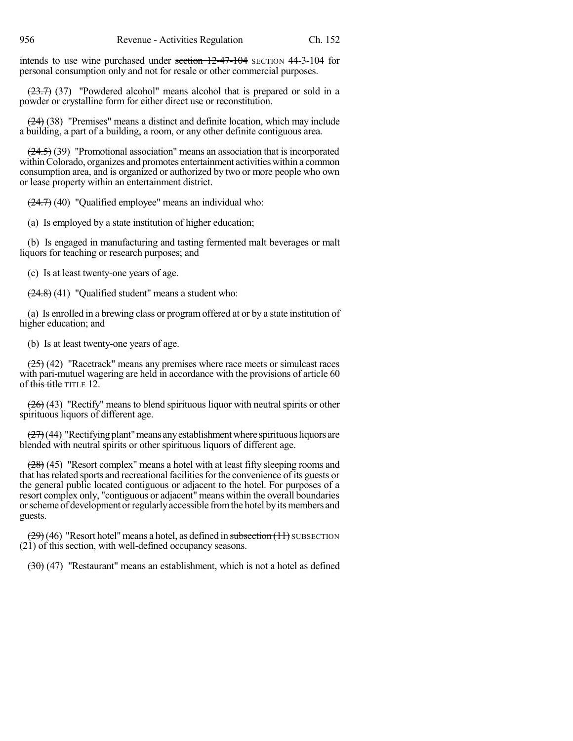intends to use wine purchased under ~~section 12-47-104~~ SECTION 44-3-104 for personal consumption only and not for resale or other commercial purposes.

~~(23.7)~~ (37) "Powdered alcohol" means alcohol that is prepared or sold in a powder or crystalline form for either direct use or reconstitution.

~~(24)~~ (38) "Premises" means a distinct and definite location, which may include a building, a part of a building, a room, or any other definite contiguous area.

~~(24.5)~~ (39) "Promotional association" means an association that is incorporated within Colorado, organizes and promotes entertainment activities within a common consumption area, and is organized or authorized by two or more people who own or lease property within an entertainment district.

~~(24.7)~~ (40) "Qualified employee" means an individual who:

(a) Is employed by a state institution of higher education;

(b) Is engaged in manufacturing and tasting fermented malt beverages or malt liquors for teaching or research purposes; and

(c) Is at least twenty-one years of age.

~~(24.8)~~ (41) "Qualified student" means a student who:

(a) Is enrolled in a brewing class or program offered at or by a state institution of higher education; and

(b) Is at least twenty-one years of age.

~~(25)~~ (42) "Racetrack" means any premises where race meets or simulcast races with pari-mutuel wagering are held in accordance with the provisions of article 60 of ~~this title~~ TITLE 12.

~~(26)~~ (43) "Rectify" means to blend spirituous liquor with neutral spirits or other spirituous liquors of different age.

~~(27)~~ (44) "Rectifying plant" means any establishment where spirituous liquors are blended with neutral spirits or other spirituous liquors of different age.

~~(28)~~ (45) "Resort complex" means a hotel with at least fifty sleeping rooms and that has related sports and recreational facilities for the convenience of its guests or the general public located contiguous or adjacent to the hotel. For purposes of a resort complex only, "contiguous or adjacent" means within the overall boundaries or scheme of development or regularly accessible from the hotel by its members and guests.

~~(29)~~ (46) "Resort hotel" means a hotel, as defined in ~~subsection (11)~~ SUBSECTION (21) of this section, with well-defined occupancy seasons.

~~(30)~~ (47) "Restaurant" means an establishment, which is not a hotel as defined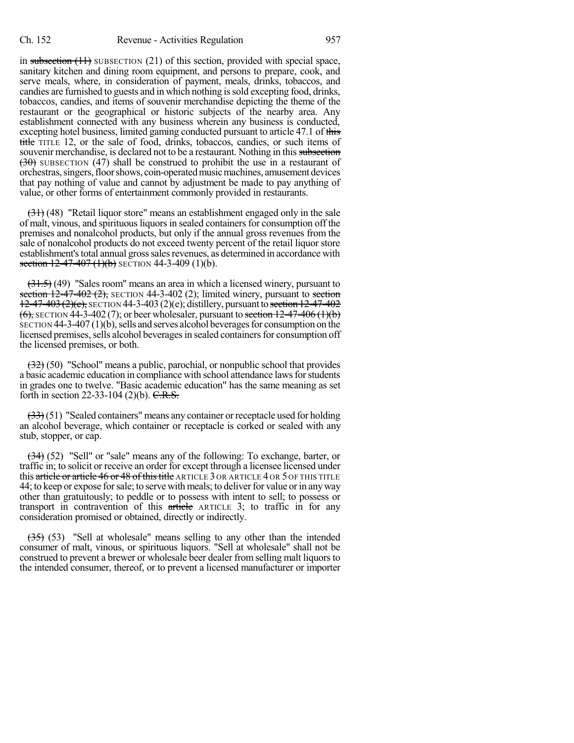in ~~subsection (11)~~ SUBSECTION (21) of this section, provided with special space, sanitary kitchen and dining room equipment, and persons to prepare, cook, and serve meals, where, in consideration of payment, meals, drinks, tobaccos, and candies are furnished to guests and in which nothing is sold excepting food, drinks, tobaccos, candies, and items of souvenir merchandise depicting the theme of the restaurant or the geographical or historic subjects of the nearby area. Any establishment connected with any business wherein any business is conducted, excepting hotel business, limited gaming conducted pursuant to article 47.1 of ~~this title~~ TITLE 12, or the sale of food, drinks, tobaccos, candies, or such items of souvenir merchandise, is declared not to be a restaurant. Nothing in this ~~subsection (30)~~ SUBSECTION (47) shall be construed to prohibit the use in a restaurant of orchestras, singers, floor shows, coin-operated music machines, amusement devices that pay nothing of value and cannot by adjustment be made to pay anything of value, or other forms of entertainment commonly provided in restaurants.

~~(31)~~ (48) "Retail liquor store" means an establishment engaged only in the sale of malt, vinous, and spirituous liquors in sealed containers for consumption off the premises and nonalcohol products, but only if the annual gross revenues from the sale of nonalcohol products do not exceed twenty percent of the retail liquor store establishment's total annual gross sales revenues, as determined in accordance with ~~section 12-47-407 (1)(b)~~ SECTION 44-3-409 (1)(b).

~~(31.5)~~ (49) "Sales room" means an area in which a licensed winery, pursuant to ~~section 12-47-402 (2),~~ SECTION 44-3-402 (2); limited winery, pursuant to ~~section 12-47-403 (2)(e),~~ SECTION 44-3-403 (2)(e); distillery, pursuant to ~~section 12-47-402 (6),~~ SECTION 44-3-402 (7); or beer wholesaler, pursuant to ~~section 12-47-406 (1)(b)~~ SECTION 44-3-407 (1)(b), sells and serves alcohol beverages for consumption on the licensed premises, sells alcohol beverages in sealed containers for consumption off the licensed premises, or both.

~~(32)~~ (50) "School" means a public, parochial, or nonpublic school that provides a basic academic education in compliance with school attendance laws for students in grades one to twelve. "Basic academic education" has the same meaning as set forth in section 22-33-104 (2)(b). ~~C.R.S.~~

~~(33)~~ (51) "Sealed containers" means any container or receptacle used for holding an alcohol beverage, which container or receptacle is corked or sealed with any stub, stopper, or cap.

~~(34)~~ (52) "Sell" or "sale" means any of the following: To exchange, barter, or traffic in; to solicit or receive an order for except through a licensee licensed under this ~~article or article 46 or 48 of this title~~ ARTICLE 3 OR ARTICLE 4 OR 5 OF THIS TITLE 44; to keep or expose for sale; to serve with meals; to deliver for value or in any way other than gratuitously; to peddle or to possess with intent to sell; to possess or transport in contravention of this ~~article~~ ARTICLE 3; to traffic in for any consideration promised or obtained, directly or indirectly.

~~(35)~~ (53) "Sell at wholesale" means selling to any other than the intended consumer of malt, vinous, or spirituous liquors. "Sell at wholesale" shall not be construed to prevent a brewer or wholesale beer dealer from selling malt liquors to the intended consumer, thereof, or to prevent a licensed manufacturer or importer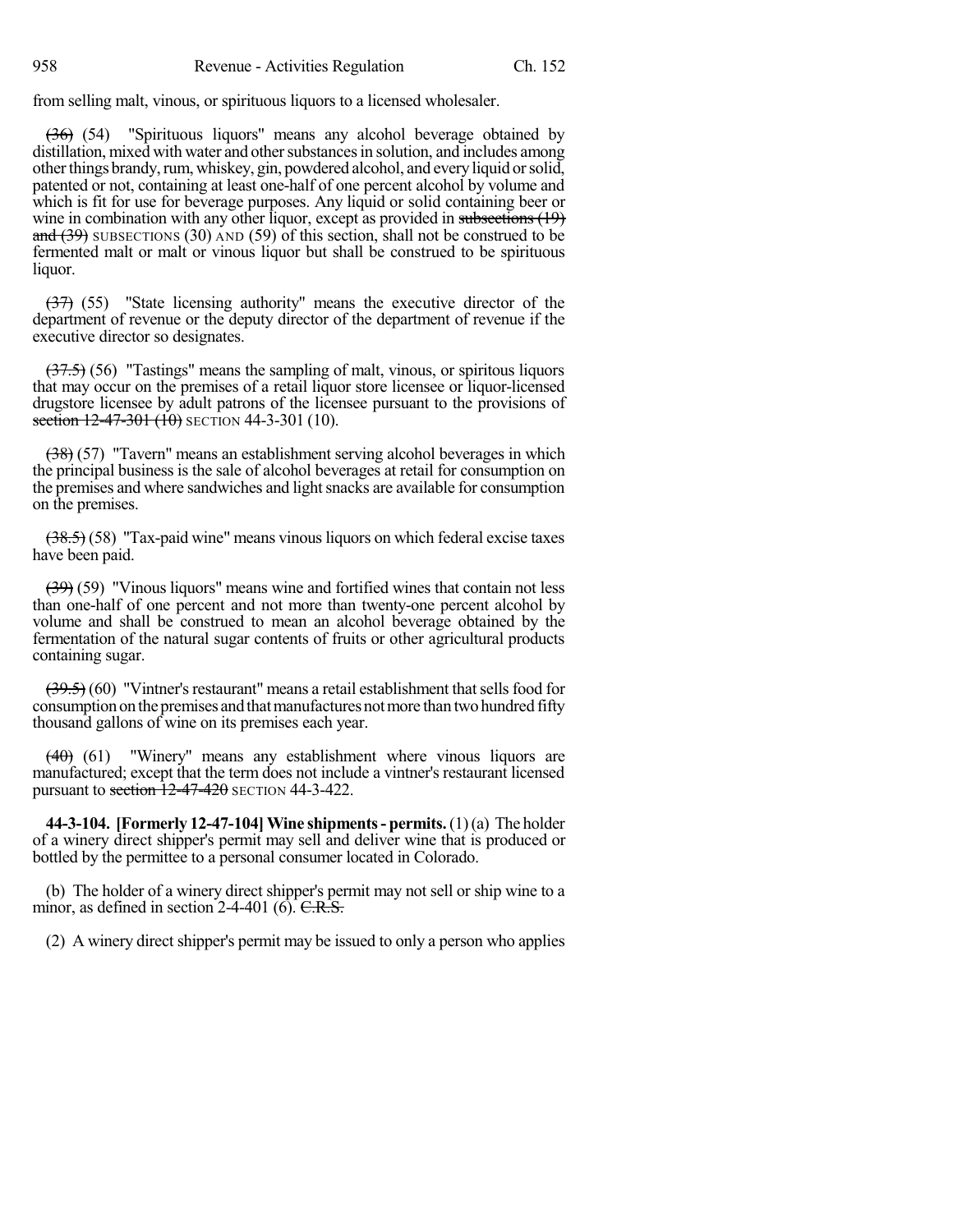from selling malt, vinous, or spirituous liquors to a licensed wholesaler.

~~(36)~~ (54) "Spirituous liquors" means any alcohol beverage obtained by distillation, mixed with water and other substances in solution, and includes among other things brandy, rum, whiskey, gin, powdered alcohol, and every liquid or solid, patented or not, containing at least one-half of one percent alcohol by volume and which is fit for use for beverage purposes. Any liquid or solid containing beer or wine in combination with any other liquor, except as provided in ~~subsections (19) and (39)~~ SUBSECTIONS (30) AND (59) of this section, shall not be construed to be fermented malt or malt or vinous liquor but shall be construed to be spirituous liquor.

~~(37)~~ (55) "State licensing authority" means the executive director of the department of revenue or the deputy director of the department of revenue if the executive director so designates.

~~(37.5)~~ (56) "Tastings" means the sampling of malt, vinous, or spiritous liquors that may occur on the premises of a retail liquor store licensee or liquor-licensed drugstore licensee by adult patrons of the licensee pursuant to the provisions of ~~section 12-47-301 (10)~~ SECTION 44-3-301 (10).

~~(38)~~ (57) "Tavern" means an establishment serving alcohol beverages in which the principal business is the sale of alcohol beverages at retail for consumption on the premises and where sandwiches and light snacks are available for consumption on the premises.

~~(38.5)~~ (58) "Tax-paid wine" means vinous liquors on which federal excise taxes have been paid.

~~(39)~~ (59) "Vinous liquors" means wine and fortified wines that contain not less than one-half of one percent and not more than twenty-one percent alcohol by volume and shall be construed to mean an alcohol beverage obtained by the fermentation of the natural sugar contents of fruits or other agricultural products containing sugar.

~~(39.5)~~ (60) "Vintner's restaurant" means a retail establishment that sells food for consumption on the premises and that manufactures not more than two hundred fifty thousand gallons of wine on its premises each year.

~~(40)~~ (61) "Winery" means any establishment where vinous liquors are manufactured; except that the term does not include a vintner's restaurant licensed pursuant to ~~section 12-47-420~~ SECTION 44-3-422.

**44-3-104. [Formerly 12-47-104] Wine shipments - permits.** (1) (a) The holder of a winery direct shipper's permit may sell and deliver wine that is produced or bottled by the permittee to a personal consumer located in Colorado.

(b) The holder of a winery direct shipper's permit may not sell or ship wine to a minor, as defined in section 2-4-401 (6). ~~C.R.S.~~

(2) A winery direct shipper's permit may be issued to only a person who applies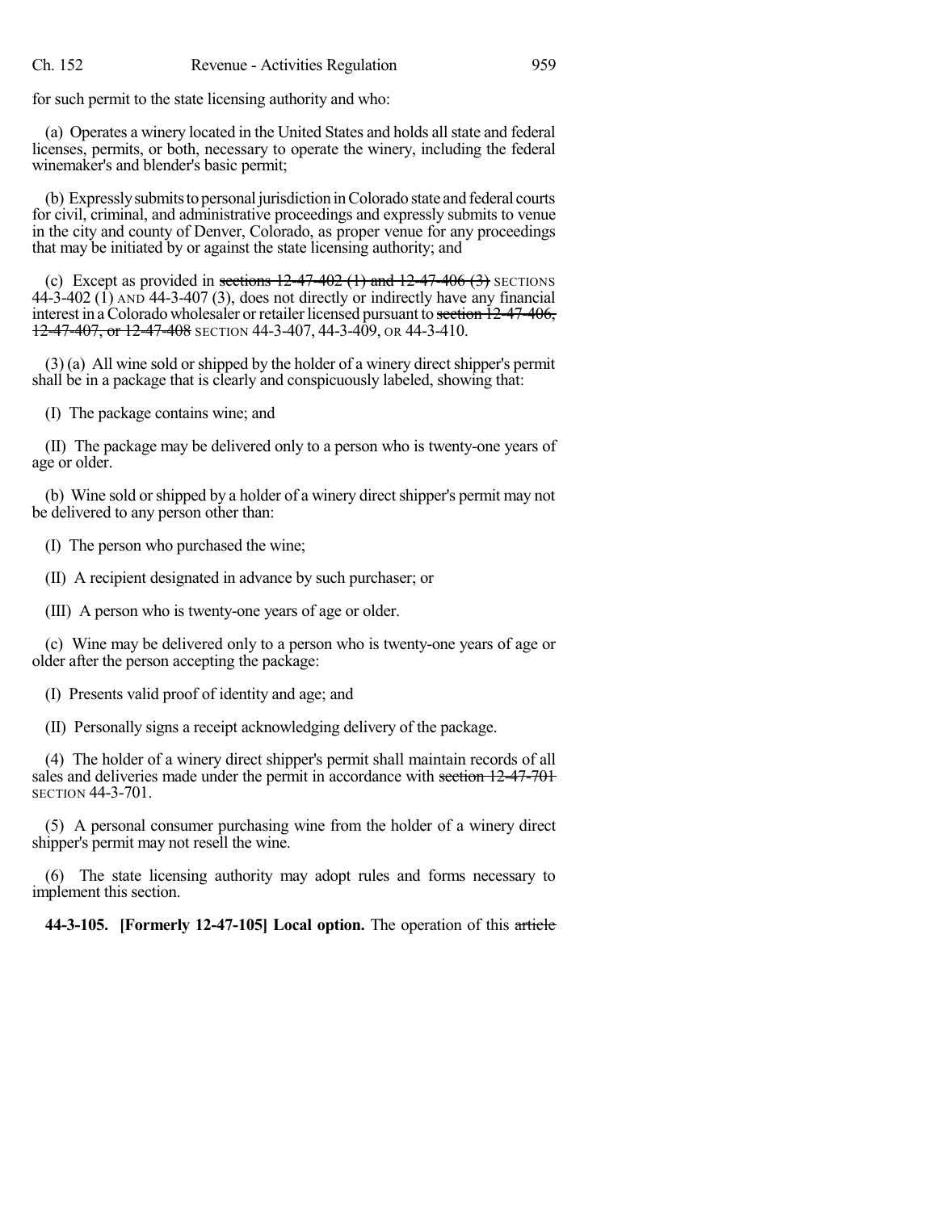for such permit to the state licensing authority and who:

(a) Operates a winery located in the United States and holds all state and federal licenses, permits, or both, necessary to operate the winery, including the federal winemaker's and blender's basic permit;

(b) Expressly submits to personal jurisdiction in Colorado state and federal courts for civil, criminal, and administrative proceedings and expressly submits to venue in the city and county of Denver, Colorado, as proper venue for any proceedings that may be initiated by or against the state licensing authority; and

(c) Except as provided in ~~sections 12-47-402 (1) and 12-47-406 (3)~~ SECTIONS 44-3-402 (1) AND 44-3-407 (3), does not directly or indirectly have any financial interest in a Colorado wholesaler or retailer licensed pursuant to ~~section 12-47-406, 12-47-407, or 12-47-408~~ SECTION 44-3-407, 44-3-409, OR 44-3-410.

(3) (a) All wine sold or shipped by the holder of a winery direct shipper's permit shall be in a package that is clearly and conspicuously labeled, showing that:

(I) The package contains wine; and

(II) The package may be delivered only to a person who is twenty-one years of age or older.

(b) Wine sold or shipped by a holder of a winery direct shipper's permit may not be delivered to any person other than:

(I) The person who purchased the wine;

(II) A recipient designated in advance by such purchaser; or

(III) A person who is twenty-one years of age or older.

(c) Wine may be delivered only to a person who is twenty-one years of age or older after the person accepting the package:

(I) Presents valid proof of identity and age; and

(II) Personally signs a receipt acknowledging delivery of the package.

(4) The holder of a winery direct shipper's permit shall maintain records of all sales and deliveries made under the permit in accordance with ~~section 12-47-701~~ SECTION 44-3-701.

(5) A personal consumer purchasing wine from the holder of a winery direct shipper's permit may not resell the wine.

(6) The state licensing authority may adopt rules and forms necessary to implement this section.

**44-3-105. [Formerly 12-47-105] Local option.** The operation of this ~~article~~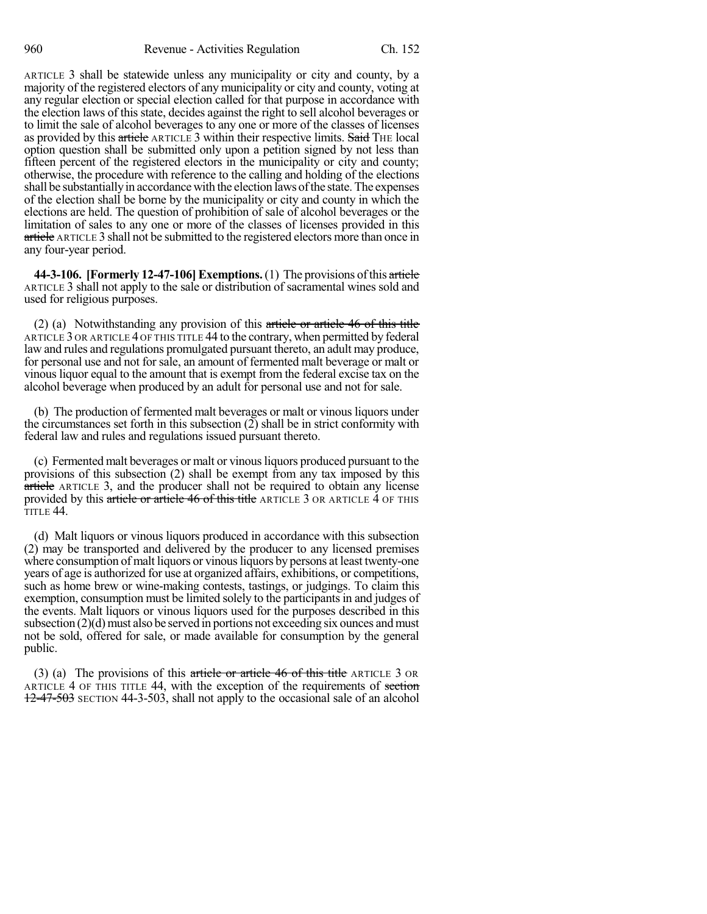ARTICLE 3 shall be statewide unless any municipality or city and county, by a majority of the registered electors of any municipality or city and county, voting at any regular election or special election called for that purpose in accordance with the election laws of this state, decides against the right to sell alcohol beverages or to limit the sale of alcohol beverages to any one or more of the classes of licenses as provided by this ~~article~~ ARTICLE 3 within their respective limits. ~~Said~~ THE local option question shall be submitted only upon a petition signed by not less than fifteen percent of the registered electors in the municipality or city and county; otherwise, the procedure with reference to the calling and holding of the elections shall be substantially in accordance with the election laws of the state. The expenses of the election shall be borne by the municipality or city and county in which the elections are held. The question of prohibition of sale of alcohol beverages or the limitation of sales to any one or more of the classes of licenses provided in this ~~article~~ ARTICLE 3 shall not be submitted to the registered electors more than once in any four-year period.

**44-3-106. [Formerly 12-47-106] Exemptions.** (1) The provisions of this ~~article~~ ARTICLE 3 shall not apply to the sale or distribution of sacramental wines sold and used for religious purposes.

(2) (a) Notwithstanding any provision of this ~~article or article 46 of this title~~ ARTICLE 3 OR ARTICLE 4 OF THIS TITLE 44 to the contrary, when permitted by federal law and rules and regulations promulgated pursuant thereto, an adult may produce, for personal use and not for sale, an amount of fermented malt beverage or malt or vinous liquor equal to the amount that is exempt from the federal excise tax on the alcohol beverage when produced by an adult for personal use and not for sale.

(b) The production of fermented malt beverages or malt or vinous liquors under the circumstances set forth in this subsection (2) shall be in strict conformity with federal law and rules and regulations issued pursuant thereto.

(c) Fermented malt beverages or malt or vinous liquors produced pursuant to the provisions of this subsection (2) shall be exempt from any tax imposed by this ~~article~~ ARTICLE 3, and the producer shall not be required to obtain any license provided by this ~~article or article 46 of this title~~ ARTICLE 3 OR ARTICLE 4 OF THIS TITLE 44.

(d) Malt liquors or vinous liquors produced in accordance with this subsection (2) may be transported and delivered by the producer to any licensed premises where consumption of malt liquors or vinous liquors by persons at least twenty-one years of age is authorized for use at organized affairs, exhibitions, or competitions, such as home brew or wine-making contests, tastings, or judgings. To claim this exemption, consumption must be limited solely to the participants in and judges of the events. Malt liquors or vinous liquors used for the purposes described in this subsection (2)(d) must also be served in portions not exceeding six ounces and must not be sold, offered for sale, or made available for consumption by the general public.

(3) (a) The provisions of this ~~article or article 46 of this title~~ ARTICLE 3 OR ARTICLE 4 OF THIS TITLE 44, with the exception of the requirements of ~~section 12-47-503~~ SECTION 44-3-503, shall not apply to the occasional sale of an alcohol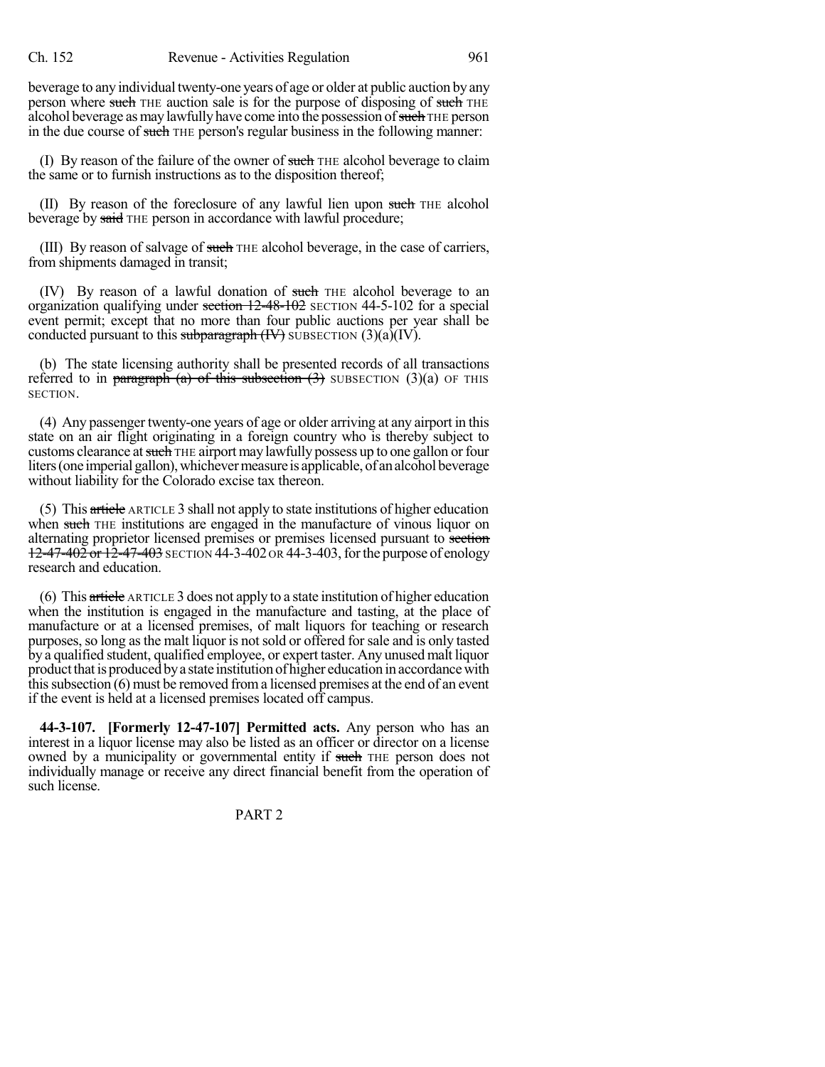beverage to any individual twenty-one years of age or older at public auction by any person where ~~such~~ THE auction sale is for the purpose of disposing of ~~such~~ THE alcohol beverage as may lawfully have come into the possession of ~~such~~ THE person in the due course of ~~such~~ THE person's regular business in the following manner:

(I) By reason of the failure of the owner of ~~such~~ THE alcohol beverage to claim the same or to furnish instructions as to the disposition thereof;

(II) By reason of the foreclosure of any lawful lien upon ~~such~~ THE alcohol beverage by ~~said~~ THE person in accordance with lawful procedure;

(III) By reason of salvage of ~~such~~ THE alcohol beverage, in the case of carriers, from shipments damaged in transit;

(IV) By reason of a lawful donation of ~~such~~ THE alcohol beverage to an organization qualifying under ~~section 12-48-102~~ SECTION 44-5-102 for a special event permit; except that no more than four public auctions per year shall be conducted pursuant to this ~~subparagraph (IV)~~ SUBSECTION (3)(a)(IV).

(b) The state licensing authority shall be presented records of all transactions referred to in ~~paragraph (a) of this subsection (3)~~ SUBSECTION (3)(a) OF THIS SECTION.

(4) Any passenger twenty-one years of age or older arriving at any airport in this state on an air flight originating in a foreign country who is thereby subject to customs clearance at ~~such~~ THE airport may lawfully possess up to one gallon or four liters (one imperial gallon), whichever measure is applicable, of an alcohol beverage without liability for the Colorado excise tax thereon.

(5) This ~~article~~ ARTICLE 3 shall not apply to state institutions of higher education when ~~such~~ THE institutions are engaged in the manufacture of vinous liquor on alternating proprietor licensed premises or premises licensed pursuant to ~~section 12-47-402 or 12-47-403~~ SECTION 44-3-402 OR 44-3-403, for the purpose of enology research and education.

(6) This ~~article~~ ARTICLE 3 does not apply to a state institution of higher education when the institution is engaged in the manufacture and tasting, at the place of manufacture or at a licensed premises, of malt liquors for teaching or research purposes, so long as the malt liquor is not sold or offered for sale and is only tasted by a qualified student, qualified employee, or expert taster. Any unused malt liquor product that is produced by a state institution of higher education in accordance with this subsection (6) must be removed from a licensed premises at the end of an event if the event is held at a licensed premises located off campus.

**44-3-107. [Formerly 12-47-107] Permitted acts.** Any person who has an interest in a liquor license may also be listed as an officer or director on a license owned by a municipality or governmental entity if ~~such~~ THE person does not individually manage or receive any direct financial benefit from the operation of such license.

PART 2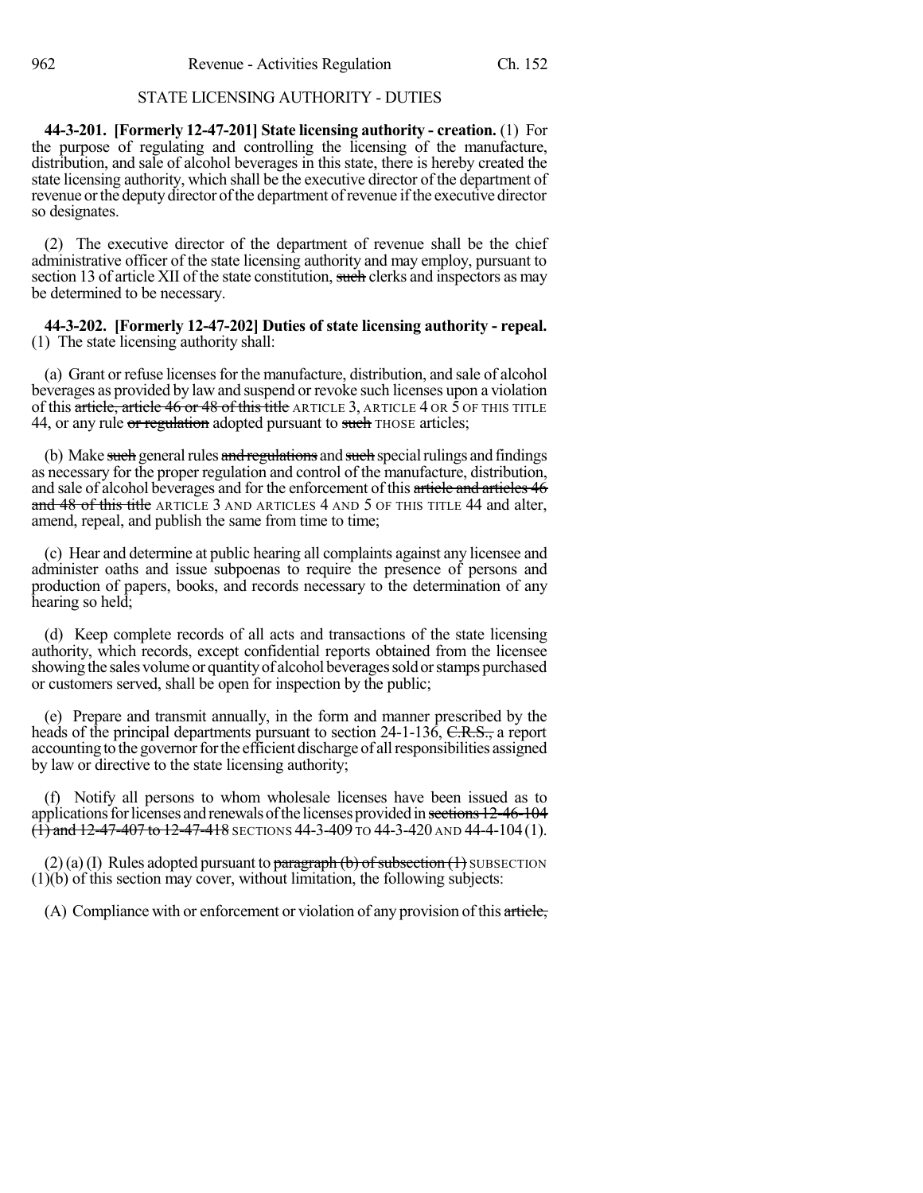## STATE LICENSING AUTHORITY - DUTIES

**44-3-201. [Formerly 12-47-201] State licensing authority - creation.** (1) For the purpose of regulating and controlling the licensing of the manufacture, distribution, and sale of alcohol beverages in this state, there is hereby created the state licensing authority, which shall be the executive director of the department of revenue or the deputy director of the department of revenue if the executive director so designates.

(2) The executive director of the department of revenue shall be the chief administrative officer of the state licensing authority and may employ, pursuant to section 13 of article XII of the state constitution, ~~such~~ clerks and inspectors as may be determined to be necessary.

**44-3-202. [Formerly 12-47-202] Duties of state licensing authority - repeal.** (1) The state licensing authority shall:

(a) Grant or refuse licenses for the manufacture, distribution, and sale of alcohol beverages as provided by law and suspend or revoke such licenses upon a violation of this ~~article, article 46 or 48 of this title~~ ARTICLE 3, ARTICLE 4 OR 5 OF THIS TITLE 44, or any rule ~~or regulation~~ adopted pursuant to ~~such~~ THOSE articles;

(b) Make ~~such~~ general rules ~~and regulations~~ and ~~such~~ special rulings and findings as necessary for the proper regulation and control of the manufacture, distribution, and sale of alcohol beverages and for the enforcement of this ~~article and articles 46 and 48 of this title~~ ARTICLE 3 AND ARTICLES 4 AND 5 OF THIS TITLE 44 and alter, amend, repeal, and publish the same from time to time;

(c) Hear and determine at public hearing all complaints against any licensee and administer oaths and issue subpoenas to require the presence of persons and production of papers, books, and records necessary to the determination of any hearing so held;

(d) Keep complete records of all acts and transactions of the state licensing authority, which records, except confidential reports obtained from the licensee showing the sales volume or quantity of alcohol beverages sold or stamps purchased or customers served, shall be open for inspection by the public;

(e) Prepare and transmit annually, in the form and manner prescribed by the heads of the principal departments pursuant to section 24-1-136, ~~C.R.S.,~~ a report accounting to the governor for the efficient discharge of all responsibilities assigned by law or directive to the state licensing authority;

(f) Notify all persons to whom wholesale licenses have been issued as to applications for licenses and renewals of the licenses provided in ~~sections 12-46-104 (1) and 12-47-407 to 12-47-418~~ SECTIONS 44-3-409 TO 44-3-420 AND 44-4-104 (1).

(2) (a) (I) Rules adopted pursuant to ~~paragraph (b) of subsection (1)~~ SUBSECTION (1)(b) of this section may cover, without limitation, the following subjects:

(A) Compliance with or enforcement or violation of any provision of this ~~article,~~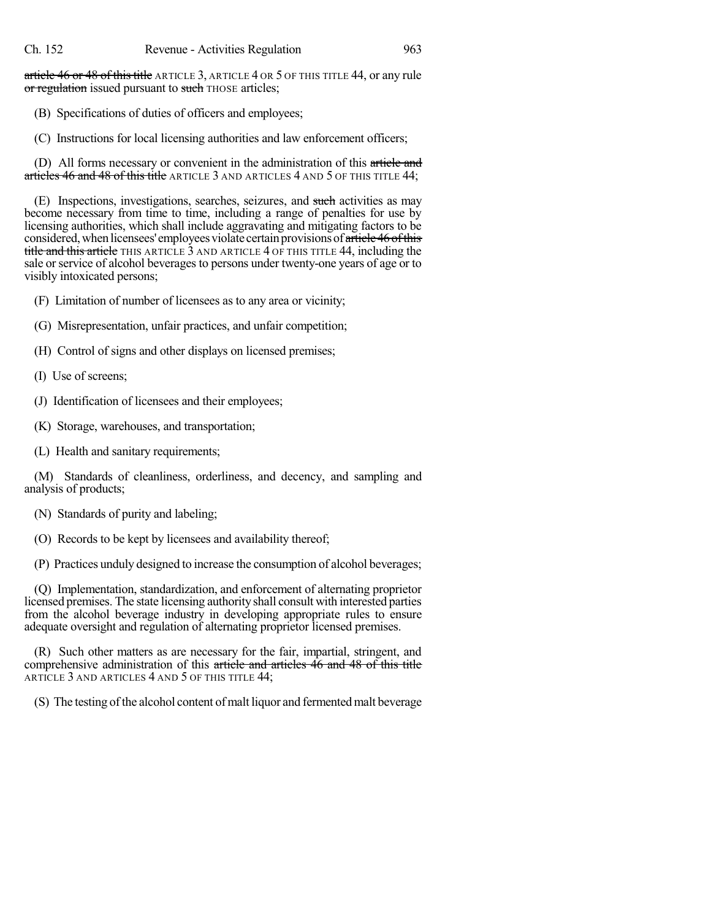article 46 or 48 of this title ARTICLE 3, ARTICLE 4 OR 5 OF THIS TITLE 44, or any rule or regulation issued pursuant to such THOSE articles;

(B) Specifications of duties of officers and employees;

(C) Instructions for local licensing authorities and law enforcement officers;

(D) All forms necessary or convenient in the administration of this article and articles 46 and 48 of this title ARTICLE 3 AND ARTICLES 4 AND 5 OF THIS TITLE 44;

(E) Inspections, investigations, searches, seizures, and such activities as may become necessary from time to time, including a range of penalties for use by licensing authorities, which shall include aggravating and mitigating factors to be considered, when licensees' employees violate certain provisions of article 46 of this title and this article THIS ARTICLE 3 AND ARTICLE 4 OF THIS TITLE 44, including the sale or service of alcohol beverages to persons under twenty-one years of age or to visibly intoxicated persons;

(F) Limitation of number of licensees as to any area or vicinity;

(G) Misrepresentation, unfair practices, and unfair competition;

(H) Control of signs and other displays on licensed premises;

(I) Use of screens;

(J) Identification of licensees and their employees;

(K) Storage, warehouses, and transportation;

(L) Health and sanitary requirements;

(M) Standards of cleanliness, orderliness, and decency, and sampling and analysis of products;

(N) Standards of purity and labeling;

(O) Records to be kept by licensees and availability thereof;

(P) Practices unduly designed to increase the consumption of alcohol beverages;

(Q) Implementation, standardization, and enforcement of alternating proprietor licensed premises. The state licensing authority shall consult with interested parties from the alcohol beverage industry in developing appropriate rules to ensure adequate oversight and regulation of alternating proprietor licensed premises.

(R) Such other matters as are necessary for the fair, impartial, stringent, and comprehensive administration of this article and articles 46 and 48 of this title ARTICLE 3 AND ARTICLES 4 AND 5 OF THIS TITLE 44;

(S) The testing of the alcohol content of malt liquor and fermented malt beverage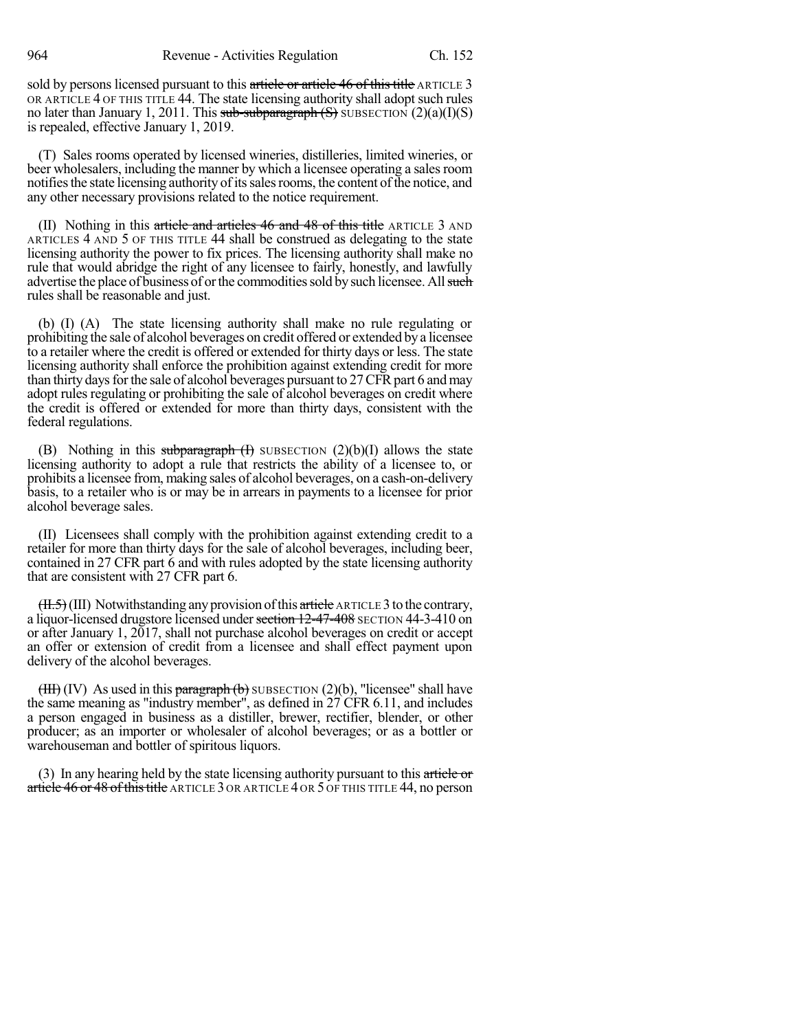sold by persons licensed pursuant to this ~~article or article 46 of this title~~ ARTICLE 3 OR ARTICLE 4 OF THIS TITLE 44. The state licensing authority shall adopt such rules no later than January 1, 2011. This ~~sub-subparagraph (S)~~ SUBSECTION (2)(a)(I)(S) is repealed, effective January 1, 2019.

(T) Sales rooms operated by licensed wineries, distilleries, limited wineries, or beer wholesalers, including the manner by which a licensee operating a sales room notifies the state licensing authority of its sales rooms, the content of the notice, and any other necessary provisions related to the notice requirement.

(II) Nothing in this ~~article and articles 46 and 48 of this title~~ ARTICLE 3 AND ARTICLES 4 AND 5 OF THIS TITLE 44 shall be construed as delegating to the state licensing authority the power to fix prices. The licensing authority shall make no rule that would abridge the right of any licensee to fairly, honestly, and lawfully advertise the place of business of or the commodities sold by such licensee. All ~~such~~ rules shall be reasonable and just.

(b) (I) (A) The state licensing authority shall make no rule regulating or prohibiting the sale of alcohol beverages on credit offered or extended by a licensee to a retailer where the credit is offered or extended for thirty days or less. The state licensing authority shall enforce the prohibition against extending credit for more than thirty days for the sale of alcohol beverages pursuant to 27 CFR part 6 and may adopt rules regulating or prohibiting the sale of alcohol beverages on credit where the credit is offered or extended for more than thirty days, consistent with the federal regulations.

(B) Nothing in this ~~subparagraph (I)~~ SUBSECTION (2)(b)(I) allows the state licensing authority to adopt a rule that restricts the ability of a licensee to, or prohibits a licensee from, making sales of alcohol beverages, on a cash-on-delivery basis, to a retailer who is or may be in arrears in payments to a licensee for prior alcohol beverage sales.

(II) Licensees shall comply with the prohibition against extending credit to a retailer for more than thirty days for the sale of alcohol beverages, including beer, contained in 27 CFR part 6 and with rules adopted by the state licensing authority that are consistent with 27 CFR part 6.

~~(II.5)~~ (III) Notwithstanding any provision of this ~~article~~ ARTICLE 3 to the contrary, a liquor-licensed drugstore licensed under ~~section 12-47-408~~ SECTION 44-3-410 on or after January 1, 2017, shall not purchase alcohol beverages on credit or accept an offer or extension of credit from a licensee and shall effect payment upon delivery of the alcohol beverages.

~~(III)~~ (IV) As used in this ~~paragraph (b)~~ SUBSECTION (2)(b), "licensee" shall have the same meaning as "industry member", as defined in 27 CFR 6.11, and includes a person engaged in business as a distiller, brewer, rectifier, blender, or other producer; as an importer or wholesaler of alcohol beverages; or as a bottler or warehouseman and bottler of spirituous liquors.

(3) In any hearing held by the state licensing authority pursuant to this ~~article or article 46 or 48 of this title~~ ARTICLE 3 OR ARTICLE 4 OR 5 OF THIS TITLE 44, no person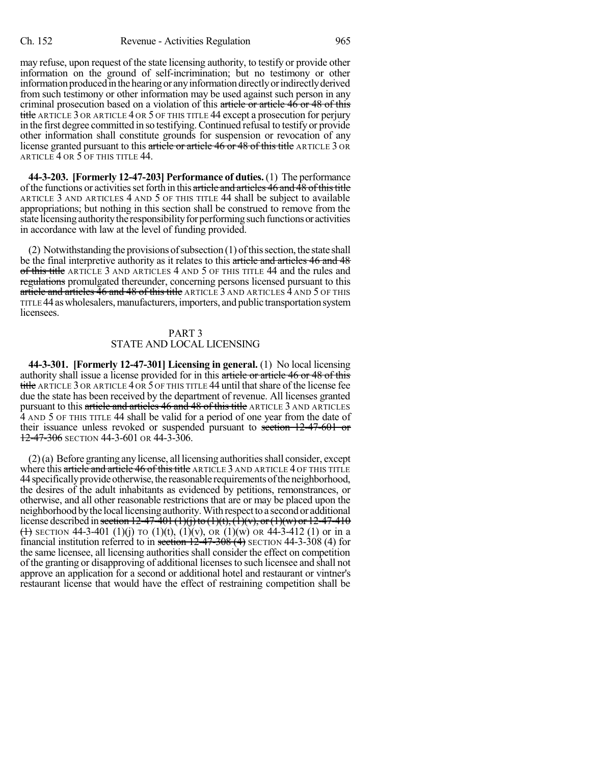may refuse, upon request of the state licensing authority, to testify or provide other information on the ground of self-incrimination; but no testimony or other information produced in the hearing or any information directly or indirectly derived from such testimony or other information may be used against such person in any criminal prosecution based on a violation of this ~~article or article 46 or 48 of this title~~ ARTICLE 3 OR ARTICLE 4 OR 5 OF THIS TITLE 44 except a prosecution for perjury in the first degree committed in so testifying. Continued refusal to testify or provide other information shall constitute grounds for suspension or revocation of any license granted pursuant to this ~~article or article 46 or 48 of this title~~ ARTICLE 3 OR ARTICLE 4 OR 5 OF THIS TITLE 44.

**44-3-203. [Formerly 12-47-203] Performance of duties.** (1) The performance of the functions or activities set forth in this ~~article and articles 46 and 48 of this title~~ ARTICLE 3 AND ARTICLES 4 AND 5 OF THIS TITLE 44 shall be subject to available appropriations; but nothing in this section shall be construed to remove from the state licensing authority the responsibility for performing such functions or activities in accordance with law at the level of funding provided.

(2) Notwithstanding the provisions of subsection (1) of this section, the state shall be the final interpretive authority as it relates to this ~~article and articles 46 and 48 of this title~~ ARTICLE 3 AND ARTICLES 4 AND 5 OF THIS TITLE 44 and the rules and ~~regulations~~ promulgated thereunder, concerning persons licensed pursuant to this ~~article and articles 46 and 48 of this title~~ ARTICLE 3 AND ARTICLES 4 AND 5 OF THIS TITLE 44 as wholesalers, manufacturers, importers, and public transportation system licensees.

## PART 3
## STATE AND LOCAL LICENSING

**44-3-301. [Formerly 12-47-301] Licensing in general.** (1) No local licensing authority shall issue a license provided for in this ~~article or article 46 or 48 of this title~~ ARTICLE 3 OR ARTICLE 4 OR 5 OF THIS TITLE 44 until that share of the license fee due the state has been received by the department of revenue. All licenses granted pursuant to this ~~article and articles 46 and 48 of this title~~ ARTICLE 3 AND ARTICLES 4 AND 5 OF THIS TITLE 44 shall be valid for a period of one year from the date of their issuance unless revoked or suspended pursuant to ~~section 12-47-601 or 12-47-306~~ SECTION 44-3-601 OR 44-3-306.

(2) (a) Before granting any license, all licensing authorities shall consider, except where this ~~article and article 46 of this title~~ ARTICLE 3 AND ARTICLE 4 OF THIS TITLE 44 specifically provide otherwise, the reasonable requirements of the neighborhood, the desires of the adult inhabitants as evidenced by petitions, remonstrances, or otherwise, and all other reasonable restrictions that are or may be placed upon the neighborhood by the local licensing authority. With respect to a second or additional license described in ~~section 12-47-401 (1)(j) to (1)(t), (1)(v), or (1)(w) or 12-47-410 (1)~~ SECTION 44-3-401 (1)(j) TO (1)(t), (1)(v), OR (1)(w) OR 44-3-412 (1) or in a financial institution referred to in ~~section 12-47-308 (4)~~ SECTION 44-3-308 (4) for the same licensee, all licensing authorities shall consider the effect on competition of the granting or disapproving of additional licenses to such licensee and shall not approve an application for a second or additional hotel and restaurant or vintner's restaurant license that would have the effect of restraining competition shall be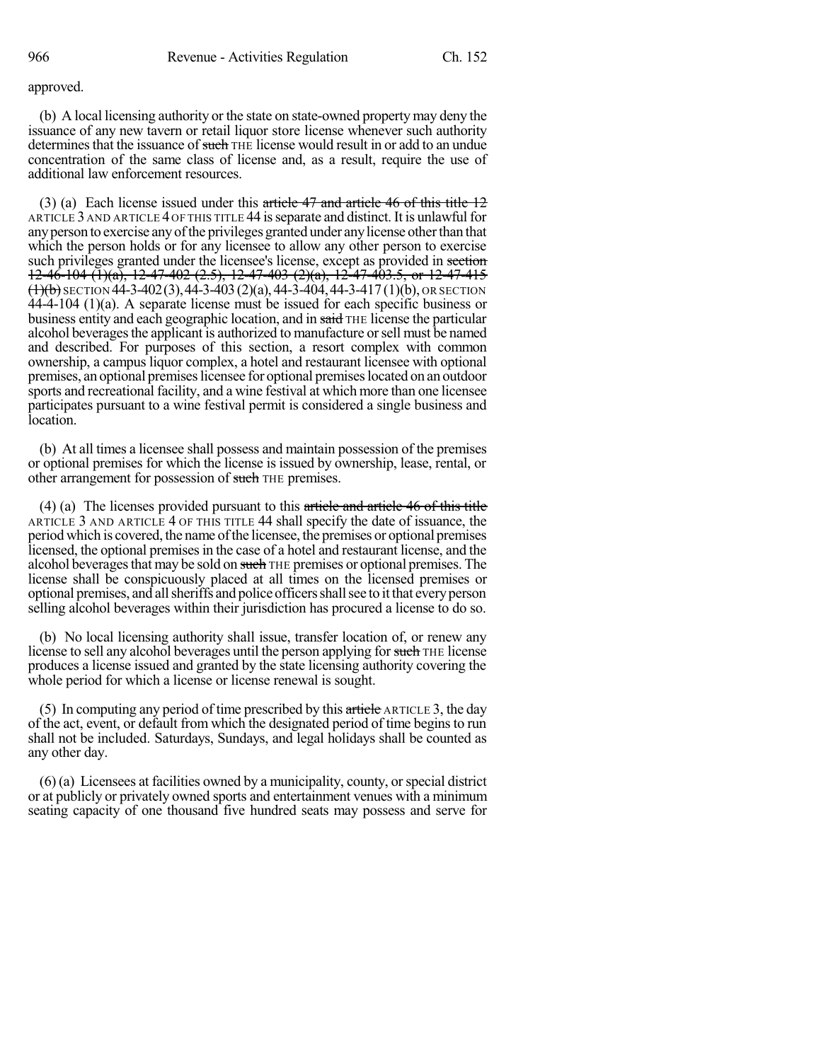approved.

(b) A local licensing authority or the state on state-owned property may deny the issuance of any new tavern or retail liquor store license whenever such authority determines that the issuance of ~~such~~ THE license would result in or add to an undue concentration of the same class of license and, as a result, require the use of additional law enforcement resources.

(3) (a) Each license issued under this ~~article 47 and article 46 of this title 12~~ ARTICLE 3 AND ARTICLE 4 OF THIS TITLE 44 is separate and distinct. It is unlawful for any person to exercise any of the privileges granted under any license other than that which the person holds or for any licensee to allow any other person to exercise such privileges granted under the licensee's license, except as provided in ~~section 12-46-104 (1)(a), 12-47-402 (2.5), 12-47-403 (2)(a), 12-47-403.5, or 12-47-415 (1)(b)~~ SECTION 44-3-402 (3), 44-3-403 (2)(a), 44-3-404, 44-3-417 (1)(b), OR SECTION 44-4-104 (1)(a). A separate license must be issued for each specific business or business entity and each geographic location, and in ~~said~~ THE license the particular alcohol beverages the applicant is authorized to manufacture or sell must be named and described. For purposes of this section, a resort complex with common ownership, a campus liquor complex, a hotel and restaurant licensee with optional premises, an optional premises licensee for optional premises located on an outdoor sports and recreational facility, and a wine festival at which more than one licensee participates pursuant to a wine festival permit is considered a single business and location.

(b) At all times a licensee shall possess and maintain possession of the premises or optional premises for which the license is issued by ownership, lease, rental, or other arrangement for possession of ~~such~~ THE premises.

(4) (a) The licenses provided pursuant to this ~~article and article 46 of this title~~ ARTICLE 3 AND ARTICLE 4 OF THIS TITLE 44 shall specify the date of issuance, the period which is covered, the name of the licensee, the premises or optional premises licensed, the optional premises in the case of a hotel and restaurant license, and the alcohol beverages that may be sold on ~~such~~ THE premises or optional premises. The license shall be conspicuously placed at all times on the licensed premises or optional premises, and all sheriffs and police officers shall see to it that every person selling alcohol beverages within their jurisdiction has procured a license to do so.

(b) No local licensing authority shall issue, transfer location of, or renew any license to sell any alcohol beverages until the person applying for ~~such~~ THE license produces a license issued and granted by the state licensing authority covering the whole period for which a license or license renewal is sought.

(5) In computing any period of time prescribed by this ~~article~~ ARTICLE 3, the day of the act, event, or default from which the designated period of time begins to run shall not be included. Saturdays, Sundays, and legal holidays shall be counted as any other day.

(6) (a) Licensees at facilities owned by a municipality, county, or special district or at publicly or privately owned sports and entertainment venues with a minimum seating capacity of one thousand five hundred seats may possess and serve for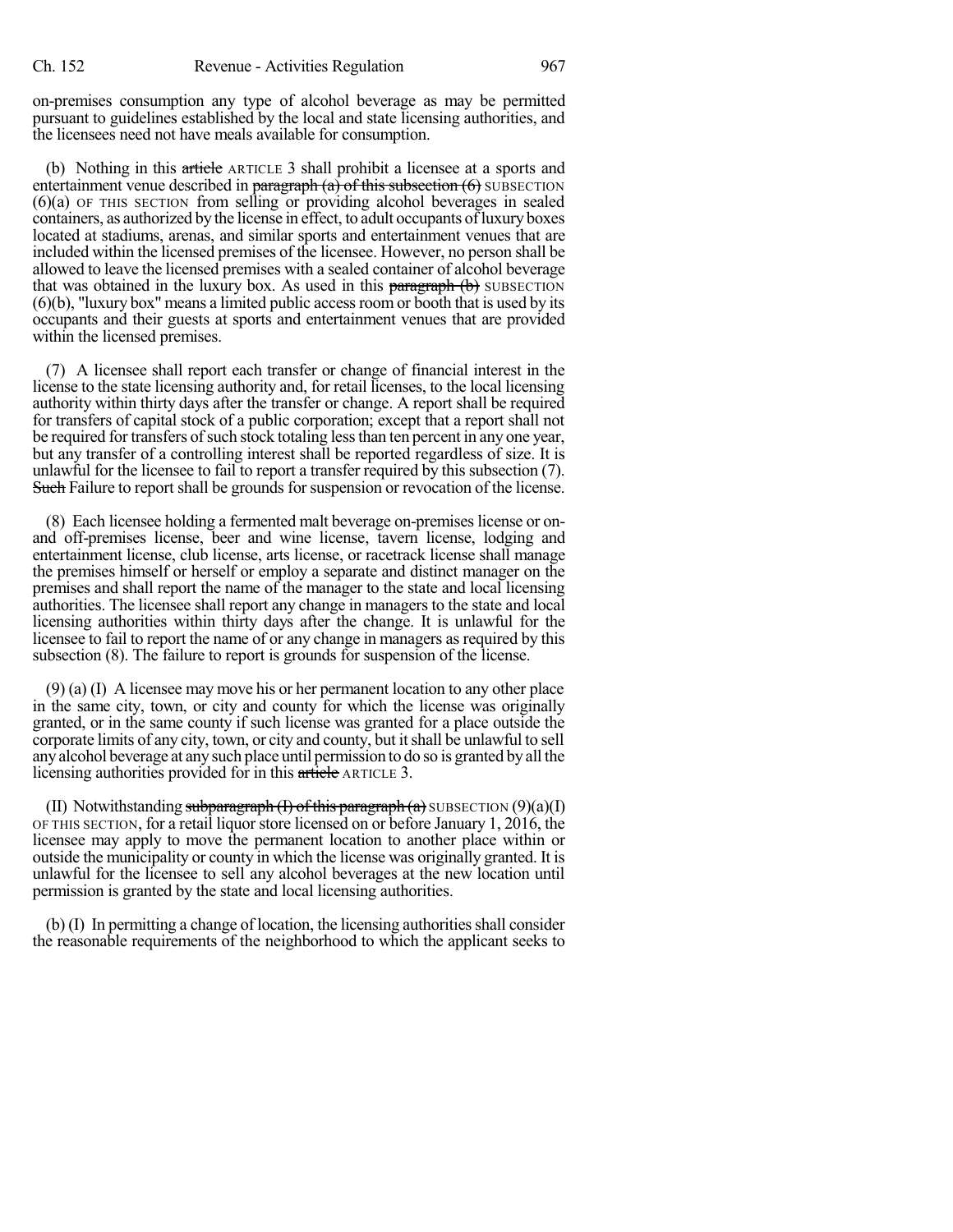on-premises consumption any type of alcohol beverage as may be permitted pursuant to guidelines established by the local and state licensing authorities, and the licensees need not have meals available for consumption.

(b) Nothing in this ~~article~~ ARTICLE 3 shall prohibit a licensee at a sports and entertainment venue described in ~~paragraph (a) of this subsection (6)~~ SUBSECTION (6)(a) OF THIS SECTION from selling or providing alcohol beverages in sealed containers, as authorized by the license in effect, to adult occupants of luxury boxes located at stadiums, arenas, and similar sports and entertainment venues that are included within the licensed premises of the licensee. However, no person shall be allowed to leave the licensed premises with a sealed container of alcohol beverage that was obtained in the luxury box. As used in this ~~paragraph (b)~~ SUBSECTION (6)(b), "luxury box" means a limited public access room or booth that is used by its occupants and their guests at sports and entertainment venues that are provided within the licensed premises.

(7) A licensee shall report each transfer or change of financial interest in the license to the state licensing authority and, for retail licenses, to the local licensing authority within thirty days after the transfer or change. A report shall be required for transfers of capital stock of a public corporation; except that a report shall not be required for transfers of such stock totaling less than ten percent in any one year, but any transfer of a controlling interest shall be reported regardless of size. It is unlawful for the licensee to fail to report a transfer required by this subsection (7). ~~Such~~ Failure to report shall be grounds for suspension or revocation of the license.

(8) Each licensee holding a fermented malt beverage on-premises license or on- and off-premises license, beer and wine license, tavern license, lodging and entertainment license, club license, arts license, or racetrack license shall manage the premises himself or herself or employ a separate and distinct manager on the premises and shall report the name of the manager to the state and local licensing authorities. The licensee shall report any change in managers to the state and local licensing authorities within thirty days after the change. It is unlawful for the licensee to fail to report the name of or any change in managers as required by this subsection (8). The failure to report is grounds for suspension of the license.

(9) (a) (I) A licensee may move his or her permanent location to any other place in the same city, town, or city and county for which the license was originally granted, or in the same county if such license was granted for a place outside the corporate limits of any city, town, or city and county, but it shall be unlawful to sell any alcohol beverage at any such place until permission to do so is granted by all the licensing authorities provided for in this ~~article~~ ARTICLE 3.

(II) Notwithstanding ~~subparagraph (I) of this paragraph (a)~~ SUBSECTION (9)(a)(I) OF THIS SECTION, for a retail liquor store licensed on or before January 1, 2016, the licensee may apply to move the permanent location to another place within or outside the municipality or county in which the license was originally granted. It is unlawful for the licensee to sell any alcohol beverages at the new location until permission is granted by the state and local licensing authorities.

(b) (I) In permitting a change of location, the licensing authorities shall consider the reasonable requirements of the neighborhood to which the applicant seeks to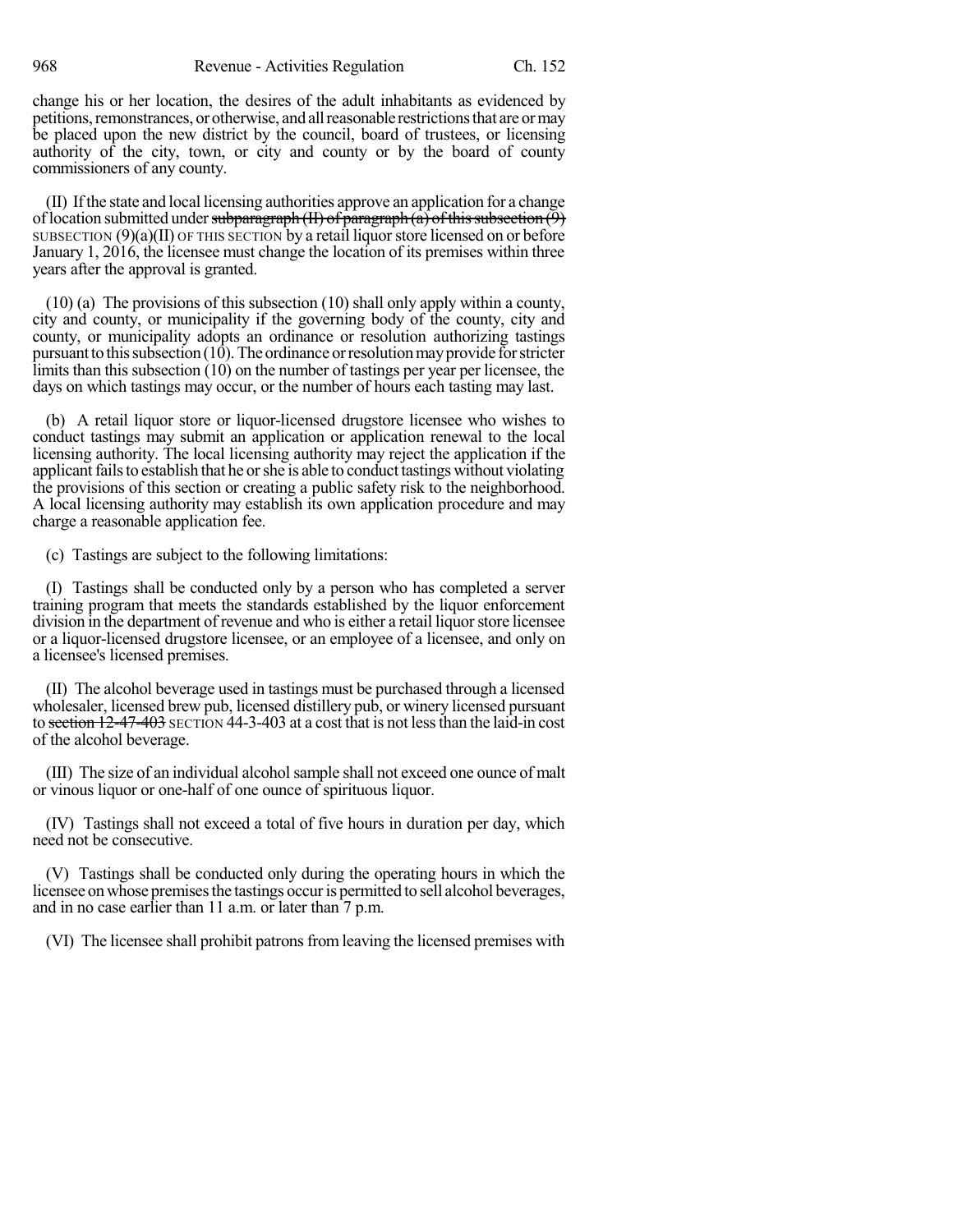change his or her location, the desires of the adult inhabitants as evidenced by petitions, remonstrances, or otherwise, and all reasonable restrictions that are or may be placed upon the new district by the council, board of trustees, or licensing authority of the city, town, or city and county or by the board of county commissioners of any county.

(II) If the state and local licensing authorities approve an application for a change of location submitted under ~~subparagraph (II) of paragraph (a) of this subsection (9)~~ SUBSECTION (9)(a)(II) OF THIS SECTION by a retail liquor store licensed on or before January 1, 2016, the licensee must change the location of its premises within three years after the approval is granted.

(10) (a) The provisions of this subsection (10) shall only apply within a county, city and county, or municipality if the governing body of the county, city and county, or municipality adopts an ordinance or resolution authorizing tastings pursuant to this subsection (10). The ordinance or resolution may provide for stricter limits than this subsection (10) on the number of tastings per year per licensee, the days on which tastings may occur, or the number of hours each tasting may last.

(b) A retail liquor store or liquor-licensed drugstore licensee who wishes to conduct tastings may submit an application or application renewal to the local licensing authority. The local licensing authority may reject the application if the applicant fails to establish that he or she is able to conduct tastings without violating the provisions of this section or creating a public safety risk to the neighborhood. A local licensing authority may establish its own application procedure and may charge a reasonable application fee.

(c) Tastings are subject to the following limitations:

(I) Tastings shall be conducted only by a person who has completed a server training program that meets the standards established by the liquor enforcement division in the department of revenue and who is either a retail liquor store licensee or a liquor-licensed drugstore licensee, or an employee of a licensee, and only on a licensee's licensed premises.

(II) The alcohol beverage used in tastings must be purchased through a licensed wholesaler, licensed brew pub, licensed distillery pub, or winery licensed pursuant to ~~section 12-47-403~~ SECTION 44-3-403 at a cost that is not less than the laid-in cost of the alcohol beverage.

(III) The size of an individual alcohol sample shall not exceed one ounce of malt or vinous liquor or one-half of one ounce of spirituous liquor.

(IV) Tastings shall not exceed a total of five hours in duration per day, which need not be consecutive.

(V) Tastings shall be conducted only during the operating hours in which the licensee on whose premises the tastings occur is permitted to sell alcohol beverages, and in no case earlier than 11 a.m. or later than 7 p.m.

(VI) The licensee shall prohibit patrons from leaving the licensed premises with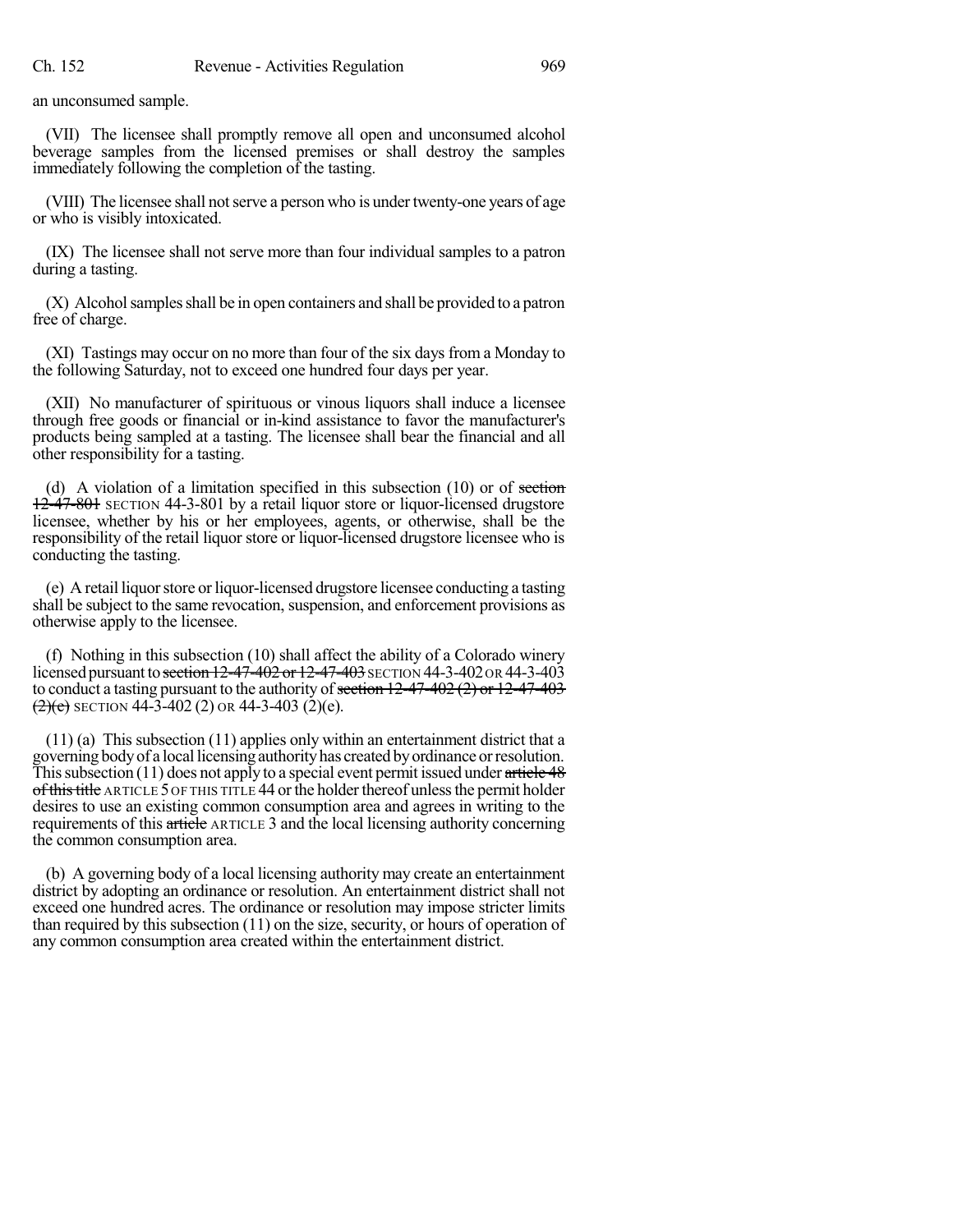an unconsumed sample.

(VII) The licensee shall promptly remove all open and unconsumed alcohol beverage samples from the licensed premises or shall destroy the samples immediately following the completion of the tasting.

(VIII) The licensee shall not serve a person who is under twenty-one years of age or who is visibly intoxicated.

(IX) The licensee shall not serve more than four individual samples to a patron during a tasting.

(X) Alcohol samples shall be in open containers and shall be provided to a patron free of charge.

(XI) Tastings may occur on no more than four of the six days from a Monday to the following Saturday, not to exceed one hundred four days per year.

(XII) No manufacturer of spirituous or vinous liquors shall induce a licensee through free goods or financial or in-kind assistance to favor the manufacturer's products being sampled at a tasting. The licensee shall bear the financial and all other responsibility for a tasting.

(d) A violation of a limitation specified in this subsection (10) or of ~~section 12-47-801~~ SECTION 44-3-801 by a retail liquor store or liquor-licensed drugstore licensee, whether by his or her employees, agents, or otherwise, shall be the responsibility of the retail liquor store or liquor-licensed drugstore licensee who is conducting the tasting.

(e) A retail liquor store or liquor-licensed drugstore licensee conducting a tasting shall be subject to the same revocation, suspension, and enforcement provisions as otherwise apply to the licensee.

(f) Nothing in this subsection (10) shall affect the ability of a Colorado winery licensed pursuant to ~~section 12-47-402 or 12-47-403~~ SECTION 44-3-402 OR 44-3-403 to conduct a tasting pursuant to the authority of ~~section 12-47-402 (2) or 12-47-403 (2)(e)~~ SECTION 44-3-402 (2) OR 44-3-403 (2)(e).

(11) (a) This subsection (11) applies only within an entertainment district that a governing body of a local licensing authority has created by ordinance or resolution. This subsection (11) does not apply to a special event permit issued under ~~article 48 of this title~~ ARTICLE 5 OF THIS TITLE 44 or the holder thereof unless the permit holder desires to use an existing common consumption area and agrees in writing to the requirements of this ~~article~~ ARTICLE 3 and the local licensing authority concerning the common consumption area.

(b) A governing body of a local licensing authority may create an entertainment district by adopting an ordinance or resolution. An entertainment district shall not exceed one hundred acres. The ordinance or resolution may impose stricter limits than required by this subsection (11) on the size, security, or hours of operation of any common consumption area created within the entertainment district.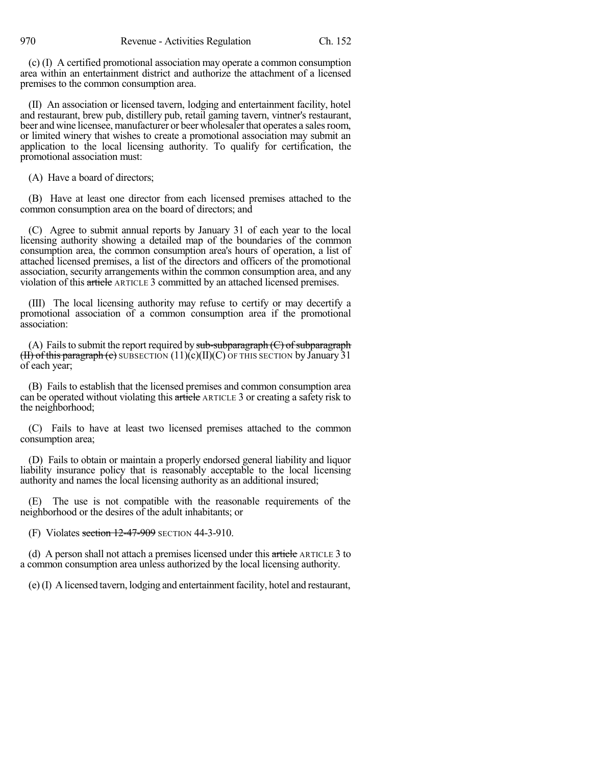(c) (I) A certified promotional association may operate a common consumption area within an entertainment district and authorize the attachment of a licensed premises to the common consumption area.

(II) An association or licensed tavern, lodging and entertainment facility, hotel and restaurant, brew pub, distillery pub, retail gaming tavern, vintner's restaurant, beer and wine licensee, manufacturer or beer wholesaler that operates a sales room, or limited winery that wishes to create a promotional association may submit an application to the local licensing authority. To qualify for certification, the promotional association must:

(A) Have a board of directors;

(B) Have at least one director from each licensed premises attached to the common consumption area on the board of directors; and

(C) Agree to submit annual reports by January 31 of each year to the local licensing authority showing a detailed map of the boundaries of the common consumption area, the common consumption area's hours of operation, a list of attached licensed premises, a list of the directors and officers of the promotional association, security arrangements within the common consumption area, and any violation of this ~~article~~ ARTICLE 3 committed by an attached licensed premises.

(III) The local licensing authority may refuse to certify or may decertify a promotional association of a common consumption area if the promotional association:

(A) Fails to submit the report required by ~~sub-subparagraph (C) of subparagraph (II) of this paragraph (c)~~ SUBSECTION (11)(c)(II)(C) OF THIS SECTION by January 31 of each year;

(B) Fails to establish that the licensed premises and common consumption area can be operated without violating this ~~article~~ ARTICLE 3 or creating a safety risk to the neighborhood;

(C) Fails to have at least two licensed premises attached to the common consumption area;

(D) Fails to obtain or maintain a properly endorsed general liability and liquor liability insurance policy that is reasonably acceptable to the local licensing authority and names the local licensing authority as an additional insured;

(E) The use is not compatible with the reasonable requirements of the neighborhood or the desires of the adult inhabitants; or

(F) Violates ~~section 12-47-909~~ SECTION 44-3-910.

(d) A person shall not attach a premises licensed under this ~~article~~ ARTICLE 3 to a common consumption area unless authorized by the local licensing authority.

(e) (I) A licensed tavern, lodging and entertainment facility, hotel and restaurant,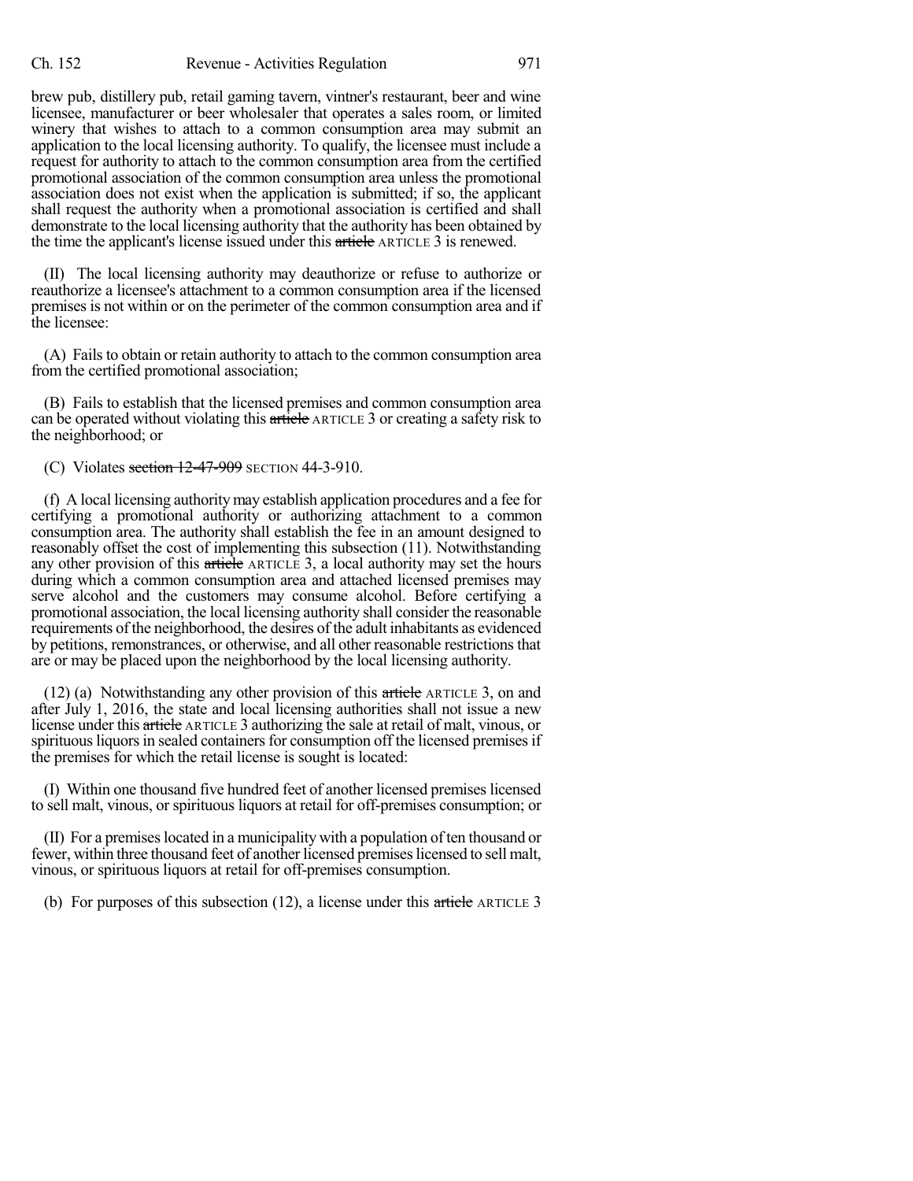brew pub, distillery pub, retail gaming tavern, vintner's restaurant, beer and wine licensee, manufacturer or beer wholesaler that operates a sales room, or limited winery that wishes to attach to a common consumption area may submit an application to the local licensing authority. To qualify, the licensee must include a request for authority to attach to the common consumption area from the certified promotional association of the common consumption area unless the promotional association does not exist when the application is submitted; if so, the applicant shall request the authority when a promotional association is certified and shall demonstrate to the local licensing authority that the authority has been obtained by the time the applicant's license issued under this ~~article~~ ARTICLE 3 is renewed.

(II) The local licensing authority may deauthorize or refuse to authorize or reauthorize a licensee's attachment to a common consumption area if the licensed premises is not within or on the perimeter of the common consumption area and if the licensee:

(A) Fails to obtain or retain authority to attach to the common consumption area from the certified promotional association;

(B) Fails to establish that the licensed premises and common consumption area can be operated without violating this ~~article~~ ARTICLE 3 or creating a safety risk to the neighborhood; or

(C) Violates ~~section 12-47-909~~ SECTION 44-3-910.

(f) A local licensing authority may establish application procedures and a fee for certifying a promotional authority or authorizing attachment to a common consumption area. The authority shall establish the fee in an amount designed to reasonably offset the cost of implementing this subsection (11). Notwithstanding any other provision of this ~~article~~ ARTICLE 3, a local authority may set the hours during which a common consumption area and attached licensed premises may serve alcohol and the customers may consume alcohol. Before certifying a promotional association, the local licensing authority shall consider the reasonable requirements of the neighborhood, the desires of the adult inhabitants as evidenced by petitions, remonstrances, or otherwise, and all other reasonable restrictions that are or may be placed upon the neighborhood by the local licensing authority.

(12) (a) Notwithstanding any other provision of this ~~article~~ ARTICLE 3, on and after July 1, 2016, the state and local licensing authorities shall not issue a new license under this ~~article~~ ARTICLE 3 authorizing the sale at retail of malt, vinous, or spirituous liquors in sealed containers for consumption off the licensed premises if the premises for which the retail license is sought is located:

(I) Within one thousand five hundred feet of another licensed premises licensed to sell malt, vinous, or spirituous liquors at retail for off-premises consumption; or

(II) For a premises located in a municipality with a population of ten thousand or fewer, within three thousand feet of another licensed premises licensed to sell malt, vinous, or spirituous liquors at retail for off-premises consumption.

(b) For purposes of this subsection (12), a license under this ~~article~~ ARTICLE 3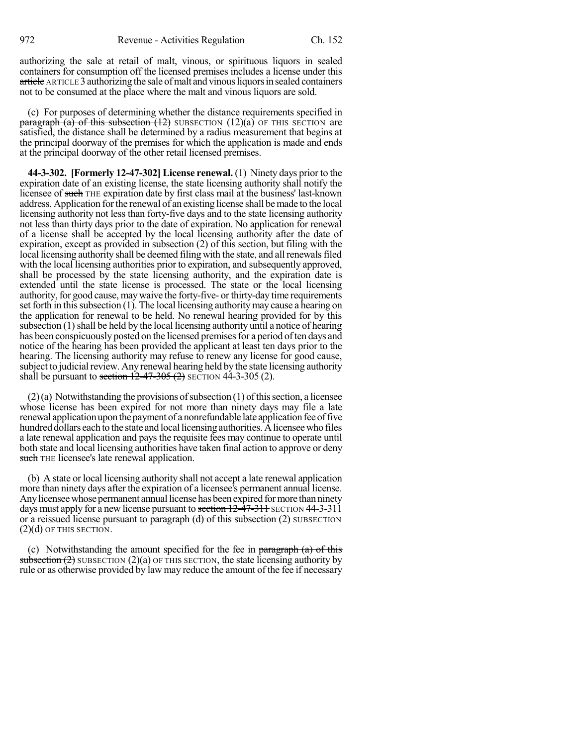authorizing the sale at retail of malt, vinous, or spirituous liquors in sealed containers for consumption off the licensed premises includes a license under this ~~article~~ ARTICLE 3 authorizing the sale of malt and vinous liquors in sealed containers not to be consumed at the place where the malt and vinous liquors are sold.

(c) For purposes of determining whether the distance requirements specified in ~~paragraph (a) of this subsection (12)~~ SUBSECTION (12)(a) OF THIS SECTION are satisfied, the distance shall be determined by a radius measurement that begins at the principal doorway of the premises for which the application is made and ends at the principal doorway of the other retail licensed premises.

**44-3-302. [Formerly 12-47-302] License renewal.** (1) Ninety days prior to the expiration date of an existing license, the state licensing authority shall notify the licensee of ~~such~~ THE expiration date by first class mail at the business' last-known address. Application for the renewal of an existing license shall be made to the local licensing authority not less than forty-five days and to the state licensing authority not less than thirty days prior to the date of expiration. No application for renewal of a license shall be accepted by the local licensing authority after the date of expiration, except as provided in subsection (2) of this section, but filing with the local licensing authority shall be deemed filing with the state, and all renewals filed with the local licensing authorities prior to expiration, and subsequently approved, shall be processed by the state licensing authority, and the expiration date is extended until the state license is processed. The state or the local licensing authority, for good cause, may waive the forty-five- or thirty-day time requirements set forth in this subsection (1). The local licensing authority may cause a hearing on the application for renewal to be held. No renewal hearing provided for by this subsection (1) shall be held by the local licensing authority until a notice of hearing has been conspicuously posted on the licensed premises for a period of ten days and notice of the hearing has been provided the applicant at least ten days prior to the hearing. The licensing authority may refuse to renew any license for good cause, subject to judicial review. Any renewal hearing held by the state licensing authority shall be pursuant to ~~section 12-47-305 (2)~~ SECTION 44-3-305 (2).

(2) (a) Notwithstanding the provisions of subsection (1) of this section, a licensee whose license has been expired for not more than ninety days may file a late renewal application upon the payment of a nonrefundable late application fee of five hundred dollars each to the state and local licensing authorities. A licensee who files a late renewal application and pays the requisite fees may continue to operate until both state and local licensing authorities have taken final action to approve or deny ~~such~~ THE licensee's late renewal application.

(b) A state or local licensing authority shall not accept a late renewal application more than ninety days after the expiration of a licensee's permanent annual license. Any licensee whose permanent annual license has been expired for more than ninety days must apply for a new license pursuant to ~~section 12-47-311~~ SECTION 44-3-311 or a reissued license pursuant to ~~paragraph (d) of this subsection (2)~~ SUBSECTION (2)(d) OF THIS SECTION.

(c) Notwithstanding the amount specified for the fee in ~~paragraph (a) of this subsection (2)~~ SUBSECTION (2)(a) OF THIS SECTION, the state licensing authority by rule or as otherwise provided by law may reduce the amount of the fee if necessary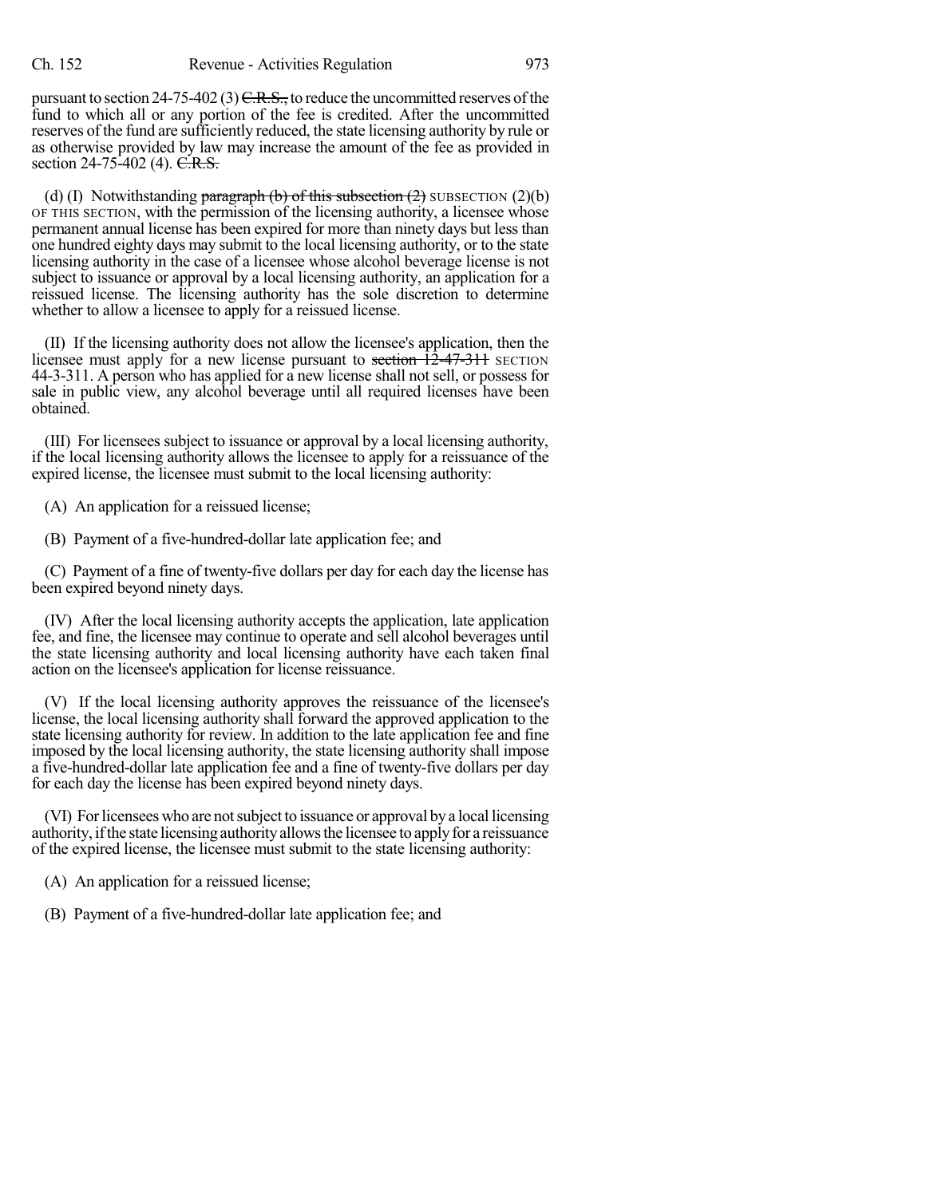pursuant to section 24-75-402 (3) ~~C.R.S.,~~ to reduce the uncommitted reserves of the fund to which all or any portion of the fee is credited. After the uncommitted reserves of the fund are sufficiently reduced, the state licensing authority by rule or as otherwise provided by law may increase the amount of the fee as provided in section 24-75-402 (4). ~~C.R.S.~~

(d) (I) Notwithstanding ~~paragraph (b) of this subsection (2)~~ SUBSECTION (2)(b) OF THIS SECTION, with the permission of the licensing authority, a licensee whose permanent annual license has been expired for more than ninety days but less than one hundred eighty days may submit to the local licensing authority, or to the state licensing authority in the case of a licensee whose alcohol beverage license is not subject to issuance or approval by a local licensing authority, an application for a reissued license. The licensing authority has the sole discretion to determine whether to allow a licensee to apply for a reissued license.

(II) If the licensing authority does not allow the licensee's application, then the licensee must apply for a new license pursuant to ~~section 12-47-311~~ SECTION 44-3-311. A person who has applied for a new license shall not sell, or possess for sale in public view, any alcohol beverage until all required licenses have been obtained.

(III) For licensees subject to issuance or approval by a local licensing authority, if the local licensing authority allows the licensee to apply for a reissuance of the expired license, the licensee must submit to the local licensing authority:

(A) An application for a reissued license;

(B) Payment of a five-hundred-dollar late application fee; and

(C) Payment of a fine of twenty-five dollars per day for each day the license has been expired beyond ninety days.

(IV) After the local licensing authority accepts the application, late application fee, and fine, the licensee may continue to operate and sell alcohol beverages until the state licensing authority and local licensing authority have each taken final action on the licensee's application for license reissuance.

(V) If the local licensing authority approves the reissuance of the licensee's license, the local licensing authority shall forward the approved application to the state licensing authority for review. In addition to the late application fee and fine imposed by the local licensing authority, the state licensing authority shall impose a five-hundred-dollar late application fee and a fine of twenty-five dollars per day for each day the license has been expired beyond ninety days.

(VI) For licensees who are not subject to issuance or approval by a local licensing authority, if the state licensing authority allows the licensee to apply for a reissuance of the expired license, the licensee must submit to the state licensing authority:

(A) An application for a reissued license;

(B) Payment of a five-hundred-dollar late application fee; and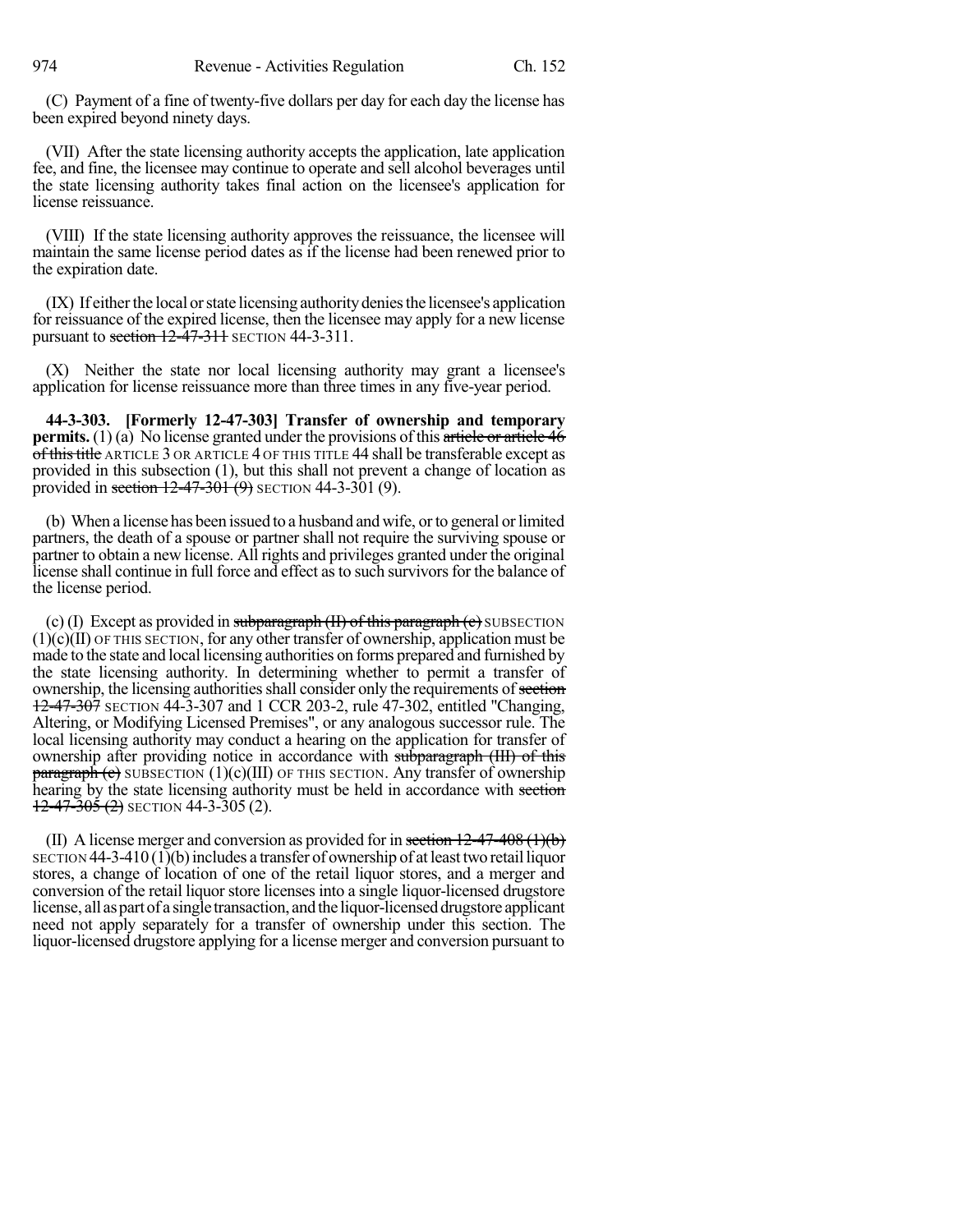(C) Payment of a fine of twenty-five dollars per day for each day the license has been expired beyond ninety days.

(VII) After the state licensing authority accepts the application, late application fee, and fine, the licensee may continue to operate and sell alcohol beverages until the state licensing authority takes final action on the licensee's application for license reissuance.

(VIII) If the state licensing authority approves the reissuance, the licensee will maintain the same license period dates as if the license had been renewed prior to the expiration date.

(IX) If either the local or state licensing authority denies the licensee's application for reissuance of the expired license, then the licensee may apply for a new license pursuant to ~~section 12-47-311~~ SECTION 44-3-311.

(X) Neither the state nor local licensing authority may grant a licensee's application for license reissuance more than three times in any five-year period.

**44-3-303. [Formerly 12-47-303] Transfer of ownership and temporary permits.** (1) (a) No license granted under the provisions of this ~~article or article 46 of this title~~ ARTICLE 3 OR ARTICLE 4 OF THIS TITLE 44 shall be transferable except as provided in this subsection (1), but this shall not prevent a change of location as provided in ~~section 12-47-301 (9)~~ SECTION 44-3-301 (9).

(b) When a license has been issued to a husband and wife, or to general or limited partners, the death of a spouse or partner shall not require the surviving spouse or partner to obtain a new license. All rights and privileges granted under the original license shall continue in full force and effect as to such survivors for the balance of the license period.

(c) (I) Except as provided in ~~subparagraph (II) of this paragraph (c)~~ SUBSECTION (1)(c)(II) OF THIS SECTION, for any other transfer of ownership, application must be made to the state and local licensing authorities on forms prepared and furnished by the state licensing authority. In determining whether to permit a transfer of ownership, the licensing authorities shall consider only the requirements of ~~section 12-47-307~~ SECTION 44-3-307 and 1 CCR 203-2, rule 47-302, entitled "Changing, Altering, or Modifying Licensed Premises", or any analogous successor rule. The local licensing authority may conduct a hearing on the application for transfer of ownership after providing notice in accordance with ~~subparagraph (III) of this paragraph (c)~~ SUBSECTION (1)(c)(III) OF THIS SECTION. Any transfer of ownership hearing by the state licensing authority must be held in accordance with ~~section 12-47-305 (2)~~ SECTION 44-3-305 (2).

(II) A license merger and conversion as provided for in ~~section 12-47-408 (1)(b)~~ SECTION 44-3-410 (1)(b) includes a transfer of ownership of at least two retail liquor stores, a change of location of one of the retail liquor stores, and a merger and conversion of the retail liquor store licenses into a single liquor-licensed drugstore license, all as part of a single transaction, and the liquor-licensed drugstore applicant need not apply separately for a transfer of ownership under this section. The liquor-licensed drugstore applying for a license merger and conversion pursuant to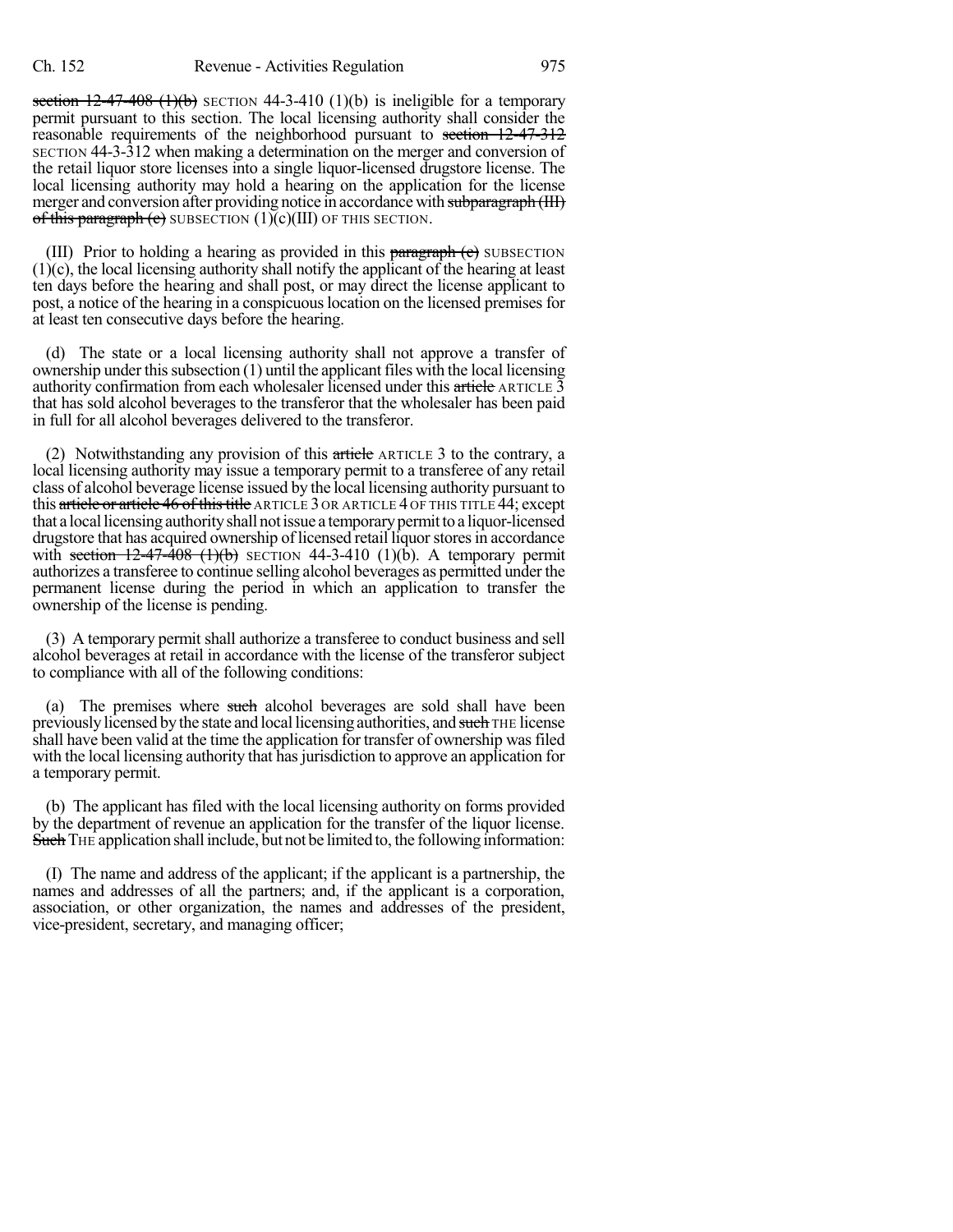section 12-47-408 (1)(b) SECTION 44-3-410 (1)(b) is ineligible for a temporary permit pursuant to this section. The local licensing authority shall consider the reasonable requirements of the neighborhood pursuant to section 12-47-312 SECTION 44-3-312 when making a determination on the merger and conversion of the retail liquor store licenses into a single liquor-licensed drugstore license. The local licensing authority may hold a hearing on the application for the license merger and conversion after providing notice in accordance with subparagraph (III) of this paragraph (c) SUBSECTION (1)(c)(III) OF THIS SECTION.

(III) Prior to holding a hearing as provided in this paragraph (c) SUBSECTION (1)(c), the local licensing authority shall notify the applicant of the hearing at least ten days before the hearing and shall post, or may direct the license applicant to post, a notice of the hearing in a conspicuous location on the licensed premises for at least ten consecutive days before the hearing.

(d) The state or a local licensing authority shall not approve a transfer of ownership under this subsection (1) until the applicant files with the local licensing authority confirmation from each wholesaler licensed under this article ARTICLE 3 that has sold alcohol beverages to the transferor that the wholesaler has been paid in full for all alcohol beverages delivered to the transferor.

(2) Notwithstanding any provision of this article ARTICLE 3 to the contrary, a local licensing authority may issue a temporary permit to a transferee of any retail class of alcohol beverage license issued by the local licensing authority pursuant to this article or article 46 of this title ARTICLE 3 OR ARTICLE 4 OF THIS TITLE 44; except that a local licensing authority shall not issue a temporary permit to a liquor-licensed drugstore that has acquired ownership of licensed retail liquor stores in accordance with section 12-47-408 (1)(b) SECTION 44-3-410 (1)(b). A temporary permit authorizes a transferee to continue selling alcohol beverages as permitted under the permanent license during the period in which an application to transfer the ownership of the license is pending.

(3) A temporary permit shall authorize a transferee to conduct business and sell alcohol beverages at retail in accordance with the license of the transferor subject to compliance with all of the following conditions:

(a) The premises where such alcohol beverages are sold shall have been previously licensed by the state and local licensing authorities, and such THE license shall have been valid at the time the application for transfer of ownership was filed with the local licensing authority that has jurisdiction to approve an application for a temporary permit.

(b) The applicant has filed with the local licensing authority on forms provided by the department of revenue an application for the transfer of the liquor license. Such THE application shall include, but not be limited to, the following information:

(I) The name and address of the applicant; if the applicant is a partnership, the names and addresses of all the partners; and, if the applicant is a corporation, association, or other organization, the names and addresses of the president, vice-president, secretary, and managing officer;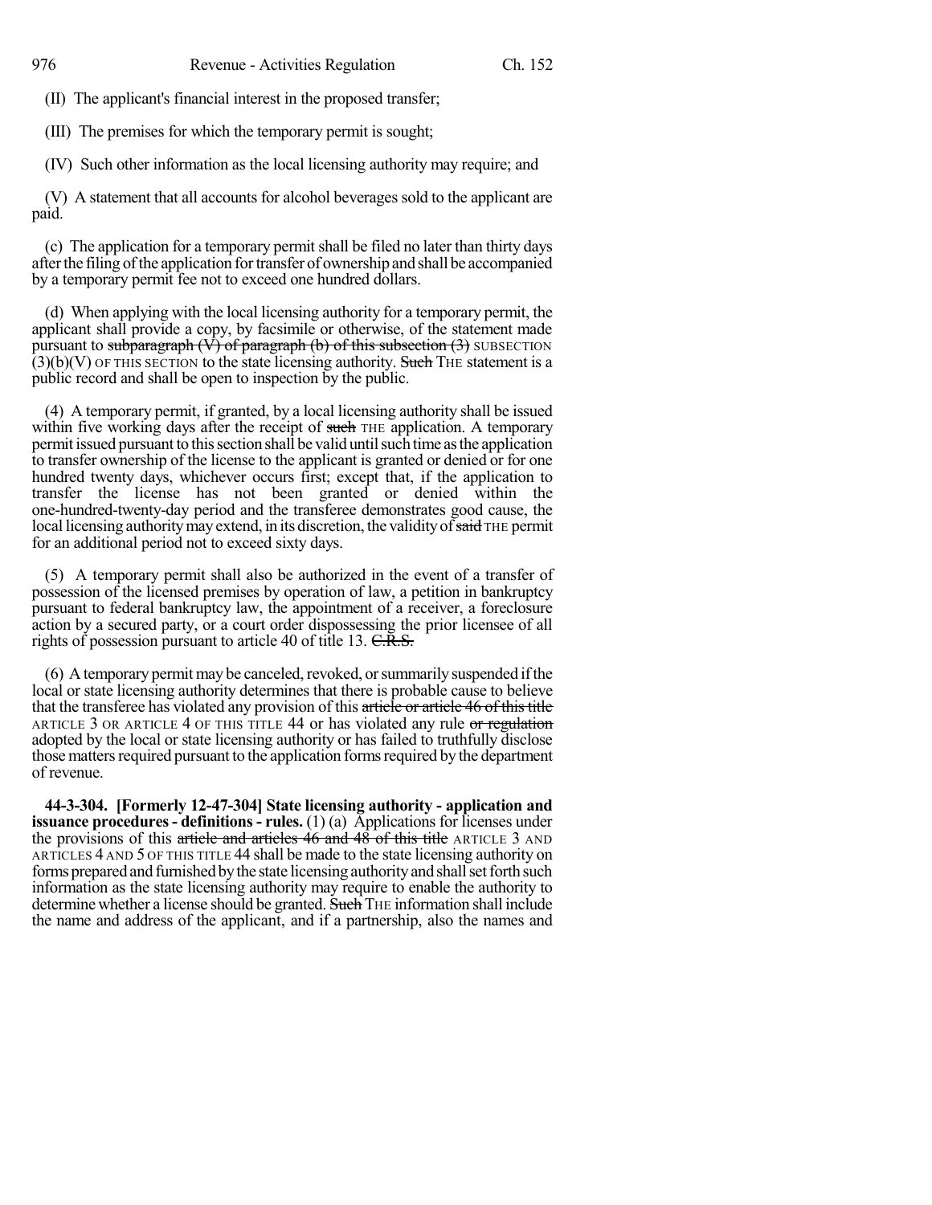(II) The applicant's financial interest in the proposed transfer;

(III) The premises for which the temporary permit is sought;

(IV) Such other information as the local licensing authority may require; and

(V) A statement that all accounts for alcohol beverages sold to the applicant are paid.

(c) The application for a temporary permit shall be filed no later than thirty days after the filing of the application for transfer of ownership and shall be accompanied by a temporary permit fee not to exceed one hundred dollars.

(d) When applying with the local licensing authority for a temporary permit, the applicant shall provide a copy, by facsimile or otherwise, of the statement made pursuant to ~~subparagraph (V) of paragraph (b) of this subsection (3)~~ SUBSECTION (3)(b)(V) OF THIS SECTION to the state licensing authority. ~~Such~~ THE statement is a public record and shall be open to inspection by the public.

(4) A temporary permit, if granted, by a local licensing authority shall be issued within five working days after the receipt of ~~such~~ THE application. A temporary permit issued pursuant to this section shall be valid until such time as the application to transfer ownership of the license to the applicant is granted or denied or for one hundred twenty days, whichever occurs first; except that, if the application to transfer the license has not been granted or denied within the one-hundred-twenty-day period and the transferee demonstrates good cause, the local licensing authority may extend, in its discretion, the validity of ~~said~~ THE permit for an additional period not to exceed sixty days.

(5) A temporary permit shall also be authorized in the event of a transfer of possession of the licensed premises by operation of law, a petition in bankruptcy pursuant to federal bankruptcy law, the appointment of a receiver, a foreclosure action by a secured party, or a court order dispossessing the prior licensee of all rights of possession pursuant to article 40 of title 13. ~~C.R.S.~~

(6) A temporary permit may be canceled, revoked, or summarily suspended if the local or state licensing authority determines that there is probable cause to believe that the transferee has violated any provision of this ~~article or article 46 of this title~~ ARTICLE 3 OR ARTICLE 4 OF THIS TITLE 44 or has violated any rule ~~or regulation~~ adopted by the local or state licensing authority or has failed to truthfully disclose those matters required pursuant to the application forms required by the department of revenue.

**44-3-304. [Formerly 12-47-304] State licensing authority - application and issuance procedures - definitions - rules.** (1) (a) Applications for licenses under the provisions of this ~~article and articles 46 and 48 of this title~~ ARTICLE 3 AND ARTICLES 4 AND 5 OF THIS TITLE 44 shall be made to the state licensing authority on forms prepared and furnished by the state licensing authority and shall set forth such information as the state licensing authority may require to enable the authority to determine whether a license should be granted. ~~Such~~ THE information shall include the name and address of the applicant, and if a partnership, also the names and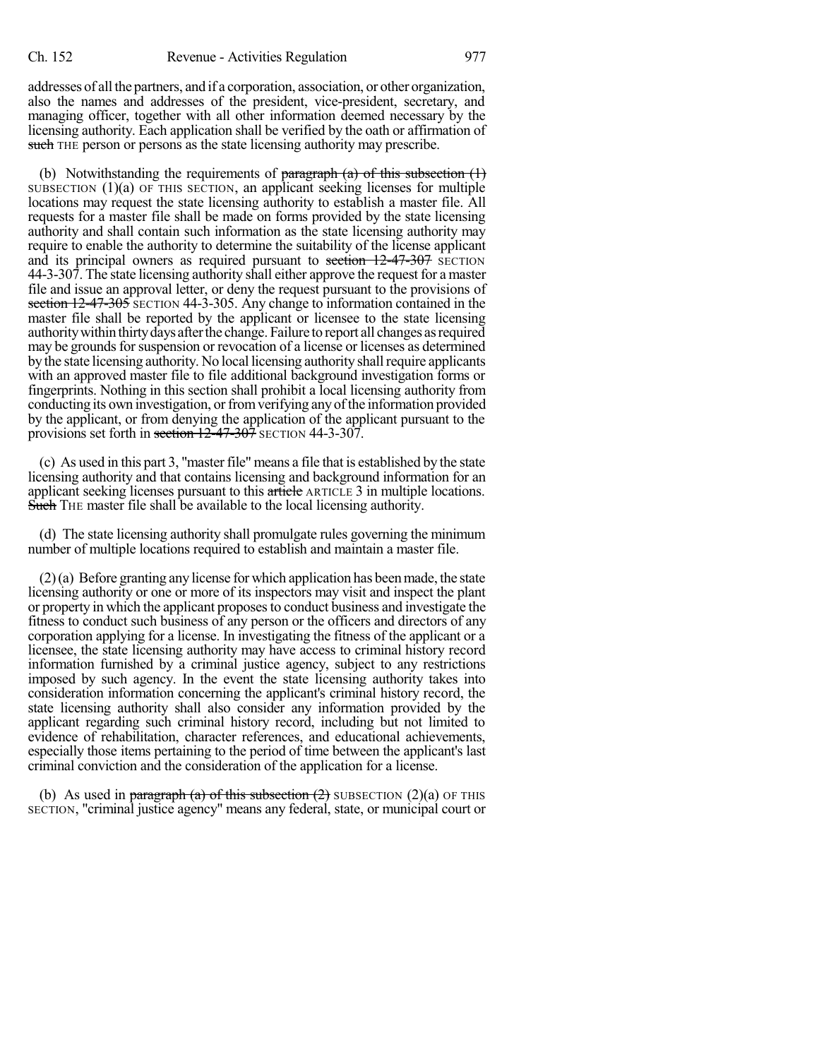addresses of all the partners, and if a corporation, association, or other organization, also the names and addresses of the president, vice-president, secretary, and managing officer, together with all other information deemed necessary by the licensing authority. Each application shall be verified by the oath or affirmation of ~~such~~ THE person or persons as the state licensing authority may prescribe.

(b) Notwithstanding the requirements of ~~paragraph (a) of this subsection (1)~~ SUBSECTION (1)(a) OF THIS SECTION, an applicant seeking licenses for multiple locations may request the state licensing authority to establish a master file. All requests for a master file shall be made on forms provided by the state licensing authority and shall contain such information as the state licensing authority may require to enable the authority to determine the suitability of the license applicant and its principal owners as required pursuant to ~~section 12-47-307~~ SECTION 44-3-307. The state licensing authority shall either approve the request for a master file and issue an approval letter, or deny the request pursuant to the provisions of ~~section 12-47-305~~ SECTION 44-3-305. Any change to information contained in the master file shall be reported by the applicant or licensee to the state licensing authority within thirty days after the change. Failure to report all changes as required may be grounds for suspension or revocation of a license or licenses as determined by the state licensing authority. No local licensing authority shall require applicants with an approved master file to file additional background investigation forms or fingerprints. Nothing in this section shall prohibit a local licensing authority from conducting its own investigation, or from verifying any of the information provided by the applicant, or from denying the application of the applicant pursuant to the provisions set forth in ~~section 12-47-307~~ SECTION 44-3-307.

(c) As used in this part 3, "master file" means a file that is established by the state licensing authority and that contains licensing and background information for an applicant seeking licenses pursuant to this ~~article~~ ARTICLE 3 in multiple locations. ~~Such~~ THE master file shall be available to the local licensing authority.

(d) The state licensing authority shall promulgate rules governing the minimum number of multiple locations required to establish and maintain a master file.

(2) (a) Before granting any license for which application has been made, the state licensing authority or one or more of its inspectors may visit and inspect the plant or property in which the applicant proposes to conduct business and investigate the fitness to conduct such business of any person or the officers and directors of any corporation applying for a license. In investigating the fitness of the applicant or a licensee, the state licensing authority may have access to criminal history record information furnished by a criminal justice agency, subject to any restrictions imposed by such agency. In the event the state licensing authority takes into consideration information concerning the applicant's criminal history record, the state licensing authority shall also consider any information provided by the applicant regarding such criminal history record, including but not limited to evidence of rehabilitation, character references, and educational achievements, especially those items pertaining to the period of time between the applicant's last criminal conviction and the consideration of the application for a license.

(b) As used in ~~paragraph (a) of this subsection (2)~~ SUBSECTION (2)(a) OF THIS SECTION, "criminal justice agency" means any federal, state, or municipal court or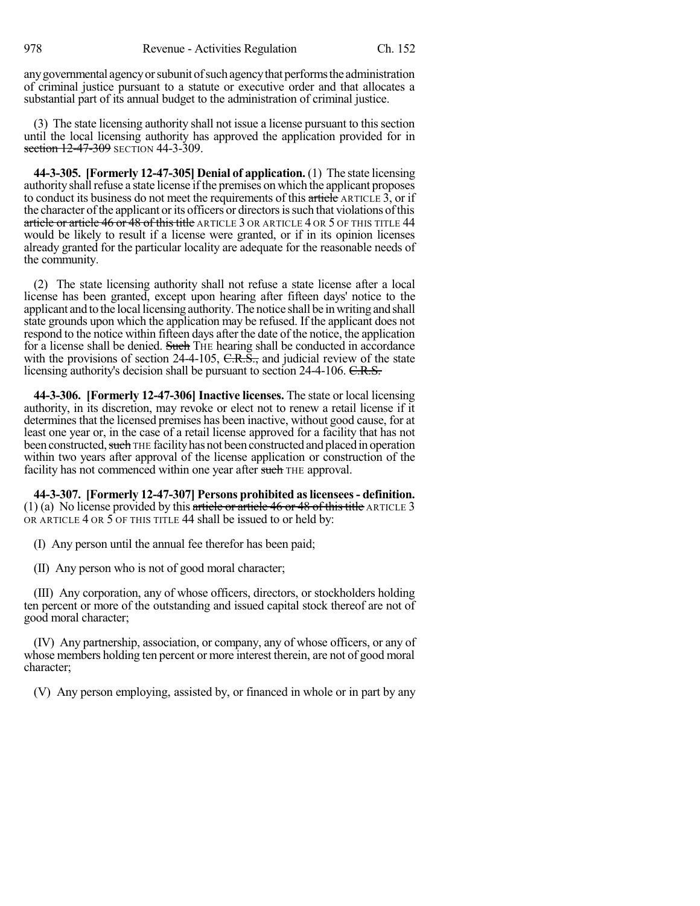any governmental agency or subunit of such agency that performs the administration of criminal justice pursuant to a statute or executive order and that allocates a substantial part of its annual budget to the administration of criminal justice.

(3) The state licensing authority shall not issue a license pursuant to this section until the local licensing authority has approved the application provided for in ~~section 12-47-309~~ SECTION 44-3-309.

**44-3-305. [Formerly 12-47-305] Denial of application.** (1) The state licensing authority shall refuse a state license if the premises on which the applicant proposes to conduct its business do not meet the requirements of this ~~article~~ ARTICLE 3, or if the character of the applicant or its officers or directors is such that violations of this ~~article or article 46 or 48 of this title~~ ARTICLE 3 OR ARTICLE 4 OR 5 OF THIS TITLE 44 would be likely to result if a license were granted, or if in its opinion licenses already granted for the particular locality are adequate for the reasonable needs of the community.

(2) The state licensing authority shall not refuse a state license after a local license has been granted, except upon hearing after fifteen days' notice to the applicant and to the local licensing authority. The notice shall be in writing and shall state grounds upon which the application may be refused. If the applicant does not respond to the notice within fifteen days after the date of the notice, the application for a license shall be denied. ~~Such~~ THE hearing shall be conducted in accordance with the provisions of section 24-4-105, ~~C.R.S.,~~ and judicial review of the state licensing authority's decision shall be pursuant to section 24-4-106. ~~C.R.S.~~

**44-3-306. [Formerly 12-47-306] Inactive licenses.** The state or local licensing authority, in its discretion, may revoke or elect not to renew a retail license if it determines that the licensed premises has been inactive, without good cause, for at least one year or, in the case of a retail license approved for a facility that has not been constructed, ~~such~~ THE facility has not been constructed and placed in operation within two years after approval of the license application or construction of the facility has not commenced within one year after ~~such~~ THE approval.

**44-3-307. [Formerly 12-47-307] Persons prohibited as licensees - definition.** (1) (a) No license provided by this ~~article or article 46 or 48 of this title~~ ARTICLE 3 OR ARTICLE 4 OR 5 OF THIS TITLE 44 shall be issued to or held by:

(I) Any person until the annual fee therefor has been paid;

(II) Any person who is not of good moral character;

(III) Any corporation, any of whose officers, directors, or stockholders holding ten percent or more of the outstanding and issued capital stock thereof are not of good moral character;

(IV) Any partnership, association, or company, any of whose officers, or any of whose members holding ten percent or more interest therein, are not of good moral character;

(V) Any person employing, assisted by, or financed in whole or in part by any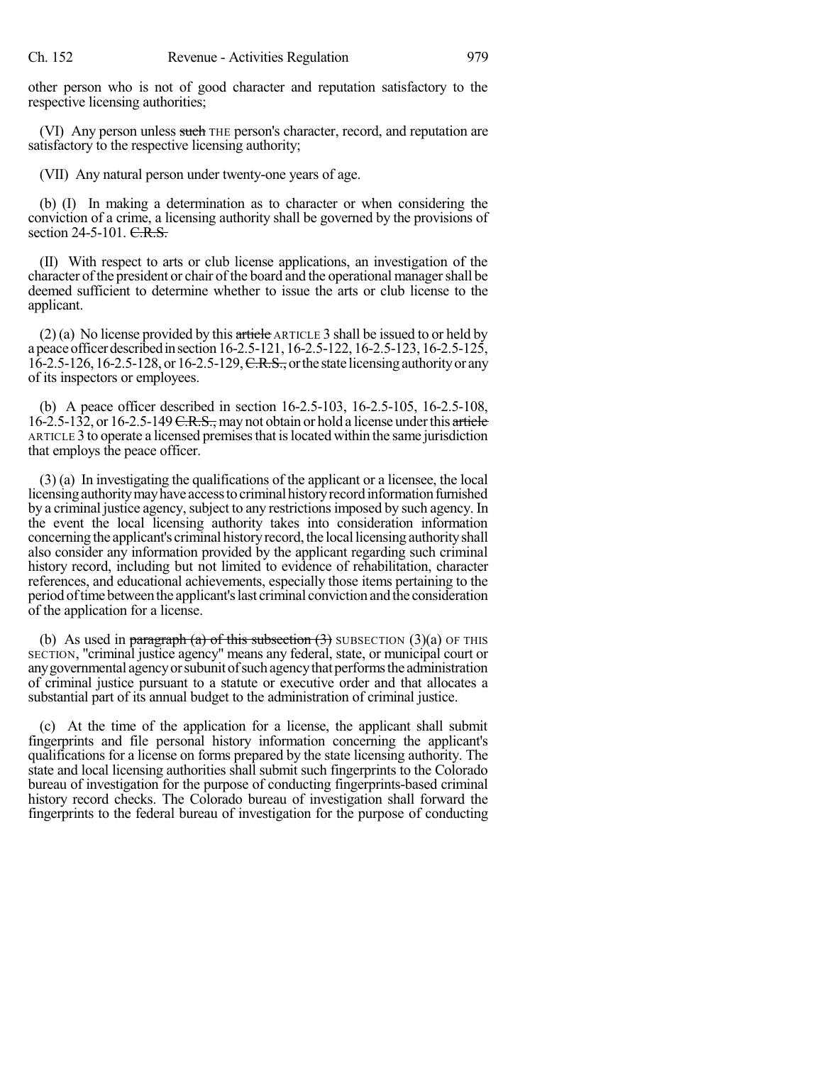other person who is not of good character and reputation satisfactory to the respective licensing authorities;

(VI) Any person unless ~~such~~ THE person's character, record, and reputation are satisfactory to the respective licensing authority;

(VII) Any natural person under twenty-one years of age.

(b) (I) In making a determination as to character or when considering the conviction of a crime, a licensing authority shall be governed by the provisions of section 24-5-101. ~~C.R.S.~~

(II) With respect to arts or club license applications, an investigation of the character of the president or chair of the board and the operational manager shall be deemed sufficient to determine whether to issue the arts or club license to the applicant.

(2) (a) No license provided by this ~~article~~ ARTICLE 3 shall be issued to or held by a peace officer described in section 16-2.5-121, 16-2.5-122, 16-2.5-123, 16-2.5-125, 16-2.5-126, 16-2.5-128, or 16-2.5-129, ~~C.R.S.,~~ or the state licensing authority or any of its inspectors or employees.

(b) A peace officer described in section 16-2.5-103, 16-2.5-105, 16-2.5-108, 16-2.5-132, or 16-2.5-149 ~~C.R.S.,~~ may not obtain or hold a license under this ~~article~~ ARTICLE 3 to operate a licensed premises that is located within the same jurisdiction that employs the peace officer.

(3) (a) In investigating the qualifications of the applicant or a licensee, the local licensing authority may have access to criminal history record information furnished by a criminal justice agency, subject to any restrictions imposed by such agency. In the event the local licensing authority takes into consideration information concerning the applicant's criminal history record, the local licensing authority shall also consider any information provided by the applicant regarding such criminal history record, including but not limited to evidence of rehabilitation, character references, and educational achievements, especially those items pertaining to the period of time between the applicant's last criminal conviction and the consideration of the application for a license.

(b) As used in ~~paragraph (a) of this subsection (3)~~ SUBSECTION (3)(a) OF THIS SECTION, "criminal justice agency" means any federal, state, or municipal court or any governmental agency or subunit of such agency that performs the administration of criminal justice pursuant to a statute or executive order and that allocates a substantial part of its annual budget to the administration of criminal justice.

(c) At the time of the application for a license, the applicant shall submit fingerprints and file personal history information concerning the applicant's qualifications for a license on forms prepared by the state licensing authority. The state and local licensing authorities shall submit such fingerprints to the Colorado bureau of investigation for the purpose of conducting fingerprints-based criminal history record checks. The Colorado bureau of investigation shall forward the fingerprints to the federal bureau of investigation for the purpose of conducting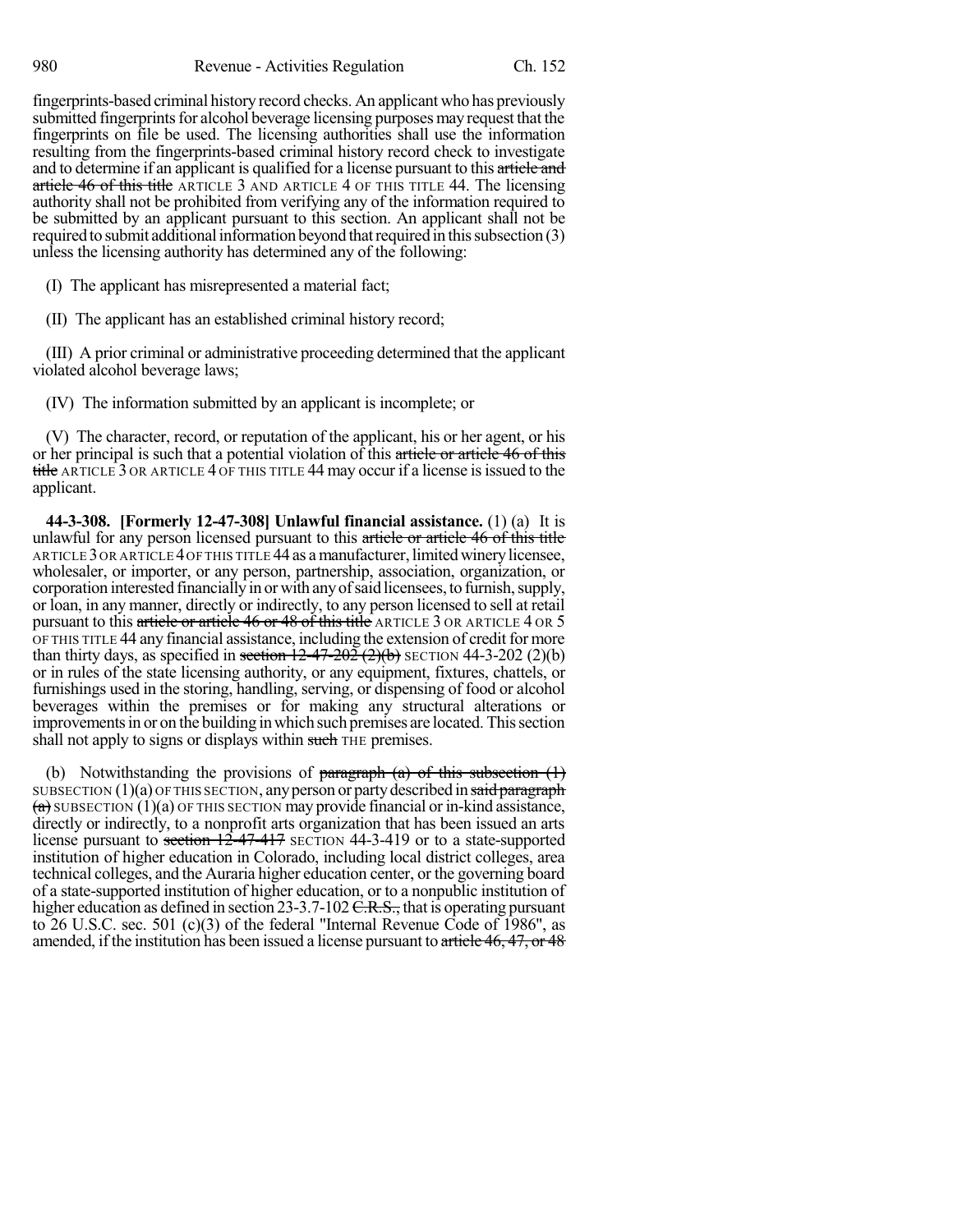fingerprints-based criminal history record checks. An applicant who has previously submitted fingerprints for alcohol beverage licensing purposes may request that the fingerprints on file be used. The licensing authorities shall use the information resulting from the fingerprints-based criminal history record check to investigate and to determine if an applicant is qualified for a license pursuant to this ~~article and article 46 of this title~~ ARTICLE 3 AND ARTICLE 4 OF THIS TITLE 44. The licensing authority shall not be prohibited from verifying any of the information required to be submitted by an applicant pursuant to this section. An applicant shall not be required to submit additional information beyond that required in this subsection (3) unless the licensing authority has determined any of the following:

(I) The applicant has misrepresented a material fact;

(II) The applicant has an established criminal history record;

(III) A prior criminal or administrative proceeding determined that the applicant violated alcohol beverage laws;

(IV) The information submitted by an applicant is incomplete; or

(V) The character, record, or reputation of the applicant, his or her agent, or his or her principal is such that a potential violation of this ~~article or article 46 of this title~~ ARTICLE 3 OR ARTICLE 4 OF THIS TITLE 44 may occur if a license is issued to the applicant.

**44-3-308. [Formerly 12-47-308] Unlawful financial assistance.** (1) (a) It is unlawful for any person licensed pursuant to this ~~article or article 46 of this title~~ ARTICLE 3 OR ARTICLE 4 OF THIS TITLE 44 as a manufacturer, limited winery licensee, wholesaler, or importer, or any person, partnership, association, organization, or corporation interested financially in or with any of said licensees, to furnish, supply, or loan, in any manner, directly or indirectly, to any person licensed to sell at retail pursuant to this ~~article or article 46 or 48 of this title~~ ARTICLE 3 OR ARTICLE 4 OR 5 OF THIS TITLE 44 any financial assistance, including the extension of credit for more than thirty days, as specified in ~~section 12-47-202 (2)(b)~~ SECTION 44-3-202 (2)(b) or in rules of the state licensing authority, or any equipment, fixtures, chattels, or furnishings used in the storing, handling, serving, or dispensing of food or alcohol beverages within the premises or for making any structural alterations or improvements in or on the building in which such premises are located. This section shall not apply to signs or displays within ~~such~~ THE premises.

(b) Notwithstanding the provisions of ~~paragraph (a) of this subsection (1)~~ SUBSECTION (1)(a) OF THIS SECTION, any person or party described in ~~said paragraph (a)~~ SUBSECTION (1)(a) OF THIS SECTION may provide financial or in-kind assistance, directly or indirectly, to a nonprofit arts organization that has been issued an arts license pursuant to ~~section 12-47-417~~ SECTION 44-3-419 or to a state-supported institution of higher education in Colorado, including local district colleges, area technical colleges, and the Auraria higher education center, or the governing board of a state-supported institution of higher education, or to a nonpublic institution of higher education as defined in section 23-3.7-102 ~~C.R.S.~~, that is operating pursuant to 26 U.S.C. sec. 501 (c)(3) of the federal "Internal Revenue Code of 1986", as amended, if the institution has been issued a license pursuant to ~~article 46, 47, or 48~~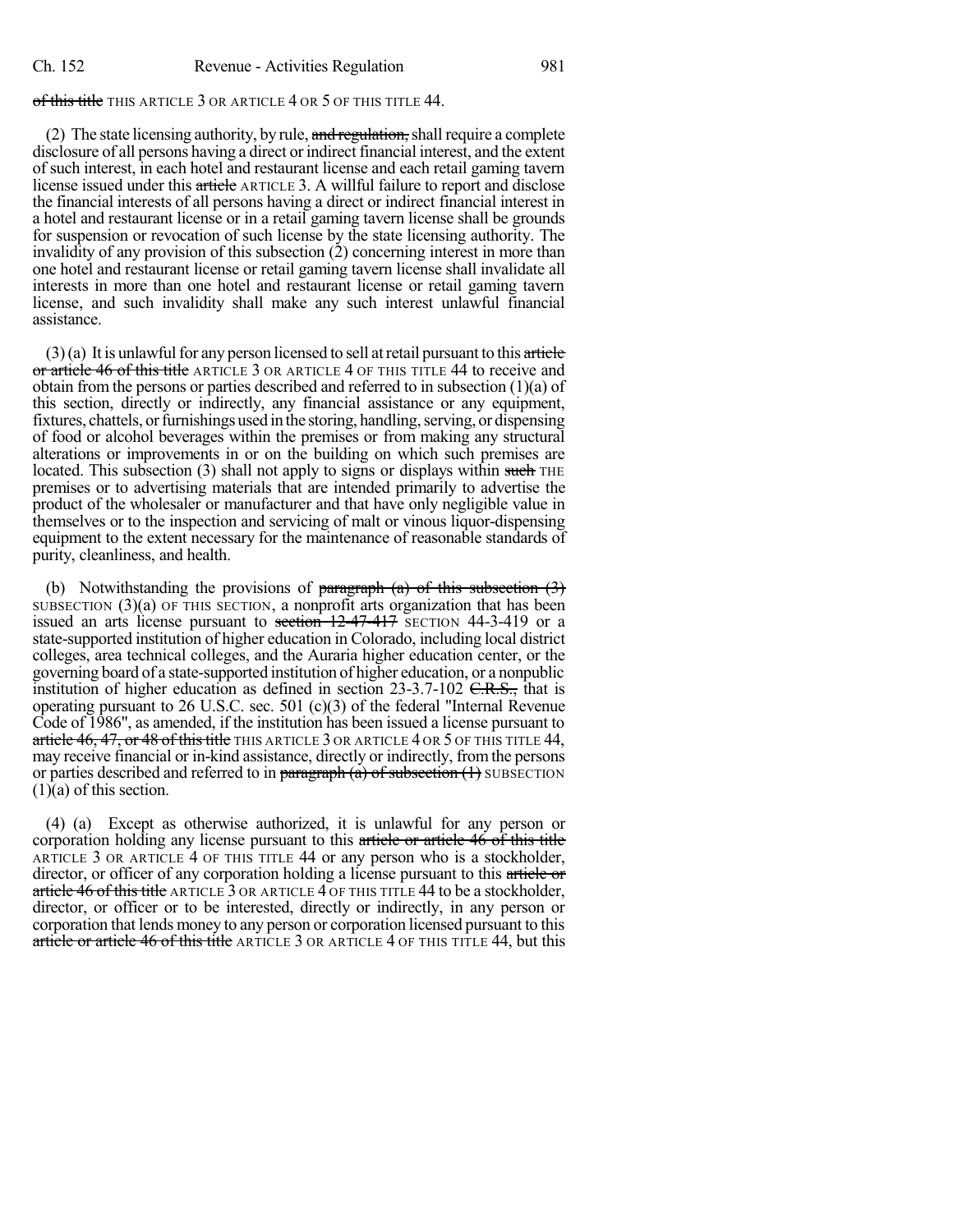~~of this title~~ THIS ARTICLE 3 OR ARTICLE 4 OR 5 OF THIS TITLE 44.

(2) The state licensing authority, by rule, ~~and regulation,~~ shall require a complete disclosure of all persons having a direct or indirect financial interest, and the extent of such interest, in each hotel and restaurant license and each retail gaming tavern license issued under this ~~article~~ ARTICLE 3. A willful failure to report and disclose the financial interests of all persons having a direct or indirect financial interest in a hotel and restaurant license or in a retail gaming tavern license shall be grounds for suspension or revocation of such license by the state licensing authority. The invalidity of any provision of this subsection (2) concerning interest in more than one hotel and restaurant license or retail gaming tavern license shall invalidate all interests in more than one hotel and restaurant license or retail gaming tavern license, and such invalidity shall make any such interest unlawful financial assistance.

(3) (a) It is unlawful for any person licensed to sell at retail pursuant to this ~~article or article 46 of this title~~ ARTICLE 3 OR ARTICLE 4 OF THIS TITLE 44 to receive and obtain from the persons or parties described and referred to in subsection (1)(a) of this section, directly or indirectly, any financial assistance or any equipment, fixtures, chattels, or furnishings used in the storing, handling, serving, or dispensing of food or alcohol beverages within the premises or from making any structural alterations or improvements in or on the building on which such premises are located. This subsection (3) shall not apply to signs or displays within ~~such~~ THE premises or to advertising materials that are intended primarily to advertise the product of the wholesaler or manufacturer and that have only negligible value in themselves or to the inspection and servicing of malt or vinous liquor-dispensing equipment to the extent necessary for the maintenance of reasonable standards of purity, cleanliness, and health.

(b) Notwithstanding the provisions of ~~paragraph (a) of this subsection (3)~~ SUBSECTION (3)(a) OF THIS SECTION, a nonprofit arts organization that has been issued an arts license pursuant to ~~section 12-47-417~~ SECTION 44-3-419 or a state-supported institution of higher education in Colorado, including local district colleges, area technical colleges, and the Auraria higher education center, or the governing board of a state-supported institution of higher education, or a nonpublic institution of higher education as defined in section 23-3.7-102 ~~C.R.S.,~~ that is operating pursuant to 26 U.S.C. sec. 501 (c)(3) of the federal "Internal Revenue Code of 1986", as amended, if the institution has been issued a license pursuant to ~~article 46, 47, or 48 of this title~~ THIS ARTICLE 3 OR ARTICLE 4 OR 5 OF THIS TITLE 44, may receive financial or in-kind assistance, directly or indirectly, from the persons or parties described and referred to in ~~paragraph (a) of subsection (1)~~ SUBSECTION (1)(a) of this section.

(4) (a) Except as otherwise authorized, it is unlawful for any person or corporation holding any license pursuant to this ~~article or article 46 of this title~~ ARTICLE 3 OR ARTICLE 4 OF THIS TITLE 44 or any person who is a stockholder, director, or officer of any corporation holding a license pursuant to this ~~article or article 46 of this title~~ ARTICLE 3 OR ARTICLE 4 OF THIS TITLE 44 to be a stockholder, director, or officer or to be interested, directly or indirectly, in any person or corporation that lends money to any person or corporation licensed pursuant to this ~~article or article 46 of this title~~ ARTICLE 3 OR ARTICLE 4 OF THIS TITLE 44, but this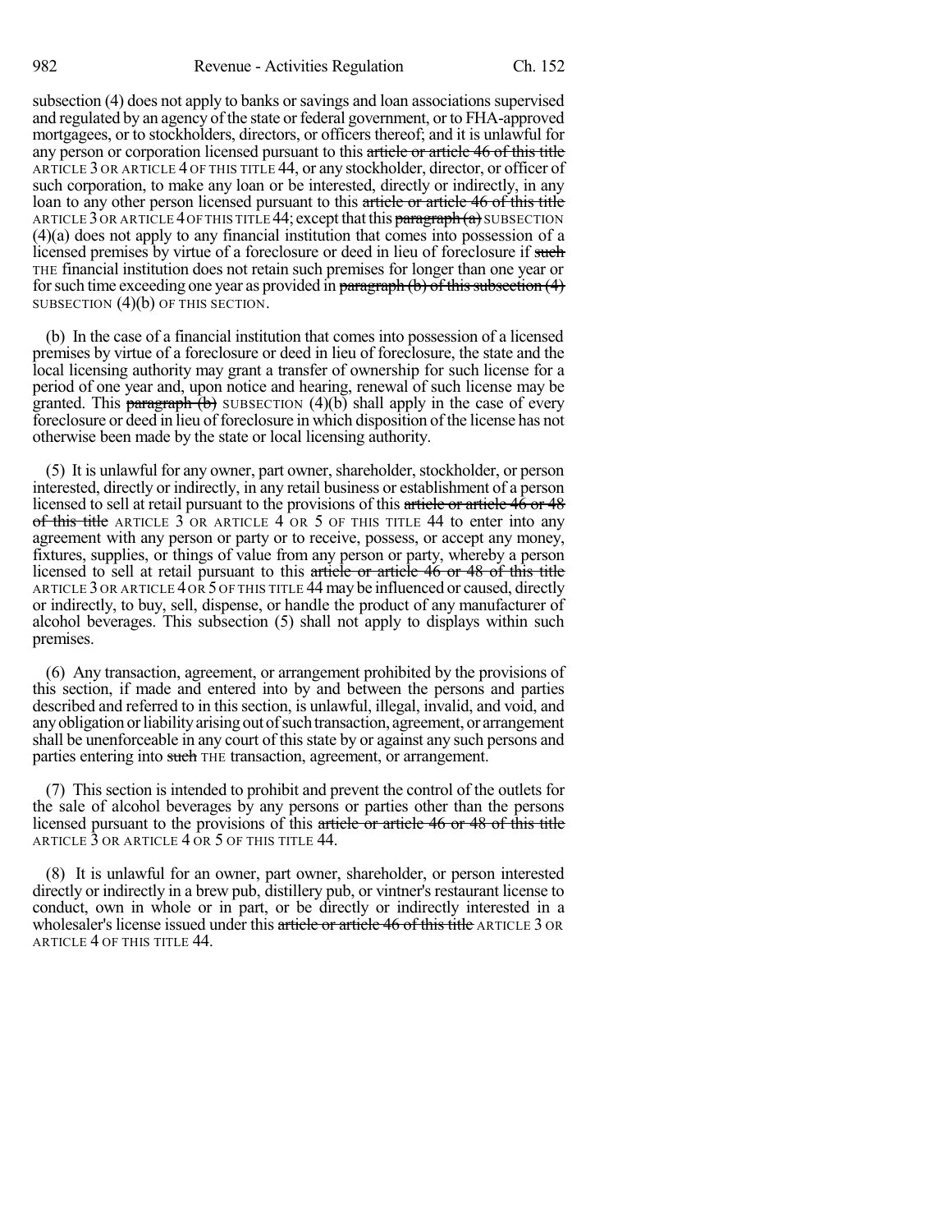subsection (4) does not apply to banks or savings and loan associations supervised and regulated by an agency of the state or federal government, or to FHA-approved mortgagees, or to stockholders, directors, or officers thereof; and it is unlawful for any person or corporation licensed pursuant to this ~~article or article 46 of this title~~ ARTICLE 3 OR ARTICLE 4 OF THIS TITLE 44, or any stockholder, director, or officer of such corporation, to make any loan or be interested, directly or indirectly, in any loan to any other person licensed pursuant to this ~~article or article 46 of this title~~ ARTICLE 3 OR ARTICLE 4 OF THIS TITLE 44; except that this ~~paragraph (a)~~ SUBSECTION (4)(a) does not apply to any financial institution that comes into possession of a licensed premises by virtue of a foreclosure or deed in lieu of foreclosure if ~~such~~ THE financial institution does not retain such premises for longer than one year or for such time exceeding one year as provided in ~~paragraph (b) of this subsection (4)~~ SUBSECTION (4)(b) OF THIS SECTION.

(b) In the case of a financial institution that comes into possession of a licensed premises by virtue of a foreclosure or deed in lieu of foreclosure, the state and the local licensing authority may grant a transfer of ownership for such license for a period of one year and, upon notice and hearing, renewal of such license may be granted. This ~~paragraph (b)~~ SUBSECTION (4)(b) shall apply in the case of every foreclosure or deed in lieu of foreclosure in which disposition of the license has not otherwise been made by the state or local licensing authority.

(5) It is unlawful for any owner, part owner, shareholder, stockholder, or person interested, directly or indirectly, in any retail business or establishment of a person licensed to sell at retail pursuant to the provisions of this ~~article or article 46 or 48 of this title~~ ARTICLE 3 OR ARTICLE 4 OR 5 OF THIS TITLE 44 to enter into any agreement with any person or party or to receive, possess, or accept any money, fixtures, supplies, or things of value from any person or party, whereby a person licensed to sell at retail pursuant to this ~~article or article 46 or 48 of this title~~ ARTICLE 3 OR ARTICLE 4 OR 5 OF THIS TITLE 44 may be influenced or caused, directly or indirectly, to buy, sell, dispense, or handle the product of any manufacturer of alcohol beverages. This subsection (5) shall not apply to displays within such premises.

(6) Any transaction, agreement, or arrangement prohibited by the provisions of this section, if made and entered into by and between the persons and parties described and referred to in this section, is unlawful, illegal, invalid, and void, and any obligation or liability arising out of such transaction, agreement, or arrangement shall be unenforceable in any court of this state by or against any such persons and parties entering into ~~such~~ THE transaction, agreement, or arrangement.

(7) This section is intended to prohibit and prevent the control of the outlets for the sale of alcohol beverages by any persons or parties other than the persons licensed pursuant to the provisions of this ~~article or article 46 or 48 of this title~~ ARTICLE 3 OR ARTICLE 4 OR 5 OF THIS TITLE 44.

(8) It is unlawful for an owner, part owner, shareholder, or person interested directly or indirectly in a brew pub, distillery pub, or vintner's restaurant license to conduct, own in whole or in part, or be directly or indirectly interested in a wholesaler's license issued under this ~~article or article 46 of this title~~ ARTICLE 3 OR ARTICLE 4 OF THIS TITLE 44.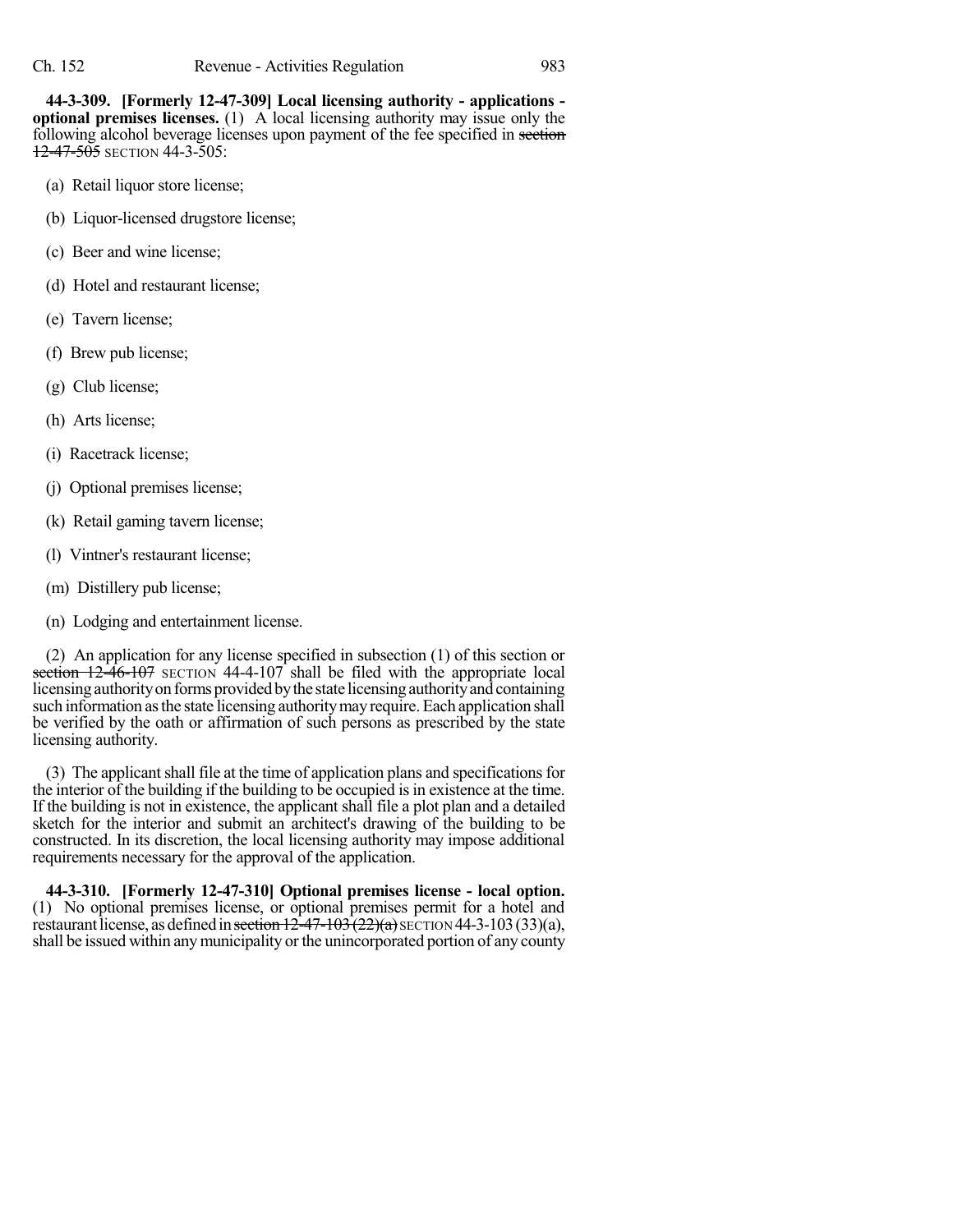**44-3-309. [Formerly 12-47-309] Local licensing authority - applications - optional premises licenses.** (1) A local licensing authority may issue only the following alcohol beverage licenses upon payment of the fee specified in ~~section 12-47-505~~ SECTION 44-3-505:

(a) Retail liquor store license;

(b) Liquor-licensed drugstore license;

(c) Beer and wine license;

(d) Hotel and restaurant license;

(e) Tavern license;

(f) Brew pub license;

(g) Club license;

(h) Arts license;

(i) Racetrack license;

(j) Optional premises license;

(k) Retail gaming tavern license;

(l) Vintner's restaurant license;

(m) Distillery pub license;

(n) Lodging and entertainment license.

(2) An application for any license specified in subsection (1) of this section or ~~section 12-46-107~~ SECTION 44-4-107 shall be filed with the appropriate local licensing authority on forms provided by the state licensing authority and containing such information as the state licensing authority may require. Each application shall be verified by the oath or affirmation of such persons as prescribed by the state licensing authority.

(3) The applicant shall file at the time of application plans and specifications for the interior of the building if the building to be occupied is in existence at the time. If the building is not in existence, the applicant shall file a plot plan and a detailed sketch for the interior and submit an architect's drawing of the building to be constructed. In its discretion, the local licensing authority may impose additional requirements necessary for the approval of the application.

**44-3-310. [Formerly 12-47-310] Optional premises license - local option.** (1) No optional premises license, or optional premises permit for a hotel and restaurant license, as defined in ~~section 12-47-103 (22)(a)~~ SECTION 44-3-103 (33)(a), shall be issued within any municipality or the unincorporated portion of any county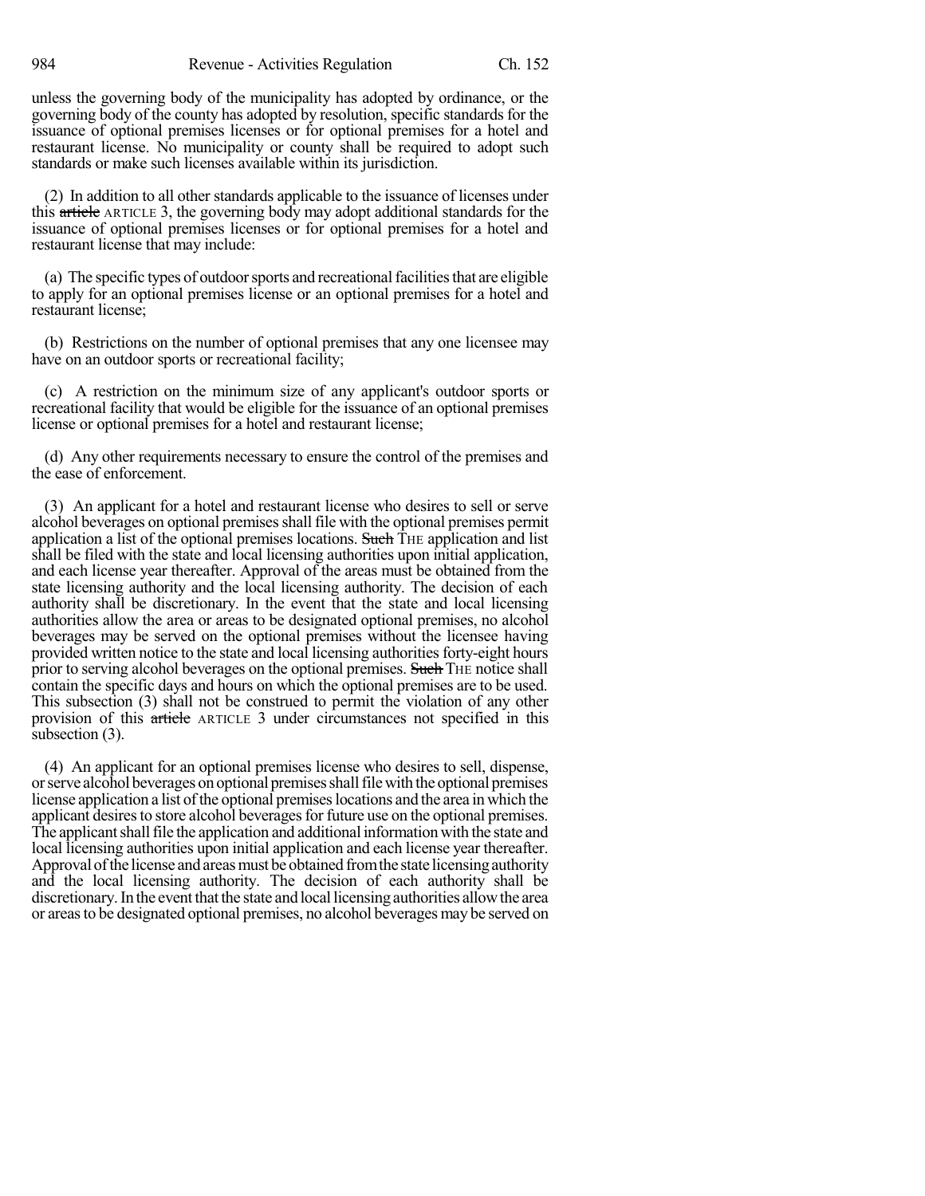unless the governing body of the municipality has adopted by ordinance, or the governing body of the county has adopted by resolution, specific standards for the issuance of optional premises licenses or for optional premises for a hotel and restaurant license. No municipality or county shall be required to adopt such standards or make such licenses available within its jurisdiction.

(2) In addition to all other standards applicable to the issuance of licenses under this ~~article~~ ARTICLE 3, the governing body may adopt additional standards for the issuance of optional premises licenses or for optional premises for a hotel and restaurant license that may include:

(a) The specific types of outdoor sports and recreational facilities that are eligible to apply for an optional premises license or an optional premises for a hotel and restaurant license;

(b) Restrictions on the number of optional premises that any one licensee may have on an outdoor sports or recreational facility;

(c) A restriction on the minimum size of any applicant's outdoor sports or recreational facility that would be eligible for the issuance of an optional premises license or optional premises for a hotel and restaurant license;

(d) Any other requirements necessary to ensure the control of the premises and the ease of enforcement.

(3) An applicant for a hotel and restaurant license who desires to sell or serve alcohol beverages on optional premises shall file with the optional premises permit application a list of the optional premises locations. ~~Such~~ THE application and list shall be filed with the state and local licensing authorities upon initial application, and each license year thereafter. Approval of the areas must be obtained from the state licensing authority and the local licensing authority. The decision of each authority shall be discretionary. In the event that the state and local licensing authorities allow the area or areas to be designated optional premises, no alcohol beverages may be served on the optional premises without the licensee having provided written notice to the state and local licensing authorities forty-eight hours prior to serving alcohol beverages on the optional premises. ~~Such~~ THE notice shall contain the specific days and hours on which the optional premises are to be used. This subsection (3) shall not be construed to permit the violation of any other provision of this ~~article~~ ARTICLE 3 under circumstances not specified in this subsection (3).

(4) An applicant for an optional premises license who desires to sell, dispense, or serve alcohol beverages on optional premises shall file with the optional premises license application a list of the optional premises locations and the area in which the applicant desires to store alcohol beverages for future use on the optional premises. The applicant shall file the application and additional information with the state and local licensing authorities upon initial application and each license year thereafter. Approval of the license and areas must be obtained from the state licensing authority and the local licensing authority. The decision of each authority shall be discretionary. In the event that the state and local licensing authorities allow the area or areas to be designated optional premises, no alcohol beverages may be served on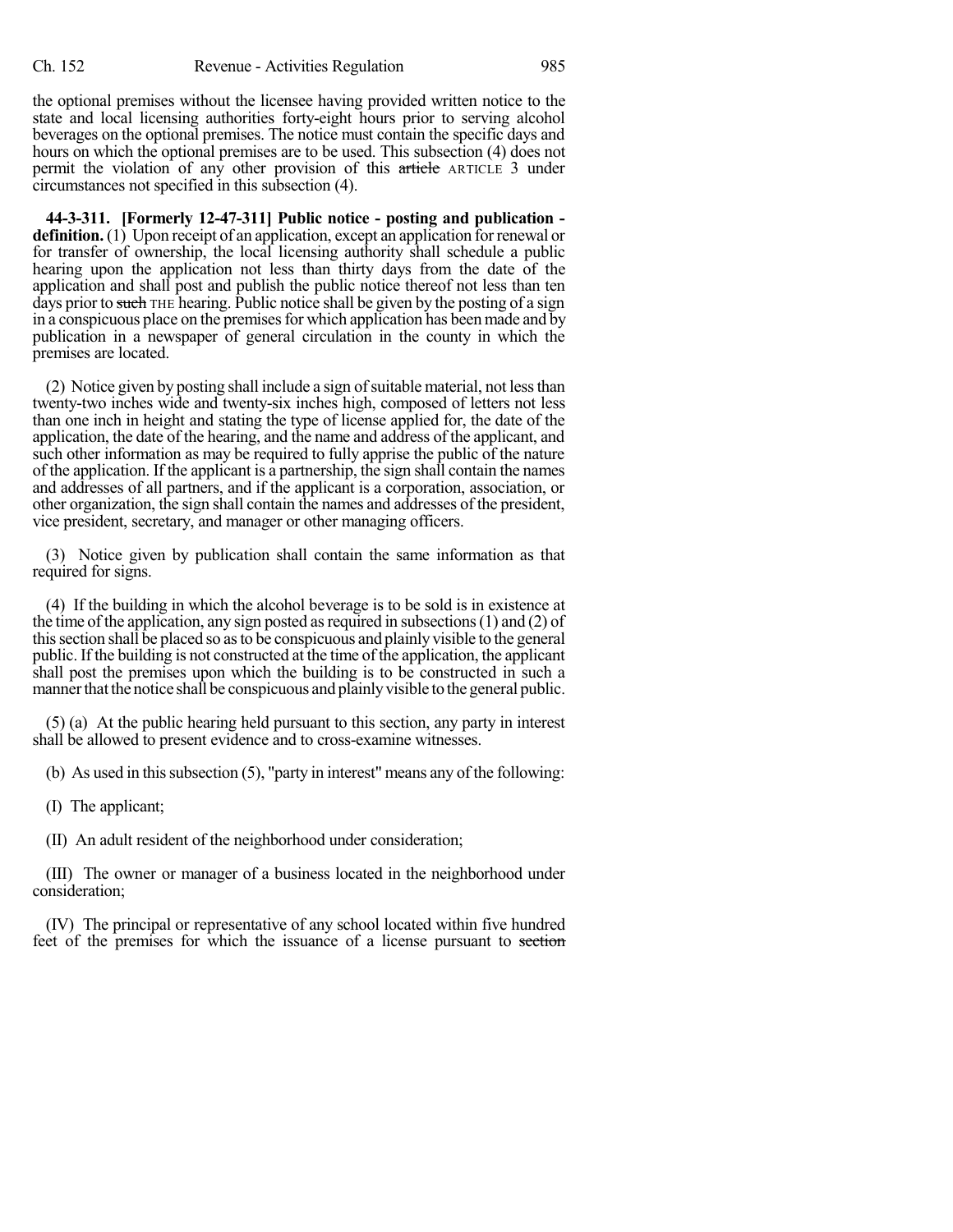the optional premises without the licensee having provided written notice to the state and local licensing authorities forty-eight hours prior to serving alcohol beverages on the optional premises. The notice must contain the specific days and hours on which the optional premises are to be used. This subsection (4) does not permit the violation of any other provision of this ~~article~~ ARTICLE 3 under circumstances not specified in this subsection (4).

**44-3-311. [Formerly 12-47-311] Public notice - posting and publication - definition.** (1) Upon receipt of an application, except an application for renewal or for transfer of ownership, the local licensing authority shall schedule a public hearing upon the application not less than thirty days from the date of the application and shall post and publish the public notice thereof not less than ten days prior to ~~such~~ THE hearing. Public notice shall be given by the posting of a sign in a conspicuous place on the premises for which application has been made and by publication in a newspaper of general circulation in the county in which the premises are located.

(2) Notice given by posting shall include a sign of suitable material, not less than twenty-two inches wide and twenty-six inches high, composed of letters not less than one inch in height and stating the type of license applied for, the date of the application, the date of the hearing, and the name and address of the applicant, and such other information as may be required to fully apprise the public of the nature of the application. If the applicant is a partnership, the sign shall contain the names and addresses of all partners, and if the applicant is a corporation, association, or other organization, the sign shall contain the names and addresses of the president, vice president, secretary, and manager or other managing officers.

(3) Notice given by publication shall contain the same information as that required for signs.

(4) If the building in which the alcohol beverage is to be sold is in existence at the time of the application, any sign posted as required in subsections (1) and (2) of this section shall be placed so as to be conspicuous and plainly visible to the general public. If the building is not constructed at the time of the application, the applicant shall post the premises upon which the building is to be constructed in such a manner that the notice shall be conspicuous and plainly visible to the general public.

(5) (a) At the public hearing held pursuant to this section, any party in interest shall be allowed to present evidence and to cross-examine witnesses.

(b) As used in this subsection (5), "party in interest" means any of the following:

(I) The applicant;

(II) An adult resident of the neighborhood under consideration;

(III) The owner or manager of a business located in the neighborhood under consideration;

(IV) The principal or representative of any school located within five hundred feet of the premises for which the issuance of a license pursuant to ~~section~~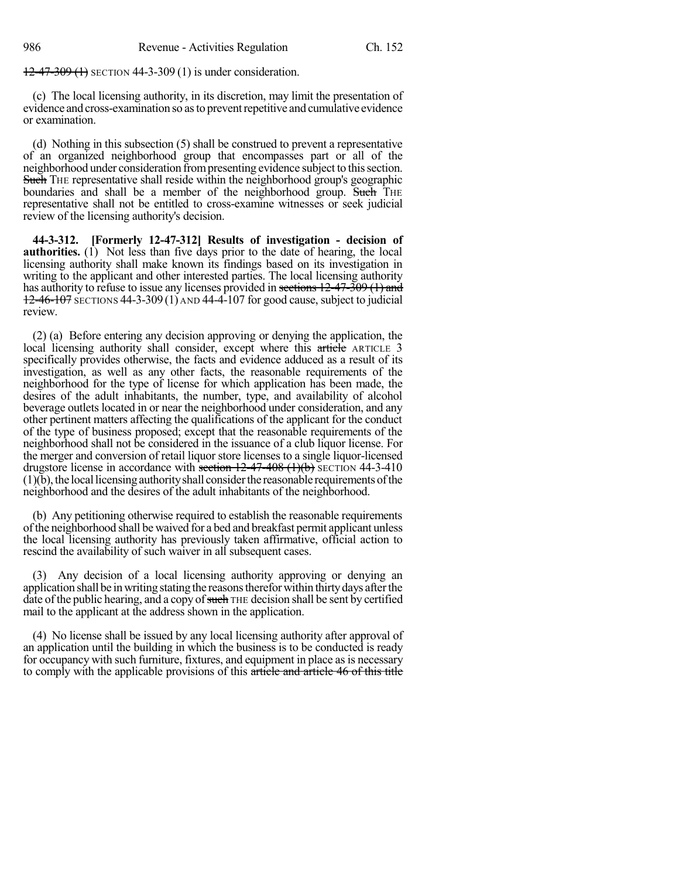~~12-47-309 (1)~~ SECTION 44-3-309 (1) is under consideration.

(c) The local licensing authority, in its discretion, may limit the presentation of evidence and cross-examination so as to prevent repetitive and cumulative evidence or examination.

(d) Nothing in this subsection (5) shall be construed to prevent a representative of an organized neighborhood group that encompasses part or all of the neighborhood under consideration from presenting evidence subject to this section. ~~Such~~ THE representative shall reside within the neighborhood group's geographic boundaries and shall be a member of the neighborhood group. ~~Such~~ THE representative shall not be entitled to cross-examine witnesses or seek judicial review of the licensing authority's decision.

**44-3-312. [Formerly 12-47-312] Results of investigation - decision of authorities.** (1) Not less than five days prior to the date of hearing, the local licensing authority shall make known its findings based on its investigation in writing to the applicant and other interested parties. The local licensing authority has authority to refuse to issue any licenses provided in ~~sections 12-47-309 (1) and 12-46-107~~ SECTIONS 44-3-309 (1) AND 44-4-107 for good cause, subject to judicial review.

(2) (a) Before entering any decision approving or denying the application, the local licensing authority shall consider, except where this ~~article~~ ARTICLE 3 specifically provides otherwise, the facts and evidence adduced as a result of its investigation, as well as any other facts, the reasonable requirements of the neighborhood for the type of license for which application has been made, the desires of the adult inhabitants, the number, type, and availability of alcohol beverage outlets located in or near the neighborhood under consideration, and any other pertinent matters affecting the qualifications of the applicant for the conduct of the type of business proposed; except that the reasonable requirements of the neighborhood shall not be considered in the issuance of a club liquor license. For the merger and conversion of retail liquor store licenses to a single liquor-licensed drugstore license in accordance with ~~section 12-47-408 (1)(b)~~ SECTION 44-3-410 (1)(b), the local licensing authority shall consider the reasonable requirements of the neighborhood and the desires of the adult inhabitants of the neighborhood.

(b) Any petitioning otherwise required to establish the reasonable requirements of the neighborhood shall be waived for a bed and breakfast permit applicant unless the local licensing authority has previously taken affirmative, official action to rescind the availability of such waiver in all subsequent cases.

(3) Any decision of a local licensing authority approving or denying an application shall be in writing stating the reasons therefor within thirty days after the date of the public hearing, and a copy of ~~such~~ THE decision shall be sent by certified mail to the applicant at the address shown in the application.

(4) No license shall be issued by any local licensing authority after approval of an application until the building in which the business is to be conducted is ready for occupancy with such furniture, fixtures, and equipment in place as is necessary to comply with the applicable provisions of this ~~article and article 46 of this title~~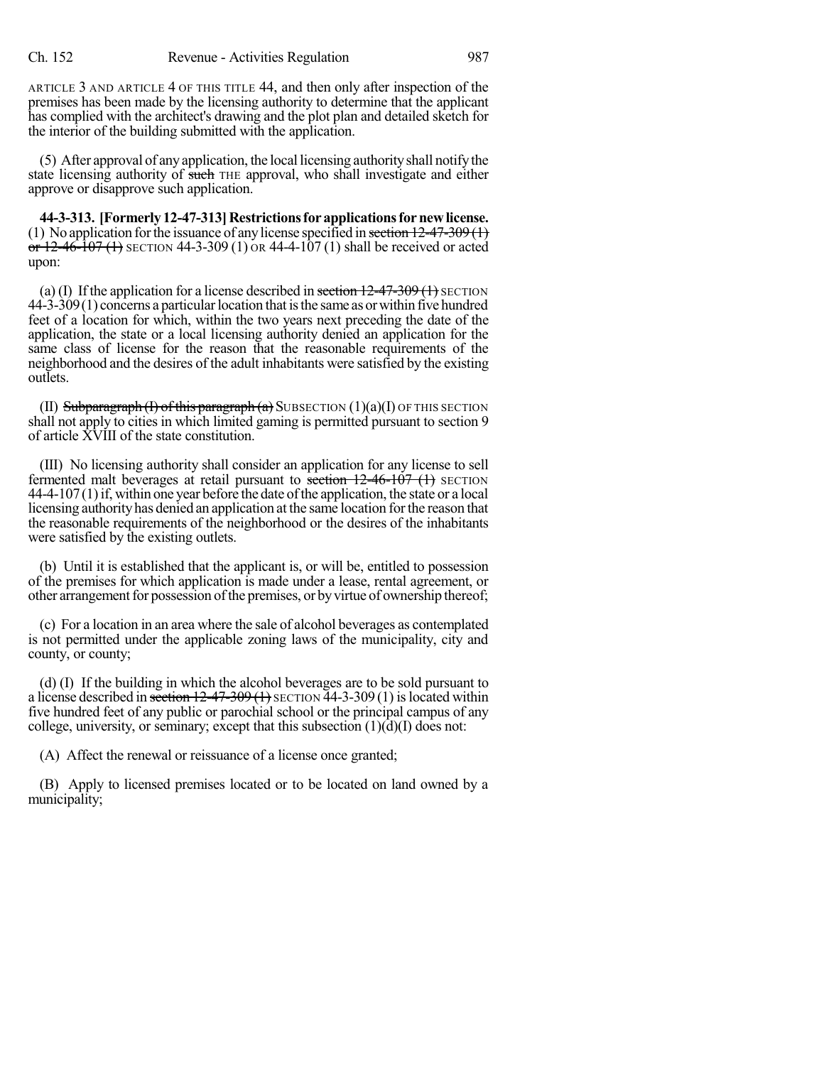ARTICLE 3 AND ARTICLE 4 OF THIS TITLE 44, and then only after inspection of the premises has been made by the licensing authority to determine that the applicant has complied with the architect's drawing and the plot plan and detailed sketch for the interior of the building submitted with the application.

(5) After approval of any application, the local licensing authority shall notify the state licensing authority of ~~such~~ THE approval, who shall investigate and either approve or disapprove such application.

**44-3-313. [Formerly 12-47-313] Restrictions for applications for new license.** (1) No application for the issuance of any license specified in ~~section 12-47-309 (1) or 12-46-107 (1)~~ SECTION 44-3-309 (1) OR 44-4-107 (1) shall be received or acted upon:

(a) (I) If the application for a license described in ~~section 12-47-309 (1)~~ SECTION 44-3-309 (1) concerns a particular location that is the same as or within five hundred feet of a location for which, within the two years next preceding the date of the application, the state or a local licensing authority denied an application for the same class of license for the reason that the reasonable requirements of the neighborhood and the desires of the adult inhabitants were satisfied by the existing outlets.

(II) ~~Subparagraph (I) of this paragraph (a)~~ SUBSECTION (1)(a)(I) OF THIS SECTION shall not apply to cities in which limited gaming is permitted pursuant to section 9 of article XVIII of the state constitution.

(III) No licensing authority shall consider an application for any license to sell fermented malt beverages at retail pursuant to ~~section 12-46-107 (1)~~ SECTION 44-4-107 (1) if, within one year before the date of the application, the state or a local licensing authority has denied an application at the same location for the reason that the reasonable requirements of the neighborhood or the desires of the inhabitants were satisfied by the existing outlets.

(b) Until it is established that the applicant is, or will be, entitled to possession of the premises for which application is made under a lease, rental agreement, or other arrangement for possession of the premises, or by virtue of ownership thereof;

(c) For a location in an area where the sale of alcohol beverages as contemplated is not permitted under the applicable zoning laws of the municipality, city and county, or county;

(d) (I) If the building in which the alcohol beverages are to be sold pursuant to a license described in ~~section 12-47-309 (1)~~ SECTION 44-3-309 (1) is located within five hundred feet of any public or parochial school or the principal campus of any college, university, or seminary; except that this subsection (1)(d)(I) does not:

(A) Affect the renewal or reissuance of a license once granted;

(B) Apply to licensed premises located or to be located on land owned by a municipality;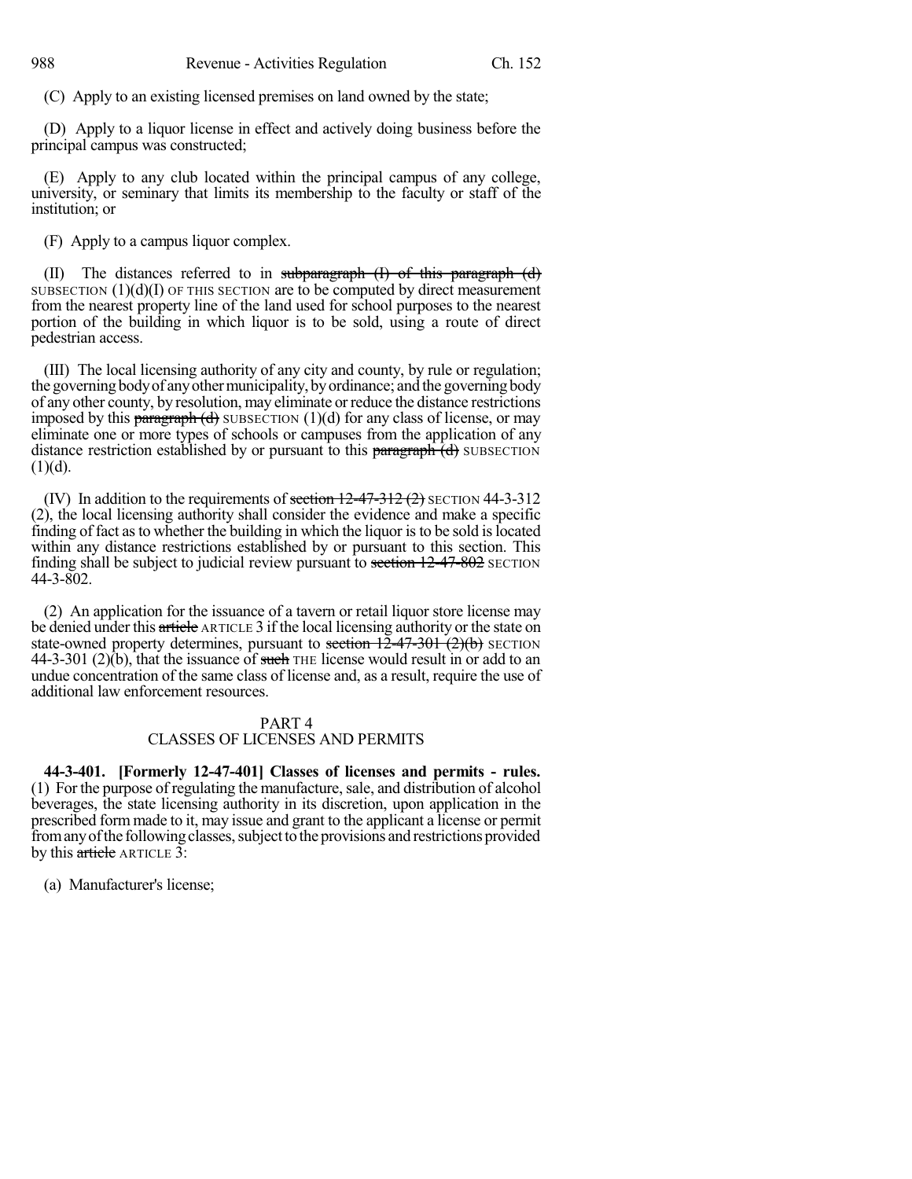(C) Apply to an existing licensed premises on land owned by the state;

(D) Apply to a liquor license in effect and actively doing business before the principal campus was constructed;

(E) Apply to any club located within the principal campus of any college, university, or seminary that limits its membership to the faculty or staff of the institution; or

(F) Apply to a campus liquor complex.

(II) The distances referred to in ~~subparagraph (I) of this paragraph (d)~~ SUBSECTION (1)(d)(I) OF THIS SECTION are to be computed by direct measurement from the nearest property line of the land used for school purposes to the nearest portion of the building in which liquor is to be sold, using a route of direct pedestrian access.

(III) The local licensing authority of any city and county, by rule or regulation; the governing body of any other municipality, by ordinance; and the governing body of any other county, by resolution, may eliminate or reduce the distance restrictions imposed by this ~~paragraph (d)~~ SUBSECTION (1)(d) for any class of license, or may eliminate one or more types of schools or campuses from the application of any distance restriction established by or pursuant to this ~~paragraph (d)~~ SUBSECTION (1)(d).

(IV) In addition to the requirements of ~~section 12-47-312 (2)~~ SECTION 44-3-312 (2), the local licensing authority shall consider the evidence and make a specific finding of fact as to whether the building in which the liquor is to be sold is located within any distance restrictions established by or pursuant to this section. This finding shall be subject to judicial review pursuant to ~~section 12-47-802~~ SECTION 44-3-802.

(2) An application for the issuance of a tavern or retail liquor store license may be denied under this ~~article~~ ARTICLE 3 if the local licensing authority or the state on state-owned property determines, pursuant to ~~section 12-47-301 (2)(b)~~ SECTION 44-3-301 (2)(b), that the issuance of ~~such~~ THE license would result in or add to an undue concentration of the same class of license and, as a result, require the use of additional law enforcement resources.

## PART 4
## CLASSES OF LICENSES AND PERMITS

**44-3-401. [Formerly 12-47-401] Classes of licenses and permits - rules.** (1) For the purpose of regulating the manufacture, sale, and distribution of alcohol beverages, the state licensing authority in its discretion, upon application in the prescribed form made to it, may issue and grant to the applicant a license or permit from any of the following classes, subject to the provisions and restrictions provided by this ~~article~~ ARTICLE 3:

(a) Manufacturer's license;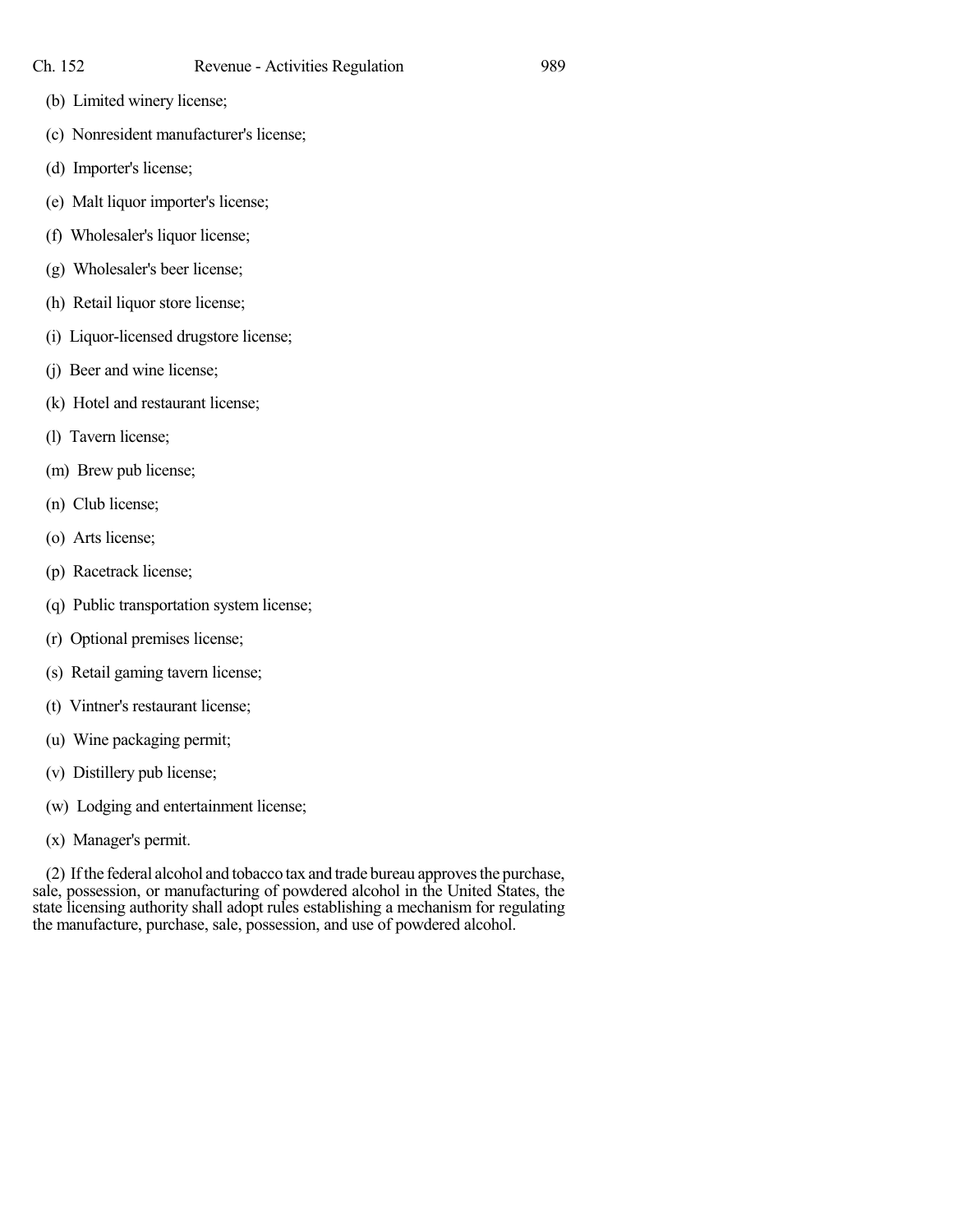(b) Limited winery license;

(c) Nonresident manufacturer's license;

(d) Importer's license;

(e) Malt liquor importer's license;

(f) Wholesaler's liquor license;

(g) Wholesaler's beer license;

(h) Retail liquor store license;

(i) Liquor-licensed drugstore license;

(j) Beer and wine license;

(k) Hotel and restaurant license;

(l) Tavern license;

(m) Brew pub license;

(n) Club license;

(o) Arts license;

(p) Racetrack license;

(q) Public transportation system license;

(r) Optional premises license;

(s) Retail gaming tavern license;

(t) Vintner's restaurant license;

(u) Wine packaging permit;

(v) Distillery pub license;

(w) Lodging and entertainment license;

(x) Manager's permit.

(2) If the federal alcohol and tobacco tax and trade bureau approves the purchase, sale, possession, or manufacturing of powdered alcohol in the United States, the state licensing authority shall adopt rules establishing a mechanism for regulating the manufacture, purchase, sale, possession, and use of powdered alcohol.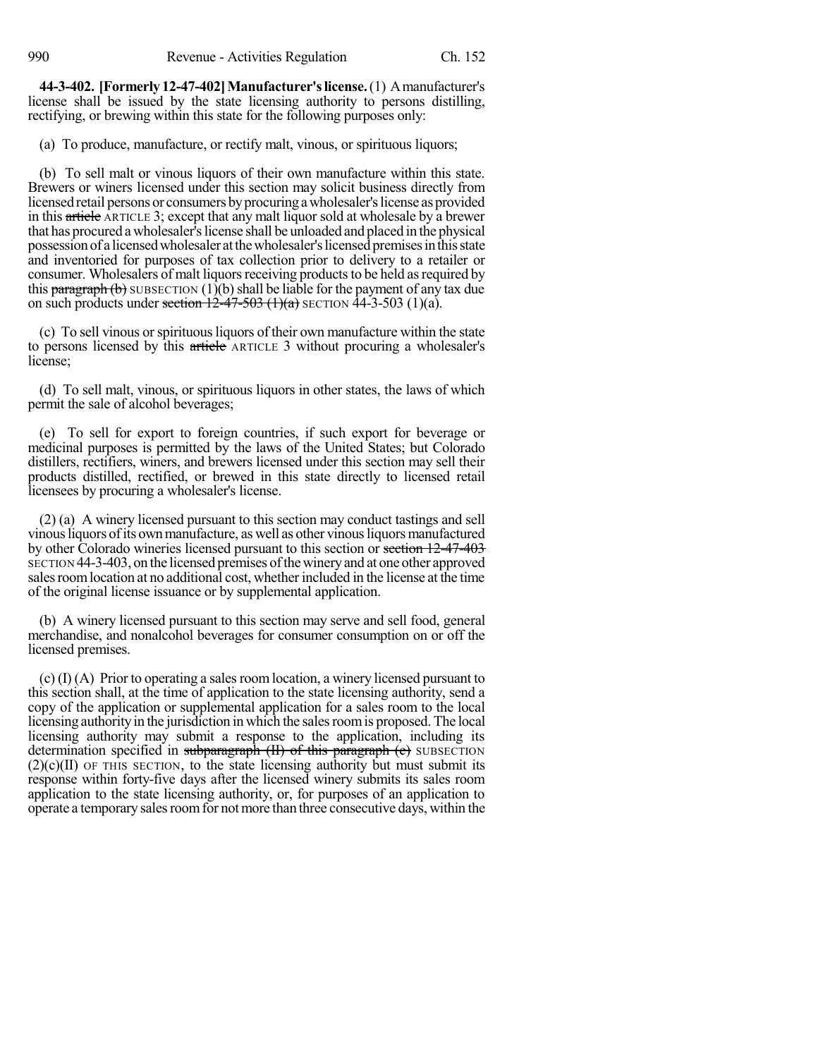**44-3-402. [Formerly 12-47-402] Manufacturer's license.** (1) A manufacturer's license shall be issued by the state licensing authority to persons distilling, rectifying, or brewing within this state for the following purposes only:

(a) To produce, manufacture, or rectify malt, vinous, or spirituous liquors;

(b) To sell malt or vinous liquors of their own manufacture within this state. Brewers or winers licensed under this section may solicit business directly from licensed retail persons or consumers by procuring a wholesaler's license as provided in this ~~article~~ ARTICLE 3; except that any malt liquor sold at wholesale by a brewer that has procured a wholesaler's license shall be unloaded and placed in the physical possession of a licensed wholesaler at the wholesaler's licensed premises in this state and inventoried for purposes of tax collection prior to delivery to a retailer or consumer. Wholesalers of malt liquors receiving products to be held as required by this ~~paragraph (b)~~ SUBSECTION (1)(b) shall be liable for the payment of any tax due on such products under ~~section 12-47-503 (1)(a)~~ SECTION 44-3-503 (1)(a).

(c) To sell vinous or spirituous liquors of their own manufacture within the state to persons licensed by this ~~article~~ ARTICLE 3 without procuring a wholesaler's license;

(d) To sell malt, vinous, or spirituous liquors in other states, the laws of which permit the sale of alcohol beverages;

(e) To sell for export to foreign countries, if such export for beverage or medicinal purposes is permitted by the laws of the United States; but Colorado distillers, rectifiers, winers, and brewers licensed under this section may sell their products distilled, rectified, or brewed in this state directly to licensed retail licensees by procuring a wholesaler's license.

(2) (a) A winery licensed pursuant to this section may conduct tastings and sell vinous liquors of its own manufacture, as well as other vinous liquors manufactured by other Colorado wineries licensed pursuant to this section or ~~section 12-47-403~~ SECTION 44-3-403, on the licensed premises of the winery and at one other approved sales room location at no additional cost, whether included in the license at the time of the original license issuance or by supplemental application.

(b) A winery licensed pursuant to this section may serve and sell food, general merchandise, and nonalcohol beverages for consumer consumption on or off the licensed premises.

(c) (I) (A) Prior to operating a sales room location, a winery licensed pursuant to this section shall, at the time of application to the state licensing authority, send a copy of the application or supplemental application for a sales room to the local licensing authority in the jurisdiction in which the sales room is proposed. The local licensing authority may submit a response to the application, including its determination specified in ~~subparagraph (II) of this paragraph (c)~~ SUBSECTION (2)(c)(II) OF THIS SECTION, to the state licensing authority but must submit its response within forty-five days after the licensed winery submits its sales room application to the state licensing authority, or, for purposes of an application to operate a temporary sales room for not more than three consecutive days, within the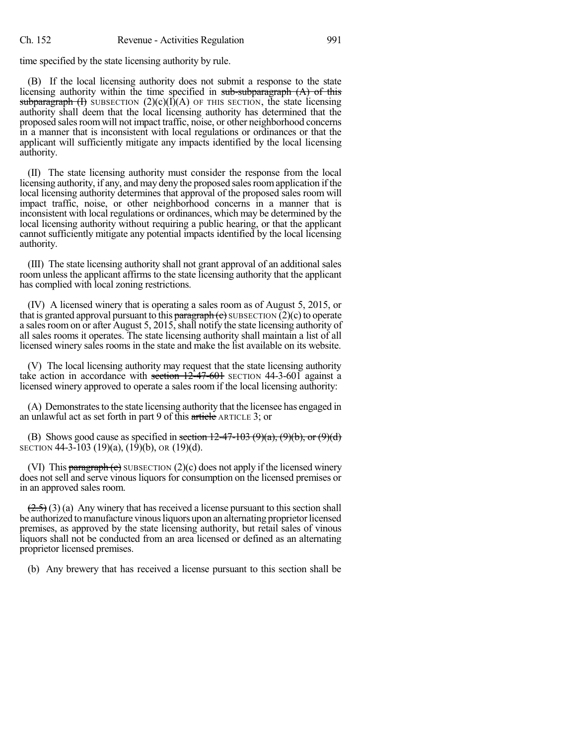time specified by the state licensing authority by rule.

(B) If the local licensing authority does not submit a response to the state licensing authority within the time specified in ~~sub-subparagraph (A) of this subparagraph (I)~~ SUBSECTION (2)(c)(I)(A) OF THIS SECTION, the state licensing authority shall deem that the local licensing authority has determined that the proposed sales room will not impact traffic, noise, or other neighborhood concerns in a manner that is inconsistent with local regulations or ordinances or that the applicant will sufficiently mitigate any impacts identified by the local licensing authority.

(II) The state licensing authority must consider the response from the local licensing authority, if any, and may deny the proposed sales room application if the local licensing authority determines that approval of the proposed sales room will impact traffic, noise, or other neighborhood concerns in a manner that is inconsistent with local regulations or ordinances, which may be determined by the local licensing authority without requiring a public hearing, or that the applicant cannot sufficiently mitigate any potential impacts identified by the local licensing authority.

(III) The state licensing authority shall not grant approval of an additional sales room unless the applicant affirms to the state licensing authority that the applicant has complied with local zoning restrictions.

(IV) A licensed winery that is operating a sales room as of August 5, 2015, or that is granted approval pursuant to this ~~paragraph (c)~~ SUBSECTION (2)(c) to operate a sales room on or after August 5, 2015, shall notify the state licensing authority of all sales rooms it operates. The state licensing authority shall maintain a list of all licensed winery sales rooms in the state and make the list available on its website.

(V) The local licensing authority may request that the state licensing authority take action in accordance with ~~section 12-47-601~~ SECTION 44-3-601 against a licensed winery approved to operate a sales room if the local licensing authority:

(A) Demonstrates to the state licensing authority that the licensee has engaged in an unlawful act as set forth in part 9 of this ~~article~~ ARTICLE 3; or

(B) Shows good cause as specified in ~~section 12-47-103 (9)(a), (9)(b), or (9)(d)~~ SECTION 44-3-103 (19)(a), (19)(b), OR (19)(d).

(VI) This ~~paragraph (c)~~ SUBSECTION (2)(c) does not apply if the licensed winery does not sell and serve vinous liquors for consumption on the licensed premises or in an approved sales room.

~~(2.5)~~ (3) (a) Any winery that has received a license pursuant to this section shall be authorized to manufacture vinous liquors upon an alternating proprietor licensed premises, as approved by the state licensing authority, but retail sales of vinous liquors shall not be conducted from an area licensed or defined as an alternating proprietor licensed premises.

(b) Any brewery that has received a license pursuant to this section shall be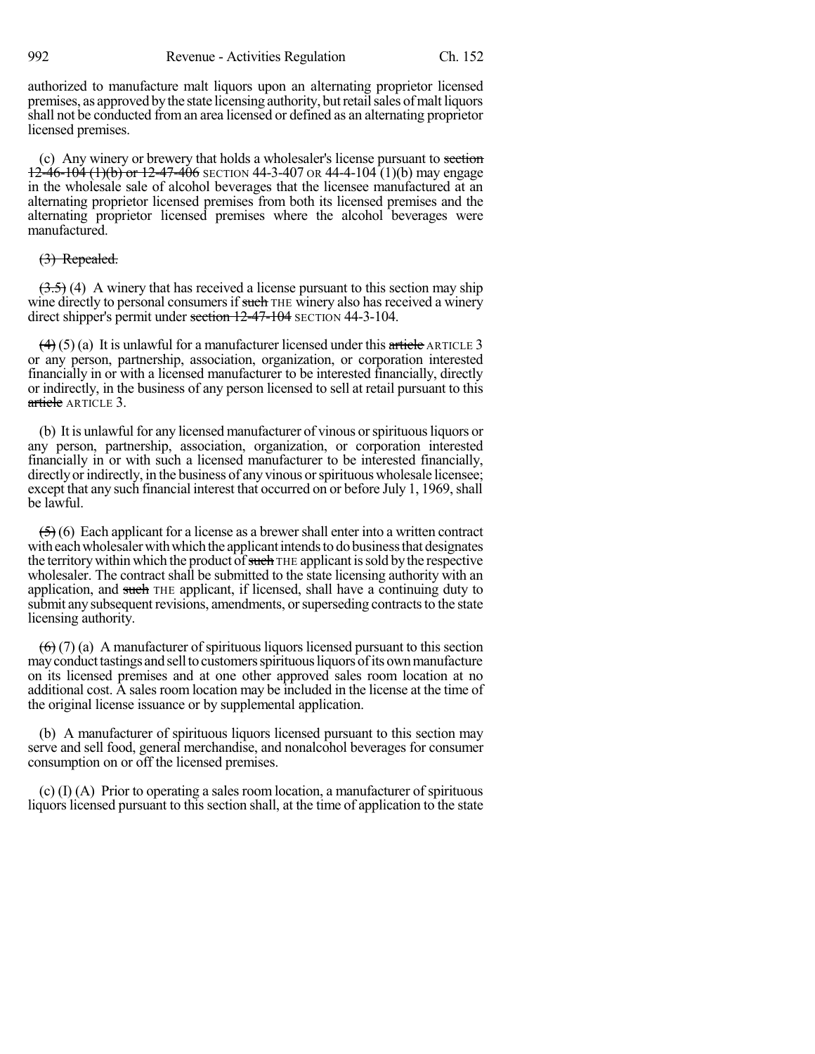authorized to manufacture malt liquors upon an alternating proprietor licensed premises, as approved by the state licensing authority, but retail sales of malt liquors shall not be conducted from an area licensed or defined as an alternating proprietor licensed premises.

(c) Any winery or brewery that holds a wholesaler's license pursuant to ~~section 12-46-104 (1)(b) or 12-47-406~~ SECTION 44-3-407 OR 44-4-104 (1)(b) may engage in the wholesale sale of alcohol beverages that the licensee manufactured at an alternating proprietor licensed premises from both its licensed premises and the alternating proprietor licensed premises where the alcohol beverages were manufactured.

~~(3) Repealed.~~

~~(3.5)~~ (4) A winery that has received a license pursuant to this section may ship wine directly to personal consumers if ~~such~~ THE winery also has received a winery direct shipper's permit under ~~section 12-47-104~~ SECTION 44-3-104.

~~(4)~~ (5) (a) It is unlawful for a manufacturer licensed under this ~~article~~ ARTICLE 3 or any person, partnership, association, organization, or corporation interested financially in or with a licensed manufacturer to be interested financially, directly or indirectly, in the business of any person licensed to sell at retail pursuant to this ~~article~~ ARTICLE 3.

(b) It is unlawful for any licensed manufacturer of vinous or spirituous liquors or any person, partnership, association, organization, or corporation interested financially in or with such a licensed manufacturer to be interested financially, directly or indirectly, in the business of any vinous or spirituous wholesale licensee; except that any such financial interest that occurred on or before July 1, 1969, shall be lawful.

~~(5)~~ (6) Each applicant for a license as a brewer shall enter into a written contract with each wholesaler with which the applicant intends to do business that designates the territory within which the product of ~~such~~ THE applicant is sold by the respective wholesaler. The contract shall be submitted to the state licensing authority with an application, and ~~such~~ THE applicant, if licensed, shall have a continuing duty to submit any subsequent revisions, amendments, or superseding contracts to the state licensing authority.

~~(6)~~ (7) (a) A manufacturer of spirituous liquors licensed pursuant to this section may conduct tastings and sell to customers spirituous liquors of its own manufacture on its licensed premises and at one other approved sales room location at no additional cost. A sales room location may be included in the license at the time of the original license issuance or by supplemental application.

(b) A manufacturer of spirituous liquors licensed pursuant to this section may serve and sell food, general merchandise, and nonalcohol beverages for consumer consumption on or off the licensed premises.

(c) (I) (A) Prior to operating a sales room location, a manufacturer of spirituous liquors licensed pursuant to this section shall, at the time of application to the state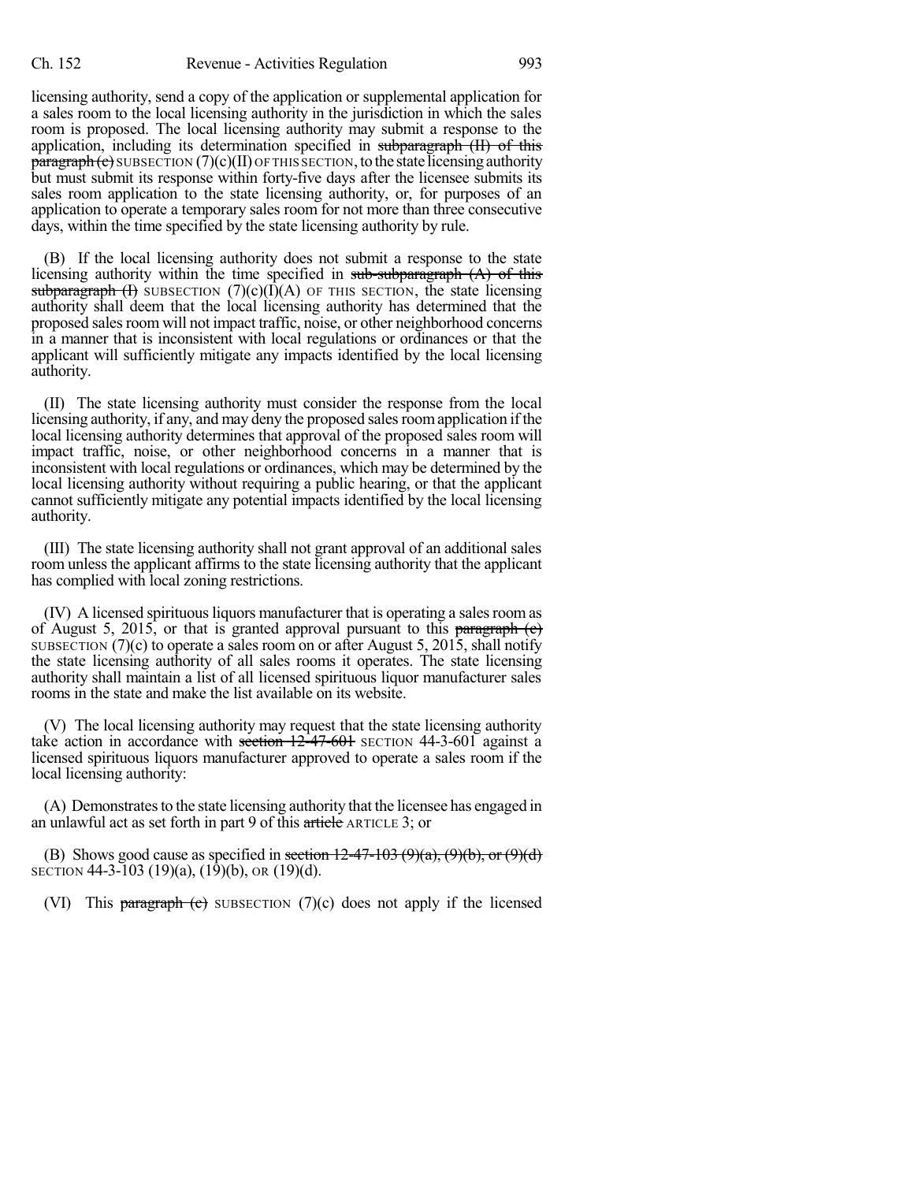licensing authority, send a copy of the application or supplemental application for a sales room to the local licensing authority in the jurisdiction in which the sales room is proposed. The local licensing authority may submit a response to the application, including its determination specified in ~~subparagraph (II) of this paragraph (c)~~ SUBSECTION (7)(c)(II) OF THIS SECTION, to the state licensing authority but must submit its response within forty-five days after the licensee submits its sales room application to the state licensing authority, or, for purposes of an application to operate a temporary sales room for not more than three consecutive days, within the time specified by the state licensing authority by rule.

(B) If the local licensing authority does not submit a response to the state licensing authority within the time specified in ~~sub-subparagraph (A) of this subparagraph (I)~~ SUBSECTION (7)(c)(I)(A) OF THIS SECTION, the state licensing authority shall deem that the local licensing authority has determined that the proposed sales room will not impact traffic, noise, or other neighborhood concerns in a manner that is inconsistent with local regulations or ordinances or that the applicant will sufficiently mitigate any impacts identified by the local licensing authority.

(II) The state licensing authority must consider the response from the local licensing authority, if any, and may deny the proposed sales room application if the local licensing authority determines that approval of the proposed sales room will impact traffic, noise, or other neighborhood concerns in a manner that is inconsistent with local regulations or ordinances, which may be determined by the local licensing authority without requiring a public hearing, or that the applicant cannot sufficiently mitigate any potential impacts identified by the local licensing authority.

(III) The state licensing authority shall not grant approval of an additional sales room unless the applicant affirms to the state licensing authority that the applicant has complied with local zoning restrictions.

(IV) A licensed spirituous liquors manufacturer that is operating a sales room as of August 5, 2015, or that is granted approval pursuant to this ~~paragraph (c)~~ SUBSECTION (7)(c) to operate a sales room on or after August 5, 2015, shall notify the state licensing authority of all sales rooms it operates. The state licensing authority shall maintain a list of all licensed spirituous liquor manufacturer sales rooms in the state and make the list available on its website.

(V) The local licensing authority may request that the state licensing authority take action in accordance with ~~section 12-47-601~~ SECTION 44-3-601 against a licensed spirituous liquors manufacturer approved to operate a sales room if the local licensing authority:

(A) Demonstrates to the state licensing authority that the licensee has engaged in an unlawful act as set forth in part 9 of this ~~article~~ ARTICLE 3; or

(B) Shows good cause as specified in ~~section 12-47-103 (9)(a), (9)(b), or (9)(d)~~ SECTION 44-3-103 (19)(a), (19)(b), OR (19)(d).

(VI) This ~~paragraph (c)~~ SUBSECTION (7)(c) does not apply if the licensed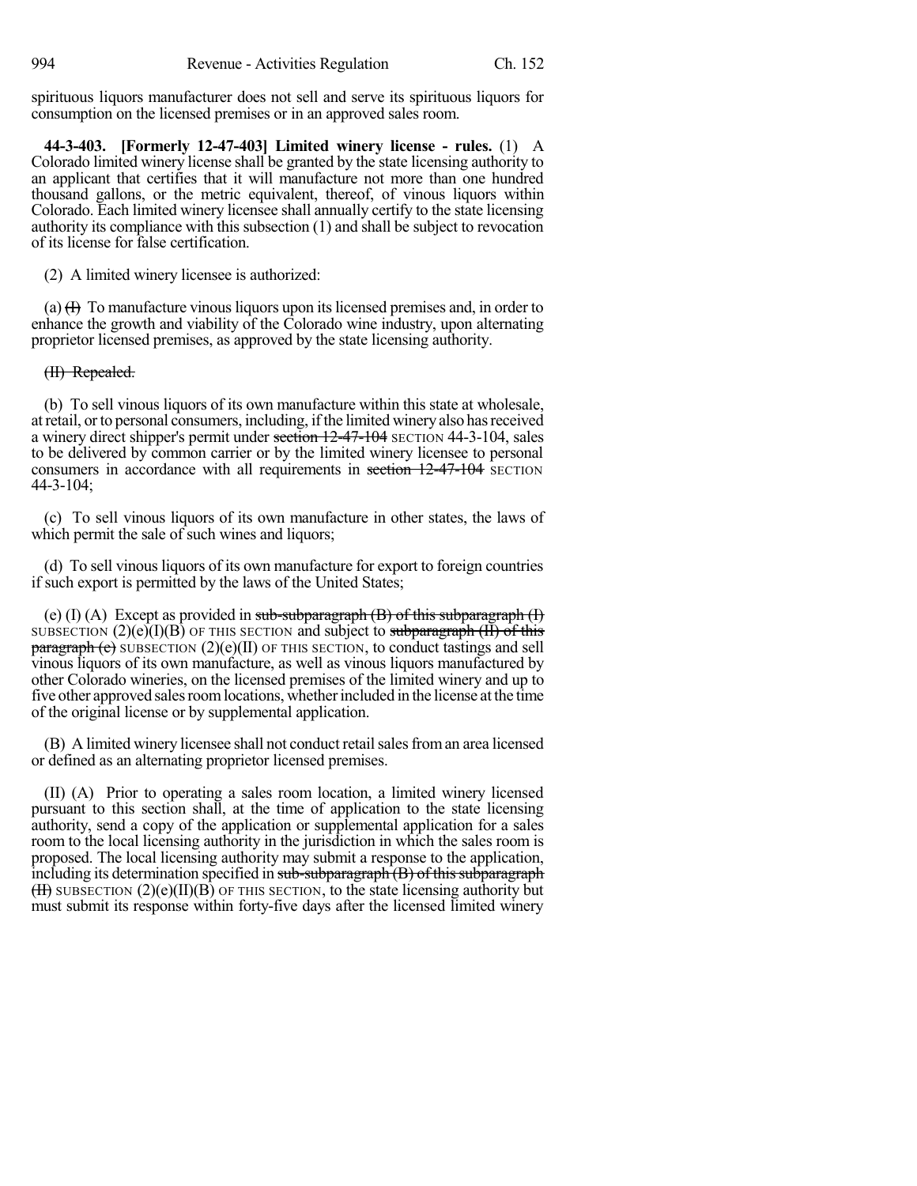spirituous liquors manufacturer does not sell and serve its spirituous liquors for consumption on the licensed premises or in an approved sales room.

**44-3-403. [Formerly 12-47-403] Limited winery license - rules.** (1) A Colorado limited winery license shall be granted by the state licensing authority to an applicant that certifies that it will manufacture not more than one hundred thousand gallons, or the metric equivalent, thereof, of vinous liquors within Colorado. Each limited winery licensee shall annually certify to the state licensing authority its compliance with this subsection (1) and shall be subject to revocation of its license for false certification.

(2) A limited winery licensee is authorized:

(a) ~~(I)~~ To manufacture vinous liquors upon its licensed premises and, in order to enhance the growth and viability of the Colorado wine industry, upon alternating proprietor licensed premises, as approved by the state licensing authority.

~~(II) Repealed.~~

(b) To sell vinous liquors of its own manufacture within this state at wholesale, at retail, or to personal consumers, including, if the limited winery also has received a winery direct shipper's permit under ~~section 12-47-104~~ SECTION 44-3-104, sales to be delivered by common carrier or by the limited winery licensee to personal consumers in accordance with all requirements in ~~section 12-47-104~~ SECTION 44-3-104;

(c) To sell vinous liquors of its own manufacture in other states, the laws of which permit the sale of such wines and liquors;

(d) To sell vinous liquors of its own manufacture for export to foreign countries if such export is permitted by the laws of the United States;

(e) (I) (A) Except as provided in ~~sub-subparagraph (B) of this subparagraph (I)~~ SUBSECTION (2)(e)(I)(B) OF THIS SECTION and subject to ~~subparagraph (II) of this paragraph (e)~~ SUBSECTION (2)(e)(II) OF THIS SECTION, to conduct tastings and sell vinous liquors of its own manufacture, as well as vinous liquors manufactured by other Colorado wineries, on the licensed premises of the limited winery and up to five other approved sales room locations, whether included in the license at the time of the original license or by supplemental application.

(B) A limited winery licensee shall not conduct retail sales from an area licensed or defined as an alternating proprietor licensed premises.

(II) (A) Prior to operating a sales room location, a limited winery licensed pursuant to this section shall, at the time of application to the state licensing authority, send a copy of the application or supplemental application for a sales room to the local licensing authority in the jurisdiction in which the sales room is proposed. The local licensing authority may submit a response to the application, including its determination specified in ~~sub-subparagraph (B) of this subparagraph (II)~~ SUBSECTION (2)(e)(II)(B) OF THIS SECTION, to the state licensing authority but must submit its response within forty-five days after the licensed limited winery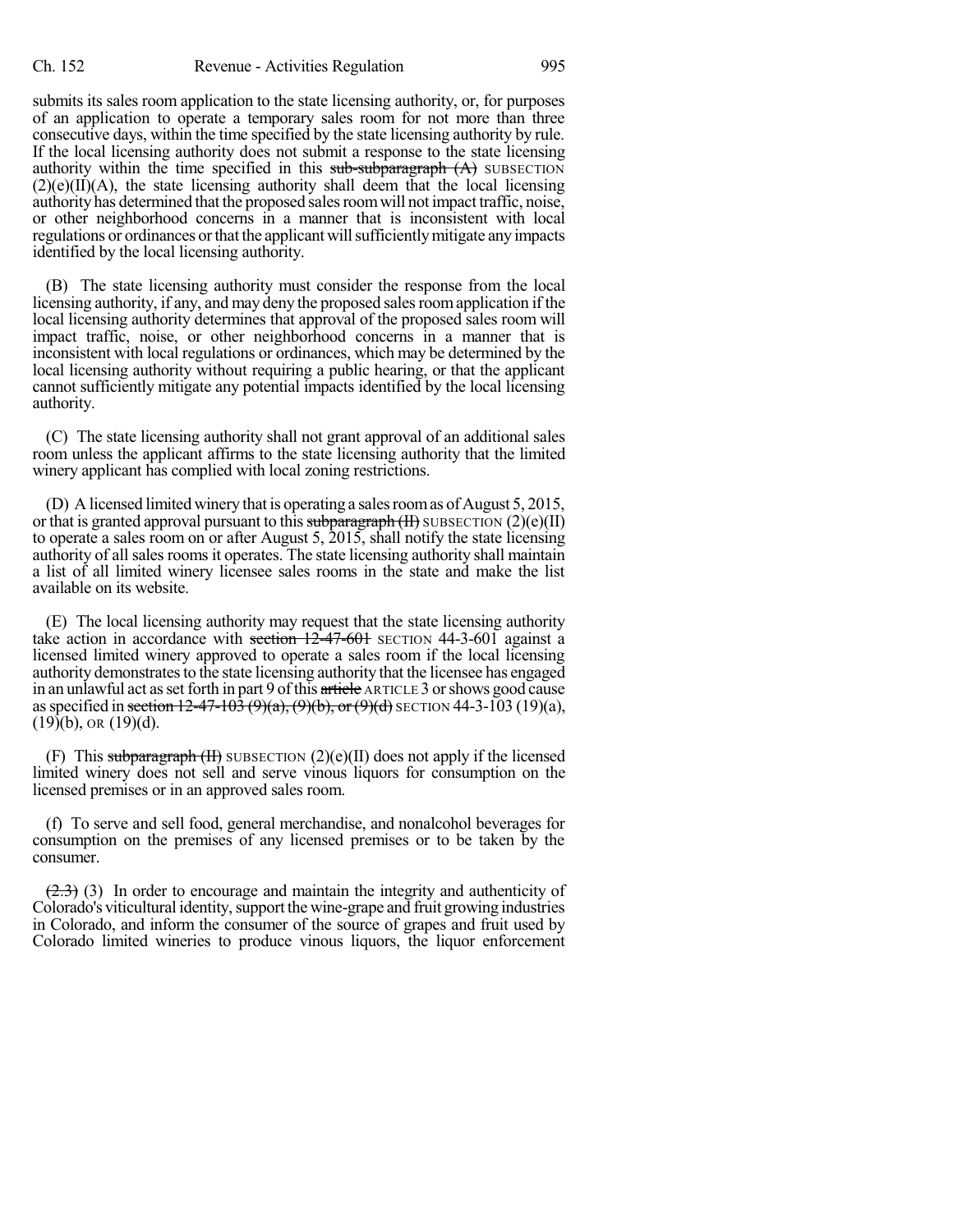submits its sales room application to the state licensing authority, or, for purposes of an application to operate a temporary sales room for not more than three consecutive days, within the time specified by the state licensing authority by rule. If the local licensing authority does not submit a response to the state licensing authority within the time specified in this ~~sub-subparagraph (A)~~ SUBSECTION (2)(e)(II)(A), the state licensing authority shall deem that the local licensing authority has determined that the proposed sales room will not impact traffic, noise, or other neighborhood concerns in a manner that is inconsistent with local regulations or ordinances or that the applicant will sufficiently mitigate any impacts identified by the local licensing authority.

(B) The state licensing authority must consider the response from the local licensing authority, if any, and may deny the proposed sales room application if the local licensing authority determines that approval of the proposed sales room will impact traffic, noise, or other neighborhood concerns in a manner that is inconsistent with local regulations or ordinances, which may be determined by the local licensing authority without requiring a public hearing, or that the applicant cannot sufficiently mitigate any potential impacts identified by the local licensing authority.

(C) The state licensing authority shall not grant approval of an additional sales room unless the applicant affirms to the state licensing authority that the limited winery applicant has complied with local zoning restrictions.

(D) A licensed limited winery that is operating a sales room as of August 5, 2015, or that is granted approval pursuant to this ~~subparagraph (II)~~ SUBSECTION (2)(e)(II) to operate a sales room on or after August 5, 2015, shall notify the state licensing authority of all sales rooms it operates. The state licensing authority shall maintain a list of all limited winery licensee sales rooms in the state and make the list available on its website.

(E) The local licensing authority may request that the state licensing authority take action in accordance with ~~section 12-47-601~~ SECTION 44-3-601 against a licensed limited winery approved to operate a sales room if the local licensing authority demonstrates to the state licensing authority that the licensee has engaged in an unlawful act as set forth in part 9 of this ~~article~~ ARTICLE 3 or shows good cause as specified in ~~section 12-47-103 (9)(a), (9)(b), or (9)(d)~~ SECTION 44-3-103 (19)(a), (19)(b), OR (19)(d).

(F) This ~~subparagraph (II)~~ SUBSECTION (2)(e)(II) does not apply if the licensed limited winery does not sell and serve vinous liquors for consumption on the licensed premises or in an approved sales room.

(f) To serve and sell food, general merchandise, and nonalcohol beverages for consumption on the premises of any licensed premises or to be taken by the consumer.

~~(2.3)~~ (3) In order to encourage and maintain the integrity and authenticity of Colorado's viticultural identity, support the wine-grape and fruit growing industries in Colorado, and inform the consumer of the source of grapes and fruit used by Colorado limited wineries to produce vinous liquors, the liquor enforcement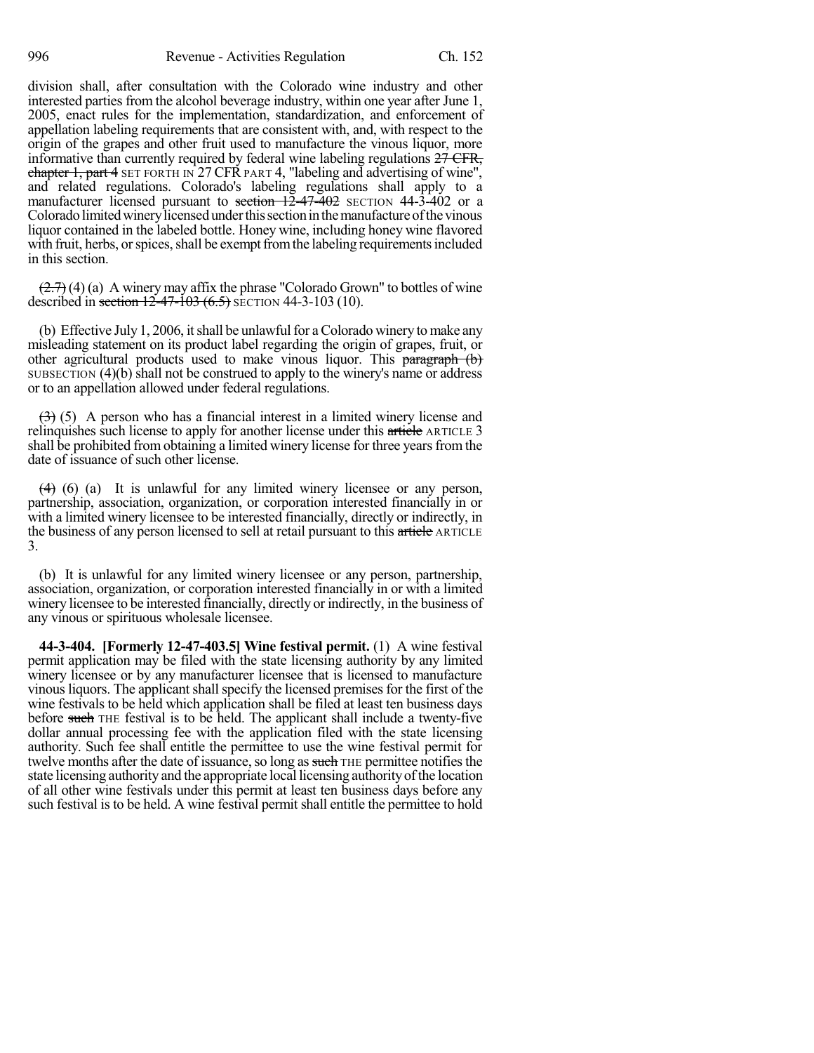division shall, after consultation with the Colorado wine industry and other interested parties from the alcohol beverage industry, within one year after June 1, 2005, enact rules for the implementation, standardization, and enforcement of appellation labeling requirements that are consistent with, and, with respect to the origin of the grapes and other fruit used to manufacture the vinous liquor, more informative than currently required by federal wine labeling regulations ~~27 CFR, chapter 1, part 4~~ SET FORTH IN 27 CFR PART 4, "labeling and advertising of wine", and related regulations. Colorado's labeling regulations shall apply to a manufacturer licensed pursuant to ~~section 12-47-402~~ SECTION 44-3-402 or a Colorado limited winery licensed under this section in the manufacture of the vinous liquor contained in the labeled bottle. Honey wine, including honey wine flavored with fruit, herbs, or spices, shall be exempt from the labeling requirements included in this section.

~~(2.7)~~ (4) (a) A winery may affix the phrase "Colorado Grown" to bottles of wine described in ~~section 12-47-103 (6.5)~~ SECTION 44-3-103 (10).

(b) Effective July 1, 2006, it shall be unlawful for a Colorado winery to make any misleading statement on its product label regarding the origin of grapes, fruit, or other agricultural products used to make vinous liquor. This ~~paragraph (b)~~ SUBSECTION (4)(b) shall not be construed to apply to the winery's name or address or to an appellation allowed under federal regulations.

~~(3)~~ (5) A person who has a financial interest in a limited winery license and relinquishes such license to apply for another license under this ~~article~~ ARTICLE 3 shall be prohibited from obtaining a limited winery license for three years from the date of issuance of such other license.

~~(4)~~ (6) (a) It is unlawful for any limited winery licensee or any person, partnership, association, organization, or corporation interested financially in or with a limited winery licensee to be interested financially, directly or indirectly, in the business of any person licensed to sell at retail pursuant to this ~~article~~ ARTICLE 3.

(b) It is unlawful for any limited winery licensee or any person, partnership, association, organization, or corporation interested financially in or with a limited winery licensee to be interested financially, directly or indirectly, in the business of any vinous or spirituous wholesale licensee.

**44-3-404. [Formerly 12-47-403.5] Wine festival permit.** (1) A wine festival permit application may be filed with the state licensing authority by any limited winery licensee or by any manufacturer licensee that is licensed to manufacture vinous liquors. The applicant shall specify the licensed premises for the first of the wine festivals to be held which application shall be filed at least ten business days before ~~such~~ THE festival is to be held. The applicant shall include a twenty-five dollar annual processing fee with the application filed with the state licensing authority. Such fee shall entitle the permittee to use the wine festival permit for twelve months after the date of issuance, so long as ~~such~~ THE permittee notifies the state licensing authority and the appropriate local licensing authority of the location of all other wine festivals under this permit at least ten business days before any such festival is to be held. A wine festival permit shall entitle the permittee to hold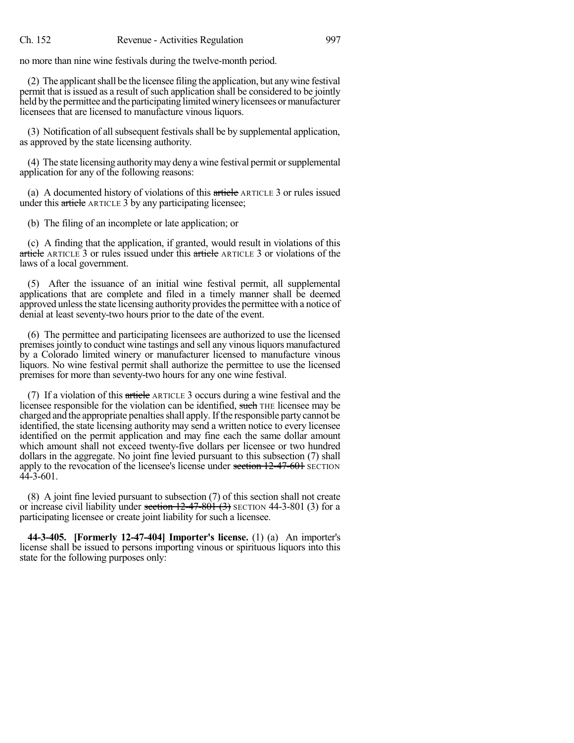no more than nine wine festivals during the twelve-month period.

(2) The applicant shall be the licensee filing the application, but any wine festival permit that is issued as a result of such application shall be considered to be jointly held by the permittee and the participating limited winery licensees or manufacturer licensees that are licensed to manufacture vinous liquors.

(3) Notification of all subsequent festivals shall be by supplemental application, as approved by the state licensing authority.

(4) The state licensing authority may deny a wine festival permit or supplemental application for any of the following reasons:

(a) A documented history of violations of this ~~article~~ ARTICLE 3 or rules issued under this ~~article~~ ARTICLE 3 by any participating licensee;

(b) The filing of an incomplete or late application; or

(c) A finding that the application, if granted, would result in violations of this ~~article~~ ARTICLE 3 or rules issued under this ~~article~~ ARTICLE 3 or violations of the laws of a local government.

(5) After the issuance of an initial wine festival permit, all supplemental applications that are complete and filed in a timely manner shall be deemed approved unless the state licensing authority provides the permittee with a notice of denial at least seventy-two hours prior to the date of the event.

(6) The permittee and participating licensees are authorized to use the licensed premises jointly to conduct wine tastings and sell any vinous liquors manufactured by a Colorado limited winery or manufacturer licensed to manufacture vinous liquors. No wine festival permit shall authorize the permittee to use the licensed premises for more than seventy-two hours for any one wine festival.

(7) If a violation of this ~~article~~ ARTICLE 3 occurs during a wine festival and the licensee responsible for the violation can be identified, ~~such~~ THE licensee may be charged and the appropriate penalties shall apply. If the responsible party cannot be identified, the state licensing authority may send a written notice to every licensee identified on the permit application and may fine each the same dollar amount which amount shall not exceed twenty-five dollars per licensee or two hundred dollars in the aggregate. No joint fine levied pursuant to this subsection (7) shall apply to the revocation of the licensee's license under ~~section 12-47-601~~ SECTION 44-3-601.

(8) A joint fine levied pursuant to subsection (7) of this section shall not create or increase civil liability under ~~section 12-47-801 (3)~~ SECTION 44-3-801 (3) for a participating licensee or create joint liability for such a licensee.

**44-3-405. [Formerly 12-47-404] Importer's license.** (1) (a) An importer's license shall be issued to persons importing vinous or spirituous liquors into this state for the following purposes only: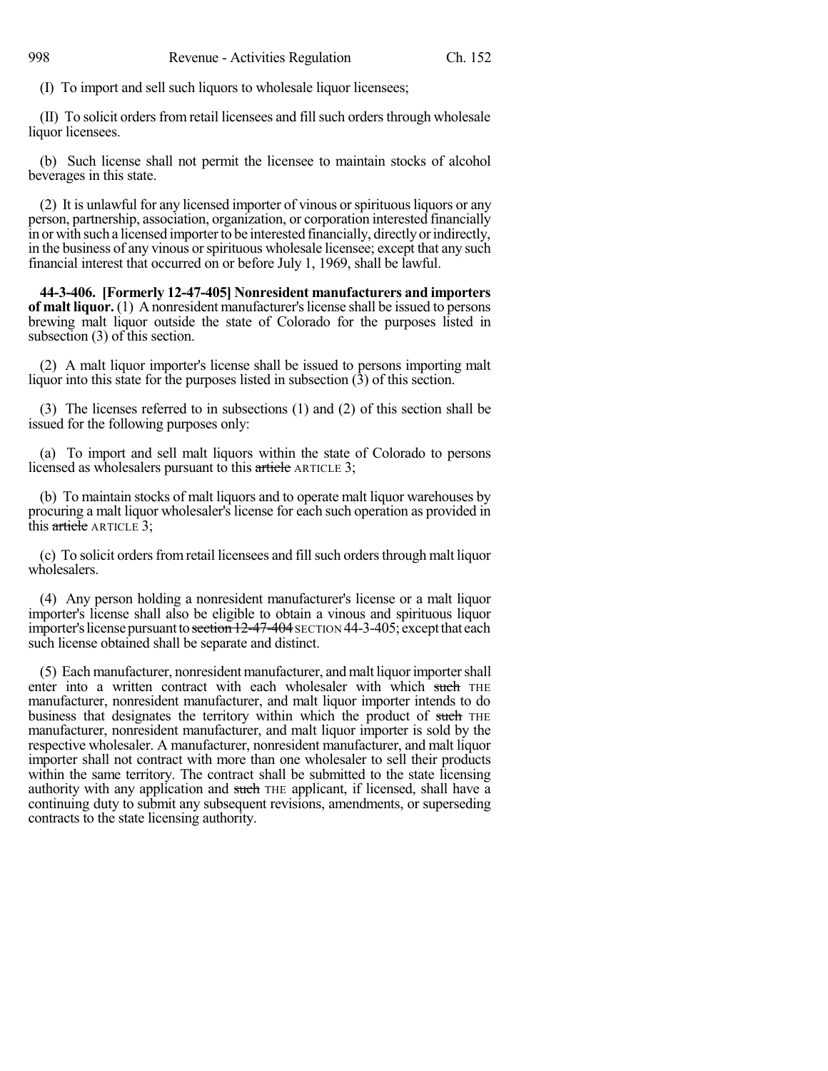(I) To import and sell such liquors to wholesale liquor licensees;

(II) To solicit orders from retail licensees and fill such orders through wholesale liquor licensees.

(b) Such license shall not permit the licensee to maintain stocks of alcohol beverages in this state.

(2) It is unlawful for any licensed importer of vinous or spirituous liquors or any person, partnership, association, organization, or corporation interested financially in or with such a licensed importer to be interested financially, directly or indirectly, in the business of any vinous or spirituous wholesale licensee; except that any such financial interest that occurred on or before July 1, 1969, shall be lawful.

**44-3-406. [Formerly 12-47-405] Nonresident manufacturers and importers of malt liquor.** (1) A nonresident manufacturer's license shall be issued to persons brewing malt liquor outside the state of Colorado for the purposes listed in subsection (3) of this section.

(2) A malt liquor importer's license shall be issued to persons importing malt liquor into this state for the purposes listed in subsection (3) of this section.

(3) The licenses referred to in subsections (1) and (2) of this section shall be issued for the following purposes only:

(a) To import and sell malt liquors within the state of Colorado to persons licensed as wholesalers pursuant to this ~~article~~ ARTICLE 3;

(b) To maintain stocks of malt liquors and to operate malt liquor warehouses by procuring a malt liquor wholesaler's license for each such operation as provided in this ~~article~~ ARTICLE 3;

(c) To solicit orders from retail licensees and fill such orders through malt liquor wholesalers.

(4) Any person holding a nonresident manufacturer's license or a malt liquor importer's license shall also be eligible to obtain a vinous and spirituous liquor importer's license pursuant to ~~section 12-47-404~~ SECTION 44-3-405; except that each such license obtained shall be separate and distinct.

(5) Each manufacturer, nonresident manufacturer, and malt liquor importer shall enter into a written contract with each wholesaler with which ~~such~~ THE manufacturer, nonresident manufacturer, and malt liquor importer intends to do business that designates the territory within which the product of ~~such~~ THE manufacturer, nonresident manufacturer, and malt liquor importer is sold by the respective wholesaler. A manufacturer, nonresident manufacturer, and malt liquor importer shall not contract with more than one wholesaler to sell their products within the same territory. The contract shall be submitted to the state licensing authority with any application and ~~such~~ THE applicant, if licensed, shall have a continuing duty to submit any subsequent revisions, amendments, or superseding contracts to the state licensing authority.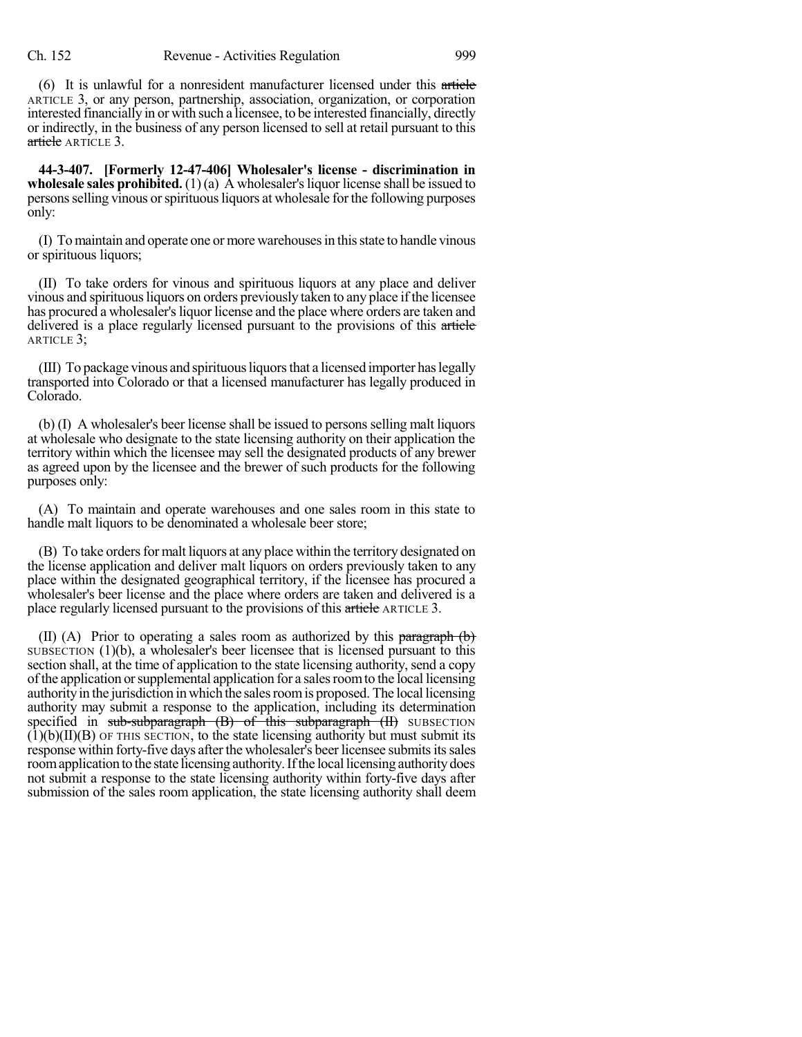(6) It is unlawful for a nonresident manufacturer licensed under this ~~article~~ ARTICLE 3, or any person, partnership, association, organization, or corporation interested financially in or with such a licensee, to be interested financially, directly or indirectly, in the business of any person licensed to sell at retail pursuant to this ~~article~~ ARTICLE 3.

**44-3-407. [Formerly 12-47-406] Wholesaler's license - discrimination in wholesale sales prohibited.** (1) (a) A wholesaler's liquor license shall be issued to persons selling vinous or spirituous liquors at wholesale for the following purposes only:

(I) To maintain and operate one or more warehouses in this state to handle vinous or spirituous liquors;

(II) To take orders for vinous and spirituous liquors at any place and deliver vinous and spirituous liquors on orders previously taken to any place if the licensee has procured a wholesaler's liquor license and the place where orders are taken and delivered is a place regularly licensed pursuant to the provisions of this ~~article~~ ARTICLE 3;

(III) To package vinous and spirituous liquors that a licensed importer has legally transported into Colorado or that a licensed manufacturer has legally produced in Colorado.

(b) (I) A wholesaler's beer license shall be issued to persons selling malt liquors at wholesale who designate to the state licensing authority on their application the territory within which the licensee may sell the designated products of any brewer as agreed upon by the licensee and the brewer of such products for the following purposes only:

(A) To maintain and operate warehouses and one sales room in this state to handle malt liquors to be denominated a wholesale beer store;

(B) To take orders for malt liquors at any place within the territory designated on the license application and deliver malt liquors on orders previously taken to any place within the designated geographical territory, if the licensee has procured a wholesaler's beer license and the place where orders are taken and delivered is a place regularly licensed pursuant to the provisions of this ~~article~~ ARTICLE 3.

(II) (A) Prior to operating a sales room as authorized by this ~~paragraph (b)~~ SUBSECTION (1)(b), a wholesaler's beer licensee that is licensed pursuant to this section shall, at the time of application to the state licensing authority, send a copy of the application or supplemental application for a sales room to the local licensing authority in the jurisdiction in which the sales room is proposed. The local licensing authority may submit a response to the application, including its determination specified in ~~sub-subparagraph (B) of this subparagraph (II)~~ SUBSECTION (1)(b)(II)(B) OF THIS SECTION, to the state licensing authority but must submit its response within forty-five days after the wholesaler's beer licensee submits its sales room application to the state licensing authority. If the local licensing authority does not submit a response to the state licensing authority within forty-five days after submission of the sales room application, the state licensing authority shall deem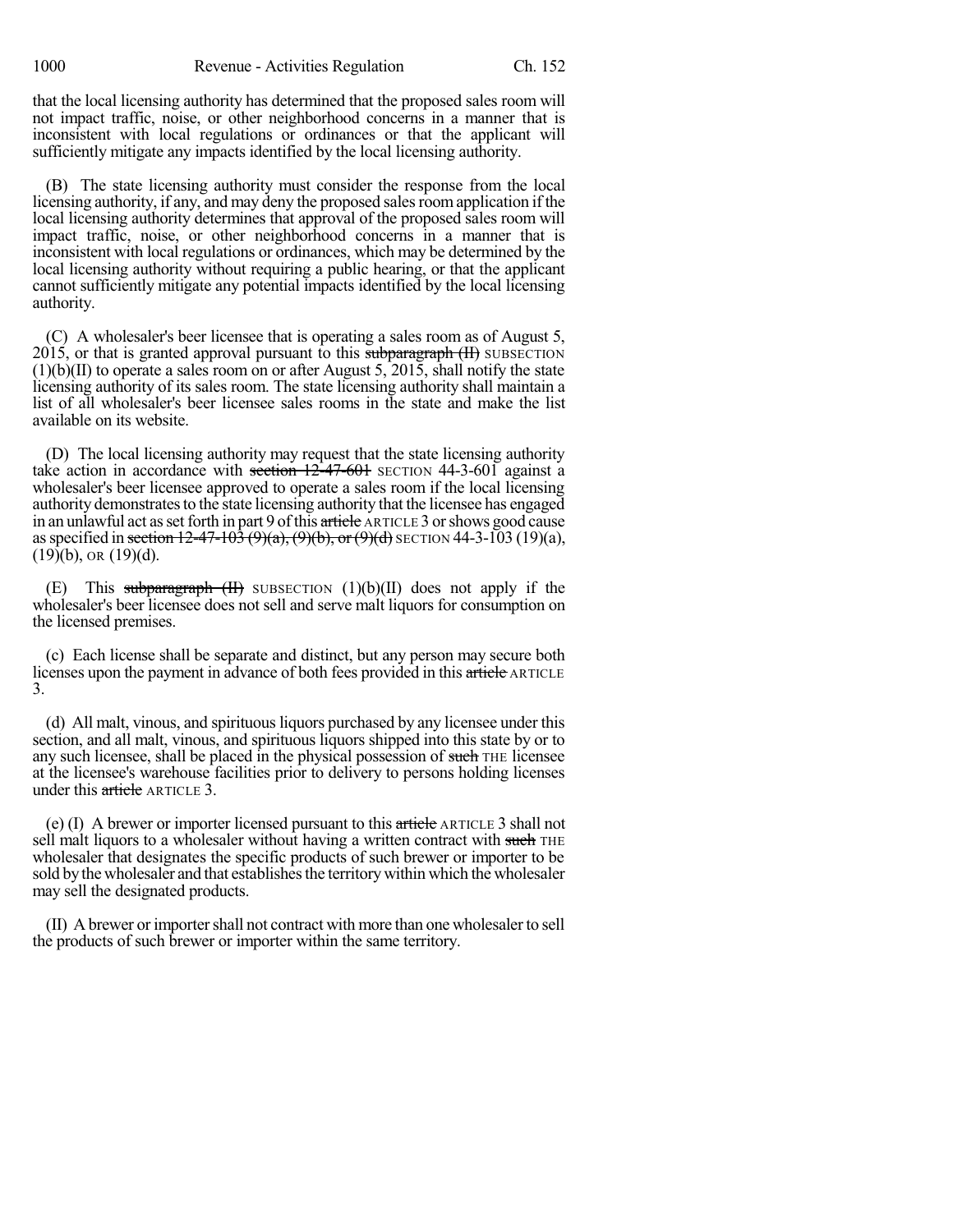that the local licensing authority has determined that the proposed sales room will not impact traffic, noise, or other neighborhood concerns in a manner that is inconsistent with local regulations or ordinances or that the applicant will sufficiently mitigate any impacts identified by the local licensing authority.

(B) The state licensing authority must consider the response from the local licensing authority, if any, and may deny the proposed sales room application if the local licensing authority determines that approval of the proposed sales room will impact traffic, noise, or other neighborhood concerns in a manner that is inconsistent with local regulations or ordinances, which may be determined by the local licensing authority without requiring a public hearing, or that the applicant cannot sufficiently mitigate any potential impacts identified by the local licensing authority.

(C) A wholesaler's beer licensee that is operating a sales room as of August 5, 2015, or that is granted approval pursuant to this ~~subparagraph (II)~~ SUBSECTION (1)(b)(II) to operate a sales room on or after August 5, 2015, shall notify the state licensing authority of its sales room. The state licensing authority shall maintain a list of all wholesaler's beer licensee sales rooms in the state and make the list available on its website.

(D) The local licensing authority may request that the state licensing authority take action in accordance with ~~section 12-47-601~~ SECTION 44-3-601 against a wholesaler's beer licensee approved to operate a sales room if the local licensing authority demonstrates to the state licensing authority that the licensee has engaged in an unlawful act as set forth in part 9 of this ~~article~~ ARTICLE 3 or shows good cause as specified in ~~section 12-47-103 (9)(a), (9)(b), or (9)(d)~~ SECTION 44-3-103 (19)(a), (19)(b), OR (19)(d).

(E) This ~~subparagraph (II)~~ SUBSECTION (1)(b)(II) does not apply if the wholesaler's beer licensee does not sell and serve malt liquors for consumption on the licensed premises.

(c) Each license shall be separate and distinct, but any person may secure both licenses upon the payment in advance of both fees provided in this ~~article~~ ARTICLE 3.

(d) All malt, vinous, and spirituous liquors purchased by any licensee under this section, and all malt, vinous, and spirituous liquors shipped into this state by or to any such licensee, shall be placed in the physical possession of ~~such~~ THE licensee at the licensee's warehouse facilities prior to delivery to persons holding licenses under this ~~article~~ ARTICLE 3.

(e) (I) A brewer or importer licensed pursuant to this ~~article~~ ARTICLE 3 shall not sell malt liquors to a wholesaler without having a written contract with ~~such~~ THE wholesaler that designates the specific products of such brewer or importer to be sold by the wholesaler and that establishes the territory within which the wholesaler may sell the designated products.

(II) A brewer or importer shall not contract with more than one wholesaler to sell the products of such brewer or importer within the same territory.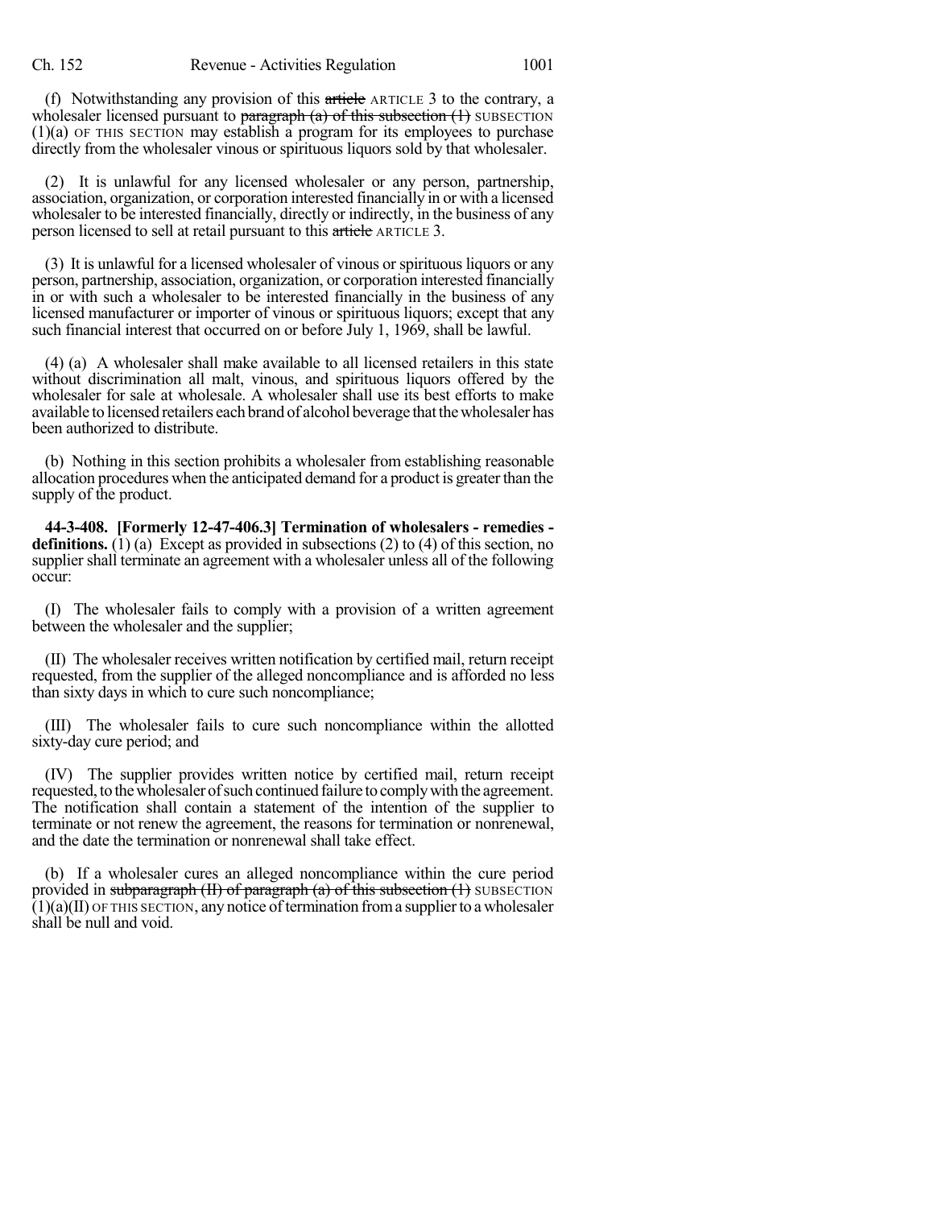(f) Notwithstanding any provision of this ~~article~~ ARTICLE 3 to the contrary, a wholesaler licensed pursuant to ~~paragraph (a) of this subsection (1)~~ SUBSECTION (1)(a) OF THIS SECTION may establish a program for its employees to purchase directly from the wholesaler vinous or spirituous liquors sold by that wholesaler.

(2) It is unlawful for any licensed wholesaler or any person, partnership, association, organization, or corporation interested financially in or with a licensed wholesaler to be interested financially, directly or indirectly, in the business of any person licensed to sell at retail pursuant to this ~~article~~ ARTICLE 3.

(3) It is unlawful for a licensed wholesaler of vinous or spirituous liquors or any person, partnership, association, organization, or corporation interested financially in or with such a wholesaler to be interested financially in the business of any licensed manufacturer or importer of vinous or spirituous liquors; except that any such financial interest that occurred on or before July 1, 1969, shall be lawful.

(4) (a) A wholesaler shall make available to all licensed retailers in this state without discrimination all malt, vinous, and spirituous liquors offered by the wholesaler for sale at wholesale. A wholesaler shall use its best efforts to make available to licensed retailers each brand of alcohol beverage that the wholesaler has been authorized to distribute.

(b) Nothing in this section prohibits a wholesaler from establishing reasonable allocation procedures when the anticipated demand for a product is greater than the supply of the product.

**44-3-408. [Formerly 12-47-406.3] Termination of wholesalers - remedies - definitions.** (1) (a) Except as provided in subsections (2) to (4) of this section, no supplier shall terminate an agreement with a wholesaler unless all of the following occur:

(I) The wholesaler fails to comply with a provision of a written agreement between the wholesaler and the supplier;

(II) The wholesaler receives written notification by certified mail, return receipt requested, from the supplier of the alleged noncompliance and is afforded no less than sixty days in which to cure such noncompliance;

(III) The wholesaler fails to cure such noncompliance within the allotted sixty-day cure period; and

(IV) The supplier provides written notice by certified mail, return receipt requested, to the wholesaler of such continued failure to comply with the agreement. The notification shall contain a statement of the intention of the supplier to terminate or not renew the agreement, the reasons for termination or nonrenewal, and the date the termination or nonrenewal shall take effect.

(b) If a wholesaler cures an alleged noncompliance within the cure period provided in ~~subparagraph (II) of paragraph (a) of this subsection (1)~~ SUBSECTION (1)(a)(II) OF THIS SECTION, any notice of termination from a supplier to a wholesaler shall be null and void.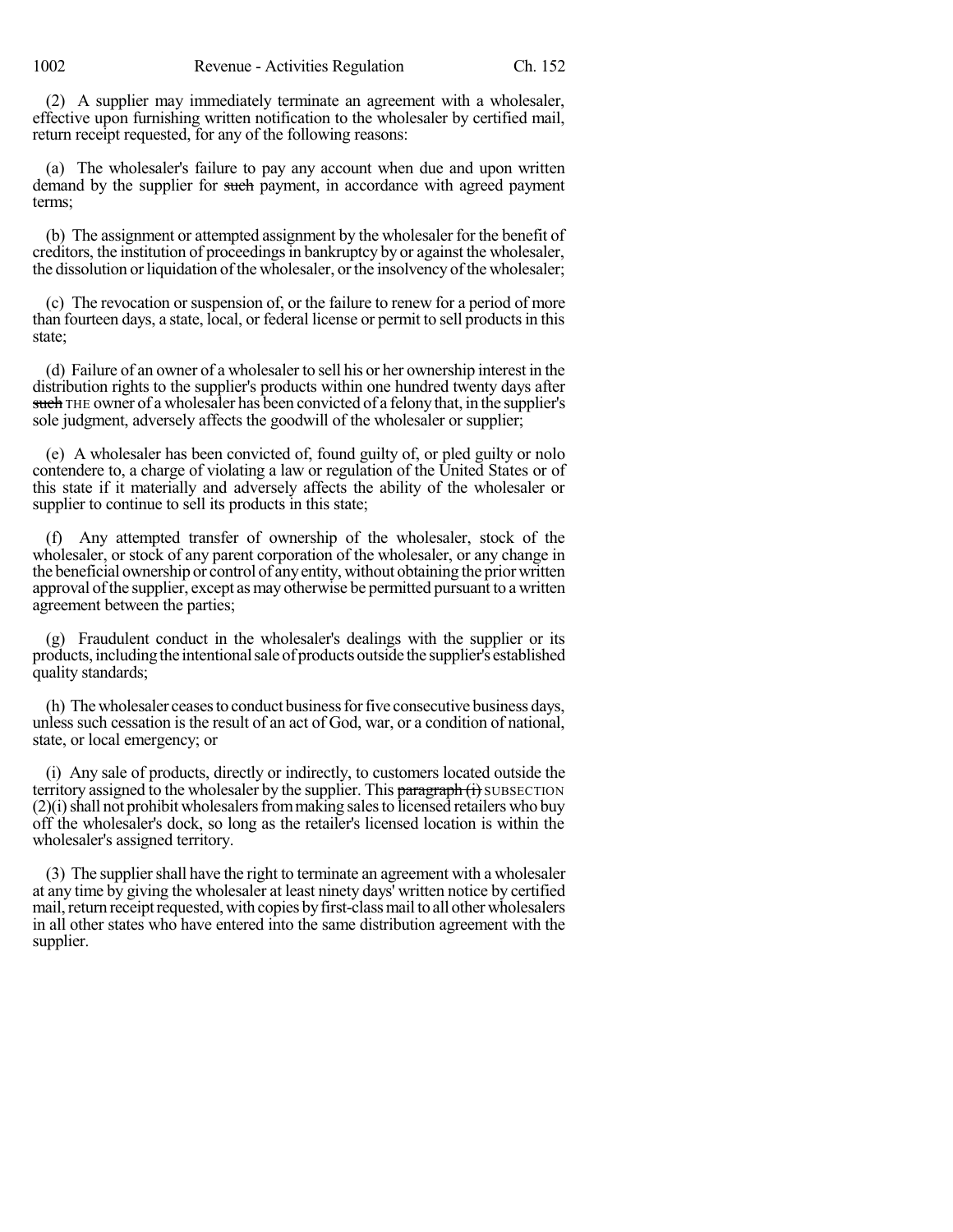(2) A supplier may immediately terminate an agreement with a wholesaler, effective upon furnishing written notification to the wholesaler by certified mail, return receipt requested, for any of the following reasons:

(a) The wholesaler's failure to pay any account when due and upon written demand by the supplier for ~~such~~ payment, in accordance with agreed payment terms;

(b) The assignment or attempted assignment by the wholesaler for the benefit of creditors, the institution of proceedings in bankruptcy by or against the wholesaler, the dissolution or liquidation of the wholesaler, or the insolvency of the wholesaler;

(c) The revocation or suspension of, or the failure to renew for a period of more than fourteen days, a state, local, or federal license or permit to sell products in this state;

(d) Failure of an owner of a wholesaler to sell his or her ownership interest in the distribution rights to the supplier's products within one hundred twenty days after ~~such~~ THE owner of a wholesaler has been convicted of a felony that, in the supplier's sole judgment, adversely affects the goodwill of the wholesaler or supplier;

(e) A wholesaler has been convicted of, found guilty of, or pled guilty or nolo contendere to, a charge of violating a law or regulation of the United States or of this state if it materially and adversely affects the ability of the wholesaler or supplier to continue to sell its products in this state;

(f) Any attempted transfer of ownership of the wholesaler, stock of the wholesaler, or stock of any parent corporation of the wholesaler, or any change in the beneficial ownership or control of any entity, without obtaining the prior written approval of the supplier, except as may otherwise be permitted pursuant to a written agreement between the parties;

(g) Fraudulent conduct in the wholesaler's dealings with the supplier or its products, including the intentional sale of products outside the supplier's established quality standards;

(h) The wholesaler ceases to conduct business for five consecutive business days, unless such cessation is the result of an act of God, war, or a condition of national, state, or local emergency; or

(i) Any sale of products, directly or indirectly, to customers located outside the territory assigned to the wholesaler by the supplier. This ~~paragraph (i)~~ SUBSECTION (2)(i) shall not prohibit wholesalers from making sales to licensed retailers who buy off the wholesaler's dock, so long as the retailer's licensed location is within the wholesaler's assigned territory.

(3) The supplier shall have the right to terminate an agreement with a wholesaler at any time by giving the wholesaler at least ninety days' written notice by certified mail, return receipt requested, with copies by first-class mail to all other wholesalers in all other states who have entered into the same distribution agreement with the supplier.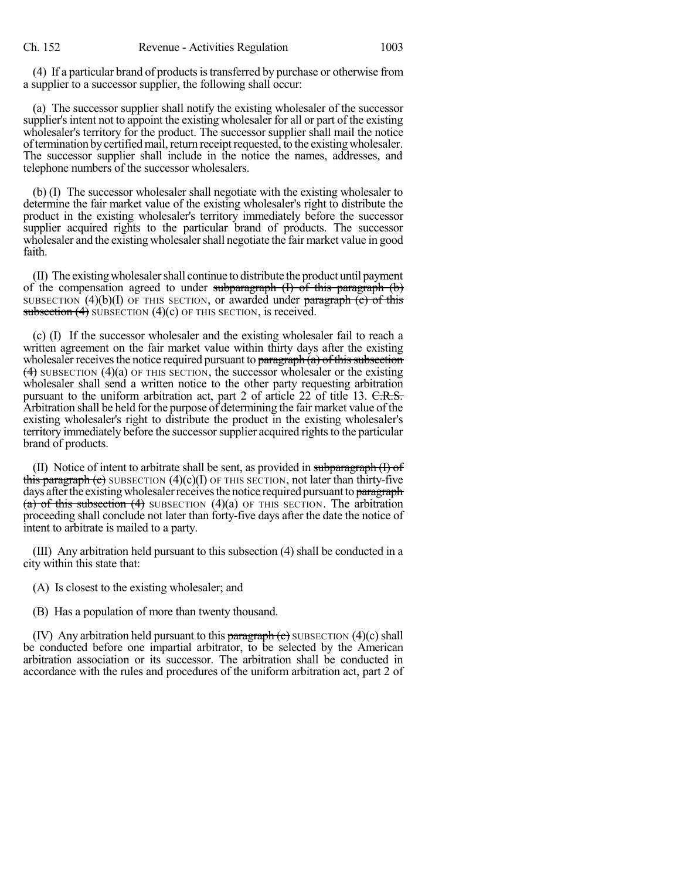(4) If a particular brand of products is transferred by purchase or otherwise from a supplier to a successor supplier, the following shall occur:

(a) The successor supplier shall notify the existing wholesaler of the successor supplier's intent not to appoint the existing wholesaler for all or part of the existing wholesaler's territory for the product. The successor supplier shall mail the notice of termination by certified mail, return receipt requested, to the existing wholesaler. The successor supplier shall include in the notice the names, addresses, and telephone numbers of the successor wholesalers.

(b) (I) The successor wholesaler shall negotiate with the existing wholesaler to determine the fair market value of the existing wholesaler's right to distribute the product in the existing wholesaler's territory immediately before the successor supplier acquired rights to the particular brand of products. The successor wholesaler and the existing wholesaler shall negotiate the fair market value in good faith.

(II) The existing wholesaler shall continue to distribute the product until payment of the compensation agreed to under ~~subparagraph (I) of this paragraph (b)~~ SUBSECTION (4)(b)(I) OF THIS SECTION, or awarded under ~~paragraph (c) of this subsection (4)~~ SUBSECTION (4)(c) OF THIS SECTION, is received.

(c) (I) If the successor wholesaler and the existing wholesaler fail to reach a written agreement on the fair market value within thirty days after the existing wholesaler receives the notice required pursuant to ~~paragraph (a) of this subsection (4)~~ SUBSECTION (4)(a) OF THIS SECTION, the successor wholesaler or the existing wholesaler shall send a written notice to the other party requesting arbitration pursuant to the uniform arbitration act, part 2 of article 22 of title 13. ~~C.R.S.~~ Arbitration shall be held for the purpose of determining the fair market value of the existing wholesaler's right to distribute the product in the existing wholesaler's territory immediately before the successor supplier acquired rights to the particular brand of products.

(II) Notice of intent to arbitrate shall be sent, as provided in ~~subparagraph (I) of this paragraph (c)~~ SUBSECTION (4)(c)(I) OF THIS SECTION, not later than thirty-five days after the existing wholesaler receives the notice required pursuant to ~~paragraph (a) of this subsection (4)~~ SUBSECTION (4)(a) OF THIS SECTION. The arbitration proceeding shall conclude not later than forty-five days after the date the notice of intent to arbitrate is mailed to a party.

(III) Any arbitration held pursuant to this subsection (4) shall be conducted in a city within this state that:

(A) Is closest to the existing wholesaler; and

(B) Has a population of more than twenty thousand.

(IV) Any arbitration held pursuant to this ~~paragraph (c)~~ SUBSECTION (4)(c) shall be conducted before one impartial arbitrator, to be selected by the American arbitration association or its successor. The arbitration shall be conducted in accordance with the rules and procedures of the uniform arbitration act, part 2 of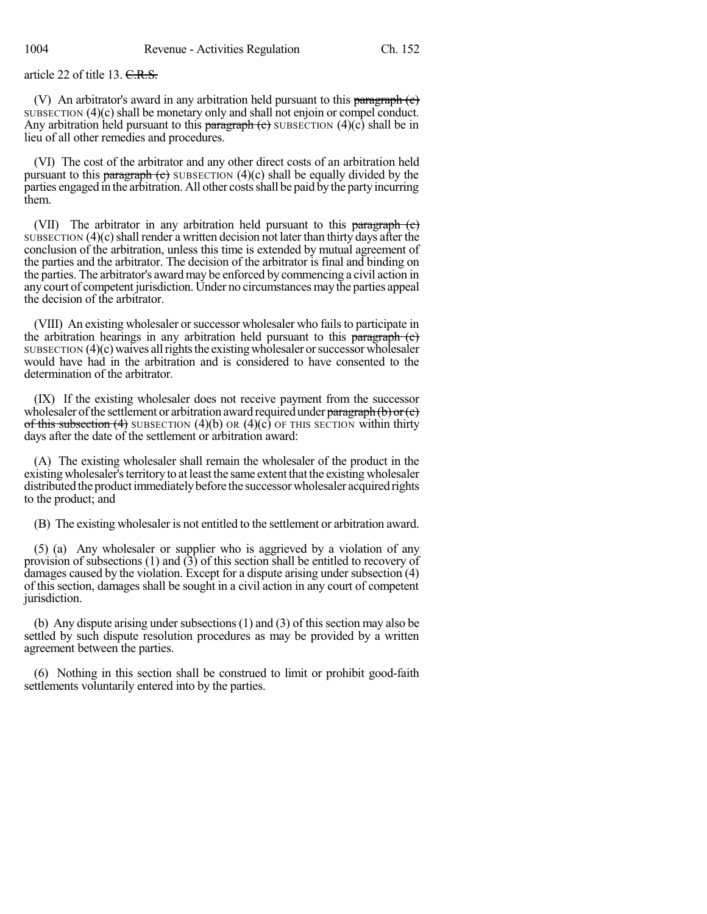article 22 of title 13. ~~C.R.S.~~

(V) An arbitrator's award in any arbitration held pursuant to this ~~paragraph (c)~~ SUBSECTION (4)(c) shall be monetary only and shall not enjoin or compel conduct. Any arbitration held pursuant to this ~~paragraph (c)~~ SUBSECTION (4)(c) shall be in lieu of all other remedies and procedures.

(VI) The cost of the arbitrator and any other direct costs of an arbitration held pursuant to this ~~paragraph (c)~~ SUBSECTION (4)(c) shall be equally divided by the parties engaged in the arbitration. All other costs shall be paid by the party incurring them.

(VII) The arbitrator in any arbitration held pursuant to this ~~paragraph (c)~~ SUBSECTION (4)(c) shall render a written decision not later than thirty days after the conclusion of the arbitration, unless this time is extended by mutual agreement of the parties and the arbitrator. The decision of the arbitrator is final and binding on the parties. The arbitrator's award may be enforced by commencing a civil action in any court of competent jurisdiction. Under no circumstances may the parties appeal the decision of the arbitrator.

(VIII) An existing wholesaler or successor wholesaler who fails to participate in the arbitration hearings in any arbitration held pursuant to this ~~paragraph (c)~~ SUBSECTION (4)(c) waives all rights the existing wholesaler or successor wholesaler would have had in the arbitration and is considered to have consented to the determination of the arbitrator.

(IX) If the existing wholesaler does not receive payment from the successor wholesaler of the settlement or arbitration award required under ~~paragraph (b) or (c) of this subsection (4)~~ SUBSECTION (4)(b) OR (4)(c) OF THIS SECTION within thirty days after the date of the settlement or arbitration award:

(A) The existing wholesaler shall remain the wholesaler of the product in the existing wholesaler's territory to at least the same extent that the existing wholesaler distributed the product immediately before the successor wholesaler acquired rights to the product; and

(B) The existing wholesaler is not entitled to the settlement or arbitration award.

(5) (a) Any wholesaler or supplier who is aggrieved by a violation of any provision of subsections (1) and (3) of this section shall be entitled to recovery of damages caused by the violation. Except for a dispute arising under subsection (4) of this section, damages shall be sought in a civil action in any court of competent jurisdiction.

(b) Any dispute arising under subsections (1) and (3) of this section may also be settled by such dispute resolution procedures as may be provided by a written agreement between the parties.

(6) Nothing in this section shall be construed to limit or prohibit good-faith settlements voluntarily entered into by the parties.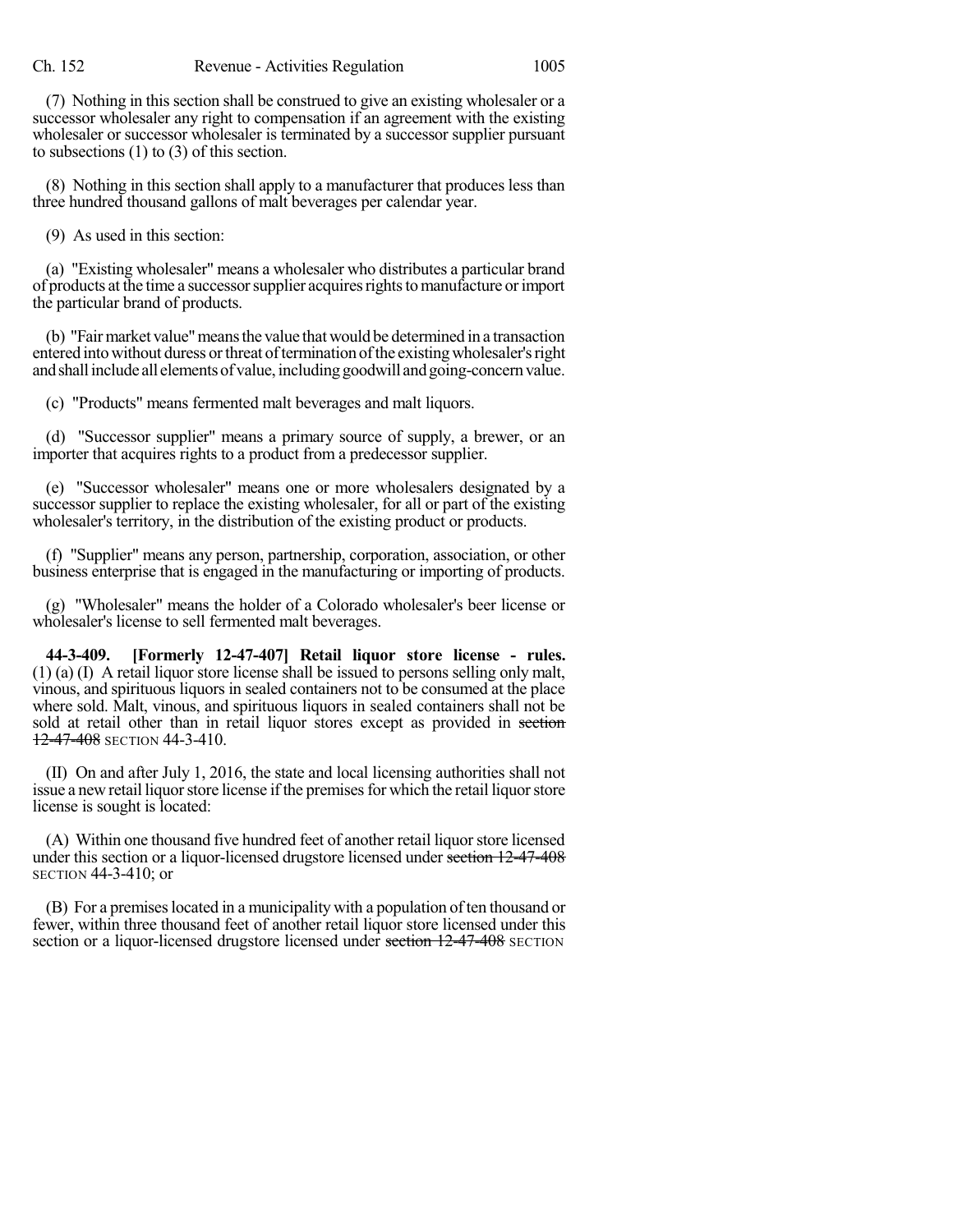(7) Nothing in this section shall be construed to give an existing wholesaler or a successor wholesaler any right to compensation if an agreement with the existing wholesaler or successor wholesaler is terminated by a successor supplier pursuant to subsections (1) to (3) of this section.

(8) Nothing in this section shall apply to a manufacturer that produces less than three hundred thousand gallons of malt beverages per calendar year.

(9) As used in this section:

(a) "Existing wholesaler" means a wholesaler who distributes a particular brand of products at the time a successor supplier acquires rights to manufacture or import the particular brand of products.

(b) "Fair market value" means the value that would be determined in a transaction entered into without duress or threat of termination of the existing wholesaler's right and shall include all elements of value, including goodwill and going-concern value.

(c) "Products" means fermented malt beverages and malt liquors.

(d) "Successor supplier" means a primary source of supply, a brewer, or an importer that acquires rights to a product from a predecessor supplier.

(e) "Successor wholesaler" means one or more wholesalers designated by a successor supplier to replace the existing wholesaler, for all or part of the existing wholesaler's territory, in the distribution of the existing product or products.

(f) "Supplier" means any person, partnership, corporation, association, or other business enterprise that is engaged in the manufacturing or importing of products.

(g) "Wholesaler" means the holder of a Colorado wholesaler's beer license or wholesaler's license to sell fermented malt beverages.

**44-3-409. [Formerly 12-47-407] Retail liquor store license - rules.** (1) (a) (I) A retail liquor store license shall be issued to persons selling only malt, vinous, and spirituous liquors in sealed containers not to be consumed at the place where sold. Malt, vinous, and spirituous liquors in sealed containers shall not be sold at retail other than in retail liquor stores except as provided in ~~section 12-47-408~~ SECTION 44-3-410.

(II) On and after July 1, 2016, the state and local licensing authorities shall not issue a new retail liquor store license if the premises for which the retail liquor store license is sought is located:

(A) Within one thousand five hundred feet of another retail liquor store licensed under this section or a liquor-licensed drugstore licensed under ~~section 12-47-408~~ SECTION 44-3-410; or

(B) For a premises located in a municipality with a population of ten thousand or fewer, within three thousand feet of another retail liquor store licensed under this section or a liquor-licensed drugstore licensed under ~~section 12-47-408~~ SECTION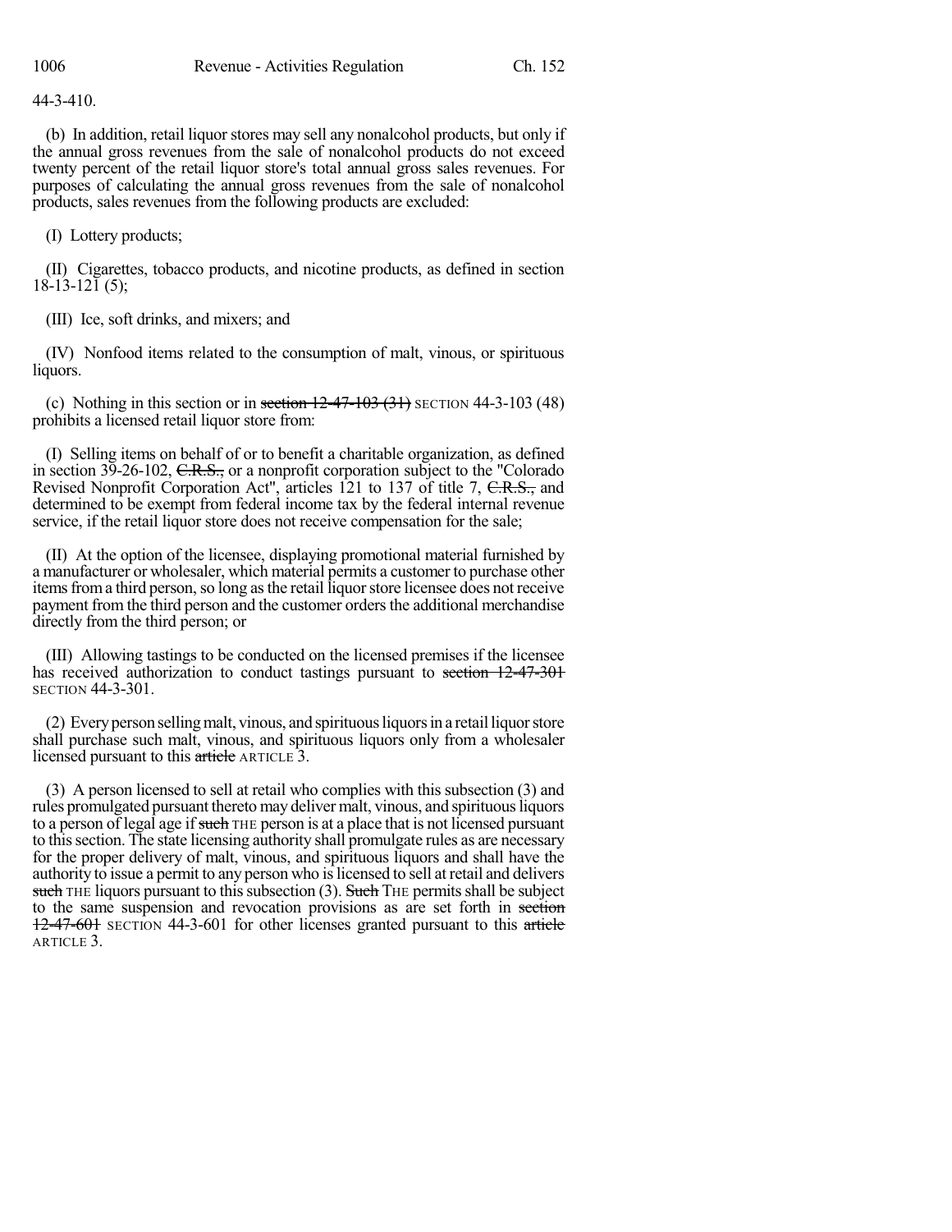44-3-410.

(b) In addition, retail liquor stores may sell any nonalcohol products, but only if the annual gross revenues from the sale of nonalcohol products do not exceed twenty percent of the retail liquor store's total annual gross sales revenues. For purposes of calculating the annual gross revenues from the sale of nonalcohol products, sales revenues from the following products are excluded:

(I) Lottery products;

(II) Cigarettes, tobacco products, and nicotine products, as defined in section 18-13-121 (5);

(III) Ice, soft drinks, and mixers; and

(IV) Nonfood items related to the consumption of malt, vinous, or spirituous liquors.

(c) Nothing in this section or in ~~section 12-47-103 (31)~~ SECTION 44-3-103 (48) prohibits a licensed retail liquor store from:

(I) Selling items on behalf of or to benefit a charitable organization, as defined in section 39-26-102, ~~C.R.S.,~~ or a nonprofit corporation subject to the "Colorado Revised Nonprofit Corporation Act", articles 121 to 137 of title 7, ~~C.R.S.,~~ and determined to be exempt from federal income tax by the federal internal revenue service, if the retail liquor store does not receive compensation for the sale;

(II) At the option of the licensee, displaying promotional material furnished by a manufacturer or wholesaler, which material permits a customer to purchase other items from a third person, so long as the retail liquor store licensee does not receive payment from the third person and the customer orders the additional merchandise directly from the third person; or

(III) Allowing tastings to be conducted on the licensed premises if the licensee has received authorization to conduct tastings pursuant to ~~section 12-47-301~~ SECTION 44-3-301.

(2) Every person selling malt, vinous, and spirituous liquors in a retail liquor store shall purchase such malt, vinous, and spirituous liquors only from a wholesaler licensed pursuant to this ~~article~~ ARTICLE 3.

(3) A person licensed to sell at retail who complies with this subsection (3) and rules promulgated pursuant thereto may deliver malt, vinous, and spirituous liquors to a person of legal age if ~~such~~ THE person is at a place that is not licensed pursuant to this section. The state licensing authority shall promulgate rules as are necessary for the proper delivery of malt, vinous, and spirituous liquors and shall have the authority to issue a permit to any person who is licensed to sell at retail and delivers ~~such~~ THE liquors pursuant to this subsection (3). ~~Such~~ THE permits shall be subject to the same suspension and revocation provisions as are set forth in ~~section 12-47-601~~ SECTION 44-3-601 for other licenses granted pursuant to this ~~article~~ ARTICLE 3.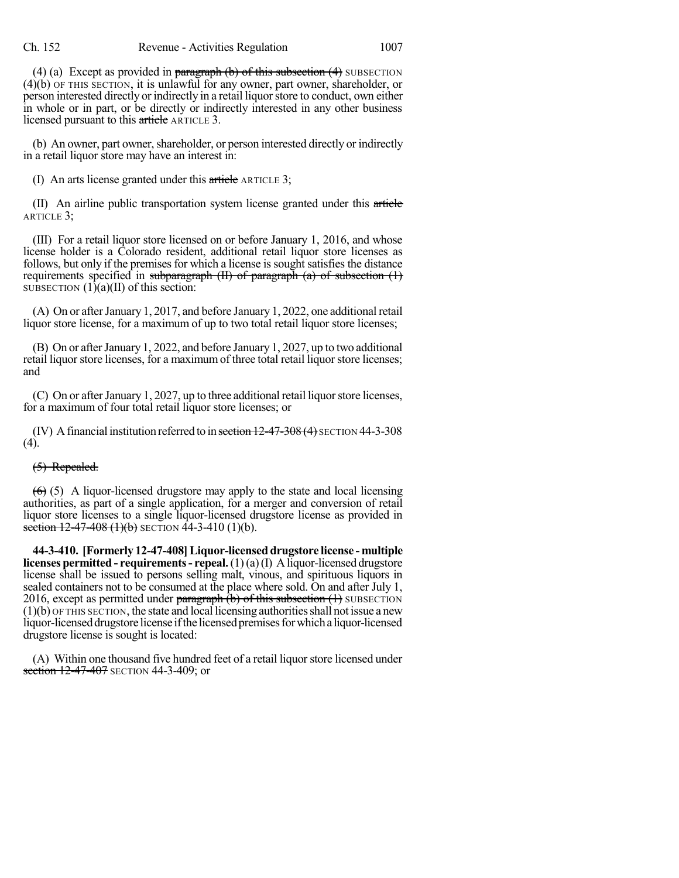(4) (a) Except as provided in ~~paragraph (b) of this subsection (4)~~ SUBSECTION (4)(b) OF THIS SECTION, it is unlawful for any owner, part owner, shareholder, or person interested directly or indirectly in a retail liquor store to conduct, own either in whole or in part, or be directly or indirectly interested in any other business licensed pursuant to this ~~article~~ ARTICLE 3.

(b) An owner, part owner, shareholder, or person interested directly or indirectly in a retail liquor store may have an interest in:

(I) An arts license granted under this ~~article~~ ARTICLE 3;

(II) An airline public transportation system license granted under this ~~article~~ ARTICLE 3;

(III) For a retail liquor store licensed on or before January 1, 2016, and whose license holder is a Colorado resident, additional retail liquor store licenses as follows, but only if the premises for which a license is sought satisfies the distance requirements specified in ~~subparagraph (II) of paragraph (a) of subsection (1)~~ SUBSECTION (1)(a)(II) of this section:

(A) On or after January 1, 2017, and before January 1, 2022, one additional retail liquor store license, for a maximum of up to two total retail liquor store licenses;

(B) On or after January 1, 2022, and before January 1, 2027, up to two additional retail liquor store licenses, for a maximum of three total retail liquor store licenses; and

(C) On or after January 1, 2027, up to three additional retail liquor store licenses, for a maximum of four total retail liquor store licenses; or

(IV) A financial institution referred to in ~~section 12-47-308 (4)~~ SECTION 44-3-308 (4).

~~(5) Repealed.~~

~~(6)~~ (5) A liquor-licensed drugstore may apply to the state and local licensing authorities, as part of a single application, for a merger and conversion of retail liquor store licenses to a single liquor-licensed drugstore license as provided in ~~section 12-47-408 (1)(b)~~ SECTION 44-3-410 (1)(b).

**44-3-410. [Formerly 12-47-408] Liquor-licensed drugstore license - multiple licenses permitted - requirements - repeal.** (1) (a) (I) A liquor-licensed drugstore license shall be issued to persons selling malt, vinous, and spirituous liquors in sealed containers not to be consumed at the place where sold. On and after July 1, 2016, except as permitted under ~~paragraph (b) of this subsection (1)~~ SUBSECTION (1)(b) OF THIS SECTION, the state and local licensing authorities shall not issue a new liquor-licensed drugstore license if the licensed premises for which a liquor-licensed drugstore license is sought is located:

(A) Within one thousand five hundred feet of a retail liquor store licensed under ~~section 12-47-407~~ SECTION 44-3-409; or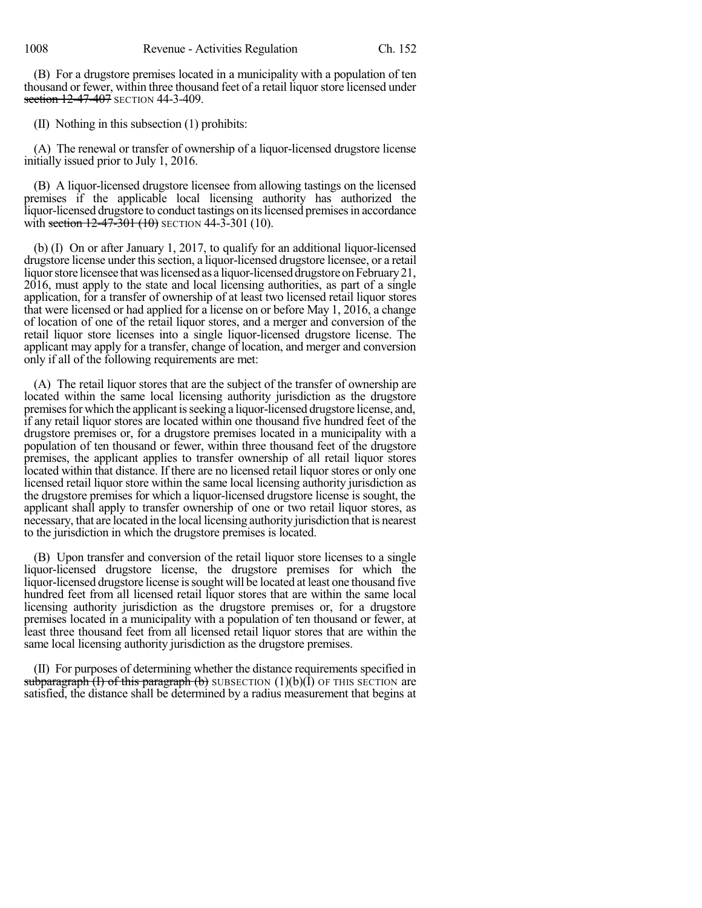(B) For a drugstore premises located in a municipality with a population of ten thousand or fewer, within three thousand feet of a retail liquor store licensed under ~~section 12-47-407~~ SECTION 44-3-409.

(II) Nothing in this subsection (1) prohibits:

(A) The renewal or transfer of ownership of a liquor-licensed drugstore license initially issued prior to July 1, 2016.

(B) A liquor-licensed drugstore licensee from allowing tastings on the licensed premises if the applicable local licensing authority has authorized the liquor-licensed drugstore to conduct tastings on its licensed premises in accordance with ~~section 12-47-301 (10)~~ SECTION 44-3-301 (10).

(b) (I) On or after January 1, 2017, to qualify for an additional liquor-licensed drugstore license under this section, a liquor-licensed drugstore licensee, or a retail liquor store licensee that was licensed as a liquor-licensed drugstore on February 21, 2016, must apply to the state and local licensing authorities, as part of a single application, for a transfer of ownership of at least two licensed retail liquor stores that were licensed or had applied for a license on or before May 1, 2016, a change of location of one of the retail liquor stores, and a merger and conversion of the retail liquor store licenses into a single liquor-licensed drugstore license. The applicant may apply for a transfer, change of location, and merger and conversion only if all of the following requirements are met:

(A) The retail liquor stores that are the subject of the transfer of ownership are located within the same local licensing authority jurisdiction as the drugstore premises for which the applicant is seeking a liquor-licensed drugstore license, and, if any retail liquor stores are located within one thousand five hundred feet of the drugstore premises or, for a drugstore premises located in a municipality with a population of ten thousand or fewer, within three thousand feet of the drugstore premises, the applicant applies to transfer ownership of all retail liquor stores located within that distance. If there are no licensed retail liquor stores or only one licensed retail liquor store within the same local licensing authority jurisdiction as the drugstore premises for which a liquor-licensed drugstore license is sought, the applicant shall apply to transfer ownership of one or two retail liquor stores, as necessary, that are located in the local licensing authority jurisdiction that is nearest to the jurisdiction in which the drugstore premises is located.

(B) Upon transfer and conversion of the retail liquor store licenses to a single liquor-licensed drugstore license, the drugstore premises for which the liquor-licensed drugstore license is sought will be located at least one thousand five hundred feet from all licensed retail liquor stores that are within the same local licensing authority jurisdiction as the drugstore premises or, for a drugstore premises located in a municipality with a population of ten thousand or fewer, at least three thousand feet from all licensed retail liquor stores that are within the same local licensing authority jurisdiction as the drugstore premises.

(II) For purposes of determining whether the distance requirements specified in ~~subparagraph (I) of this paragraph (b)~~ SUBSECTION (1)(b)(I) OF THIS SECTION are satisfied, the distance shall be determined by a radius measurement that begins at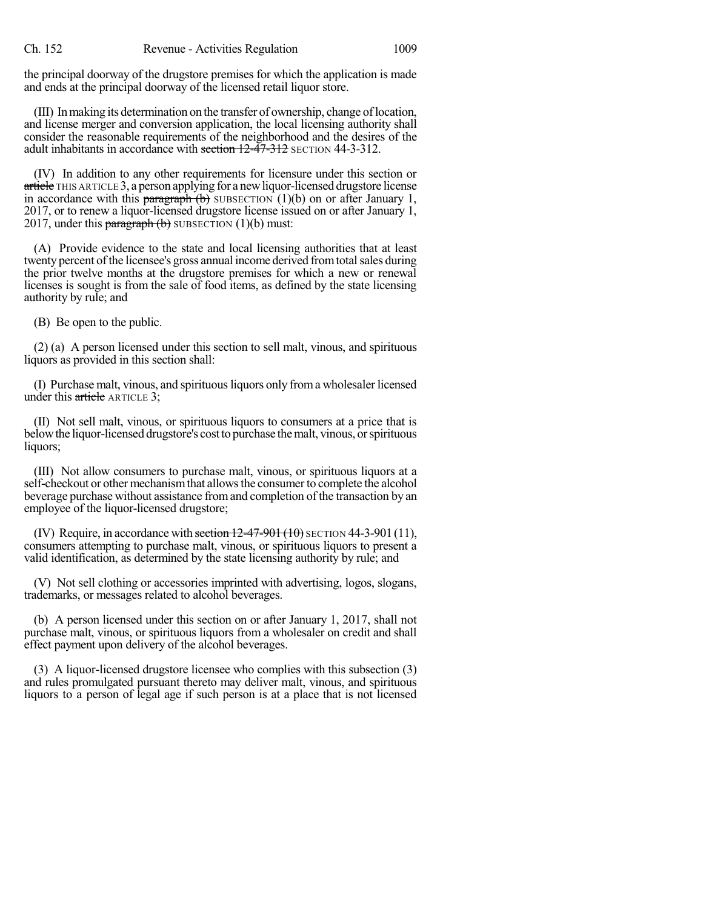the principal doorway of the drugstore premises for which the application is made and ends at the principal doorway of the licensed retail liquor store.

(III) In making its determination on the transfer of ownership, change of location, and license merger and conversion application, the local licensing authority shall consider the reasonable requirements of the neighborhood and the desires of the adult inhabitants in accordance with ~~section 12-47-312~~ SECTION 44-3-312.

(IV) In addition to any other requirements for licensure under this section or ~~article~~ THIS ARTICLE 3, a person applying for a new liquor-licensed drugstore license in accordance with this ~~paragraph (b)~~ SUBSECTION (1)(b) on or after January 1, 2017, or to renew a liquor-licensed drugstore license issued on or after January 1, 2017, under this ~~paragraph (b)~~ SUBSECTION (1)(b) must:

(A) Provide evidence to the state and local licensing authorities that at least twenty percent of the licensee's gross annual income derived from total sales during the prior twelve months at the drugstore premises for which a new or renewal licenses is sought is from the sale of food items, as defined by the state licensing authority by rule; and

(B) Be open to the public.

(2) (a) A person licensed under this section to sell malt, vinous, and spirituous liquors as provided in this section shall:

(I) Purchase malt, vinous, and spirituous liquors only from a wholesaler licensed under this ~~article~~ ARTICLE 3;

(II) Not sell malt, vinous, or spirituous liquors to consumers at a price that is below the liquor-licensed drugstore's cost to purchase the malt, vinous, or spirituous liquors;

(III) Not allow consumers to purchase malt, vinous, or spirituous liquors at a self-checkout or other mechanism that allows the consumer to complete the alcohol beverage purchase without assistance from and completion of the transaction by an employee of the liquor-licensed drugstore;

(IV) Require, in accordance with ~~section 12-47-901 (10)~~ SECTION 44-3-901 (11), consumers attempting to purchase malt, vinous, or spirituous liquors to present a valid identification, as determined by the state licensing authority by rule; and

(V) Not sell clothing or accessories imprinted with advertising, logos, slogans, trademarks, or messages related to alcohol beverages.

(b) A person licensed under this section on or after January 1, 2017, shall not purchase malt, vinous, or spirituous liquors from a wholesaler on credit and shall effect payment upon delivery of the alcohol beverages.

(3) A liquor-licensed drugstore licensee who complies with this subsection (3) and rules promulgated pursuant thereto may deliver malt, vinous, and spirituous liquors to a person of legal age if such person is at a place that is not licensed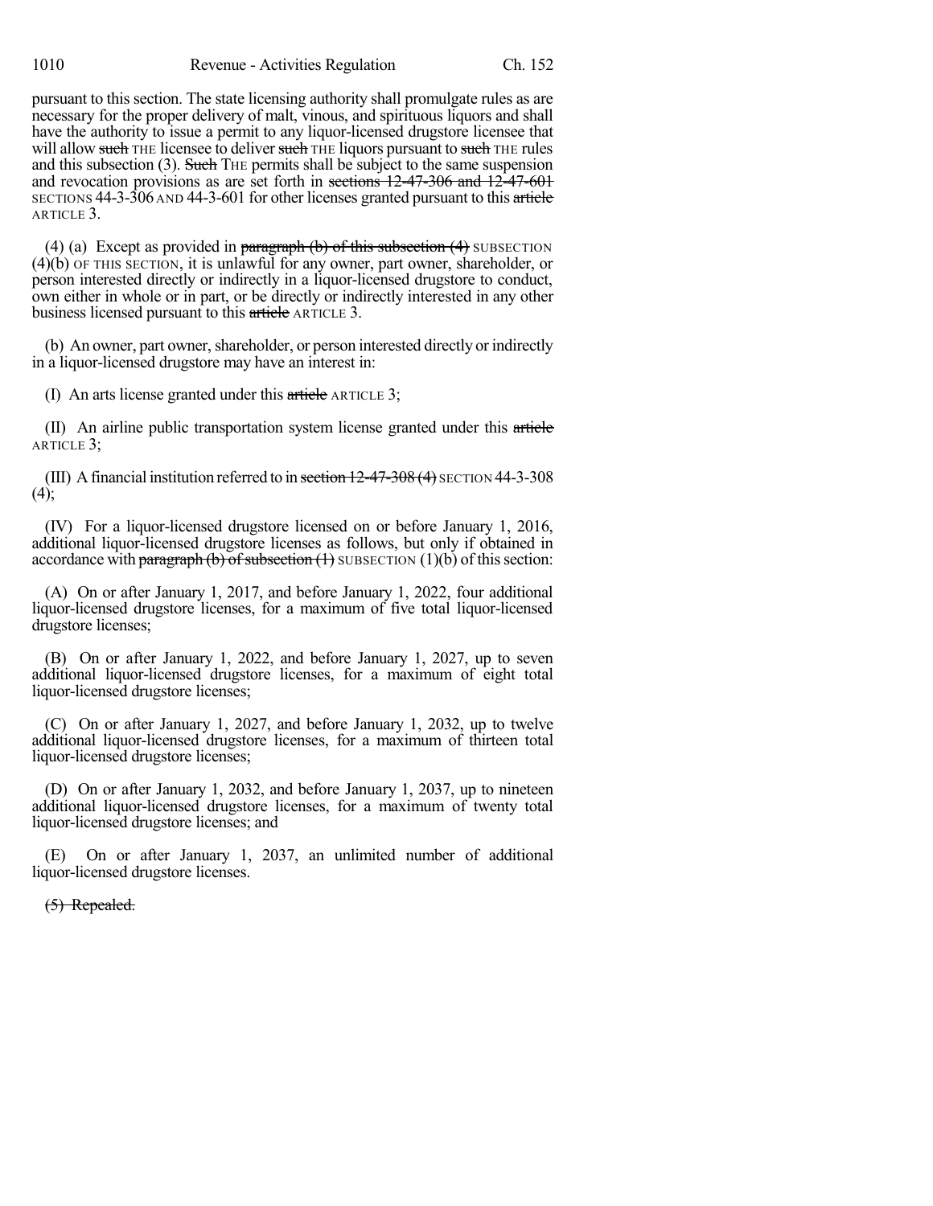pursuant to this section. The state licensing authority shall promulgate rules as are necessary for the proper delivery of malt, vinous, and spirituous liquors and shall have the authority to issue a permit to any liquor-licensed drugstore licensee that will allow ~~such~~ THE licensee to deliver ~~such~~ THE liquors pursuant to ~~such~~ THE rules and this subsection (3). ~~Such~~ THE permits shall be subject to the same suspension and revocation provisions as are set forth in ~~sections 12-47-306 and 12-47-601~~ SECTIONS 44-3-306 AND 44-3-601 for other licenses granted pursuant to this ~~article~~ ARTICLE 3.

(4) (a) Except as provided in ~~paragraph (b) of this subsection (4)~~ SUBSECTION (4)(b) OF THIS SECTION, it is unlawful for any owner, part owner, shareholder, or person interested directly or indirectly in a liquor-licensed drugstore to conduct, own either in whole or in part, or be directly or indirectly interested in any other business licensed pursuant to this ~~article~~ ARTICLE 3.

(b) An owner, part owner, shareholder, or person interested directly or indirectly in a liquor-licensed drugstore may have an interest in:

(I) An arts license granted under this ~~article~~ ARTICLE 3;

(II) An airline public transportation system license granted under this ~~article~~ ARTICLE 3;

(III) A financial institution referred to in ~~section 12-47-308 (4)~~ SECTION 44-3-308 (4);

(IV) For a liquor-licensed drugstore licensed on or before January 1, 2016, additional liquor-licensed drugstore licenses as follows, but only if obtained in accordance with ~~paragraph (b) of subsection (1)~~ SUBSECTION (1)(b) of this section:

(A) On or after January 1, 2017, and before January 1, 2022, four additional liquor-licensed drugstore licenses, for a maximum of five total liquor-licensed drugstore licenses;

(B) On or after January 1, 2022, and before January 1, 2027, up to seven additional liquor-licensed drugstore licenses, for a maximum of eight total liquor-licensed drugstore licenses;

(C) On or after January 1, 2027, and before January 1, 2032, up to twelve additional liquor-licensed drugstore licenses, for a maximum of thirteen total liquor-licensed drugstore licenses;

(D) On or after January 1, 2032, and before January 1, 2037, up to nineteen additional liquor-licensed drugstore licenses, for a maximum of twenty total liquor-licensed drugstore licenses; and

(E) On or after January 1, 2037, an unlimited number of additional liquor-licensed drugstore licenses.

~~(5) Repealed.~~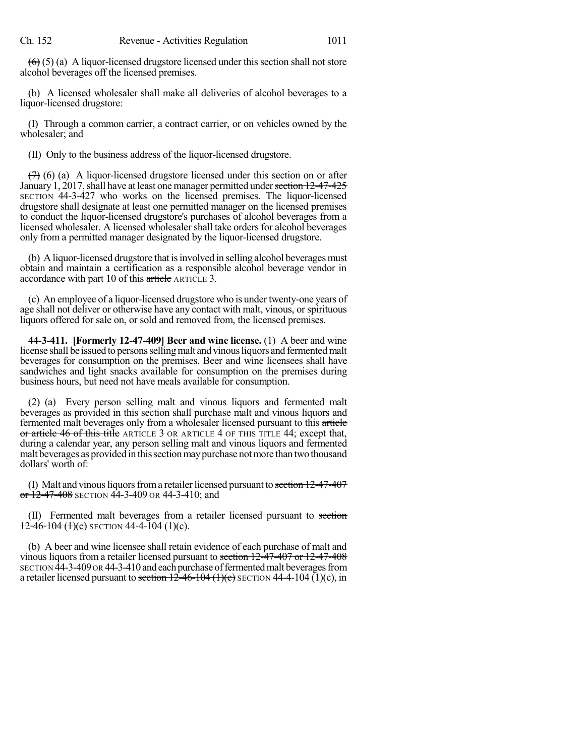~~(6)~~ (5) (a) A liquor-licensed drugstore licensed under this section shall not store alcohol beverages off the licensed premises.

(b) A licensed wholesaler shall make all deliveries of alcohol beverages to a liquor-licensed drugstore:

(I) Through a common carrier, a contract carrier, or on vehicles owned by the wholesaler; and

(II) Only to the business address of the liquor-licensed drugstore.

~~(7)~~ (6) (a) A liquor-licensed drugstore licensed under this section on or after January 1, 2017, shall have at least one manager permitted under ~~section 12-47-425~~ SECTION 44-3-427 who works on the licensed premises. The liquor-licensed drugstore shall designate at least one permitted manager on the licensed premises to conduct the liquor-licensed drugstore's purchases of alcohol beverages from a licensed wholesaler. A licensed wholesaler shall take orders for alcohol beverages only from a permitted manager designated by the liquor-licensed drugstore.

(b) A liquor-licensed drugstore that is involved in selling alcohol beverages must obtain and maintain a certification as a responsible alcohol beverage vendor in accordance with part 10 of this ~~article~~ ARTICLE 3.

(c) An employee of a liquor-licensed drugstore who is under twenty-one years of age shall not deliver or otherwise have any contact with malt, vinous, or spirituous liquors offered for sale on, or sold and removed from, the licensed premises.

**44-3-411. [Formerly 12-47-409] Beer and wine license.** (1) A beer and wine license shall be issued to persons selling malt and vinous liquors and fermented malt beverages for consumption on the premises. Beer and wine licensees shall have sandwiches and light snacks available for consumption on the premises during business hours, but need not have meals available for consumption.

(2) (a) Every person selling malt and vinous liquors and fermented malt beverages as provided in this section shall purchase malt and vinous liquors and fermented malt beverages only from a wholesaler licensed pursuant to this ~~article or article 46 of this title~~ ARTICLE 3 OR ARTICLE 4 OF THIS TITLE 44; except that, during a calendar year, any person selling malt and vinous liquors and fermented malt beverages as provided in this section may purchase not more than two thousand dollars' worth of:

(I) Malt and vinous liquors from a retailer licensed pursuant to ~~section 12-47-407 or 12-47-408~~ SECTION 44-3-409 OR 44-3-410; and

(II) Fermented malt beverages from a retailer licensed pursuant to ~~section 12-46-104 (1)(c)~~ SECTION 44-4-104 (1)(c).

(b) A beer and wine licensee shall retain evidence of each purchase of malt and vinous liquors from a retailer licensed pursuant to ~~section 12-47-407 or 12-47-408~~ SECTION 44-3-409 OR 44-3-410 and each purchase of fermented malt beverages from a retailer licensed pursuant to ~~section 12-46-104 (1)(c)~~ SECTION 44-4-104 (1)(c), in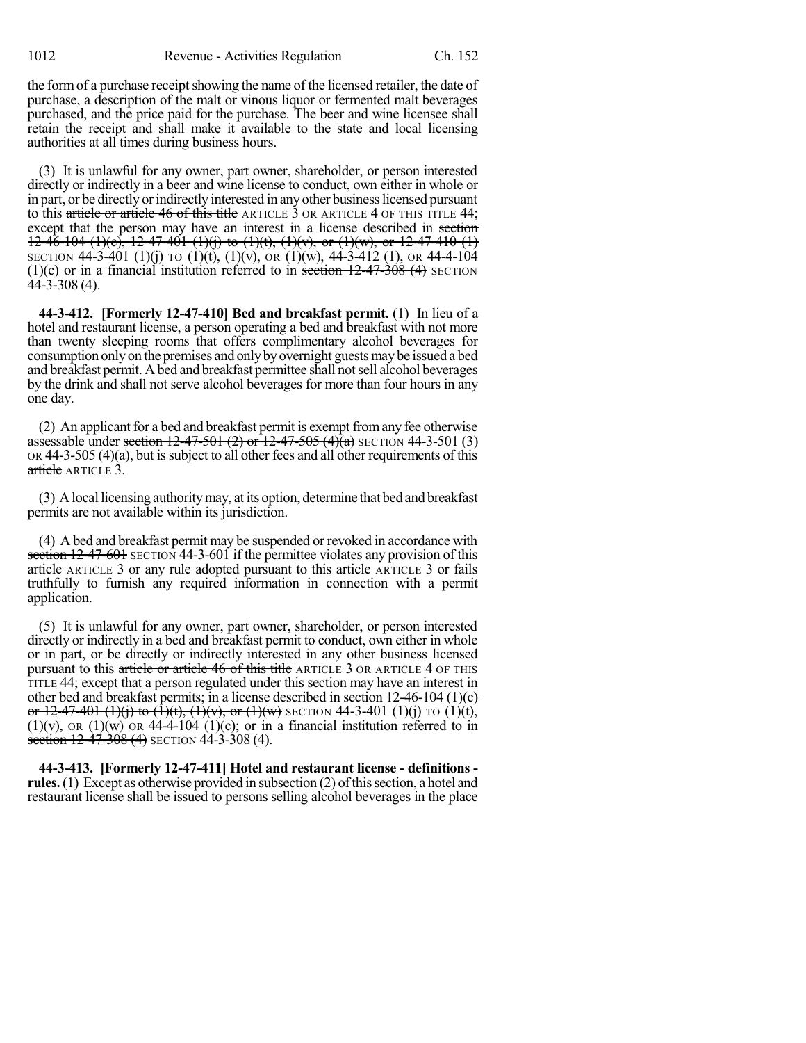the form of a purchase receipt showing the name of the licensed retailer, the date of purchase, a description of the malt or vinous liquor or fermented malt beverages purchased, and the price paid for the purchase. The beer and wine licensee shall retain the receipt and shall make it available to the state and local licensing authorities at all times during business hours.

(3) It is unlawful for any owner, part owner, shareholder, or person interested directly or indirectly in a beer and wine license to conduct, own either in whole or in part, or be directly or indirectly interested in any other business licensed pursuant to this article or article 46 of this title ARTICLE 3 OR ARTICLE 4 OF THIS TITLE 44; except that the person may have an interest in a license described in section 12-46-104 (1)(c), 12-47-401 (1)(j) to (1)(t), (1)(v), or (1)(w), or 12-47-410 (1) SECTION 44-3-401 (1)(j) TO (1)(t), (1)(v), OR (1)(w), 44-3-412 (1), OR 44-4-104 (1)(c) or in a financial institution referred to in section 12-47-308 (4) SECTION 44-3-308 (4).

**44-3-412. [Formerly 12-47-410] Bed and breakfast permit.** (1) In lieu of a hotel and restaurant license, a person operating a bed and breakfast with not more than twenty sleeping rooms that offers complimentary alcohol beverages for consumption only on the premises and only by overnight guests may be issued a bed and breakfast permit. A bed and breakfast permittee shall not sell alcohol beverages by the drink and shall not serve alcohol beverages for more than four hours in any one day.

(2) An applicant for a bed and breakfast permit is exempt from any fee otherwise assessable under section 12-47-501 (2) or 12-47-505 (4)(a) SECTION 44-3-501 (3) OR 44-3-505 (4)(a), but is subject to all other fees and all other requirements of this article ARTICLE 3.

(3) A local licensing authority may, at its option, determine that bed and breakfast permits are not available within its jurisdiction.

(4) A bed and breakfast permit may be suspended or revoked in accordance with section 12-47-601 SECTION 44-3-601 if the permittee violates any provision of this article ARTICLE 3 or any rule adopted pursuant to this article ARTICLE 3 or fails truthfully to furnish any required information in connection with a permit application.

(5) It is unlawful for any owner, part owner, shareholder, or person interested directly or indirectly in a bed and breakfast permit to conduct, own either in whole or in part, or be directly or indirectly interested in any other business licensed pursuant to this article or article 46 of this title ARTICLE 3 OR ARTICLE 4 OF THIS TITLE 44; except that a person regulated under this section may have an interest in other bed and breakfast permits; in a license described in section 12-46-104 (1)(c) or 12-47-401 (1)(j) to (1)(t), (1)(v), or (1)(w) SECTION 44-3-401 (1)(j) TO (1)(t), (1)(v), OR (1)(w) OR 44-4-104 (1)(c); or in a financial institution referred to in section 12-47-308 (4) SECTION 44-3-308 (4).

**44-3-413. [Formerly 12-47-411] Hotel and restaurant license - definitions - rules.** (1) Except as otherwise provided in subsection (2) of this section, a hotel and restaurant license shall be issued to persons selling alcohol beverages in the place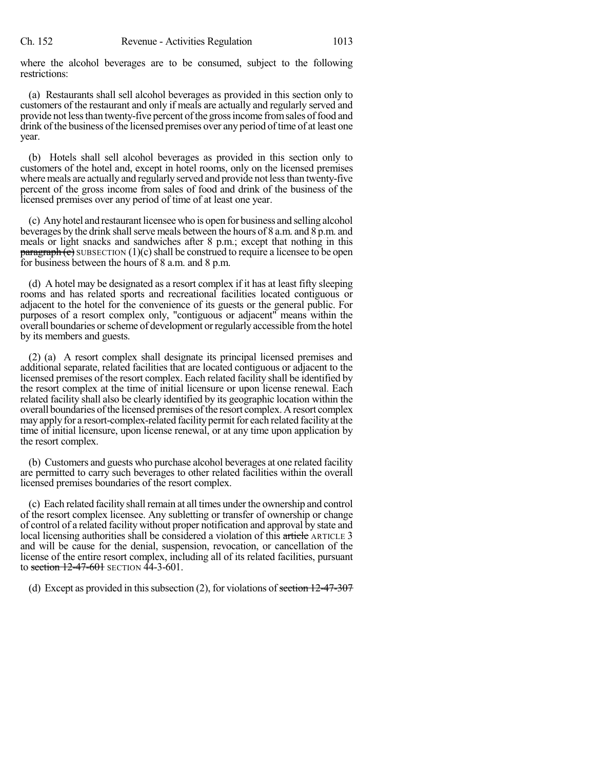where the alcohol beverages are to be consumed, subject to the following restrictions:

(a) Restaurants shall sell alcohol beverages as provided in this section only to customers of the restaurant and only if meals are actually and regularly served and provide not less than twenty-five percent of the gross income from sales of food and drink of the business of the licensed premises over any period of time of at least one year.

(b) Hotels shall sell alcohol beverages as provided in this section only to customers of the hotel and, except in hotel rooms, only on the licensed premises where meals are actually and regularly served and provide not less than twenty-five percent of the gross income from sales of food and drink of the business of the licensed premises over any period of time of at least one year.

(c) Any hotel and restaurant licensee who is open for business and selling alcohol beverages by the drink shall serve meals between the hours of 8 a.m. and 8 p.m. and meals or light snacks and sandwiches after 8 p.m.; except that nothing in this ~~paragraph (c)~~ SUBSECTION (1)(c) shall be construed to require a licensee to be open for business between the hours of 8 a.m. and 8 p.m.

(d) A hotel may be designated as a resort complex if it has at least fifty sleeping rooms and has related sports and recreational facilities located contiguous or adjacent to the hotel for the convenience of its guests or the general public. For purposes of a resort complex only, "contiguous or adjacent" means within the overall boundaries or scheme of development or regularly accessible from the hotel by its members and guests.

(2) (a) A resort complex shall designate its principal licensed premises and additional separate, related facilities that are located contiguous or adjacent to the licensed premises of the resort complex. Each related facility shall be identified by the resort complex at the time of initial licensure or upon license renewal. Each related facility shall also be clearly identified by its geographic location within the overall boundaries of the licensed premises of the resort complex. A resort complex may apply for a resort-complex-related facility permit for each related facility at the time of initial licensure, upon license renewal, or at any time upon application by the resort complex.

(b) Customers and guests who purchase alcohol beverages at one related facility are permitted to carry such beverages to other related facilities within the overall licensed premises boundaries of the resort complex.

(c) Each related facility shall remain at all times under the ownership and control of the resort complex licensee. Any subletting or transfer of ownership or change of control of a related facility without proper notification and approval by state and local licensing authorities shall be considered a violation of this ~~article~~ ARTICLE 3 and will be cause for the denial, suspension, revocation, or cancellation of the license of the entire resort complex, including all of its related facilities, pursuant to ~~section 12-47-601~~ SECTION 44-3-601.

(d) Except as provided in this subsection (2), for violations of ~~section 12-47-307~~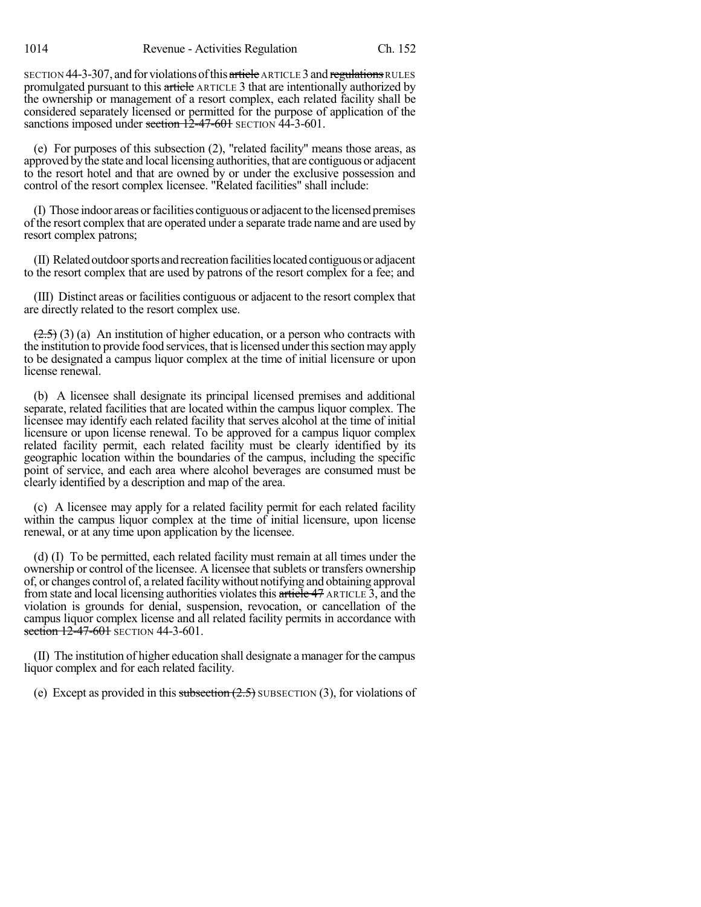SECTION 44-3-307, and for violations of this ~~article~~ ARTICLE 3 and ~~regulations~~ RULES promulgated pursuant to this ~~article~~ ARTICLE 3 that are intentionally authorized by the ownership or management of a resort complex, each related facility shall be considered separately licensed or permitted for the purpose of application of the sanctions imposed under ~~section 12-47-601~~ SECTION 44-3-601.

(e) For purposes of this subsection (2), "related facility" means those areas, as approved by the state and local licensing authorities, that are contiguous or adjacent to the resort hotel and that are owned by or under the exclusive possession and control of the resort complex licensee. "Related facilities" shall include:

(I) Those indoor areas or facilities contiguous or adjacent to the licensed premises of the resort complex that are operated under a separate trade name and are used by resort complex patrons;

(II) Related outdoor sports and recreation facilities located contiguous or adjacent to the resort complex that are used by patrons of the resort complex for a fee; and

(III) Distinct areas or facilities contiguous or adjacent to the resort complex that are directly related to the resort complex use.

~~(2.5)~~ (3) (a) An institution of higher education, or a person who contracts with the institution to provide food services, that is licensed under this section may apply to be designated a campus liquor complex at the time of initial licensure or upon license renewal.

(b) A licensee shall designate its principal licensed premises and additional separate, related facilities that are located within the campus liquor complex. The licensee may identify each related facility that serves alcohol at the time of initial licensure or upon license renewal. To be approved for a campus liquor complex related facility permit, each related facility must be clearly identified by its geographic location within the boundaries of the campus, including the specific point of service, and each area where alcohol beverages are consumed must be clearly identified by a description and map of the area.

(c) A licensee may apply for a related facility permit for each related facility within the campus liquor complex at the time of initial licensure, upon license renewal, or at any time upon application by the licensee.

(d) (I) To be permitted, each related facility must remain at all times under the ownership or control of the licensee. A licensee that sublets or transfers ownership of, or changes control of, a related facility without notifying and obtaining approval from state and local licensing authorities violates this ~~article 47~~ ARTICLE 3, and the violation is grounds for denial, suspension, revocation, or cancellation of the campus liquor complex license and all related facility permits in accordance with ~~section 12-47-601~~ SECTION 44-3-601.

(II) The institution of higher education shall designate a manager for the campus liquor complex and for each related facility.

(e) Except as provided in this ~~subsection (2.5)~~ SUBSECTION (3), for violations of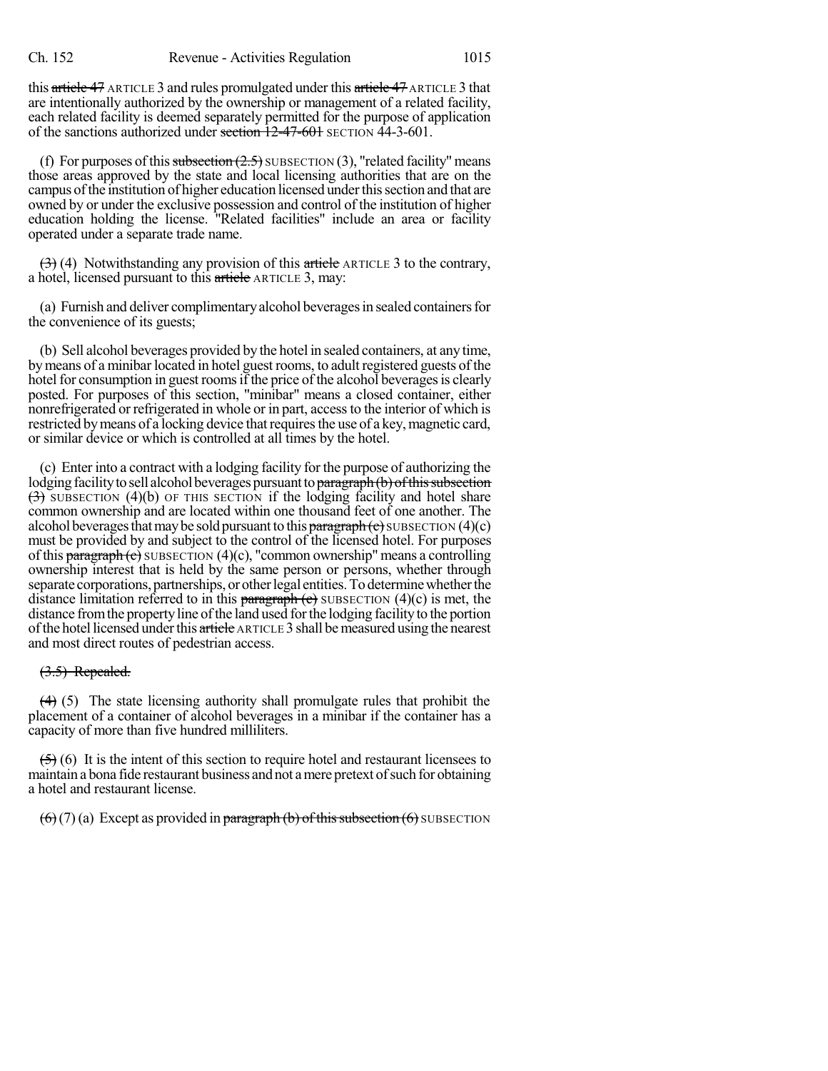this ~~article 47~~ ARTICLE 3 and rules promulgated under this ~~article 47~~ ARTICLE 3 that are intentionally authorized by the ownership or management of a related facility, each related facility is deemed separately permitted for the purpose of application of the sanctions authorized under ~~section 12-47-601~~ SECTION 44-3-601.

(f) For purposes of this ~~subsection (2.5)~~ SUBSECTION (3), "related facility" means those areas approved by the state and local licensing authorities that are on the campus of the institution of higher education licensed under this section and that are owned by or under the exclusive possession and control of the institution of higher education holding the license. "Related facilities" include an area or facility operated under a separate trade name.

~~(3)~~ (4) Notwithstanding any provision of this ~~article~~ ARTICLE 3 to the contrary, a hotel, licensed pursuant to this ~~article~~ ARTICLE 3, may:

(a) Furnish and deliver complimentary alcohol beverages in sealed containers for the convenience of its guests;

(b) Sell alcohol beverages provided by the hotel in sealed containers, at any time, by means of a minibar located in hotel guest rooms, to adult registered guests of the hotel for consumption in guest rooms if the price of the alcohol beverages is clearly posted. For purposes of this section, "minibar" means a closed container, either nonrefrigerated or refrigerated in whole or in part, access to the interior of which is restricted by means of a locking device that requires the use of a key, magnetic card, or similar device or which is controlled at all times by the hotel.

(c) Enter into a contract with a lodging facility for the purpose of authorizing the lodging facility to sell alcohol beverages pursuant to ~~paragraph (b) of this subsection (3)~~ SUBSECTION (4)(b) OF THIS SECTION if the lodging facility and hotel share common ownership and are located within one thousand feet of one another. The alcohol beverages that may be sold pursuant to this ~~paragraph (c)~~ SUBSECTION (4)(c) must be provided by and subject to the control of the licensed hotel. For purposes of this ~~paragraph (c)~~ SUBSECTION (4)(c), "common ownership" means a controlling ownership interest that is held by the same person or persons, whether through separate corporations, partnerships, or other legal entities. To determine whether the distance limitation referred to in this ~~paragraph (c)~~ SUBSECTION (4)(c) is met, the distance from the property line of the land used for the lodging facility to the portion of the hotel licensed under this ~~article~~ ARTICLE 3 shall be measured using the nearest and most direct routes of pedestrian access.

~~(3.5) Repealed.~~

~~(4)~~ (5) The state licensing authority shall promulgate rules that prohibit the placement of a container of alcohol beverages in a minibar if the container has a capacity of more than five hundred milliliters.

~~(5)~~ (6) It is the intent of this section to require hotel and restaurant licensees to maintain a bona fide restaurant business and not a mere pretext of such for obtaining a hotel and restaurant license.

~~(6)~~ (7) (a) Except as provided in ~~paragraph (b) of this subsection (6)~~ SUBSECTION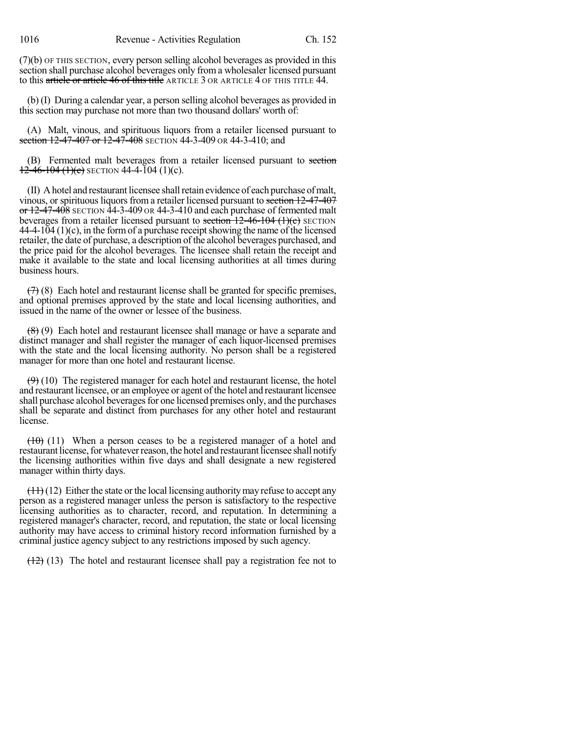(7)(b) OF THIS SECTION, every person selling alcohol beverages as provided in this section shall purchase alcohol beverages only from a wholesaler licensed pursuant to this ~~article or article 46 of this title~~ ARTICLE 3 OR ARTICLE 4 OF THIS TITLE 44.

(b) (I) During a calendar year, a person selling alcohol beverages as provided in this section may purchase not more than two thousand dollars' worth of:

(A) Malt, vinous, and spirituous liquors from a retailer licensed pursuant to ~~section 12-47-407 or 12-47-408~~ SECTION 44-3-409 OR 44-3-410; and

(B) Fermented malt beverages from a retailer licensed pursuant to ~~section 12-46-104 (1)(c)~~ SECTION 44-4-104 (1)(c).

(II) A hotel and restaurant licensee shall retain evidence of each purchase of malt, vinous, or spirituous liquors from a retailer licensed pursuant to ~~section 12-47-407 or 12-47-408~~ SECTION 44-3-409 OR 44-3-410 and each purchase of fermented malt beverages from a retailer licensed pursuant to ~~section 12-46-104 (1)(c)~~ SECTION 44-4-104 (1)(c), in the form of a purchase receipt showing the name of the licensed retailer, the date of purchase, a description of the alcohol beverages purchased, and the price paid for the alcohol beverages. The licensee shall retain the receipt and make it available to the state and local licensing authorities at all times during business hours.

~~(7)~~ (8) Each hotel and restaurant license shall be granted for specific premises, and optional premises approved by the state and local licensing authorities, and issued in the name of the owner or lessee of the business.

~~(8)~~ (9) Each hotel and restaurant licensee shall manage or have a separate and distinct manager and shall register the manager of each liquor-licensed premises with the state and the local licensing authority. No person shall be a registered manager for more than one hotel and restaurant license.

~~(9)~~ (10) The registered manager for each hotel and restaurant license, the hotel and restaurant licensee, or an employee or agent of the hotel and restaurant licensee shall purchase alcohol beverages for one licensed premises only, and the purchases shall be separate and distinct from purchases for any other hotel and restaurant license.

~~(10)~~ (11) When a person ceases to be a registered manager of a hotel and restaurant license, for whatever reason, the hotel and restaurant licensee shall notify the licensing authorities within five days and shall designate a new registered manager within thirty days.

~~(11)~~ (12) Either the state or the local licensing authority may refuse to accept any person as a registered manager unless the person is satisfactory to the respective licensing authorities as to character, record, and reputation. In determining a registered manager's character, record, and reputation, the state or local licensing authority may have access to criminal history record information furnished by a criminal justice agency subject to any restrictions imposed by such agency.

~~(12)~~ (13) The hotel and restaurant licensee shall pay a registration fee not to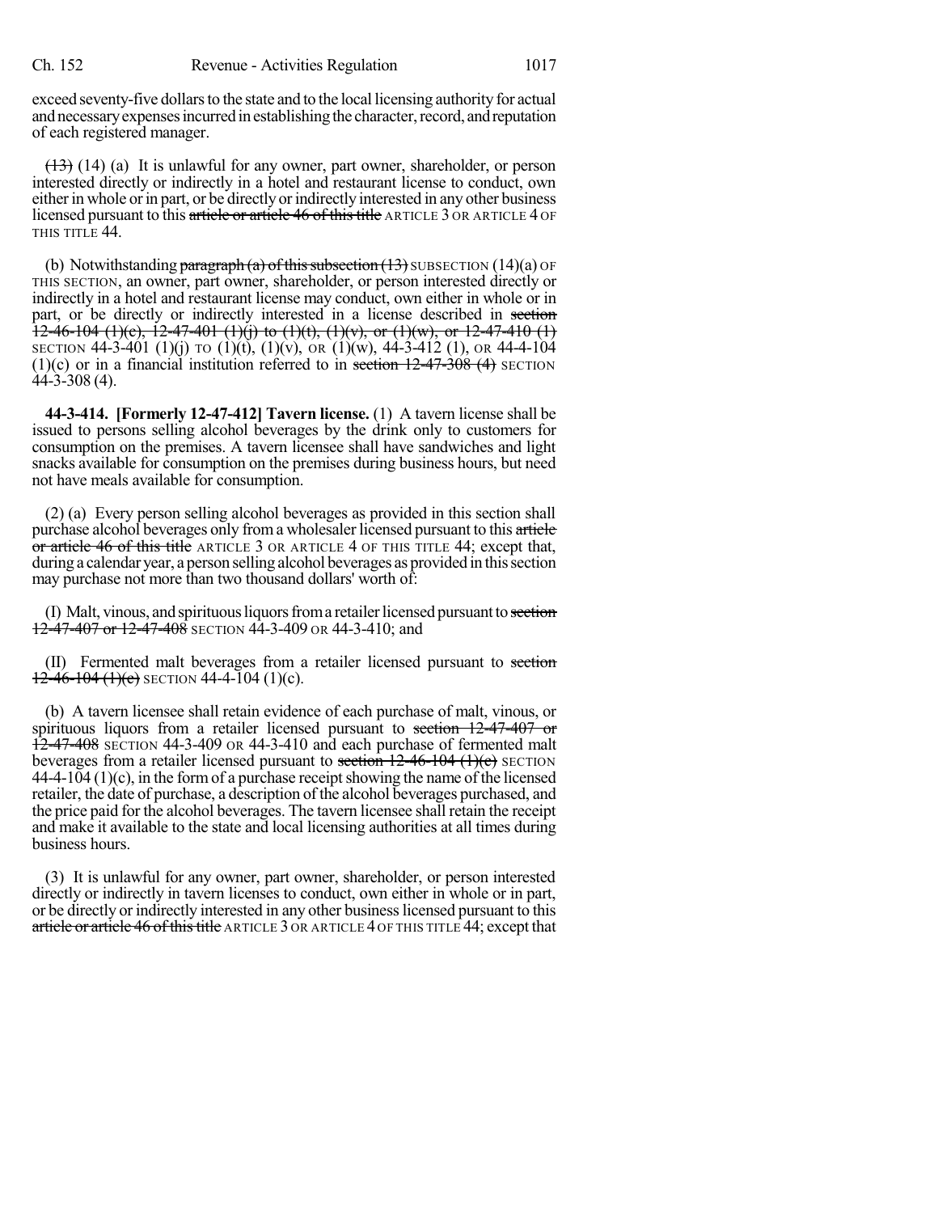exceed seventy-five dollars to the state and to the local licensing authority for actual and necessary expenses incurred in establishing the character, record, and reputation of each registered manager.

~~(13)~~ (14) (a) It is unlawful for any owner, part owner, shareholder, or person interested directly or indirectly in a hotel and restaurant license to conduct, own either in whole or in part, or be directly or indirectly interested in any other business licensed pursuant to this ~~article or article 46 of this title~~ ARTICLE 3 OR ARTICLE 4 OF THIS TITLE 44.

(b) Notwithstanding ~~paragraph (a) of this subsection (13)~~ SUBSECTION (14)(a) OF THIS SECTION, an owner, part owner, shareholder, or person interested directly or indirectly in a hotel and restaurant license may conduct, own either in whole or in part, or be directly or indirectly interested in a license described in ~~section 12-46-104 (1)(c), 12-47-401 (1)(j) to (1)(t), (1)(v), or (1)(w), or 12-47-410 (1)~~ SECTION 44-3-401 (1)(j) TO (1)(t), (1)(v), OR (1)(w), 44-3-412 (1), OR 44-4-104 (1)(c) or in a financial institution referred to in ~~section 12-47-308 (4)~~ SECTION 44-3-308 (4).

**44-3-414. [Formerly 12-47-412] Tavern license.** (1) A tavern license shall be issued to persons selling alcohol beverages by the drink only to customers for consumption on the premises. A tavern licensee shall have sandwiches and light snacks available for consumption on the premises during business hours, but need not have meals available for consumption.

(2) (a) Every person selling alcohol beverages as provided in this section shall purchase alcohol beverages only from a wholesaler licensed pursuant to this ~~article or article 46 of this title~~ ARTICLE 3 OR ARTICLE 4 OF THIS TITLE 44; except that, during a calendar year, a person selling alcohol beverages as provided in this section may purchase not more than two thousand dollars' worth of:

(I) Malt, vinous, and spirituous liquors from a retailer licensed pursuant to ~~section 12-47-407 or 12-47-408~~ SECTION 44-3-409 OR 44-3-410; and

(II) Fermented malt beverages from a retailer licensed pursuant to ~~section 12-46-104 (1)(c)~~ SECTION 44-4-104 (1)(c).

(b) A tavern licensee shall retain evidence of each purchase of malt, vinous, or spirituous liquors from a retailer licensed pursuant to ~~section 12-47-407 or 12-47-408~~ SECTION 44-3-409 OR 44-3-410 and each purchase of fermented malt beverages from a retailer licensed pursuant to ~~section 12-46-104 (1)(c)~~ SECTION 44-4-104 (1)(c), in the form of a purchase receipt showing the name of the licensed retailer, the date of purchase, a description of the alcohol beverages purchased, and the price paid for the alcohol beverages. The tavern licensee shall retain the receipt and make it available to the state and local licensing authorities at all times during business hours.

(3) It is unlawful for any owner, part owner, shareholder, or person interested directly or indirectly in tavern licenses to conduct, own either in whole or in part, or be directly or indirectly interested in any other business licensed pursuant to this ~~article or article 46 of this title~~ ARTICLE 3 OR ARTICLE 4 OF THIS TITLE 44; except that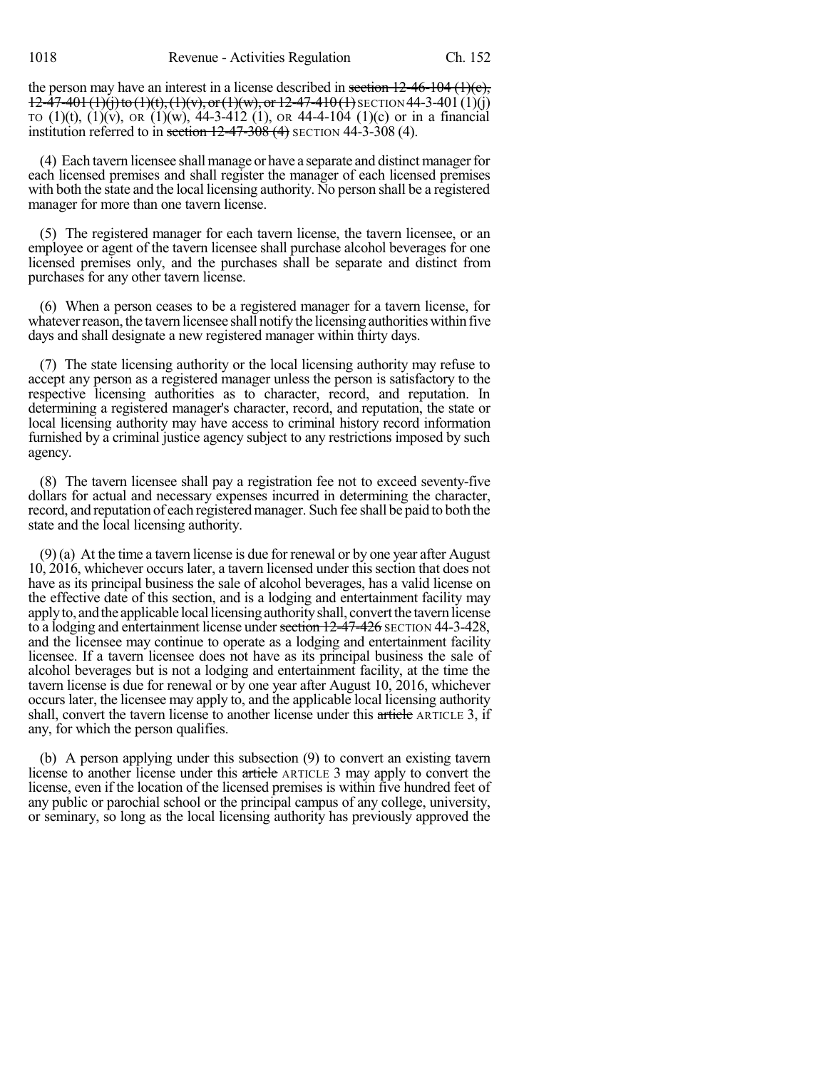the person may have an interest in a license described in ~~section 12-46-104 (1)(c), 12-47-401 (1)(j) to (1)(t), (1)(v), or (1)(w), or 12-47-410 (1)~~ SECTION 44-3-401 (1)(j) TO (1)(t), (1)(v), OR (1)(w), 44-3-412 (1), OR 44-4-104 (1)(c) or in a financial institution referred to in ~~section 12-47-308 (4)~~ SECTION 44-3-308 (4).

(4) Each tavern licensee shall manage or have a separate and distinct manager for each licensed premises and shall register the manager of each licensed premises with both the state and the local licensing authority. No person shall be a registered manager for more than one tavern license.

(5) The registered manager for each tavern license, the tavern licensee, or an employee or agent of the tavern licensee shall purchase alcohol beverages for one licensed premises only, and the purchases shall be separate and distinct from purchases for any other tavern license.

(6) When a person ceases to be a registered manager for a tavern license, for whatever reason, the tavern licensee shall notify the licensing authorities within five days and shall designate a new registered manager within thirty days.

(7) The state licensing authority or the local licensing authority may refuse to accept any person as a registered manager unless the person is satisfactory to the respective licensing authorities as to character, record, and reputation. In determining a registered manager's character, record, and reputation, the state or local licensing authority may have access to criminal history record information furnished by a criminal justice agency subject to any restrictions imposed by such agency.

(8) The tavern licensee shall pay a registration fee not to exceed seventy-five dollars for actual and necessary expenses incurred in determining the character, record, and reputation of each registered manager. Such fee shall be paid to both the state and the local licensing authority.

(9) (a) At the time a tavern license is due for renewal or by one year after August 10, 2016, whichever occurs later, a tavern licensed under this section that does not have as its principal business the sale of alcohol beverages, has a valid license on the effective date of this section, and is a lodging and entertainment facility may apply to, and the applicable local licensing authority shall, convert the tavern license to a lodging and entertainment license under ~~section 12-47-426~~ SECTION 44-3-428, and the licensee may continue to operate as a lodging and entertainment facility licensee. If a tavern licensee does not have as its principal business the sale of alcohol beverages but is not a lodging and entertainment facility, at the time the tavern license is due for renewal or by one year after August 10, 2016, whichever occurs later, the licensee may apply to, and the applicable local licensing authority shall, convert the tavern license to another license under this ~~article~~ ARTICLE 3, if any, for which the person qualifies.

(b) A person applying under this subsection (9) to convert an existing tavern license to another license under this ~~article~~ ARTICLE 3 may apply to convert the license, even if the location of the licensed premises is within five hundred feet of any public or parochial school or the principal campus of any college, university, or seminary, so long as the local licensing authority has previously approved the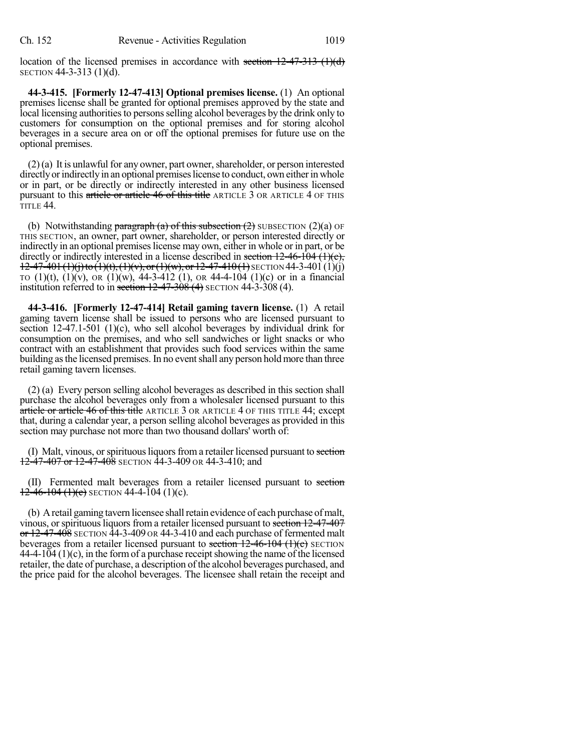location of the licensed premises in accordance with ~~section 12-47-313 (1)(d)~~ SECTION 44-3-313 (1)(d).

**44-3-415. [Formerly 12-47-413] Optional premises license.** (1) An optional premises license shall be granted for optional premises approved by the state and local licensing authorities to persons selling alcohol beverages by the drink only to customers for consumption on the optional premises and for storing alcohol beverages in a secure area on or off the optional premises for future use on the optional premises.

(2) (a) It is unlawful for any owner, part owner, shareholder, or person interested directly or indirectly in an optional premises license to conduct, own either in whole or in part, or be directly or indirectly interested in any other business licensed pursuant to this ~~article or article 46 of this title~~ ARTICLE 3 OR ARTICLE 4 OF THIS TITLE 44.

(b) Notwithstanding ~~paragraph (a) of this subsection (2)~~ SUBSECTION (2)(a) OF THIS SECTION, an owner, part owner, shareholder, or person interested directly or indirectly in an optional premises license may own, either in whole or in part, or be directly or indirectly interested in a license described in ~~section 12-46-104 (1)(c), 12-47-401 (1)(j) to (1)(t), (1)(v), or (1)(w), or 12-47-410 (1)~~ SECTION 44-3-401 (1)(j) TO (1)(t), (1)(v), OR (1)(w), 44-3-412 (1), OR 44-4-104 (1)(c) or in a financial institution referred to in ~~section 12-47-308 (4)~~ SECTION 44-3-308 (4).

**44-3-416. [Formerly 12-47-414] Retail gaming tavern license.** (1) A retail gaming tavern license shall be issued to persons who are licensed pursuant to section 12-47.1-501 (1)(c), who sell alcohol beverages by individual drink for consumption on the premises, and who sell sandwiches or light snacks or who contract with an establishment that provides such food services within the same building as the licensed premises. In no event shall any person hold more than three retail gaming tavern licenses.

(2) (a) Every person selling alcohol beverages as described in this section shall purchase the alcohol beverages only from a wholesaler licensed pursuant to this ~~article or article 46 of this title~~ ARTICLE 3 OR ARTICLE 4 OF THIS TITLE 44; except that, during a calendar year, a person selling alcohol beverages as provided in this section may purchase not more than two thousand dollars' worth of:

(I) Malt, vinous, or spirituous liquors from a retailer licensed pursuant to ~~section 12-47-407 or 12-47-408~~ SECTION 44-3-409 OR 44-3-410; and

(II) Fermented malt beverages from a retailer licensed pursuant to ~~section 12-46-104 (1)(c)~~ SECTION 44-4-104 (1)(c).

(b) A retail gaming tavern licensee shall retain evidence of each purchase of malt, vinous, or spirituous liquors from a retailer licensed pursuant to ~~section 12-47-407 or 12-47-408~~ SECTION 44-3-409 OR 44-3-410 and each purchase of fermented malt beverages from a retailer licensed pursuant to ~~section 12-46-104 (1)(c)~~ SECTION 44-4-104 (1)(c), in the form of a purchase receipt showing the name of the licensed retailer, the date of purchase, a description of the alcohol beverages purchased, and the price paid for the alcohol beverages. The licensee shall retain the receipt and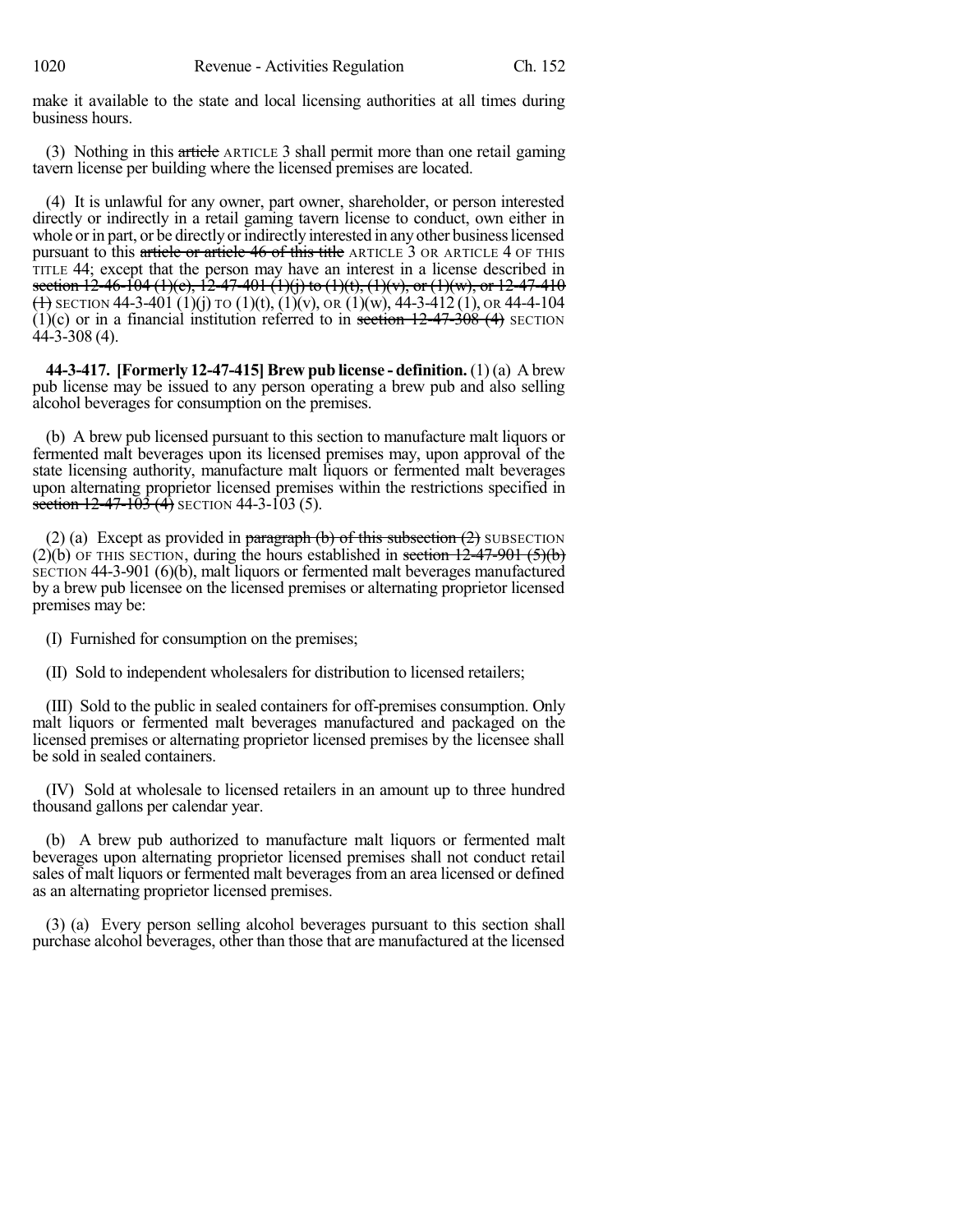make it available to the state and local licensing authorities at all times during business hours.

(3) Nothing in this ~~article~~ ARTICLE 3 shall permit more than one retail gaming tavern license per building where the licensed premises are located.

(4) It is unlawful for any owner, part owner, shareholder, or person interested directly or indirectly in a retail gaming tavern license to conduct, own either in whole or in part, or be directly or indirectly interested in any other business licensed pursuant to this ~~article or article 46 of this title~~ ARTICLE 3 OR ARTICLE 4 OF THIS TITLE 44; except that the person may have an interest in a license described in ~~section 12-46-104 (1)(c), 12-47-401 (1)(j) to (1)(t), (1)(v), or (1)(w), or 12-47-410 (1)~~ SECTION 44-3-401 (1)(j) TO (1)(t), (1)(v), OR (1)(w), 44-3-412 (1), OR 44-4-104 (1)(c) or in a financial institution referred to in ~~section 12-47-308 (4)~~ SECTION 44-3-308 (4).

**44-3-417. [Formerly 12-47-415] Brew pub license - definition.** (1) (a) A brew pub license may be issued to any person operating a brew pub and also selling alcohol beverages for consumption on the premises.

(b) A brew pub licensed pursuant to this section to manufacture malt liquors or fermented malt beverages upon its licensed premises may, upon approval of the state licensing authority, manufacture malt liquors or fermented malt beverages upon alternating proprietor licensed premises within the restrictions specified in ~~section 12-47-103 (4)~~ SECTION 44-3-103 (5).

(2) (a) Except as provided in ~~paragraph (b) of this subsection (2)~~ SUBSECTION (2)(b) OF THIS SECTION, during the hours established in ~~section 12-47-901 (5)(b)~~ SECTION 44-3-901 (6)(b), malt liquors or fermented malt beverages manufactured by a brew pub licensee on the licensed premises or alternating proprietor licensed premises may be:

(I) Furnished for consumption on the premises;

(II) Sold to independent wholesalers for distribution to licensed retailers;

(III) Sold to the public in sealed containers for off-premises consumption. Only malt liquors or fermented malt beverages manufactured and packaged on the licensed premises or alternating proprietor licensed premises by the licensee shall be sold in sealed containers.

(IV) Sold at wholesale to licensed retailers in an amount up to three hundred thousand gallons per calendar year.

(b) A brew pub authorized to manufacture malt liquors or fermented malt beverages upon alternating proprietor licensed premises shall not conduct retail sales of malt liquors or fermented malt beverages from an area licensed or defined as an alternating proprietor licensed premises.

(3) (a) Every person selling alcohol beverages pursuant to this section shall purchase alcohol beverages, other than those that are manufactured at the licensed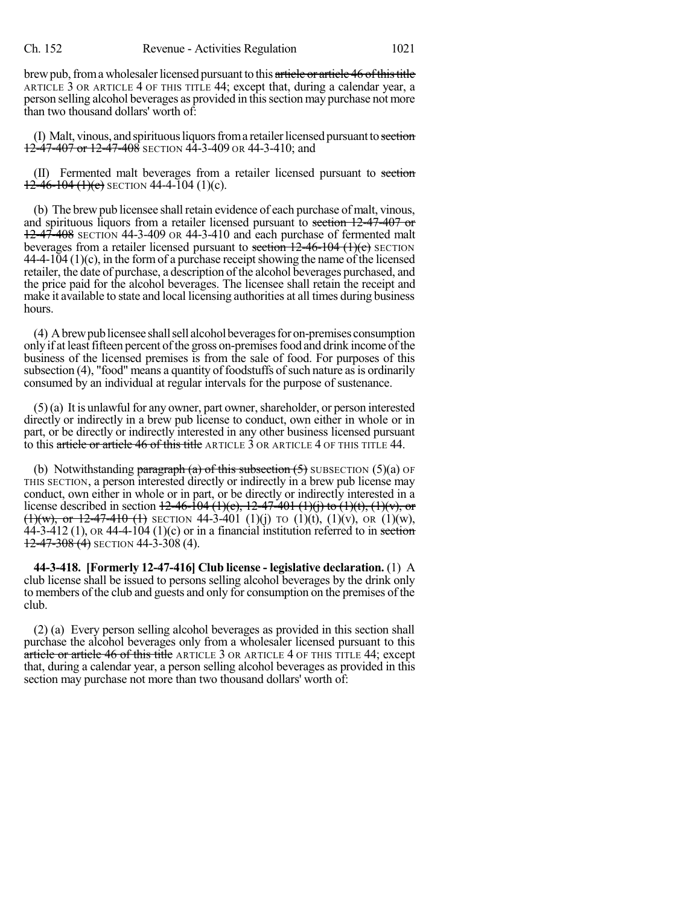brew pub, from a wholesaler licensed pursuant to this ~~article or article 46 of this title~~ ARTICLE 3 OR ARTICLE 4 OF THIS TITLE 44; except that, during a calendar year, a person selling alcohol beverages as provided in this section may purchase not more than two thousand dollars' worth of:

(I) Malt, vinous, and spirituous liquors from a retailer licensed pursuant to ~~section 12-47-407 or 12-47-408~~ SECTION 44-3-409 OR 44-3-410; and

(II) Fermented malt beverages from a retailer licensed pursuant to ~~section 12-46-104 (1)(c)~~ SECTION 44-4-104 (1)(c).

(b) The brew pub licensee shall retain evidence of each purchase of malt, vinous, and spirituous liquors from a retailer licensed pursuant to ~~section 12-47-407 or 12-47-408~~ SECTION 44-3-409 OR 44-3-410 and each purchase of fermented malt beverages from a retailer licensed pursuant to ~~section 12-46-104 (1)(c)~~ SECTION 44-4-104 (1)(c), in the form of a purchase receipt showing the name of the licensed retailer, the date of purchase, a description of the alcohol beverages purchased, and the price paid for the alcohol beverages. The licensee shall retain the receipt and make it available to state and local licensing authorities at all times during business hours.

(4) A brew pub licensee shall sell alcohol beverages for on-premises consumption only if at least fifteen percent of the gross on-premises food and drink income of the business of the licensed premises is from the sale of food. For purposes of this subsection (4), "food" means a quantity of foodstuffs of such nature as is ordinarily consumed by an individual at regular intervals for the purpose of sustenance.

(5) (a) It is unlawful for any owner, part owner, shareholder, or person interested directly or indirectly in a brew pub license to conduct, own either in whole or in part, or be directly or indirectly interested in any other business licensed pursuant to this ~~article or article 46 of this title~~ ARTICLE 3 OR ARTICLE 4 OF THIS TITLE 44.

(b) Notwithstanding ~~paragraph (a) of this subsection (5)~~ SUBSECTION (5)(a) OF THIS SECTION, a person interested directly or indirectly in a brew pub license may conduct, own either in whole or in part, or be directly or indirectly interested in a license described in section ~~12-46-104 (1)(c), 12-47-401 (1)(j) to (1)(t), (1)(v), or (1)(w), or 12-47-410 (1)~~ SECTION 44-3-401 (1)(j) TO (1)(t), (1)(v), OR (1)(w), 44-3-412 (1), OR 44-4-104 (1)(c) or in a financial institution referred to in ~~section 12-47-308 (4)~~ SECTION 44-3-308 (4).

**44-3-418. [Formerly 12-47-416] Club license - legislative declaration.** (1) A club license shall be issued to persons selling alcohol beverages by the drink only to members of the club and guests and only for consumption on the premises of the club.

(2) (a) Every person selling alcohol beverages as provided in this section shall purchase the alcohol beverages only from a wholesaler licensed pursuant to this ~~article or article 46 of this title~~ ARTICLE 3 OR ARTICLE 4 OF THIS TITLE 44; except that, during a calendar year, a person selling alcohol beverages as provided in this section may purchase not more than two thousand dollars' worth of: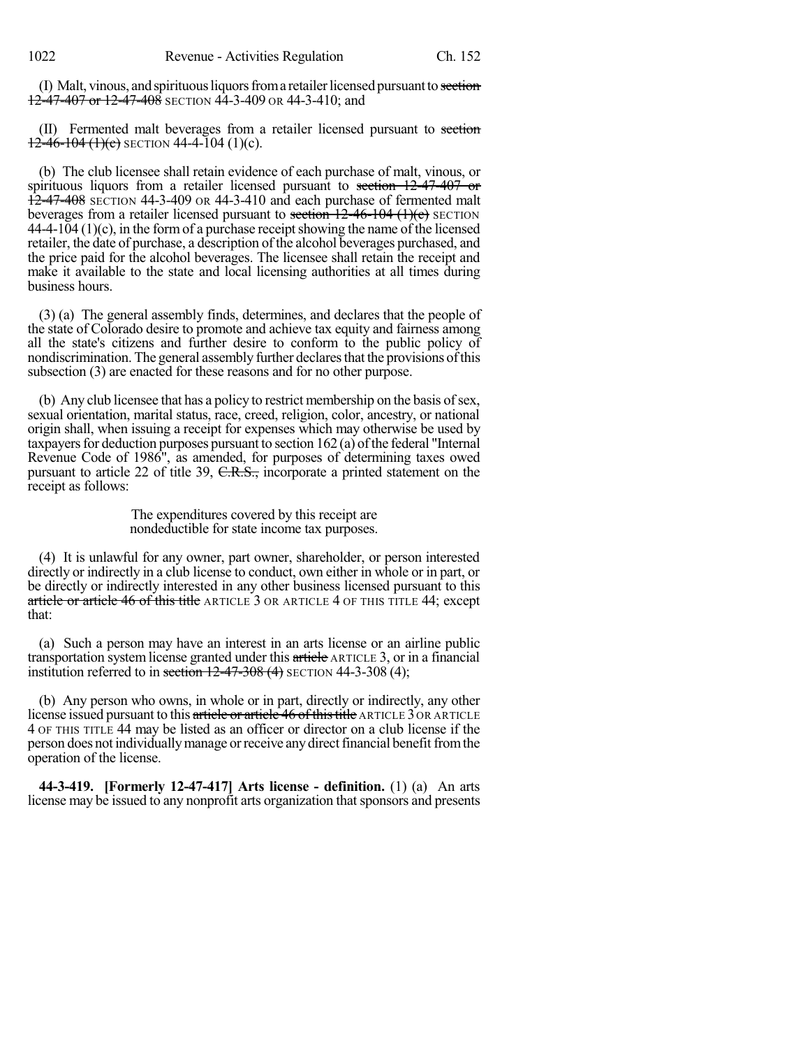(I) Malt, vinous, and spirituous liquors from a retailer licensed pursuant to ~~section 12-47-407 or 12-47-408~~ SECTION 44-3-409 OR 44-3-410; and

(II) Fermented malt beverages from a retailer licensed pursuant to ~~section 12-46-104 (1)(c)~~ SECTION 44-4-104 (1)(c).

(b) The club licensee shall retain evidence of each purchase of malt, vinous, or spirituous liquors from a retailer licensed pursuant to ~~section 12-47-407 or 12-47-408~~ SECTION 44-3-409 OR 44-3-410 and each purchase of fermented malt beverages from a retailer licensed pursuant to ~~section 12-46-104 (1)(c)~~ SECTION 44-4-104 (1)(c), in the form of a purchase receipt showing the name of the licensed retailer, the date of purchase, a description of the alcohol beverages purchased, and the price paid for the alcohol beverages. The licensee shall retain the receipt and make it available to the state and local licensing authorities at all times during business hours.

(3) (a) The general assembly finds, determines, and declares that the people of the state of Colorado desire to promote and achieve tax equity and fairness among all the state's citizens and further desire to conform to the public policy of nondiscrimination. The general assembly further declares that the provisions of this subsection (3) are enacted for these reasons and for no other purpose.

(b) Any club licensee that has a policy to restrict membership on the basis of sex, sexual orientation, marital status, race, creed, religion, color, ancestry, or national origin shall, when issuing a receipt for expenses which may otherwise be used by taxpayers for deduction purposes pursuant to section 162 (a) of the federal "Internal Revenue Code of 1986", as amended, for purposes of determining taxes owed pursuant to article 22 of title 39, ~~C.R.S.,~~ incorporate a printed statement on the receipt as follows:

> The expenditures covered by this receipt are nondeductible for state income tax purposes.

(4) It is unlawful for any owner, part owner, shareholder, or person interested directly or indirectly in a club license to conduct, own either in whole or in part, or be directly or indirectly interested in any other business licensed pursuant to this ~~article or article 46 of this title~~ ARTICLE 3 OR ARTICLE 4 OF THIS TITLE 44; except that:

(a) Such a person may have an interest in an arts license or an airline public transportation system license granted under this ~~article~~ ARTICLE 3, or in a financial institution referred to in ~~section 12-47-308 (4)~~ SECTION 44-3-308 (4);

(b) Any person who owns, in whole or in part, directly or indirectly, any other license issued pursuant to this ~~article or article 46 of this title~~ ARTICLE 3 OR ARTICLE 4 OF THIS TITLE 44 may be listed as an officer or director on a club license if the person does not individually manage or receive any direct financial benefit from the operation of the license.

**44-3-419. [Formerly 12-47-417] Arts license - definition.** (1) (a) An arts license may be issued to any nonprofit arts organization that sponsors and presents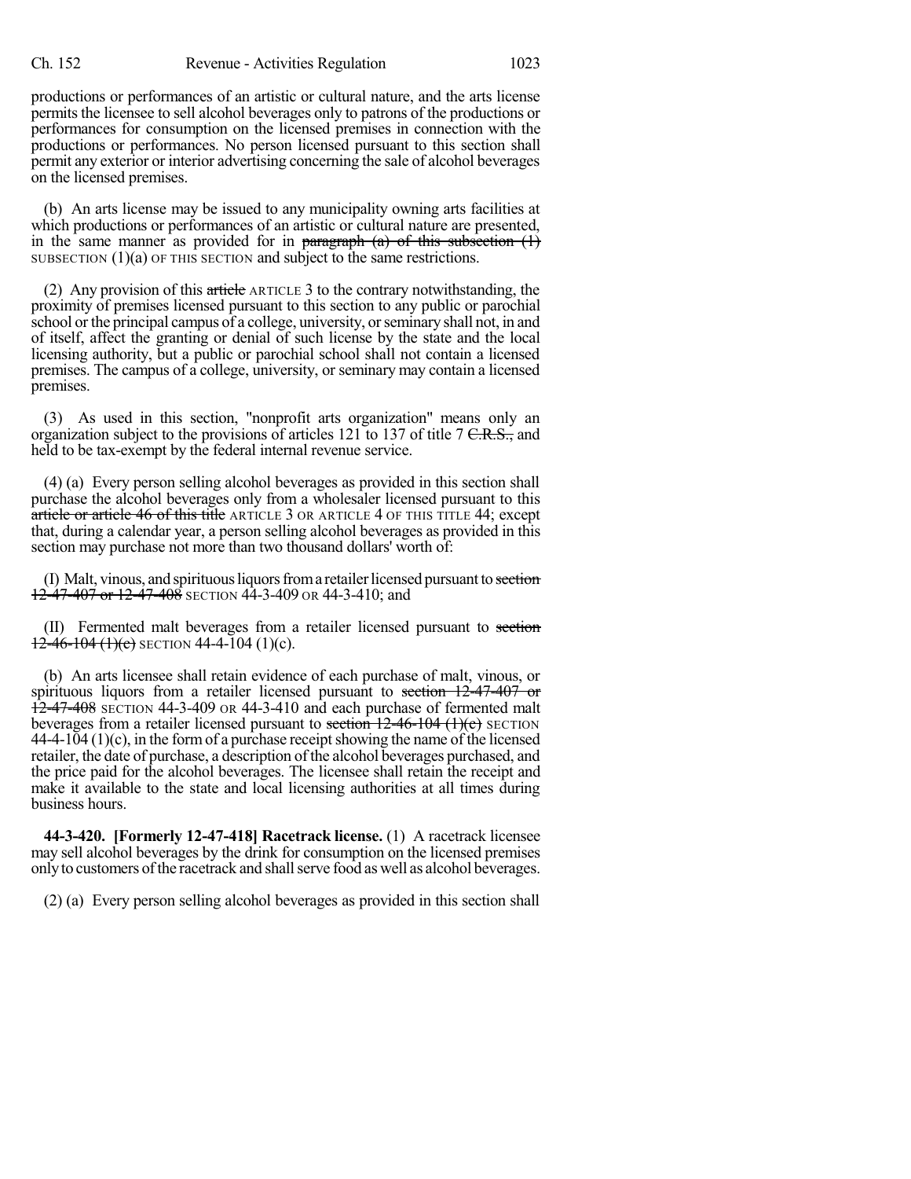productions or performances of an artistic or cultural nature, and the arts license permits the licensee to sell alcohol beverages only to patrons of the productions or performances for consumption on the licensed premises in connection with the productions or performances. No person licensed pursuant to this section shall permit any exterior or interior advertising concerning the sale of alcohol beverages on the licensed premises.

(b) An arts license may be issued to any municipality owning arts facilities at which productions or performances of an artistic or cultural nature are presented, in the same manner as provided for in ~~paragraph (a) of this subsection (1)~~ SUBSECTION (1)(a) OF THIS SECTION and subject to the same restrictions.

(2) Any provision of this ~~article~~ ARTICLE 3 to the contrary notwithstanding, the proximity of premises licensed pursuant to this section to any public or parochial school or the principal campus of a college, university, or seminary shall not, in and of itself, affect the granting or denial of such license by the state and the local licensing authority, but a public or parochial school shall not contain a licensed premises. The campus of a college, university, or seminary may contain a licensed premises.

(3) As used in this section, "nonprofit arts organization" means only an organization subject to the provisions of articles 121 to 137 of title 7 ~~C.R.S.,~~ and held to be tax-exempt by the federal internal revenue service.

(4) (a) Every person selling alcohol beverages as provided in this section shall purchase the alcohol beverages only from a wholesaler licensed pursuant to this ~~article or article 46 of this title~~ ARTICLE 3 OR ARTICLE 4 OF THIS TITLE 44; except that, during a calendar year, a person selling alcohol beverages as provided in this section may purchase not more than two thousand dollars' worth of:

(I) Malt, vinous, and spirituous liquors from a retailer licensed pursuant to ~~section 12-47-407 or 12-47-408~~ SECTION 44-3-409 OR 44-3-410; and

(II) Fermented malt beverages from a retailer licensed pursuant to ~~section 12-46-104 (1)(c)~~ SECTION 44-4-104 (1)(c).

(b) An arts licensee shall retain evidence of each purchase of malt, vinous, or spirituous liquors from a retailer licensed pursuant to ~~section 12-47-407 or 12-47-408~~ SECTION 44-3-409 OR 44-3-410 and each purchase of fermented malt beverages from a retailer licensed pursuant to ~~section 12-46-104 (1)(c)~~ SECTION 44-4-104 (1)(c), in the form of a purchase receipt showing the name of the licensed retailer, the date of purchase, a description of the alcohol beverages purchased, and the price paid for the alcohol beverages. The licensee shall retain the receipt and make it available to the state and local licensing authorities at all times during business hours.

**44-3-420. [Formerly 12-47-418] Racetrack license.** (1) A racetrack licensee may sell alcohol beverages by the drink for consumption on the licensed premises only to customers of the racetrack and shall serve food as well as alcohol beverages.

(2) (a) Every person selling alcohol beverages as provided in this section shall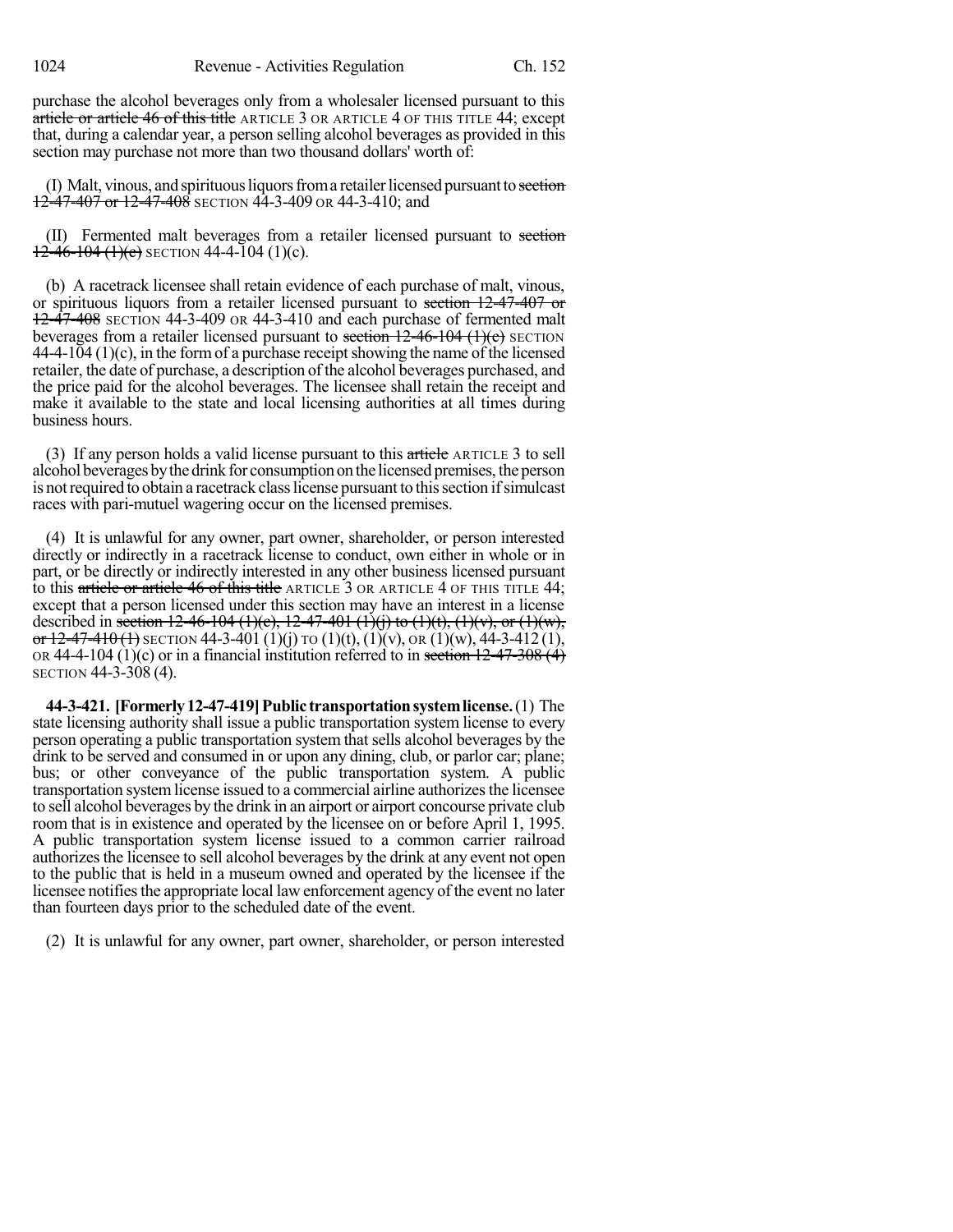purchase the alcohol beverages only from a wholesaler licensed pursuant to this ~~article or article 46 of this title~~ ARTICLE 3 OR ARTICLE 4 OF THIS TITLE 44; except that, during a calendar year, a person selling alcohol beverages as provided in this section may purchase not more than two thousand dollars' worth of:

(I) Malt, vinous, and spirituous liquors from a retailer licensed pursuant to ~~section 12-47-407 or 12-47-408~~ SECTION 44-3-409 OR 44-3-410; and

(II) Fermented malt beverages from a retailer licensed pursuant to ~~section 12-46-104 (1)(c)~~ SECTION 44-4-104 (1)(c).

(b) A racetrack licensee shall retain evidence of each purchase of malt, vinous, or spirituous liquors from a retailer licensed pursuant to ~~section 12-47-407 or 12-47-408~~ SECTION 44-3-409 OR 44-3-410 and each purchase of fermented malt beverages from a retailer licensed pursuant to ~~section 12-46-104 (1)(c)~~ SECTION 44-4-104 (1)(c), in the form of a purchase receipt showing the name of the licensed retailer, the date of purchase, a description of the alcohol beverages purchased, and the price paid for the alcohol beverages. The licensee shall retain the receipt and make it available to the state and local licensing authorities at all times during business hours.

(3) If any person holds a valid license pursuant to this ~~article~~ ARTICLE 3 to sell alcohol beverages by the drink for consumption on the licensed premises, the person is not required to obtain a racetrack class license pursuant to this section if simulcast races with pari-mutuel wagering occur on the licensed premises.

(4) It is unlawful for any owner, part owner, shareholder, or person interested directly or indirectly in a racetrack license to conduct, own either in whole or in part, or be directly or indirectly interested in any other business licensed pursuant to this ~~article or article 46 of this title~~ ARTICLE 3 OR ARTICLE 4 OF THIS TITLE 44; except that a person licensed under this section may have an interest in a license described in ~~section 12-46-104 (1)(c), 12-47-401 (1)(j) to (1)(t), (1)(v), or (1)(w), or 12-47-410 (1)~~ SECTION 44-3-401 (1)(j) TO (1)(t), (1)(v), OR (1)(w), 44-3-412 (1), OR 44-4-104 (1)(c) or in a financial institution referred to in ~~section 12-47-308 (4)~~ SECTION 44-3-308 (4).

**44-3-421. [Formerly 12-47-419] Public transportation system license.** (1) The state licensing authority shall issue a public transportation system license to every person operating a public transportation system that sells alcohol beverages by the drink to be served and consumed in or upon any dining, club, or parlor car; plane; bus; or other conveyance of the public transportation system. A public transportation system license issued to a commercial airline authorizes the licensee to sell alcohol beverages by the drink in an airport or airport concourse private club room that is in existence and operated by the licensee on or before April 1, 1995. A public transportation system license issued to a common carrier railroad authorizes the licensee to sell alcohol beverages by the drink at any event not open to the public that is held in a museum owned and operated by the licensee if the licensee notifies the appropriate local law enforcement agency of the event no later than fourteen days prior to the scheduled date of the event.

(2) It is unlawful for any owner, part owner, shareholder, or person interested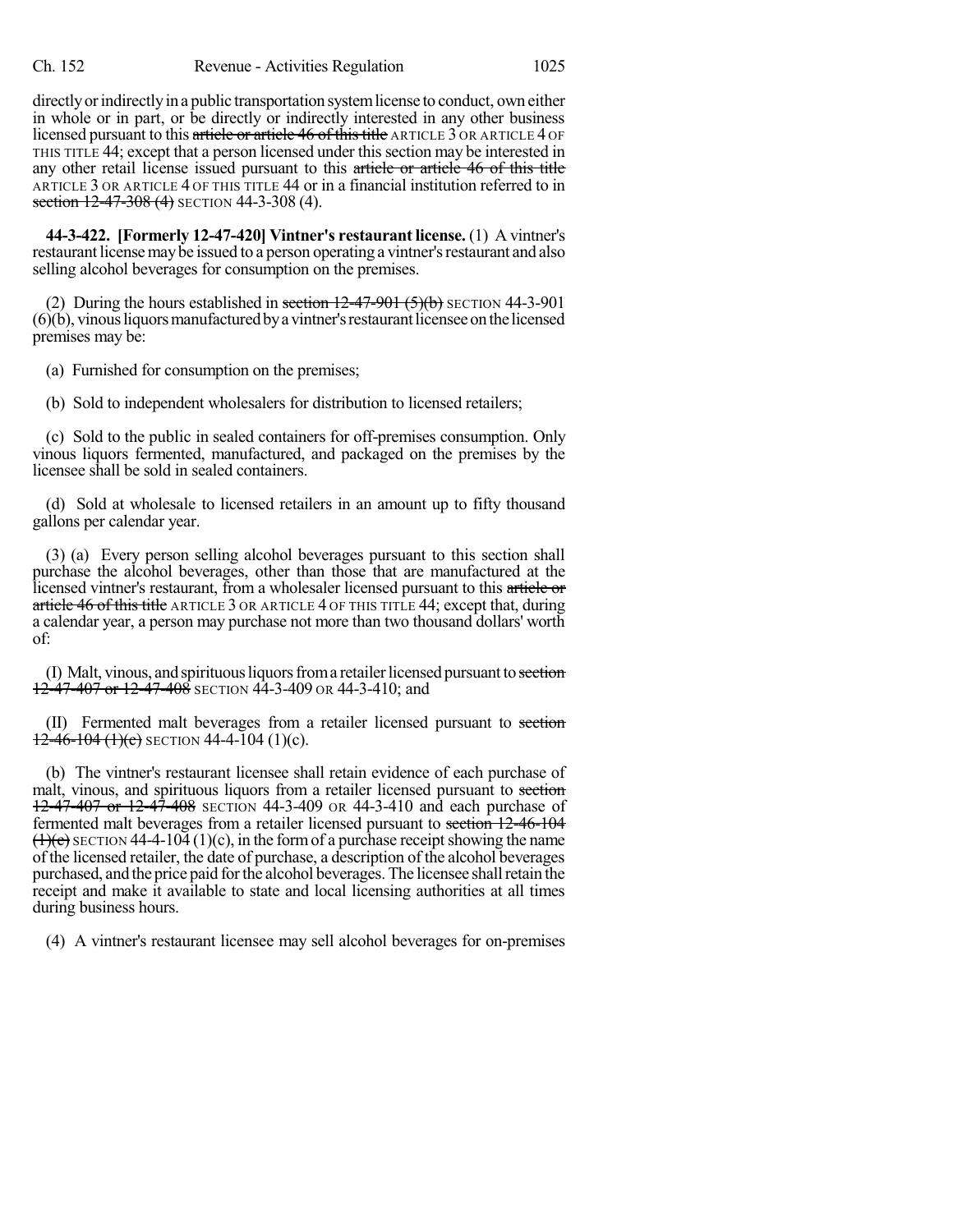directly or indirectly in a public transportation system license to conduct, own either in whole or in part, or be directly or indirectly interested in any other business licensed pursuant to this ~~article or article 46 of this title~~ ARTICLE 3 OR ARTICLE 4 OF THIS TITLE 44; except that a person licensed under this section may be interested in any other retail license issued pursuant to this ~~article or article 46 of this title~~ ARTICLE 3 OR ARTICLE 4 OF THIS TITLE 44 or in a financial institution referred to in ~~section 12-47-308 (4)~~ SECTION 44-3-308 (4).

**44-3-422. [Formerly 12-47-420] Vintner's restaurant license.** (1) A vintner's restaurant license may be issued to a person operating a vintner's restaurant and also selling alcohol beverages for consumption on the premises.

(2) During the hours established in ~~section 12-47-901 (5)(b)~~ SECTION 44-3-901 (6)(b), vinous liquors manufactured by a vintner's restaurant licensee on the licensed premises may be:

(a) Furnished for consumption on the premises;

(b) Sold to independent wholesalers for distribution to licensed retailers;

(c) Sold to the public in sealed containers for off-premises consumption. Only vinous liquors fermented, manufactured, and packaged on the premises by the licensee shall be sold in sealed containers.

(d) Sold at wholesale to licensed retailers in an amount up to fifty thousand gallons per calendar year.

(3) (a) Every person selling alcohol beverages pursuant to this section shall purchase the alcohol beverages, other than those that are manufactured at the licensed vintner's restaurant, from a wholesaler licensed pursuant to this ~~article or article 46 of this title~~ ARTICLE 3 OR ARTICLE 4 OF THIS TITLE 44; except that, during a calendar year, a person may purchase not more than two thousand dollars' worth of:

(I) Malt, vinous, and spirituous liquors from a retailer licensed pursuant to ~~section 12-47-407 or 12-47-408~~ SECTION 44-3-409 OR 44-3-410; and

(II) Fermented malt beverages from a retailer licensed pursuant to ~~section 12-46-104 (1)(c)~~ SECTION 44-4-104 (1)(c).

(b) The vintner's restaurant licensee shall retain evidence of each purchase of malt, vinous, and spirituous liquors from a retailer licensed pursuant to ~~section 12-47-407 or 12-47-408~~ SECTION 44-3-409 OR 44-3-410 and each purchase of fermented malt beverages from a retailer licensed pursuant to ~~section 12-46-104 (1)(c)~~ SECTION 44-4-104 (1)(c), in the form of a purchase receipt showing the name of the licensed retailer, the date of purchase, a description of the alcohol beverages purchased, and the price paid for the alcohol beverages. The licensee shall retain the receipt and make it available to state and local licensing authorities at all times during business hours.

(4) A vintner's restaurant licensee may sell alcohol beverages for on-premises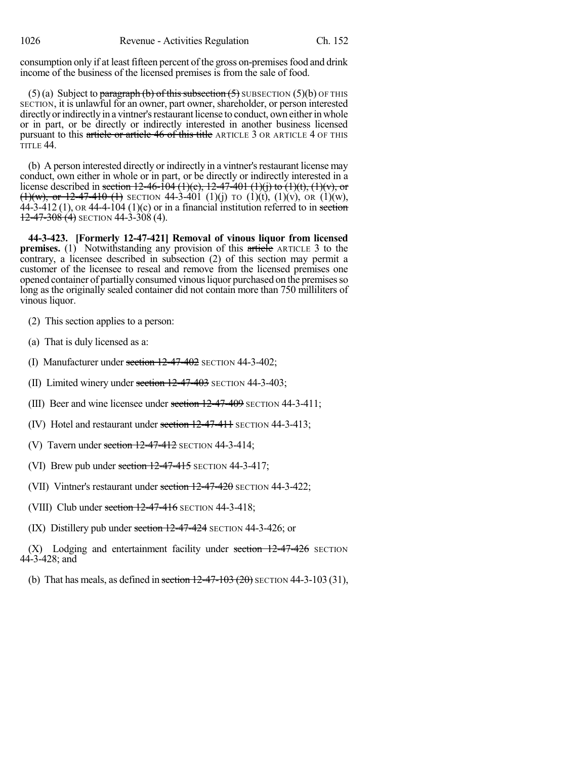consumption only if at least fifteen percent of the gross on-premises food and drink income of the business of the licensed premises is from the sale of food.

(5) (a) Subject to ~~paragraph (b) of this subsection (5)~~ SUBSECTION (5)(b) OF THIS SECTION, it is unlawful for an owner, part owner, shareholder, or person interested directly or indirectly in a vintner's restaurant license to conduct, own either in whole or in part, or be directly or indirectly interested in another business licensed pursuant to this ~~article or article 46 of this title~~ ARTICLE 3 OR ARTICLE 4 OF THIS TITLE 44.

(b) A person interested directly or indirectly in a vintner's restaurant license may conduct, own either in whole or in part, or be directly or indirectly interested in a license described in ~~section 12-46-104 (1)(c), 12-47-401 (1)(j) to (1)(t), (1)(v), or (1)(w), or 12-47-410 (1)~~ SECTION 44-3-401 (1)(j) TO (1)(t), (1)(v), OR (1)(w), 44-3-412 (1), OR 44-4-104 (1)(c) or in a financial institution referred to in ~~section 12-47-308 (4)~~ SECTION 44-3-308 (4).

**44-3-423. [Formerly 12-47-421] Removal of vinous liquor from licensed premises.** (1) Notwithstanding any provision of this ~~article~~ ARTICLE 3 to the contrary, a licensee described in subsection (2) of this section may permit a customer of the licensee to reseal and remove from the licensed premises one opened container of partially consumed vinous liquor purchased on the premises so long as the originally sealed container did not contain more than 750 milliliters of vinous liquor.

(2) This section applies to a person:

(a) That is duly licensed as a:

(I) Manufacturer under ~~section 12-47-402~~ SECTION 44-3-402;

(II) Limited winery under ~~section 12-47-403~~ SECTION 44-3-403;

(III) Beer and wine licensee under ~~section 12-47-409~~ SECTION 44-3-411;

(IV) Hotel and restaurant under ~~section 12-47-411~~ SECTION 44-3-413;

(V) Tavern under ~~section 12-47-412~~ SECTION 44-3-414;

(VI) Brew pub under ~~section 12-47-415~~ SECTION 44-3-417;

(VII) Vintner's restaurant under ~~section 12-47-420~~ SECTION 44-3-422;

(VIII) Club under ~~section 12-47-416~~ SECTION 44-3-418;

(IX) Distillery pub under ~~section 12-47-424~~ SECTION 44-3-426; or

(X) Lodging and entertainment facility under ~~section 12-47-426~~ SECTION 44-3-428; and

(b) That has meals, as defined in ~~section 12-47-103 (20)~~ SECTION 44-3-103 (31),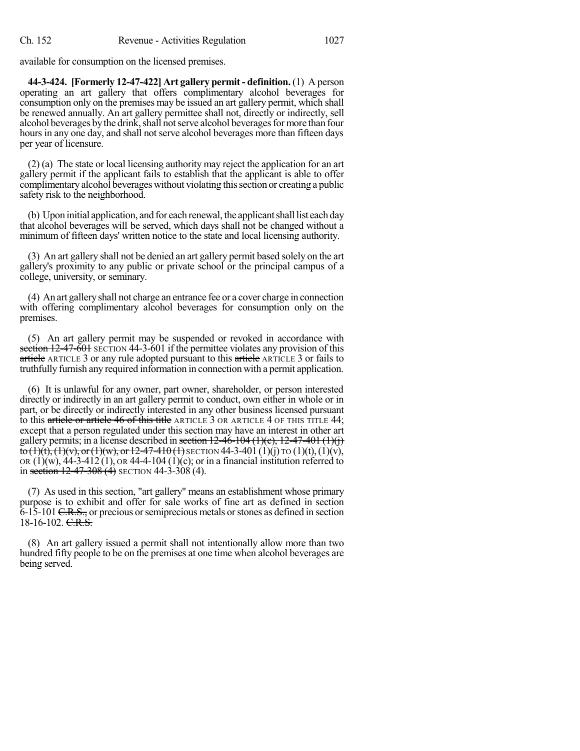available for consumption on the licensed premises.

**44-3-424. [Formerly 12-47-422] Art gallery permit - definition.** (1) A person operating an art gallery that offers complimentary alcohol beverages for consumption only on the premises may be issued an art gallery permit, which shall be renewed annually. An art gallery permittee shall not, directly or indirectly, sell alcohol beverages by the drink, shall not serve alcohol beverages for more than four hours in any one day, and shall not serve alcohol beverages more than fifteen days per year of licensure.

(2) (a) The state or local licensing authority may reject the application for an art gallery permit if the applicant fails to establish that the applicant is able to offer complimentary alcohol beverages without violating this section or creating a public safety risk to the neighborhood.

(b) Upon initial application, and for each renewal, the applicant shall list each day that alcohol beverages will be served, which days shall not be changed without a minimum of fifteen days' written notice to the state and local licensing authority.

(3) An art gallery shall not be denied an art gallery permit based solely on the art gallery's proximity to any public or private school or the principal campus of a college, university, or seminary.

(4) An art gallery shall not charge an entrance fee or a cover charge in connection with offering complimentary alcohol beverages for consumption only on the premises.

(5) An art gallery permit may be suspended or revoked in accordance with ~~section 12-47-601~~ SECTION 44-3-601 if the permittee violates any provision of this ~~article~~ ARTICLE 3 or any rule adopted pursuant to this ~~article~~ ARTICLE 3 or fails to truthfully furnish any required information in connection with a permit application.

(6) It is unlawful for any owner, part owner, shareholder, or person interested directly or indirectly in an art gallery permit to conduct, own either in whole or in part, or be directly or indirectly interested in any other business licensed pursuant to this ~~article or article 46 of this title~~ ARTICLE 3 OR ARTICLE 4 OF THIS TITLE 44; except that a person regulated under this section may have an interest in other art gallery permits; in a license described in ~~section 12-46-104 (1)(c), 12-47-401 (1)(j) to (1)(t), (1)(v), or (1)(w), or 12-47-410 (1)~~ SECTION 44-3-401 (1)(j) TO (1)(t), (1)(v), OR (1)(w), 44-3-412 (1), OR 44-4-104 (1)(c); or in a financial institution referred to in ~~section 12-47-308 (4)~~ SECTION 44-3-308 (4).

(7) As used in this section, "art gallery" means an establishment whose primary purpose is to exhibit and offer for sale works of fine art as defined in section 6-15-101 ~~C.R.S.,~~ or precious or semiprecious metals or stones as defined in section 18-16-102. ~~C.R.S.~~

(8) An art gallery issued a permit shall not intentionally allow more than two hundred fifty people to be on the premises at one time when alcohol beverages are being served.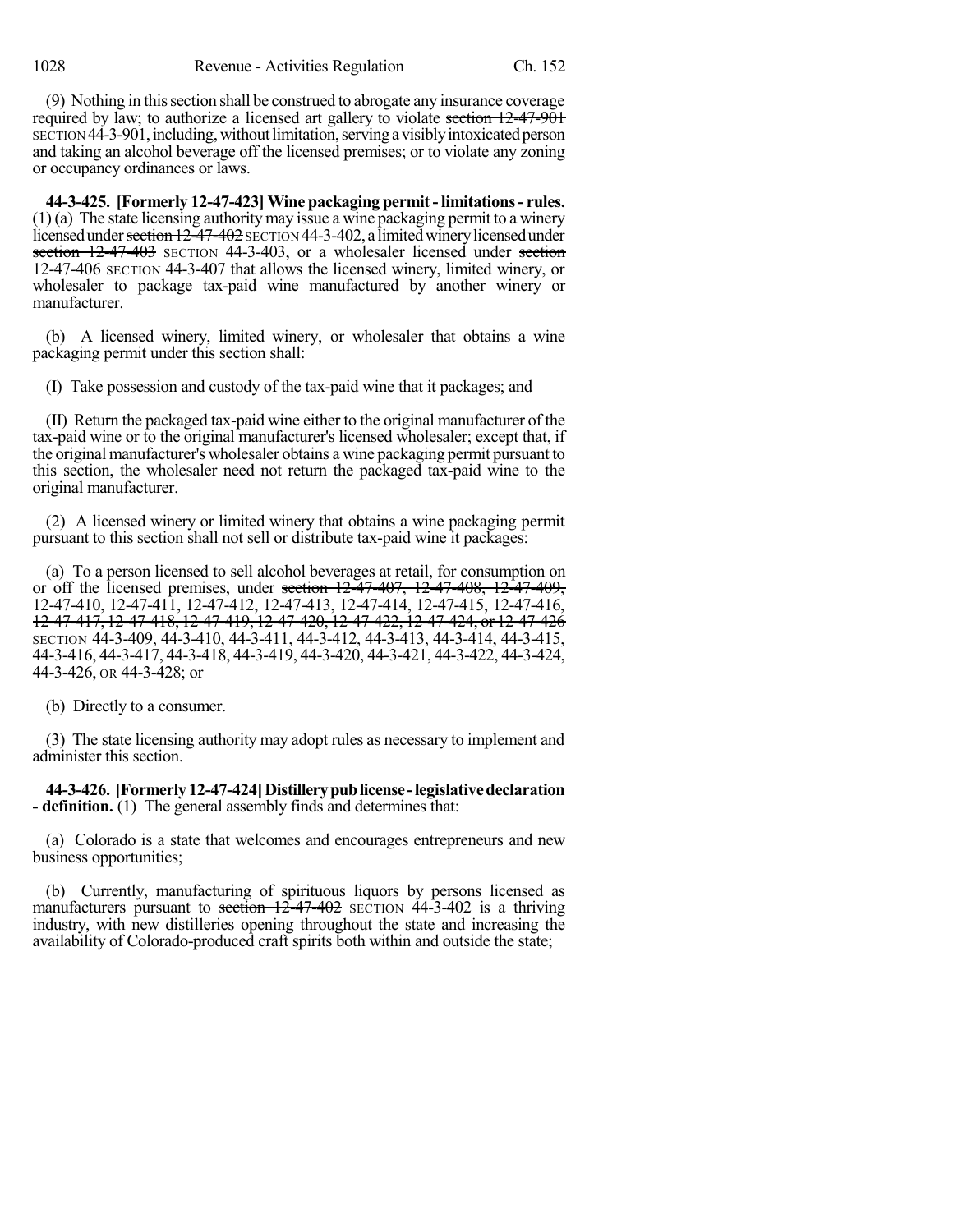(9) Nothing in this section shall be construed to abrogate any insurance coverage required by law; to authorize a licensed art gallery to violate ~~section 12-47-901~~ SECTION 44-3-901, including, without limitation, serving a visibly intoxicated person and taking an alcohol beverage off the licensed premises; or to violate any zoning or occupancy ordinances or laws.

**44-3-425. [Formerly 12-47-423] Wine packaging permit - limitations - rules.** (1) (a) The state licensing authority may issue a wine packaging permit to a winery licensed under ~~section 12-47-402~~ SECTION 44-3-402, a limited winery licensed under ~~section 12-47-403~~ SECTION 44-3-403, or a wholesaler licensed under ~~section 12-47-406~~ SECTION 44-3-407 that allows the licensed winery, limited winery, or wholesaler to package tax-paid wine manufactured by another winery or manufacturer.

(b) A licensed winery, limited winery, or wholesaler that obtains a wine packaging permit under this section shall:

(I) Take possession and custody of the tax-paid wine that it packages; and

(II) Return the packaged tax-paid wine either to the original manufacturer of the tax-paid wine or to the original manufacturer's licensed wholesaler; except that, if the original manufacturer's wholesaler obtains a wine packaging permit pursuant to this section, the wholesaler need not return the packaged tax-paid wine to the original manufacturer.

(2) A licensed winery or limited winery that obtains a wine packaging permit pursuant to this section shall not sell or distribute tax-paid wine it packages:

(a) To a person licensed to sell alcohol beverages at retail, for consumption on or off the licensed premises, under ~~section 12-47-407, 12-47-408, 12-47-409, 12-47-410, 12-47-411, 12-47-412, 12-47-413, 12-47-414, 12-47-415, 12-47-416, 12-47-417, 12-47-418, 12-47-419, 12-47-420, 12-47-422, 12-47-424, or 12-47-426~~ SECTION 44-3-409, 44-3-410, 44-3-411, 44-3-412, 44-3-413, 44-3-414, 44-3-415, 44-3-416, 44-3-417, 44-3-418, 44-3-419, 44-3-420, 44-3-421, 44-3-422, 44-3-424, 44-3-426, OR 44-3-428; or

(b) Directly to a consumer.

(3) The state licensing authority may adopt rules as necessary to implement and administer this section.

**44-3-426. [Formerly 12-47-424] Distillery pub license - legislative declaration - definition.** (1) The general assembly finds and determines that:

(a) Colorado is a state that welcomes and encourages entrepreneurs and new business opportunities;

(b) Currently, manufacturing of spirituous liquors by persons licensed as manufacturers pursuant to ~~section 12-47-402~~ SECTION 44-3-402 is a thriving industry, with new distilleries opening throughout the state and increasing the availability of Colorado-produced craft spirits both within and outside the state;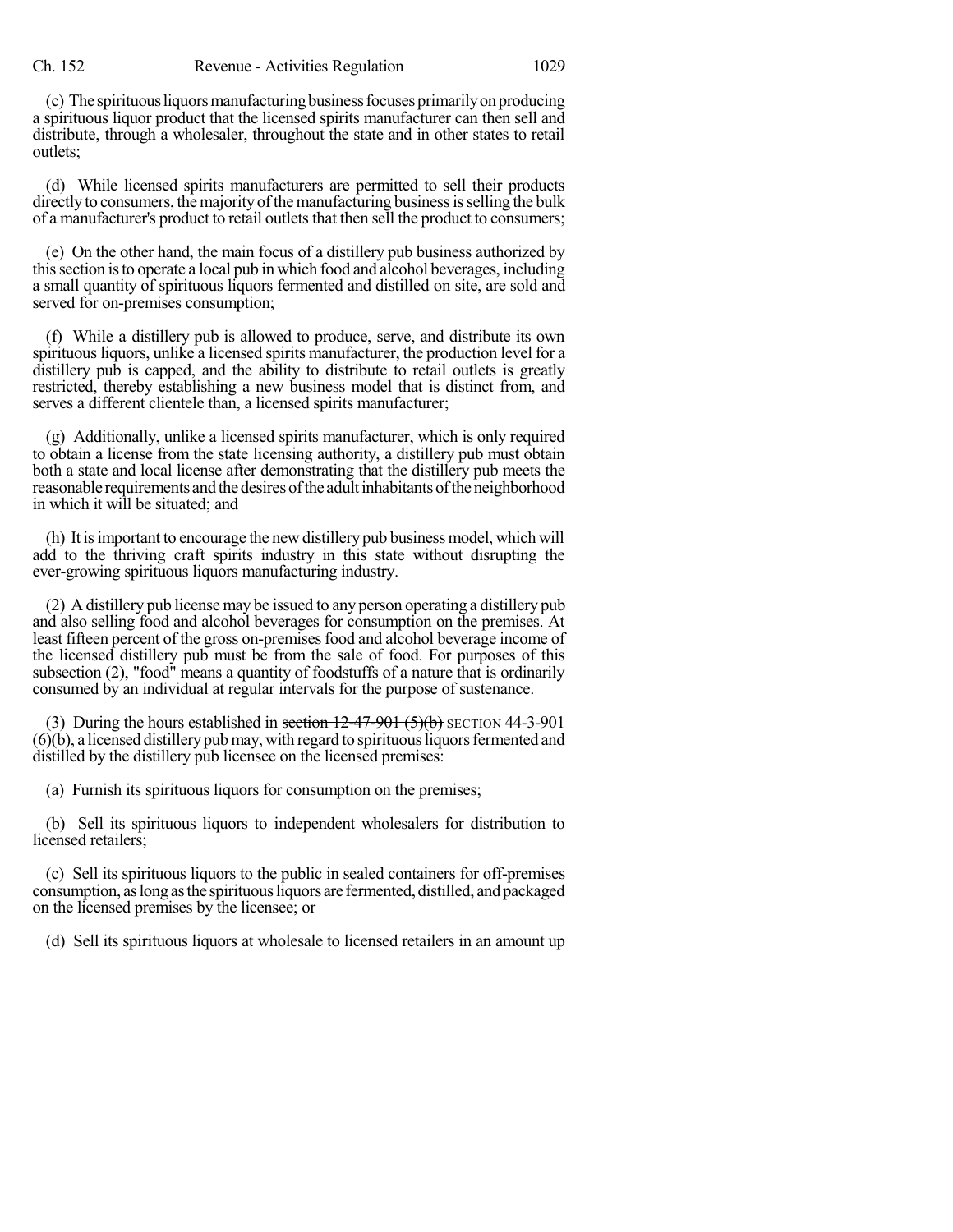(c) The spirituous liquors manufacturing business focuses primarily on producing a spirituous liquor product that the licensed spirits manufacturer can then sell and distribute, through a wholesaler, throughout the state and in other states to retail outlets;

(d) While licensed spirits manufacturers are permitted to sell their products directly to consumers, the majority of the manufacturing business is selling the bulk of a manufacturer's product to retail outlets that then sell the product to consumers;

(e) On the other hand, the main focus of a distillery pub business authorized by this section is to operate a local pub in which food and alcohol beverages, including a small quantity of spirituous liquors fermented and distilled on site, are sold and served for on-premises consumption;

(f) While a distillery pub is allowed to produce, serve, and distribute its own spirituous liquors, unlike a licensed spirits manufacturer, the production level for a distillery pub is capped, and the ability to distribute to retail outlets is greatly restricted, thereby establishing a new business model that is distinct from, and serves a different clientele than, a licensed spirits manufacturer;

(g) Additionally, unlike a licensed spirits manufacturer, which is only required to obtain a license from the state licensing authority, a distillery pub must obtain both a state and local license after demonstrating that the distillery pub meets the reasonable requirements and the desires of the adult inhabitants of the neighborhood in which it will be situated; and

(h) It is important to encourage the new distillery pub business model, which will add to the thriving craft spirits industry in this state without disrupting the ever-growing spirituous liquors manufacturing industry.

(2) A distillery pub license may be issued to any person operating a distillery pub and also selling food and alcohol beverages for consumption on the premises. At least fifteen percent of the gross on-premises food and alcohol beverage income of the licensed distillery pub must be from the sale of food. For purposes of this subsection (2), "food" means a quantity of foodstuffs of a nature that is ordinarily consumed by an individual at regular intervals for the purpose of sustenance.

(3) During the hours established in ~~section 12-47-901 (5)(b)~~ SECTION 44-3-901 (6)(b), a licensed distillery pub may, with regard to spirituous liquors fermented and distilled by the distillery pub licensee on the licensed premises:

(a) Furnish its spirituous liquors for consumption on the premises;

(b) Sell its spirituous liquors to independent wholesalers for distribution to licensed retailers;

(c) Sell its spirituous liquors to the public in sealed containers for off-premises consumption, as long as the spirituous liquors are fermented, distilled, and packaged on the licensed premises by the licensee; or

(d) Sell its spirituous liquors at wholesale to licensed retailers in an amount up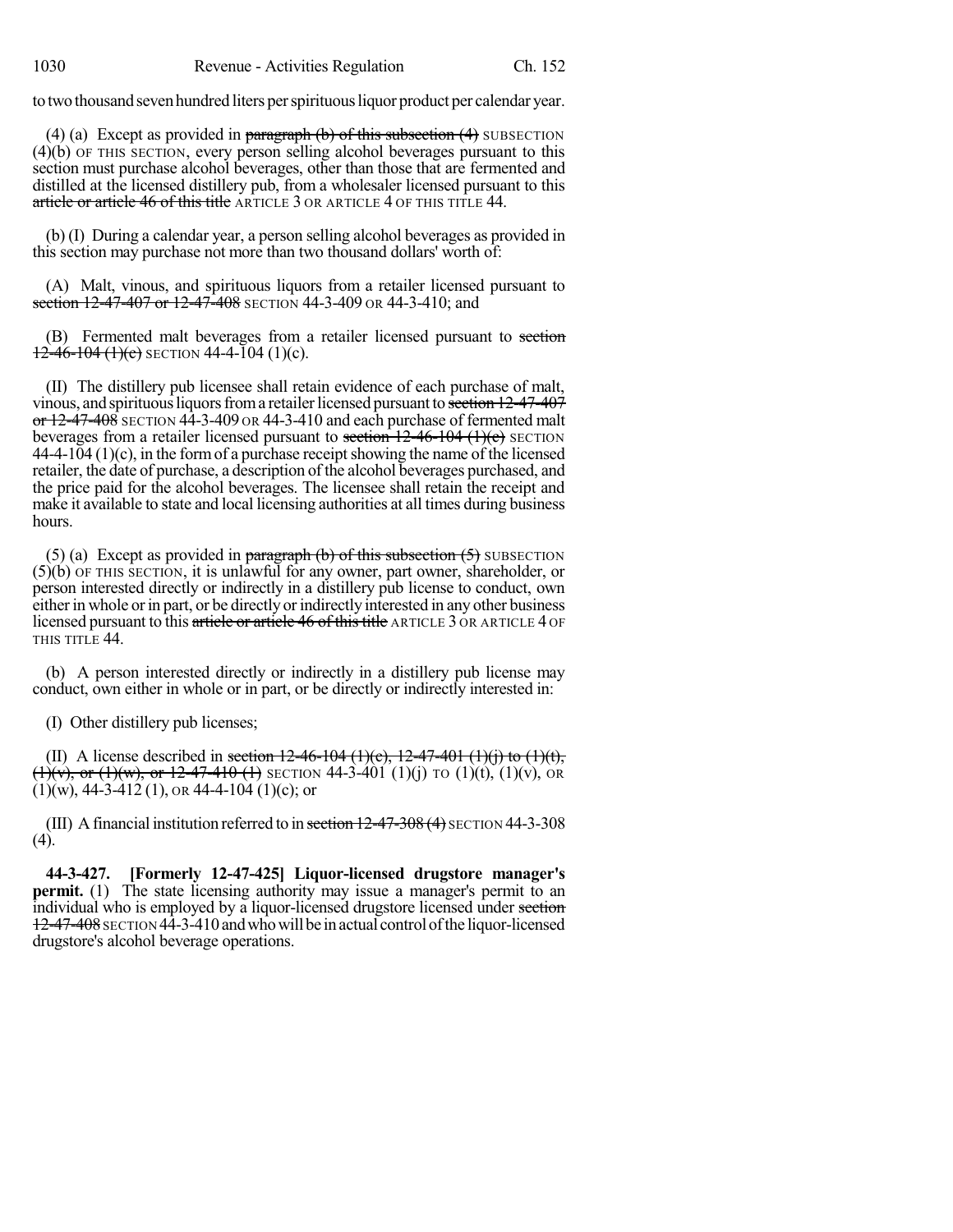to two thousand seven hundred liters per spirituous liquor product per calendar year.

(4) (a) Except as provided in ~~paragraph (b) of this subsection (4)~~ SUBSECTION (4)(b) OF THIS SECTION, every person selling alcohol beverages pursuant to this section must purchase alcohol beverages, other than those that are fermented and distilled at the licensed distillery pub, from a wholesaler licensed pursuant to this ~~article or article 46 of this title~~ ARTICLE 3 OR ARTICLE 4 OF THIS TITLE 44.

(b) (I) During a calendar year, a person selling alcohol beverages as provided in this section may purchase not more than two thousand dollars' worth of:

(A) Malt, vinous, and spirituous liquors from a retailer licensed pursuant to ~~section 12-47-407 or 12-47-408~~ SECTION 44-3-409 OR 44-3-410; and

(B) Fermented malt beverages from a retailer licensed pursuant to ~~section 12-46-104 (1)(c)~~ SECTION 44-4-104 (1)(c).

(II) The distillery pub licensee shall retain evidence of each purchase of malt, vinous, and spirituous liquors from a retailer licensed pursuant to ~~section 12-47-407 or 12-47-408~~ SECTION 44-3-409 OR 44-3-410 and each purchase of fermented malt beverages from a retailer licensed pursuant to ~~section 12-46-104 (1)(c)~~ SECTION 44-4-104 (1)(c), in the form of a purchase receipt showing the name of the licensed retailer, the date of purchase, a description of the alcohol beverages purchased, and the price paid for the alcohol beverages. The licensee shall retain the receipt and make it available to state and local licensing authorities at all times during business hours.

(5) (a) Except as provided in ~~paragraph (b) of this subsection (5)~~ SUBSECTION (5)(b) OF THIS SECTION, it is unlawful for any owner, part owner, shareholder, or person interested directly or indirectly in a distillery pub license to conduct, own either in whole or in part, or be directly or indirectly interested in any other business licensed pursuant to this ~~article or article 46 of this title~~ ARTICLE 3 OR ARTICLE 4 OF THIS TITLE 44.

(b) A person interested directly or indirectly in a distillery pub license may conduct, own either in whole or in part, or be directly or indirectly interested in:

(I) Other distillery pub licenses;

(II) A license described in ~~section 12-46-104 (1)(c), 12-47-401 (1)(j) to (1)(t), (1)(v), or (1)(w), or 12-47-410 (1)~~ SECTION 44-3-401 (1)(j) TO (1)(t), (1)(v), OR (1)(w), 44-3-412 (1), OR 44-4-104 (1)(c); or

(III) A financial institution referred to in ~~section 12-47-308 (4)~~ SECTION 44-3-308 (4).

**44-3-427. [Formerly 12-47-425] Liquor-licensed drugstore manager's permit.** (1) The state licensing authority may issue a manager's permit to an individual who is employed by a liquor-licensed drugstore licensed under ~~section 12-47-408~~ SECTION 44-3-410 and who will be in actual control of the liquor-licensed drugstore's alcohol beverage operations.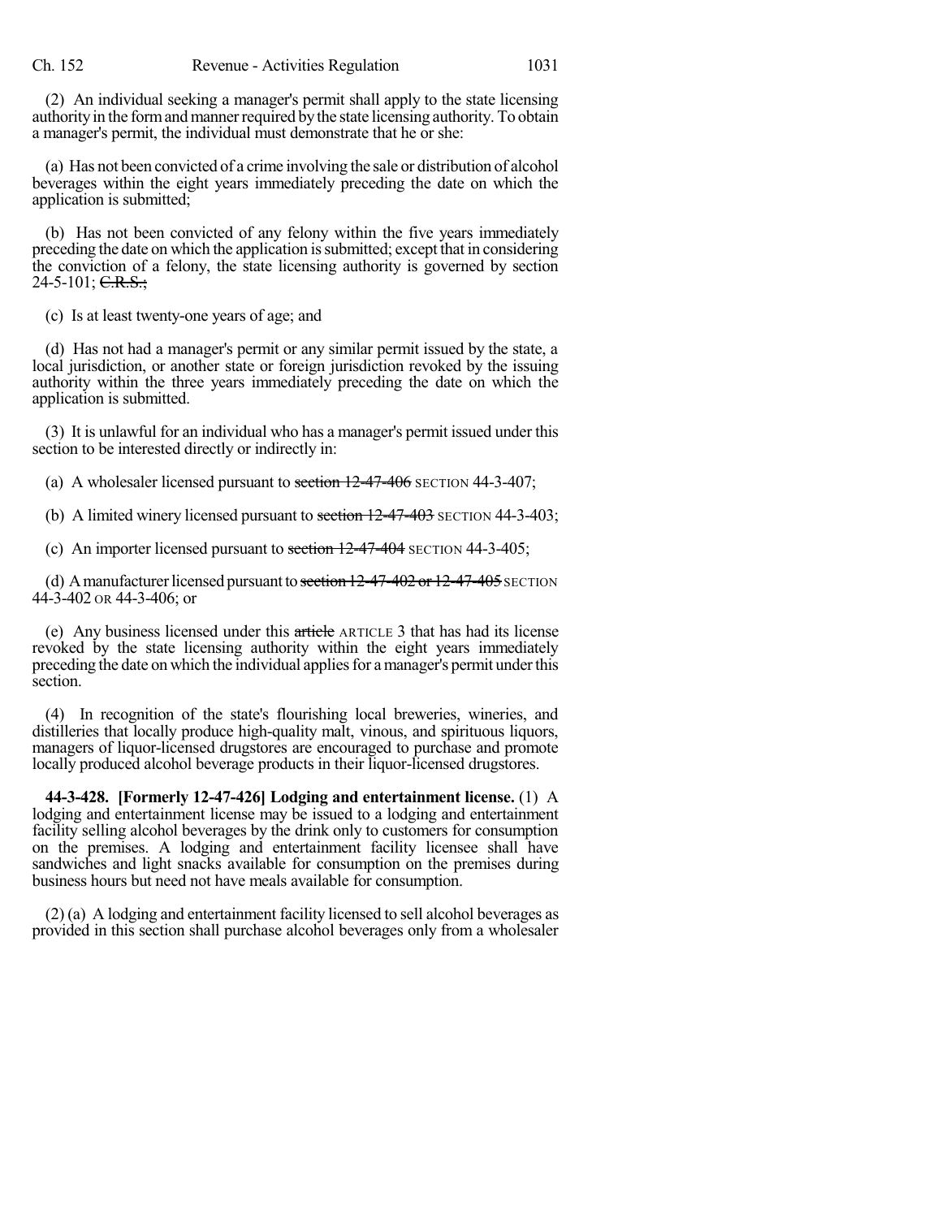(2) An individual seeking a manager's permit shall apply to the state licensing authority in the form and manner required by the state licensing authority. To obtain a manager's permit, the individual must demonstrate that he or she:

(a) Has not been convicted of a crime involving the sale or distribution of alcohol beverages within the eight years immediately preceding the date on which the application is submitted;

(b) Has not been convicted of any felony within the five years immediately preceding the date on which the application is submitted; except that in considering the conviction of a felony, the state licensing authority is governed by section 24-5-101; ~~C.R.S.;~~

(c) Is at least twenty-one years of age; and

(d) Has not had a manager's permit or any similar permit issued by the state, a local jurisdiction, or another state or foreign jurisdiction revoked by the issuing authority within the three years immediately preceding the date on which the application is submitted.

(3) It is unlawful for an individual who has a manager's permit issued under this section to be interested directly or indirectly in:

(a) A wholesaler licensed pursuant to ~~section 12-47-406~~ SECTION 44-3-407;

(b) A limited winery licensed pursuant to ~~section 12-47-403~~ SECTION 44-3-403;

(c) An importer licensed pursuant to ~~section 12-47-404~~ SECTION 44-3-405;

(d) A manufacturer licensed pursuant to ~~section 12-47-402 or 12-47-405~~ SECTION 44-3-402 OR 44-3-406; or

(e) Any business licensed under this ~~article~~ ARTICLE 3 that has had its license revoked by the state licensing authority within the eight years immediately preceding the date on which the individual applies for a manager's permit under this section.

(4) In recognition of the state's flourishing local breweries, wineries, and distilleries that locally produce high-quality malt, vinous, and spirituous liquors, managers of liquor-licensed drugstores are encouraged to purchase and promote locally produced alcohol beverage products in their liquor-licensed drugstores.

**44-3-428. [Formerly 12-47-426] Lodging and entertainment license.** (1) A lodging and entertainment license may be issued to a lodging and entertainment facility selling alcohol beverages by the drink only to customers for consumption on the premises. A lodging and entertainment facility licensee shall have sandwiches and light snacks available for consumption on the premises during business hours but need not have meals available for consumption.

(2) (a) A lodging and entertainment facility licensed to sell alcohol beverages as provided in this section shall purchase alcohol beverages only from a wholesaler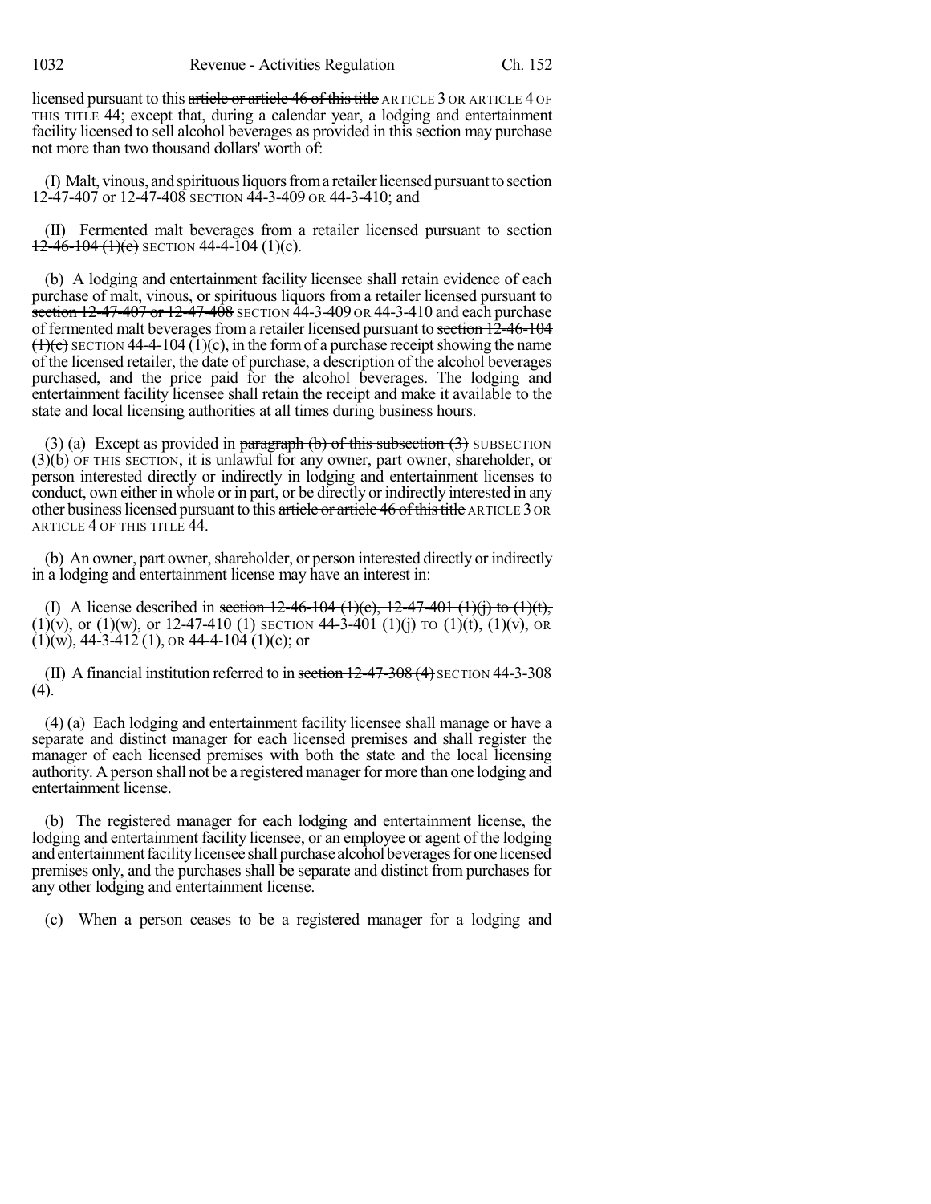licensed pursuant to this ~~article or article 46 of this title~~ ARTICLE 3 OR ARTICLE 4 OF THIS TITLE 44; except that, during a calendar year, a lodging and entertainment facility licensed to sell alcohol beverages as provided in this section may purchase not more than two thousand dollars' worth of:

(I) Malt, vinous, and spirituous liquors from a retailer licensed pursuant to ~~section 12-47-407 or 12-47-408~~ SECTION 44-3-409 OR 44-3-410; and

(II) Fermented malt beverages from a retailer licensed pursuant to ~~section 12-46-104 (1)(c)~~ SECTION 44-4-104 (1)(c).

(b) A lodging and entertainment facility licensee shall retain evidence of each purchase of malt, vinous, or spirituous liquors from a retailer licensed pursuant to ~~section 12-47-407 or 12-47-408~~ SECTION 44-3-409 OR 44-3-410 and each purchase of fermented malt beverages from a retailer licensed pursuant to ~~section 12-46-104 (1)(c)~~ SECTION 44-4-104 (1)(c), in the form of a purchase receipt showing the name of the licensed retailer, the date of purchase, a description of the alcohol beverages purchased, and the price paid for the alcohol beverages. The lodging and entertainment facility licensee shall retain the receipt and make it available to the state and local licensing authorities at all times during business hours.

(3) (a) Except as provided in ~~paragraph (b) of this subsection (3)~~ SUBSECTION (3)(b) OF THIS SECTION, it is unlawful for any owner, part owner, shareholder, or person interested directly or indirectly in lodging and entertainment licenses to conduct, own either in whole or in part, or be directly or indirectly interested in any other business licensed pursuant to this ~~article or article 46 of this title~~ ARTICLE 3 OR ARTICLE 4 OF THIS TITLE 44.

(b) An owner, part owner, shareholder, or person interested directly or indirectly in a lodging and entertainment license may have an interest in:

(I) A license described in ~~section 12-46-104 (1)(c), 12-47-401 (1)(j) to (1)(t), (1)(v), or (1)(w), or 12-47-410 (1)~~ SECTION 44-3-401 (1)(j) TO (1)(t), (1)(v), OR (1)(w), 44-3-412 (1), OR 44-4-104 (1)(c); or

(II) A financial institution referred to in ~~section 12-47-308 (4)~~ SECTION 44-3-308 (4).

(4) (a) Each lodging and entertainment facility licensee shall manage or have a separate and distinct manager for each licensed premises and shall register the manager of each licensed premises with both the state and the local licensing authority. A person shall not be a registered manager for more than one lodging and entertainment license.

(b) The registered manager for each lodging and entertainment license, the lodging and entertainment facility licensee, or an employee or agent of the lodging and entertainment facility licensee shall purchase alcohol beverages for one licensed premises only, and the purchases shall be separate and distinct from purchases for any other lodging and entertainment license.

(c) When a person ceases to be a registered manager for a lodging and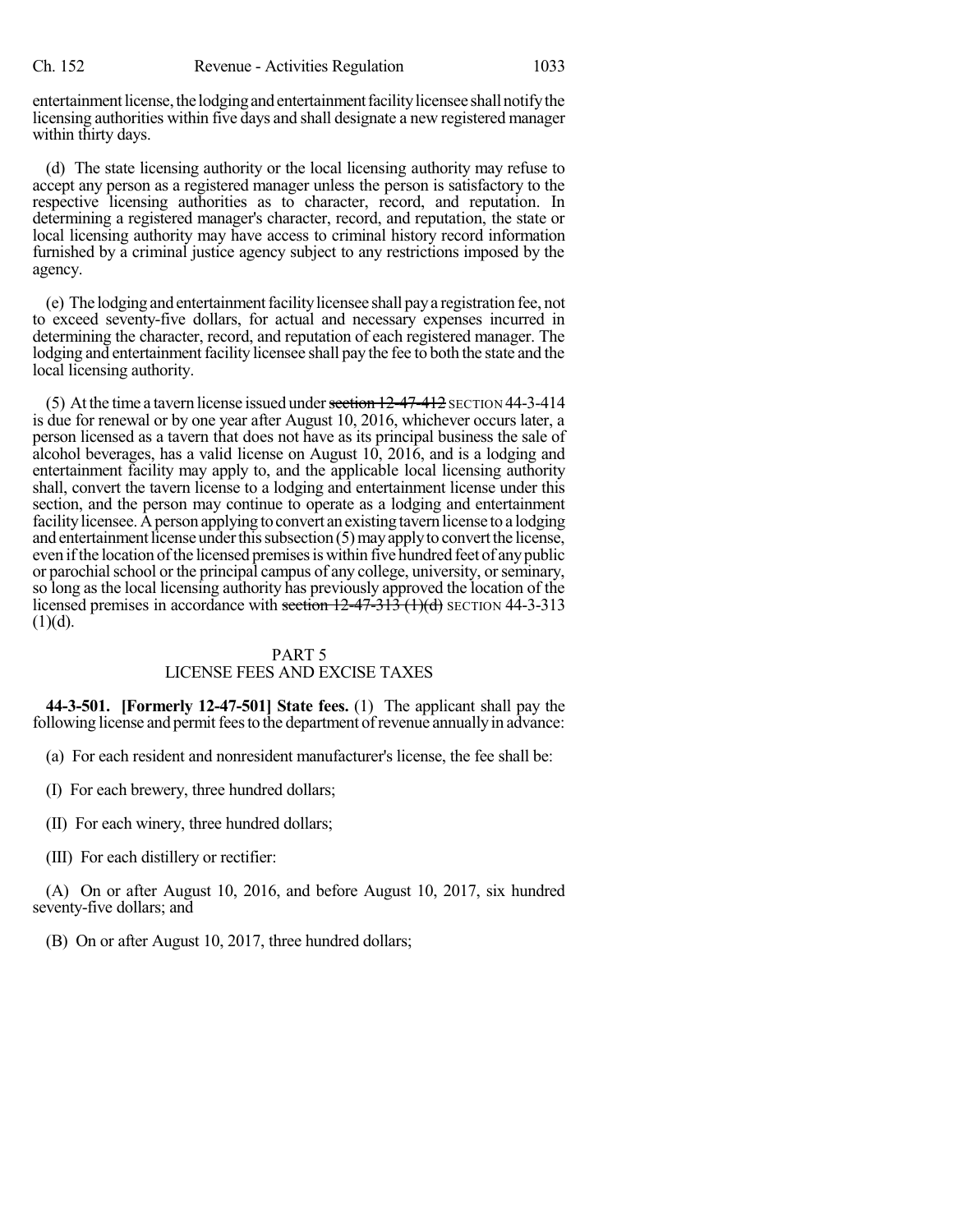entertainment license, the lodging and entertainment facility licensee shall notify the licensing authorities within five days and shall designate a new registered manager within thirty days.

(d) The state licensing authority or the local licensing authority may refuse to accept any person as a registered manager unless the person is satisfactory to the respective licensing authorities as to character, record, and reputation. In determining a registered manager's character, record, and reputation, the state or local licensing authority may have access to criminal history record information furnished by a criminal justice agency subject to any restrictions imposed by the agency.

(e) The lodging and entertainment facility licensee shall pay a registration fee, not to exceed seventy-five dollars, for actual and necessary expenses incurred in determining the character, record, and reputation of each registered manager. The lodging and entertainment facility licensee shall pay the fee to both the state and the local licensing authority.

(5) At the time a tavern license issued under ~~section 12-47-412~~ SECTION 44-3-414 is due for renewal or by one year after August 10, 2016, whichever occurs later, a person licensed as a tavern that does not have as its principal business the sale of alcohol beverages, has a valid license on August 10, 2016, and is a lodging and entertainment facility may apply to, and the applicable local licensing authority shall, convert the tavern license to a lodging and entertainment license under this section, and the person may continue to operate as a lodging and entertainment facility licensee. A person applying to convert an existing tavern license to a lodging and entertainment license under this subsection (5) may apply to convert the license, even if the location of the licensed premises is within five hundred feet of any public or parochial school or the principal campus of any college, university, or seminary, so long as the local licensing authority has previously approved the location of the licensed premises in accordance with ~~section 12-47-313 (1)(d)~~ SECTION 44-3-313 (1)(d).

## PART 5
## LICENSE FEES AND EXCISE TAXES

**44-3-501. [Formerly 12-47-501] State fees.** (1) The applicant shall pay the following license and permit fees to the department of revenue annually in advance:

(a) For each resident and nonresident manufacturer's license, the fee shall be:

(I) For each brewery, three hundred dollars;

(II) For each winery, three hundred dollars;

(III) For each distillery or rectifier:

(A) On or after August 10, 2016, and before August 10, 2017, six hundred seventy-five dollars; and

(B) On or after August 10, 2017, three hundred dollars;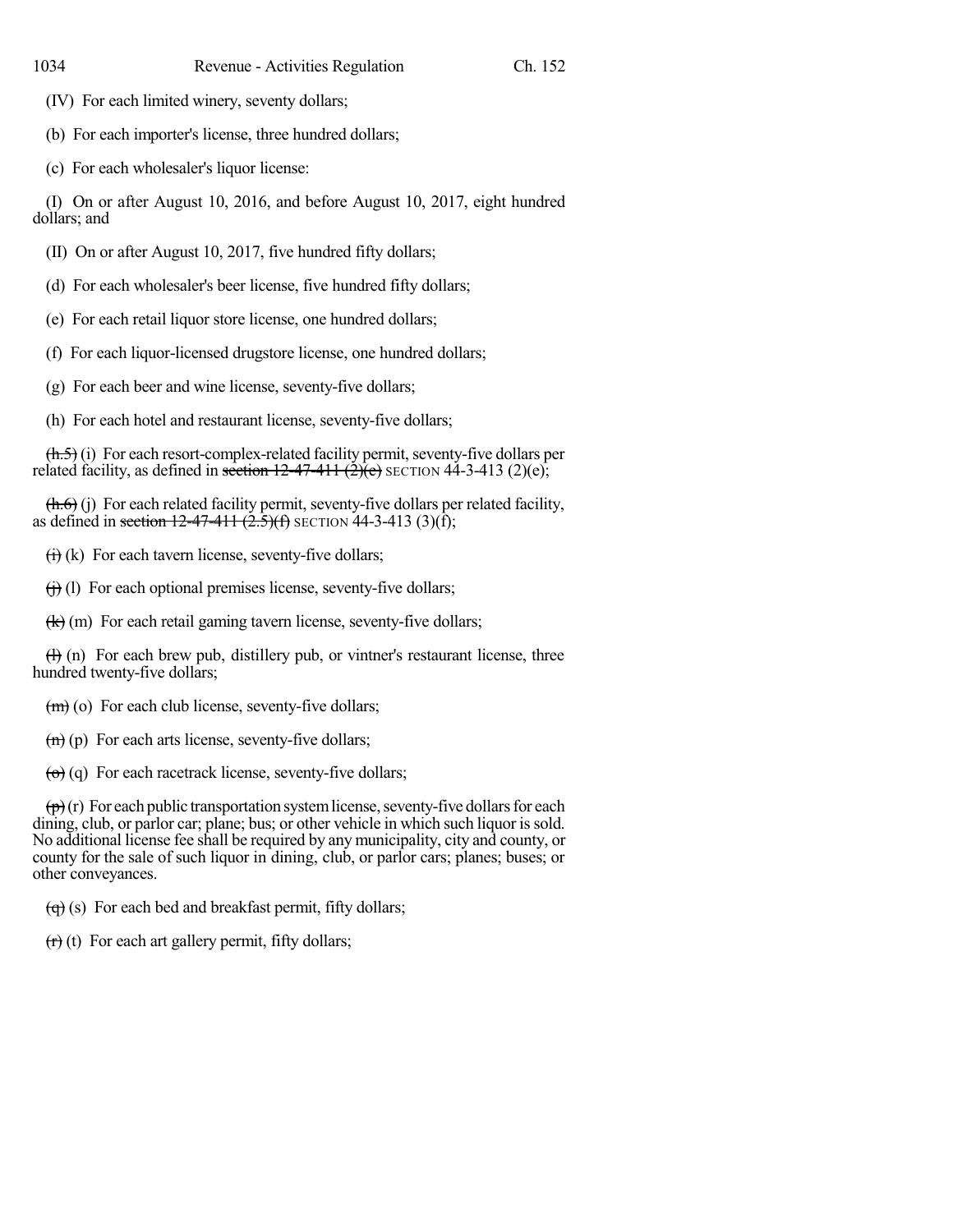(IV) For each limited winery, seventy dollars;

(b) For each importer's license, three hundred dollars;

(c) For each wholesaler's liquor license:

(I) On or after August 10, 2016, and before August 10, 2017, eight hundred dollars; and

(II) On or after August 10, 2017, five hundred fifty dollars;

(d) For each wholesaler's beer license, five hundred fifty dollars;

(e) For each retail liquor store license, one hundred dollars;

(f) For each liquor-licensed drugstore license, one hundred dollars;

(g) For each beer and wine license, seventy-five dollars;

(h) For each hotel and restaurant license, seventy-five dollars;

~~(h.5)~~ (i) For each resort-complex-related facility permit, seventy-five dollars per related facility, as defined in ~~section 12-47-411 (2)(e)~~ SECTION 44-3-413 (2)(e);

~~(h.6)~~ (j) For each related facility permit, seventy-five dollars per related facility, as defined in ~~section 12-47-411 (2.5)(f)~~ SECTION 44-3-413 (3)(f);

~~(i)~~ (k) For each tavern license, seventy-five dollars;

~~(j)~~ (l) For each optional premises license, seventy-five dollars;

~~(k)~~ (m) For each retail gaming tavern license, seventy-five dollars;

~~(l)~~ (n) For each brew pub, distillery pub, or vintner's restaurant license, three hundred twenty-five dollars;

~~(m)~~ (o) For each club license, seventy-five dollars;

~~(n)~~ (p) For each arts license, seventy-five dollars;

~~(o)~~ (q) For each racetrack license, seventy-five dollars;

~~(p)~~ (r) For each public transportation system license, seventy-five dollars for each dining, club, or parlor car; plane; bus; or other vehicle in which such liquor is sold. No additional license fee shall be required by any municipality, city and county, or county for the sale of such liquor in dining, club, or parlor cars; planes; buses; or other conveyances.

~~(q)~~ (s) For each bed and breakfast permit, fifty dollars;

~~(r)~~ (t) For each art gallery permit, fifty dollars;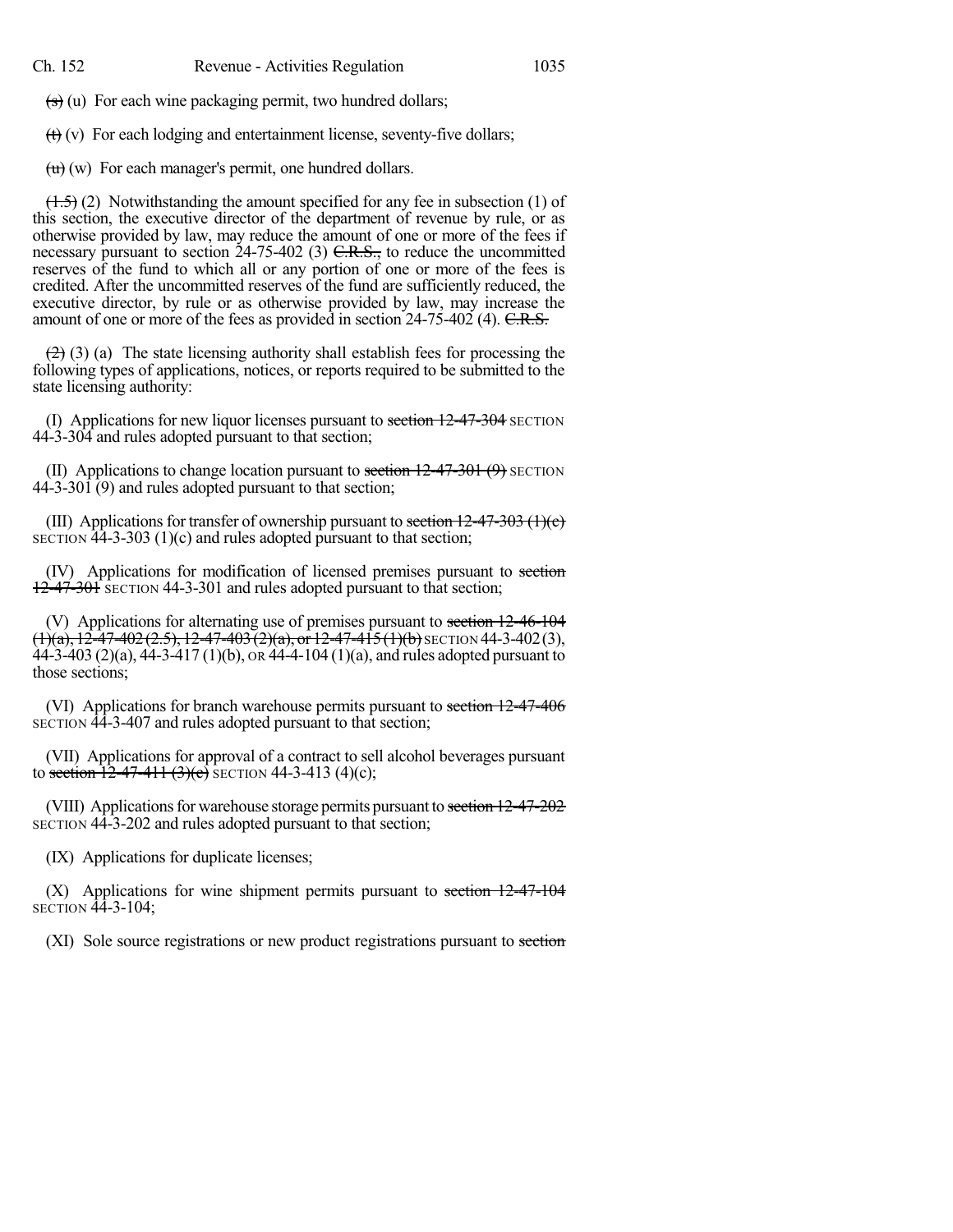~~(s)~~ (u) For each wine packaging permit, two hundred dollars;

~~(t)~~ (v) For each lodging and entertainment license, seventy-five dollars;

~~(u)~~ (w) For each manager's permit, one hundred dollars.

~~(1.5)~~ (2) Notwithstanding the amount specified for any fee in subsection (1) of this section, the executive director of the department of revenue by rule, or as otherwise provided by law, may reduce the amount of one or more of the fees if necessary pursuant to section 24-75-402 (3) ~~C.R.S.,~~ to reduce the uncommitted reserves of the fund to which all or any portion of one or more of the fees is credited. After the uncommitted reserves of the fund are sufficiently reduced, the executive director, by rule or as otherwise provided by law, may increase the amount of one or more of the fees as provided in section 24-75-402 (4). ~~C.R.S.~~

~~(2)~~ (3) (a) The state licensing authority shall establish fees for processing the following types of applications, notices, or reports required to be submitted to the state licensing authority:

(I) Applications for new liquor licenses pursuant to ~~section 12-47-304~~ SECTION 44-3-304 and rules adopted pursuant to that section;

(II) Applications to change location pursuant to ~~section 12-47-301 (9)~~ SECTION 44-3-301 (9) and rules adopted pursuant to that section;

(III) Applications for transfer of ownership pursuant to ~~section 12-47-303 (1)(c)~~ SECTION 44-3-303 (1)(c) and rules adopted pursuant to that section;

(IV) Applications for modification of licensed premises pursuant to ~~section 12-47-301~~ SECTION 44-3-301 and rules adopted pursuant to that section;

(V) Applications for alternating use of premises pursuant to ~~section 12-46-104 (1)(a), 12-47-402 (2.5), 12-47-403 (2)(a), or 12-47-415 (1)(b)~~ SECTION 44-3-402 (3), 44-3-403 (2)(a), 44-3-417 (1)(b), OR 44-4-104 (1)(a), and rules adopted pursuant to those sections;

(VI) Applications for branch warehouse permits pursuant to ~~section 12-47-406~~ SECTION 44-3-407 and rules adopted pursuant to that section;

(VII) Applications for approval of a contract to sell alcohol beverages pursuant to ~~section 12-47-411 (3)(c)~~ SECTION 44-3-413 (4)(c);

(VIII) Applications for warehouse storage permits pursuant to ~~section 12-47-202~~ SECTION 44-3-202 and rules adopted pursuant to that section;

(IX) Applications for duplicate licenses;

(X) Applications for wine shipment permits pursuant to ~~section 12-47-104~~ SECTION 44-3-104;

(XI) Sole source registrations or new product registrations pursuant to ~~section~~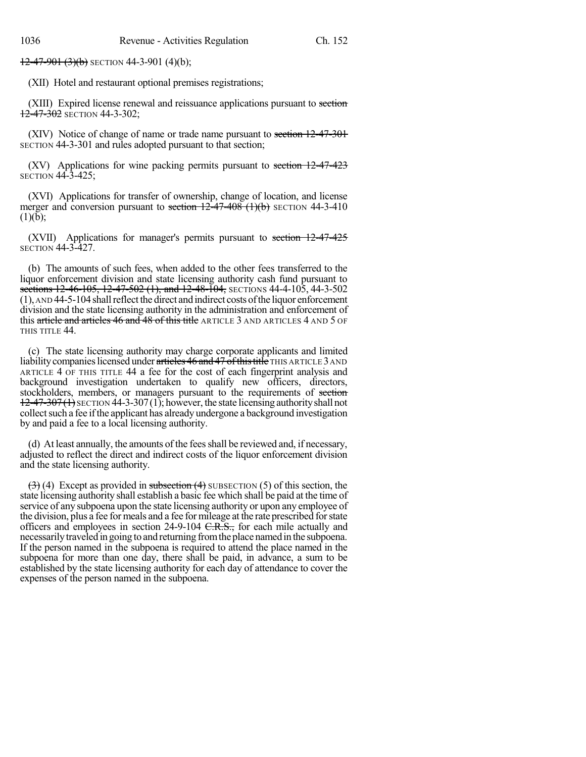~~12-47-901 (3)(b)~~ SECTION 44-3-901 (4)(b);

(XII) Hotel and restaurant optional premises registrations;

(XIII) Expired license renewal and reissuance applications pursuant to ~~section 12-47-302~~ SECTION 44-3-302;

(XIV) Notice of change of name or trade name pursuant to ~~section 12-47-301~~ SECTION 44-3-301 and rules adopted pursuant to that section;

(XV) Applications for wine packing permits pursuant to ~~section 12-47-423~~ SECTION 44-3-425;

(XVI) Applications for transfer of ownership, change of location, and license merger and conversion pursuant to ~~section 12-47-408 (1)(b)~~ SECTION 44-3-410 (1)(b);

(XVII) Applications for manager's permits pursuant to ~~section 12-47-425~~ SECTION 44-3-427.

(b) The amounts of such fees, when added to the other fees transferred to the liquor enforcement division and state licensing authority cash fund pursuant to ~~sections 12-46-105, 12-47-502 (1), and 12-48-104,~~ SECTIONS 44-4-105, 44-3-502 (1), AND 44-5-104 shall reflect the direct and indirect costs of the liquor enforcement division and the state licensing authority in the administration and enforcement of this ~~article and articles 46 and 48 of this title~~ ARTICLE 3 AND ARTICLES 4 AND 5 OF THIS TITLE 44.

(c) The state licensing authority may charge corporate applicants and limited liability companies licensed under ~~articles 46 and 47 of this title~~ THIS ARTICLE 3 AND ARTICLE 4 OF THIS TITLE 44 a fee for the cost of each fingerprint analysis and background investigation undertaken to qualify new officers, directors, stockholders, members, or managers pursuant to the requirements of ~~section 12-47-307 (1)~~ SECTION 44-3-307 (1); however, the state licensing authority shall not collect such a fee if the applicant has already undergone a background investigation by and paid a fee to a local licensing authority.

(d) At least annually, the amounts of the fees shall be reviewed and, if necessary, adjusted to reflect the direct and indirect costs of the liquor enforcement division and the state licensing authority.

~~(3)~~ (4) Except as provided in ~~subsection (4)~~ SUBSECTION (5) of this section, the state licensing authority shall establish a basic fee which shall be paid at the time of service of any subpoena upon the state licensing authority or upon any employee of the division, plus a fee for meals and a fee for mileage at the rate prescribed for state officers and employees in section 24-9-104 ~~C.R.S.,~~ for each mile actually and necessarily traveled in going to and returning from the place named in the subpoena. If the person named in the subpoena is required to attend the place named in the subpoena for more than one day, there shall be paid, in advance, a sum to be established by the state licensing authority for each day of attendance to cover the expenses of the person named in the subpoena.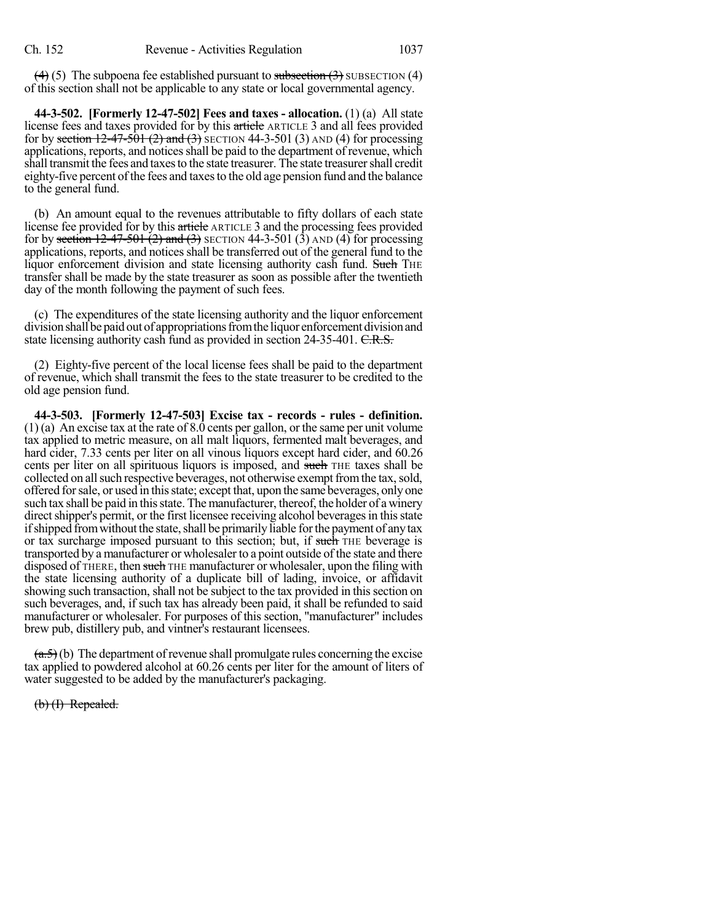~~(4)~~ (5) The subpoena fee established pursuant to ~~subsection (3)~~ SUBSECTION (4) of this section shall not be applicable to any state or local governmental agency.

**44-3-502. [Formerly 12-47-502] Fees and taxes - allocation.** (1) (a) All state license fees and taxes provided for by this ~~article~~ ARTICLE 3 and all fees provided for by ~~section 12-47-501 (2) and (3)~~ SECTION 44-3-501 (3) AND (4) for processing applications, reports, and notices shall be paid to the department of revenue, which shall transmit the fees and taxes to the state treasurer. The state treasurer shall credit eighty-five percent of the fees and taxes to the old age pension fund and the balance to the general fund.

(b) An amount equal to the revenues attributable to fifty dollars of each state license fee provided for by this ~~article~~ ARTICLE 3 and the processing fees provided for by ~~section 12-47-501 (2) and (3)~~ SECTION 44-3-501 (3) AND (4) for processing applications, reports, and notices shall be transferred out of the general fund to the liquor enforcement division and state licensing authority cash fund. ~~Such~~ THE transfer shall be made by the state treasurer as soon as possible after the twentieth day of the month following the payment of such fees.

(c) The expenditures of the state licensing authority and the liquor enforcement division shall be paid out of appropriations from the liquor enforcement division and state licensing authority cash fund as provided in section 24-35-401. ~~C.R.S.~~

(2) Eighty-five percent of the local license fees shall be paid to the department of revenue, which shall transmit the fees to the state treasurer to be credited to the old age pension fund.

**44-3-503. [Formerly 12-47-503] Excise tax - records - rules - definition.** (1) (a) An excise tax at the rate of 8.0 cents per gallon, or the same per unit volume tax applied to metric measure, on all malt liquors, fermented malt beverages, and hard cider, 7.33 cents per liter on all vinous liquors except hard cider, and 60.26 cents per liter on all spirituous liquors is imposed, and ~~such~~ THE taxes shall be collected on all such respective beverages, not otherwise exempt from the tax, sold, offered for sale, or used in this state; except that, upon the same beverages, only one such tax shall be paid in this state. The manufacturer, thereof, the holder of a winery direct shipper's permit, or the first licensee receiving alcohol beverages in this state if shipped from without the state, shall be primarily liable for the payment of any tax or tax surcharge imposed pursuant to this section; but, if ~~such~~ THE beverage is transported by a manufacturer or wholesaler to a point outside of the state and there disposed of THERE, then ~~such~~ THE manufacturer or wholesaler, upon the filing with the state licensing authority of a duplicate bill of lading, invoice, or affidavit showing such transaction, shall not be subject to the tax provided in this section on such beverages, and, if such tax has already been paid, it shall be refunded to said manufacturer or wholesaler. For purposes of this section, "manufacturer" includes brew pub, distillery pub, and vintner's restaurant licensees.

~~(a.5)~~ (b) The department of revenue shall promulgate rules concerning the excise tax applied to powdered alcohol at 60.26 cents per liter for the amount of liters of water suggested to be added by the manufacturer's packaging.

~~(b) (I) Repealed.~~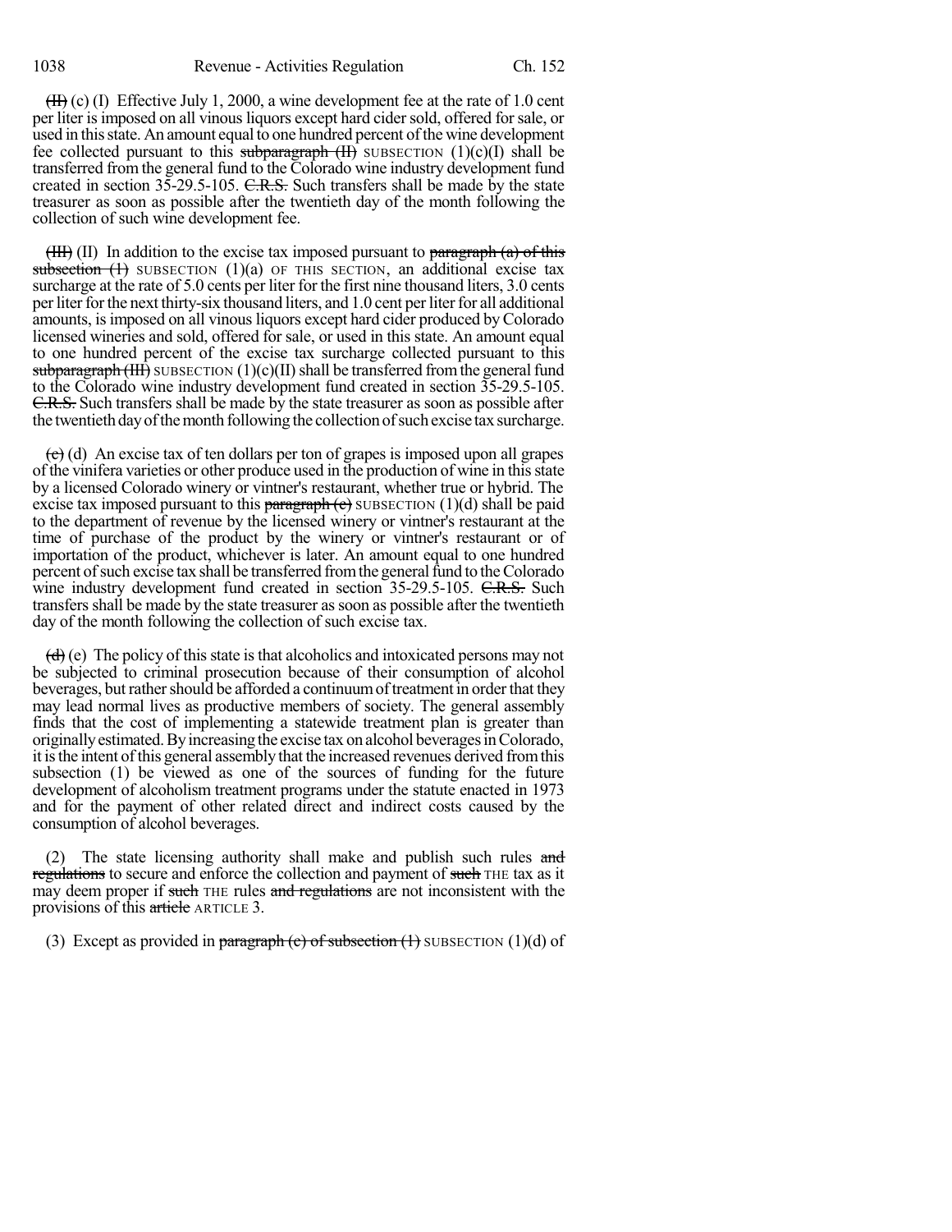~~(II)~~ (c) (I) Effective July 1, 2000, a wine development fee at the rate of 1.0 cent per liter is imposed on all vinous liquors except hard cider sold, offered for sale, or used in this state. An amount equal to one hundred percent of the wine development fee collected pursuant to this ~~subparagraph (II)~~ SUBSECTION (1)(c)(I) shall be transferred from the general fund to the Colorado wine industry development fund created in section 35-29.5-105. ~~C.R.S.~~ Such transfers shall be made by the state treasurer as soon as possible after the twentieth day of the month following the collection of such wine development fee.

~~(III)~~ (II) In addition to the excise tax imposed pursuant to ~~paragraph (a) of this subsection (1)~~ SUBSECTION (1)(a) OF THIS SECTION, an additional excise tax surcharge at the rate of 5.0 cents per liter for the first nine thousand liters, 3.0 cents per liter for the next thirty-six thousand liters, and 1.0 cent per liter for all additional amounts, is imposed on all vinous liquors except hard cider produced by Colorado licensed wineries and sold, offered for sale, or used in this state. An amount equal to one hundred percent of the excise tax surcharge collected pursuant to this ~~subparagraph (III)~~ SUBSECTION (1)(c)(II) shall be transferred from the general fund to the Colorado wine industry development fund created in section 35-29.5-105. ~~C.R.S.~~ Such transfers shall be made by the state treasurer as soon as possible after the twentieth day of the month following the collection of such excise tax surcharge.

~~(c)~~ (d) An excise tax of ten dollars per ton of grapes is imposed upon all grapes of the vinifera varieties or other produce used in the production of wine in this state by a licensed Colorado winery or vintner's restaurant, whether true or hybrid. The excise tax imposed pursuant to this ~~paragraph (c)~~ SUBSECTION (1)(d) shall be paid to the department of revenue by the licensed winery or vintner's restaurant at the time of purchase of the product by the winery or vintner's restaurant or of importation of the product, whichever is later. An amount equal to one hundred percent of such excise tax shall be transferred from the general fund to the Colorado wine industry development fund created in section 35-29.5-105. ~~C.R.S.~~ Such transfers shall be made by the state treasurer as soon as possible after the twentieth day of the month following the collection of such excise tax.

~~(d)~~ (e) The policy of this state is that alcoholics and intoxicated persons may not be subjected to criminal prosecution because of their consumption of alcohol beverages, but rather should be afforded a continuum of treatment in order that they may lead normal lives as productive members of society. The general assembly finds that the cost of implementing a statewide treatment plan is greater than originally estimated. By increasing the excise tax on alcohol beverages in Colorado, it is the intent of this general assembly that the increased revenues derived from this subsection (1) be viewed as one of the sources of funding for the future development of alcoholism treatment programs under the statute enacted in 1973 and for the payment of other related direct and indirect costs caused by the consumption of alcohol beverages.

(2) The state licensing authority shall make and publish such rules ~~and regulations~~ to secure and enforce the collection and payment of ~~such~~ THE tax as it may deem proper if ~~such~~ THE rules ~~and regulations~~ are not inconsistent with the provisions of this ~~article~~ ARTICLE 3.

(3) Except as provided in ~~paragraph (c) of subsection (1)~~ SUBSECTION (1)(d) of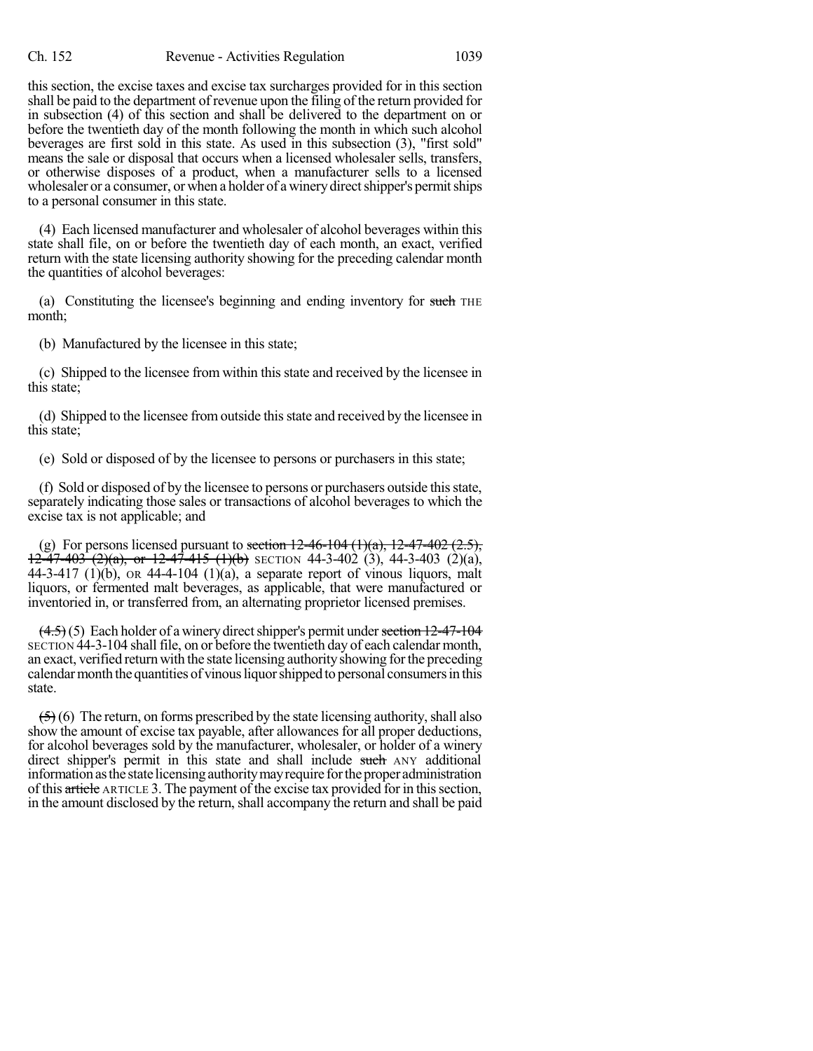this section, the excise taxes and excise tax surcharges provided for in this section shall be paid to the department of revenue upon the filing of the return provided for in subsection (4) of this section and shall be delivered to the department on or before the twentieth day of the month following the month in which such alcohol beverages are first sold in this state. As used in this subsection (3), "first sold" means the sale or disposal that occurs when a licensed wholesaler sells, transfers, or otherwise disposes of a product, when a manufacturer sells to a licensed wholesaler or a consumer, or when a holder of a winery direct shipper's permit ships to a personal consumer in this state.

(4) Each licensed manufacturer and wholesaler of alcohol beverages within this state shall file, on or before the twentieth day of each month, an exact, verified return with the state licensing authority showing for the preceding calendar month the quantities of alcohol beverages:

(a) Constituting the licensee's beginning and ending inventory for ~~such~~ THE month;

(b) Manufactured by the licensee in this state;

(c) Shipped to the licensee from within this state and received by the licensee in this state;

(d) Shipped to the licensee from outside this state and received by the licensee in this state;

(e) Sold or disposed of by the licensee to persons or purchasers in this state;

(f) Sold or disposed of by the licensee to persons or purchasers outside this state, separately indicating those sales or transactions of alcohol beverages to which the excise tax is not applicable; and

(g) For persons licensed pursuant to ~~section 12-46-104 (1)(a), 12-47-402 (2.5), 12-47-403 (2)(a), or 12-47-415 (1)(b)~~ SECTION 44-3-402 (3), 44-3-403 (2)(a), 44-3-417 (1)(b), OR 44-4-104 (1)(a), a separate report of vinous liquors, malt liquors, or fermented malt beverages, as applicable, that were manufactured or inventoried in, or transferred from, an alternating proprietor licensed premises.

~~(4.5)~~ (5) Each holder of a winery direct shipper's permit under ~~section 12-47-104~~ SECTION 44-3-104 shall file, on or before the twentieth day of each calendar month, an exact, verified return with the state licensing authority showing for the preceding calendar month the quantities of vinous liquor shipped to personal consumers in this state.

~~(5)~~ (6) The return, on forms prescribed by the state licensing authority, shall also show the amount of excise tax payable, after allowances for all proper deductions, for alcohol beverages sold by the manufacturer, wholesaler, or holder of a winery direct shipper's permit in this state and shall include ~~such~~ ANY additional information as the state licensing authority may require for the proper administration of this ~~article~~ ARTICLE 3. The payment of the excise tax provided for in this section, in the amount disclosed by the return, shall accompany the return and shall be paid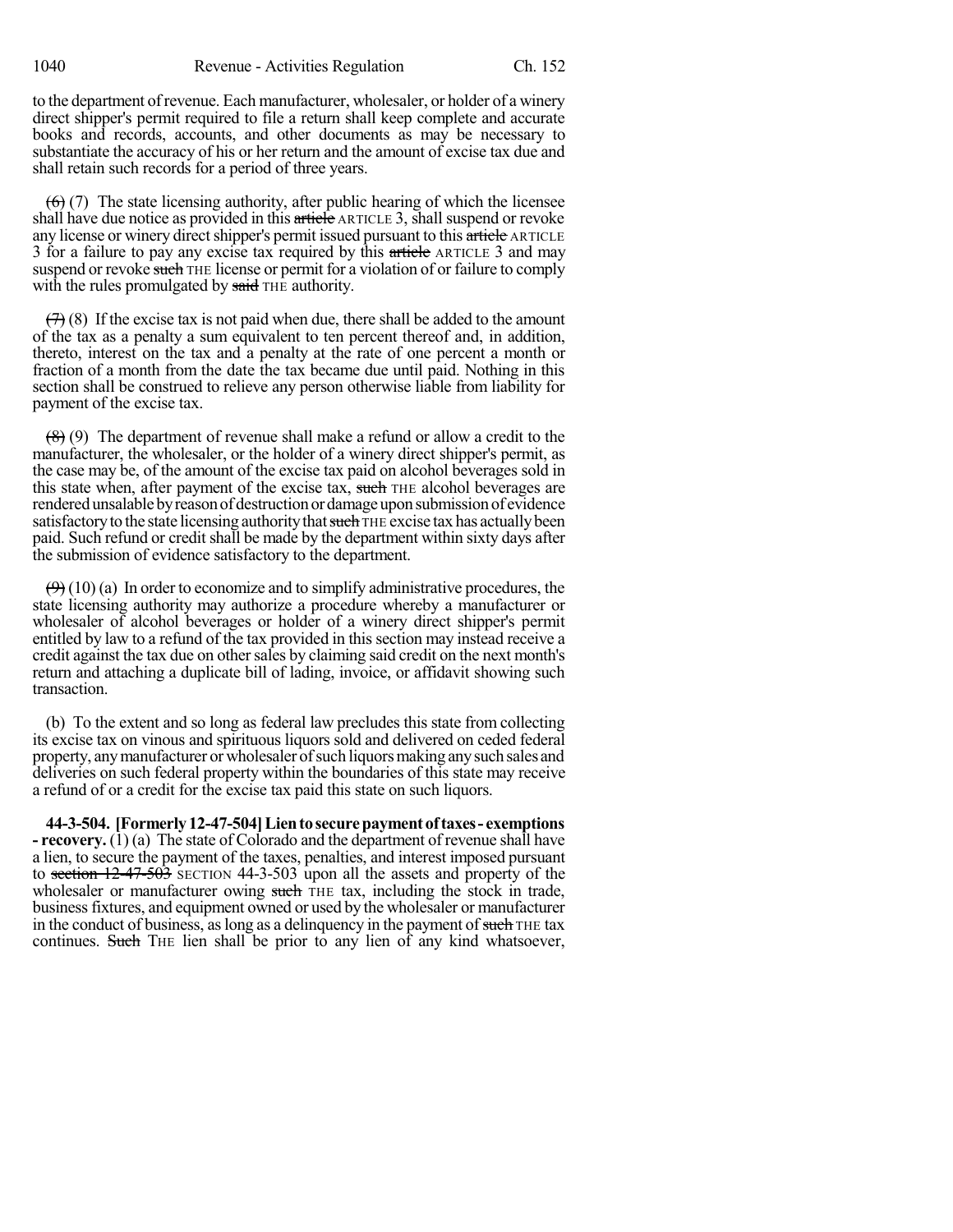to the department of revenue. Each manufacturer, wholesaler, or holder of a winery direct shipper's permit required to file a return shall keep complete and accurate books and records, accounts, and other documents as may be necessary to substantiate the accuracy of his or her return and the amount of excise tax due and shall retain such records for a period of three years.

~~(6)~~ (7) The state licensing authority, after public hearing of which the licensee shall have due notice as provided in this ~~article~~ ARTICLE 3, shall suspend or revoke any license or winery direct shipper's permit issued pursuant to this ~~article~~ ARTICLE 3 for a failure to pay any excise tax required by this ~~article~~ ARTICLE 3 and may suspend or revoke ~~such~~ THE license or permit for a violation of or failure to comply with the rules promulgated by ~~said~~ THE authority.

~~(7)~~ (8) If the excise tax is not paid when due, there shall be added to the amount of the tax as a penalty a sum equivalent to ten percent thereof and, in addition, thereto, interest on the tax and a penalty at the rate of one percent a month or fraction of a month from the date the tax became due until paid. Nothing in this section shall be construed to relieve any person otherwise liable from liability for payment of the excise tax.

~~(8)~~ (9) The department of revenue shall make a refund or allow a credit to the manufacturer, the wholesaler, or the holder of a winery direct shipper's permit, as the case may be, of the amount of the excise tax paid on alcohol beverages sold in this state when, after payment of the excise tax, ~~such~~ THE alcohol beverages are rendered unsalable by reason of destruction or damage upon submission of evidence satisfactory to the state licensing authority that ~~such~~ THE excise tax has actually been paid. Such refund or credit shall be made by the department within sixty days after the submission of evidence satisfactory to the department.

~~(9)~~ (10) (a) In order to economize and to simplify administrative procedures, the state licensing authority may authorize a procedure whereby a manufacturer or wholesaler of alcohol beverages or holder of a winery direct shipper's permit entitled by law to a refund of the tax provided in this section may instead receive a credit against the tax due on other sales by claiming said credit on the next month's return and attaching a duplicate bill of lading, invoice, or affidavit showing such transaction.

(b) To the extent and so long as federal law precludes this state from collecting its excise tax on vinous and spirituous liquors sold and delivered on ceded federal property, any manufacturer or wholesaler of such liquors making any such sales and deliveries on such federal property within the boundaries of this state may receive a refund of or a credit for the excise tax paid this state on such liquors.

**44-3-504. [Formerly 12-47-504] Lien to secure payment of taxes - exemptions - recovery.** (1) (a) The state of Colorado and the department of revenue shall have a lien, to secure the payment of the taxes, penalties, and interest imposed pursuant to ~~section 12-47-503~~ SECTION 44-3-503 upon all the assets and property of the wholesaler or manufacturer owing ~~such~~ THE tax, including the stock in trade, business fixtures, and equipment owned or used by the wholesaler or manufacturer in the conduct of business, as long as a delinquency in the payment of ~~such~~ THE tax continues. ~~Such~~ THE lien shall be prior to any lien of any kind whatsoever,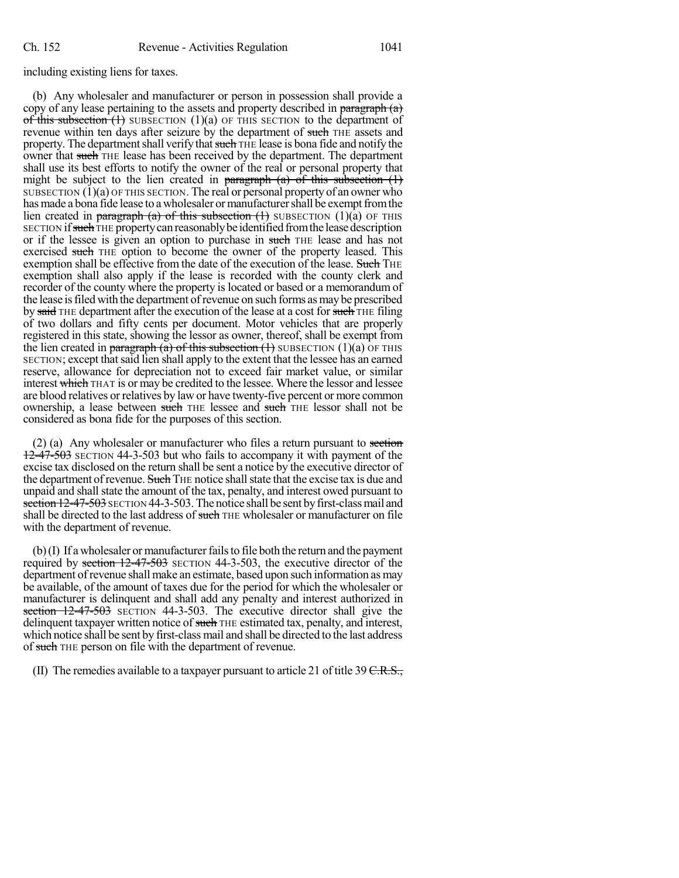including existing liens for taxes.

(b) Any wholesaler and manufacturer or person in possession shall provide a copy of any lease pertaining to the assets and property described in ~~paragraph (a) of this subsection (1)~~ SUBSECTION (1)(a) OF THIS SECTION to the department of revenue within ten days after seizure by the department of ~~such~~ THE assets and property. The department shall verify that ~~such~~ THE lease is bona fide and notify the owner that ~~such~~ THE lease has been received by the department. The department shall use its best efforts to notify the owner of the real or personal property that might be subject to the lien created in ~~paragraph (a) of this subsection (1)~~ SUBSECTION (1)(a) OF THIS SECTION. The real or personal property of an owner who has made a bona fide lease to a wholesaler or manufacturer shall be exempt from the lien created in ~~paragraph (a) of this subsection (1)~~ SUBSECTION (1)(a) OF THIS SECTION if ~~such~~ THE property can reasonably be identified from the lease description or if the lessee is given an option to purchase in ~~such~~ THE lease and has not exercised ~~such~~ THE option to become the owner of the property leased. This exemption shall be effective from the date of the execution of the lease. ~~Such~~ THE exemption shall also apply if the lease is recorded with the county clerk and recorder of the county where the property is located or based or a memorandum of the lease is filed with the department of revenue on such forms as may be prescribed by ~~said~~ THE department after the execution of the lease at a cost for ~~such~~ THE filing of two dollars and fifty cents per document. Motor vehicles that are properly registered in this state, showing the lessor as owner, thereof, shall be exempt from the lien created in ~~paragraph (a) of this subsection (1)~~ SUBSECTION (1)(a) OF THIS SECTION; except that said lien shall apply to the extent that the lessee has an earned reserve, allowance for depreciation not to exceed fair market value, or similar interest ~~which~~ THAT is or may be credited to the lessee. Where the lessor and lessee are blood relatives or relatives by law or have twenty-five percent or more common ownership, a lease between ~~such~~ THE lessee and ~~such~~ THE lessor shall not be considered as bona fide for the purposes of this section.

(2) (a) Any wholesaler or manufacturer who files a return pursuant to ~~section 12-47-503~~ SECTION 44-3-503 but who fails to accompany it with payment of the excise tax disclosed on the return shall be sent a notice by the executive director of the department of revenue. ~~Such~~ THE notice shall state that the excise tax is due and unpaid and shall state the amount of the tax, penalty, and interest owed pursuant to ~~section 12-47-503~~ SECTION 44-3-503. The notice shall be sent by first-class mail and shall be directed to the last address of ~~such~~ THE wholesaler or manufacturer on file with the department of revenue.

(b) (I) If a wholesaler or manufacturer fails to file both the return and the payment required by ~~section 12-47-503~~ SECTION 44-3-503, the executive director of the department of revenue shall make an estimate, based upon such information as may be available, of the amount of taxes due for the period for which the wholesaler or manufacturer is delinquent and shall add any penalty and interest authorized in ~~section 12-47-503~~ SECTION 44-3-503. The executive director shall give the delinquent taxpayer written notice of ~~such~~ THE estimated tax, penalty, and interest, which notice shall be sent by first-class mail and shall be directed to the last address of ~~such~~ THE person on file with the department of revenue.

(II) The remedies available to a taxpayer pursuant to article 21 of title 39 ~~C.R.S.,~~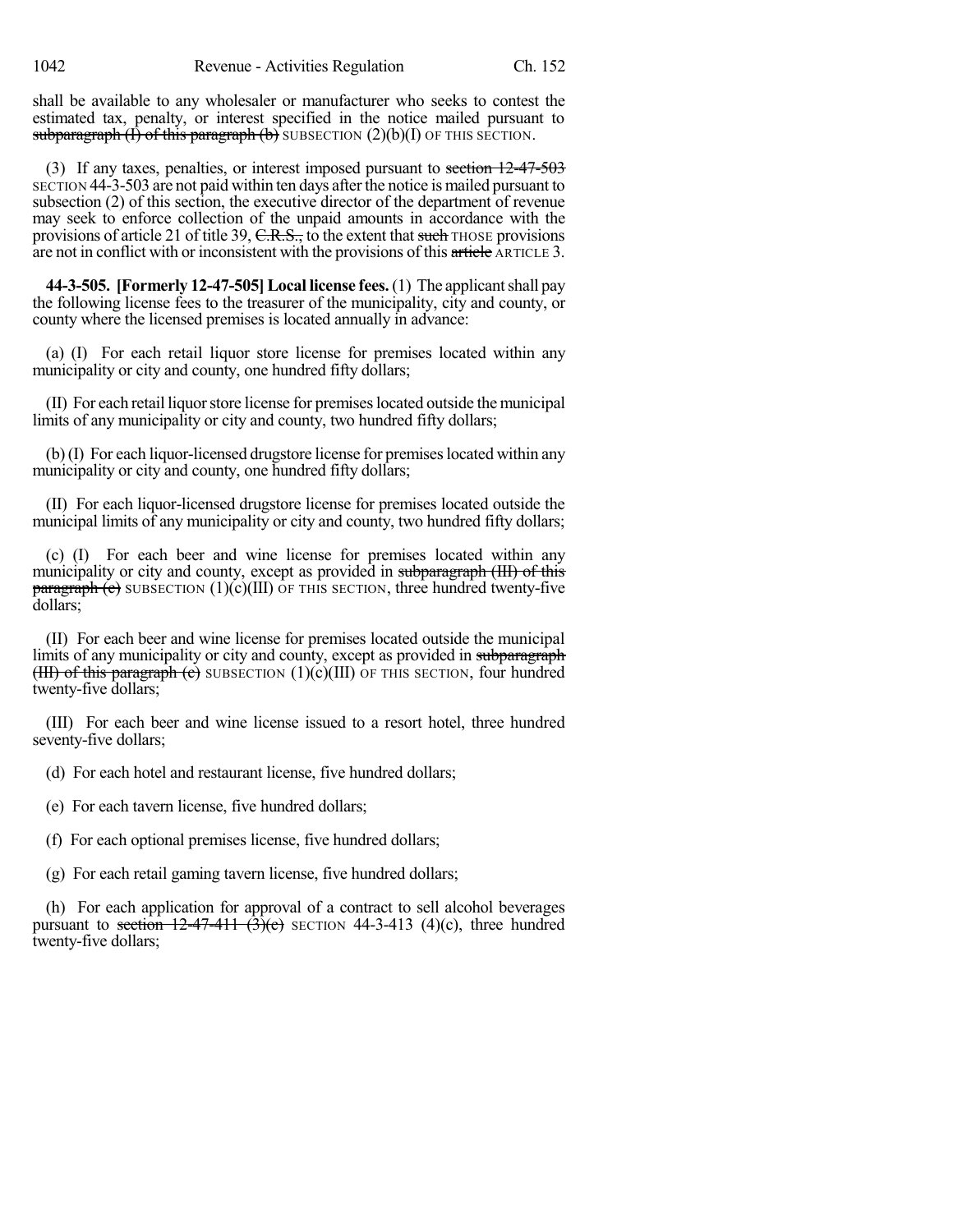shall be available to any wholesaler or manufacturer who seeks to contest the estimated tax, penalty, or interest specified in the notice mailed pursuant to ~~subparagraph (I) of this paragraph (b)~~ SUBSECTION (2)(b)(I) OF THIS SECTION.

(3) If any taxes, penalties, or interest imposed pursuant to ~~section 12-47-503~~ SECTION 44-3-503 are not paid within ten days after the notice is mailed pursuant to subsection (2) of this section, the executive director of the department of revenue may seek to enforce collection of the unpaid amounts in accordance with the provisions of article 21 of title 39, ~~C.R.S.,~~ to the extent that ~~such~~ THOSE provisions are not in conflict with or inconsistent with the provisions of this ~~article~~ ARTICLE 3.

**44-3-505. [Formerly 12-47-505] Local license fees.** (1) The applicant shall pay the following license fees to the treasurer of the municipality, city and county, or county where the licensed premises is located annually in advance:

(a) (I) For each retail liquor store license for premises located within any municipality or city and county, one hundred fifty dollars;

(II) For each retail liquor store license for premises located outside the municipal limits of any municipality or city and county, two hundred fifty dollars;

(b) (I) For each liquor-licensed drugstore license for premises located within any municipality or city and county, one hundred fifty dollars;

(II) For each liquor-licensed drugstore license for premises located outside the municipal limits of any municipality or city and county, two hundred fifty dollars;

(c) (I) For each beer and wine license for premises located within any municipality or city and county, except as provided in ~~subparagraph (III) of this paragraph (c)~~ SUBSECTION (1)(c)(III) OF THIS SECTION, three hundred twenty-five dollars;

(II) For each beer and wine license for premises located outside the municipal limits of any municipality or city and county, except as provided in ~~subparagraph (III) of this paragraph (c)~~ SUBSECTION (1)(c)(III) OF THIS SECTION, four hundred twenty-five dollars;

(III) For each beer and wine license issued to a resort hotel, three hundred seventy-five dollars;

(d) For each hotel and restaurant license, five hundred dollars;

(e) For each tavern license, five hundred dollars;

(f) For each optional premises license, five hundred dollars;

(g) For each retail gaming tavern license, five hundred dollars;

(h) For each application for approval of a contract to sell alcohol beverages pursuant to ~~section 12-47-411 (3)(e)~~ SECTION 44-3-413 (4)(c), three hundred twenty-five dollars;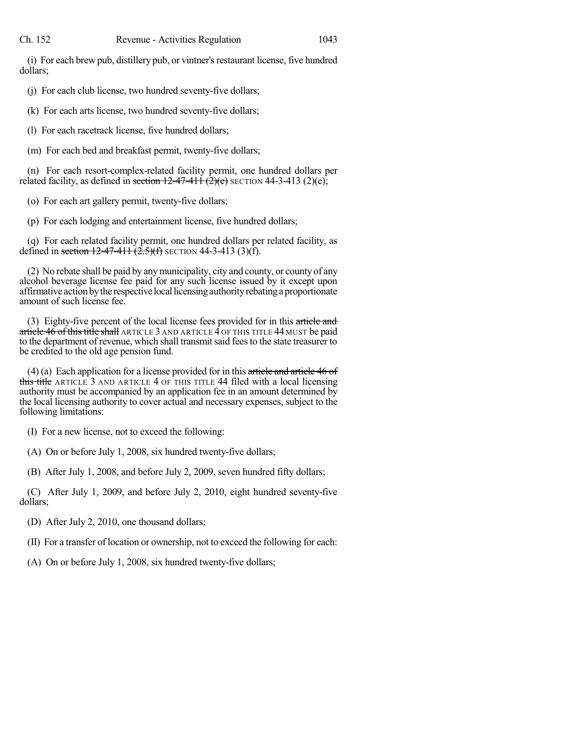(i) For each brew pub, distillery pub, or vintner's restaurant license, five hundred dollars;

(j) For each club license, two hundred seventy-five dollars;

(k) For each arts license, two hundred seventy-five dollars;

(l) For each racetrack license, five hundred dollars;

(m) For each bed and breakfast permit, twenty-five dollars;

(n) For each resort-complex-related facility permit, one hundred dollars per related facility, as defined in ~~section 12-47-411 (2)(e)~~ SECTION 44-3-413 (2)(e);

(o) For each art gallery permit, twenty-five dollars;

(p) For each lodging and entertainment license, five hundred dollars;

(q) For each related facility permit, one hundred dollars per related facility, as defined in ~~section 12-47-411 (2.5)(f)~~ SECTION 44-3-413 (3)(f).

(2) No rebate shall be paid by any municipality, city and county, or county of any alcohol beverage license fee paid for any such license issued by it except upon affirmative action by the respective local licensing authority rebating a proportionate amount of such license fee.

(3) Eighty-five percent of the local license fees provided for in this ~~article and article 46 of this title shall~~ ARTICLE 3 AND ARTICLE 4 OF THIS TITLE 44 MUST be paid to the department of revenue, which shall transmit said fees to the state treasurer to be credited to the old age pension fund.

(4) (a) Each application for a license provided for in this ~~article and article 46 of this title~~ ARTICLE 3 AND ARTICLE 4 OF THIS TITLE 44 filed with a local licensing authority must be accompanied by an application fee in an amount determined by the local licensing authority to cover actual and necessary expenses, subject to the following limitations:

(I) For a new license, not to exceed the following:

(A) On or before July 1, 2008, six hundred twenty-five dollars;

(B) After July 1, 2008, and before July 2, 2009, seven hundred fifty dollars;

(C) After July 1, 2009, and before July 2, 2010, eight hundred seventy-five dollars;

(D) After July 2, 2010, one thousand dollars;

(II) For a transfer of location or ownership, not to exceed the following for each:

(A) On or before July 1, 2008, six hundred twenty-five dollars;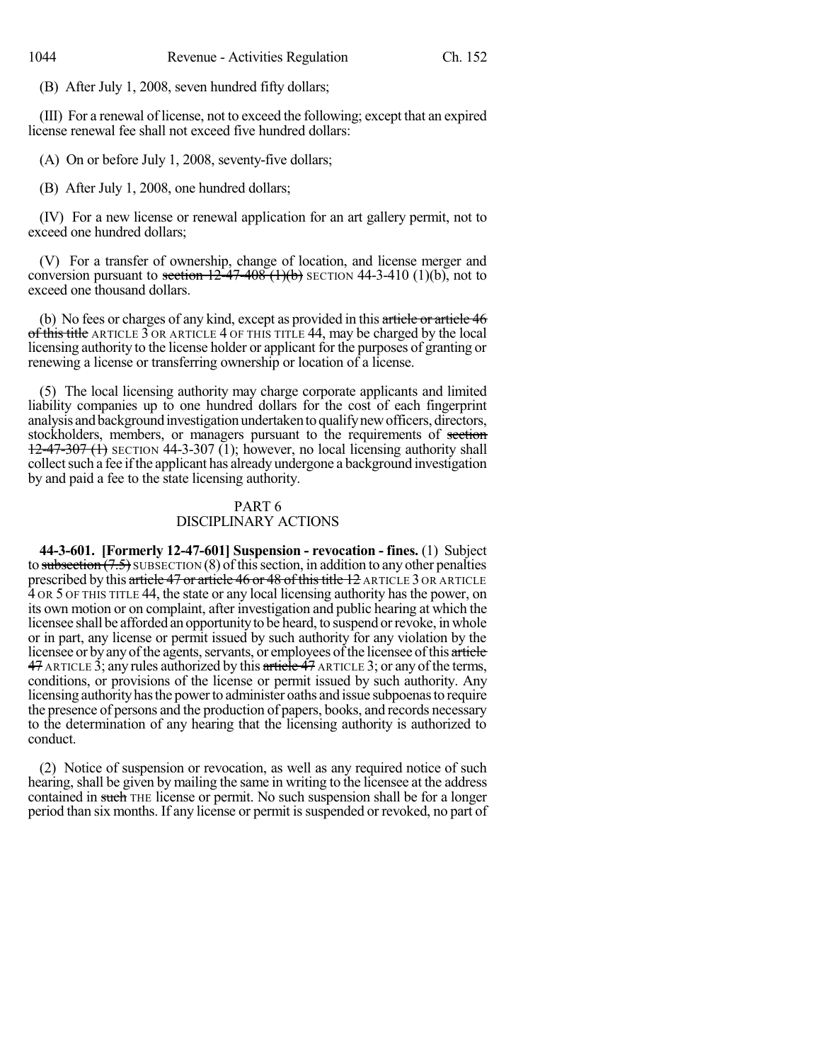(B) After July 1, 2008, seven hundred fifty dollars;

(III) For a renewal of license, not to exceed the following; except that an expired license renewal fee shall not exceed five hundred dollars:

(A) On or before July 1, 2008, seventy-five dollars;

(B) After July 1, 2008, one hundred dollars;

(IV) For a new license or renewal application for an art gallery permit, not to exceed one hundred dollars;

(V) For a transfer of ownership, change of location, and license merger and conversion pursuant to ~~section 12-47-408 (1)(b)~~ SECTION 44-3-410 (1)(b), not to exceed one thousand dollars.

(b) No fees or charges of any kind, except as provided in this ~~article or article 46 of this title~~ ARTICLE 3 OR ARTICLE 4 OF THIS TITLE 44, may be charged by the local licensing authority to the license holder or applicant for the purposes of granting or renewing a license or transferring ownership or location of a license.

(5) The local licensing authority may charge corporate applicants and limited liability companies up to one hundred dollars for the cost of each fingerprint analysis and background investigation undertaken to qualify new officers, directors, stockholders, members, or managers pursuant to the requirements of ~~section 12-47-307 (1)~~ SECTION 44-3-307 (1); however, no local licensing authority shall collect such a fee if the applicant has already undergone a background investigation by and paid a fee to the state licensing authority.

## PART 6
## DISCIPLINARY ACTIONS

**44-3-601. [Formerly 12-47-601] Suspension - revocation - fines.** (1) Subject to ~~subsection (7.5)~~ SUBSECTION (8) of this section, in addition to any other penalties prescribed by this ~~article 47 or article 46 or 48 of this title 12~~ ARTICLE 3 OR ARTICLE 4 OR 5 OF THIS TITLE 44, the state or any local licensing authority has the power, on its own motion or on complaint, after investigation and public hearing at which the licensee shall be afforded an opportunity to be heard, to suspend or revoke, in whole or in part, any license or permit issued by such authority for any violation by the licensee or by any of the agents, servants, or employees of the licensee of this ~~article 47~~ ARTICLE 3; any rules authorized by this ~~article 47~~ ARTICLE 3; or any of the terms, conditions, or provisions of the license or permit issued by such authority. Any licensing authority has the power to administer oaths and issue subpoenas to require the presence of persons and the production of papers, books, and records necessary to the determination of any hearing that the licensing authority is authorized to conduct.

(2) Notice of suspension or revocation, as well as any required notice of such hearing, shall be given by mailing the same in writing to the licensee at the address contained in ~~such~~ THE license or permit. No such suspension shall be for a longer period than six months. If any license or permit is suspended or revoked, no part of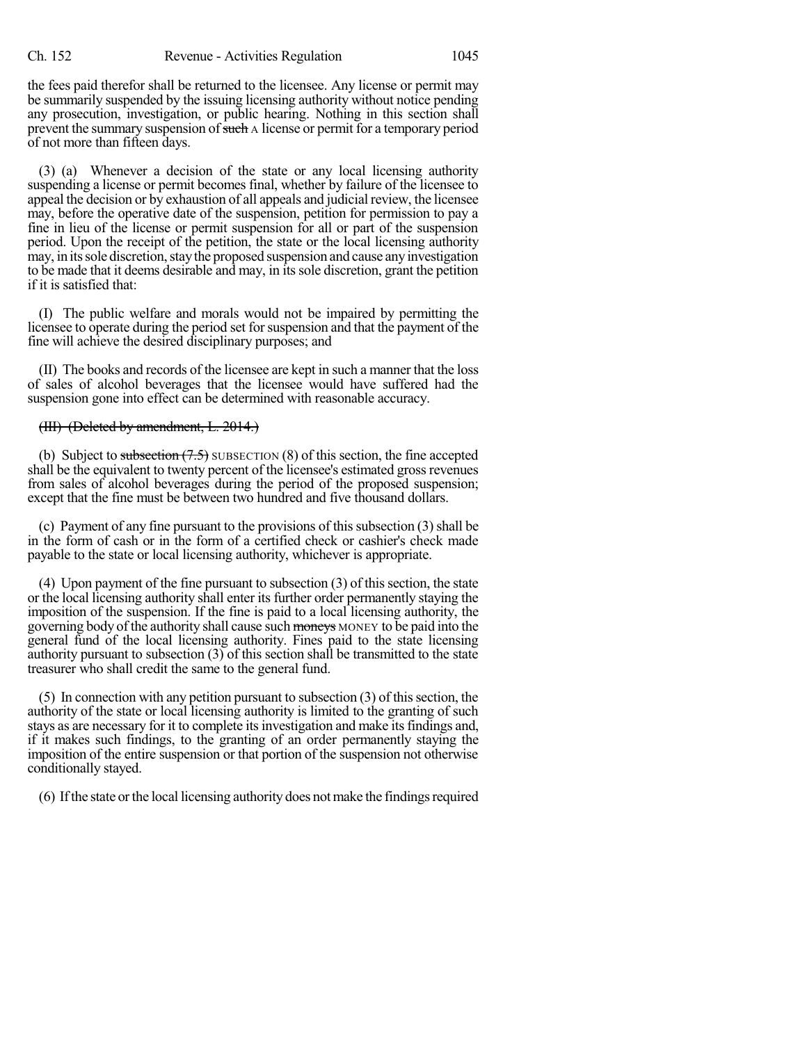the fees paid therefor shall be returned to the licensee. Any license or permit may be summarily suspended by the issuing licensing authority without notice pending any prosecution, investigation, or public hearing. Nothing in this section shall prevent the summary suspension of ~~such~~ A license or permit for a temporary period of not more than fifteen days.

(3) (a) Whenever a decision of the state or any local licensing authority suspending a license or permit becomes final, whether by failure of the licensee to appeal the decision or by exhaustion of all appeals and judicial review, the licensee may, before the operative date of the suspension, petition for permission to pay a fine in lieu of the license or permit suspension for all or part of the suspension period. Upon the receipt of the petition, the state or the local licensing authority may, in its sole discretion, stay the proposed suspension and cause any investigation to be made that it deems desirable and may, in its sole discretion, grant the petition if it is satisfied that:

(I) The public welfare and morals would not be impaired by permitting the licensee to operate during the period set for suspension and that the payment of the fine will achieve the desired disciplinary purposes; and

(II) The books and records of the licensee are kept in such a manner that the loss of sales of alcohol beverages that the licensee would have suffered had the suspension gone into effect can be determined with reasonable accuracy.

~~(III) (Deleted by amendment, L. 2014.)~~

(b) Subject to ~~subsection (7.5)~~ SUBSECTION (8) of this section, the fine accepted shall be the equivalent to twenty percent of the licensee's estimated gross revenues from sales of alcohol beverages during the period of the proposed suspension; except that the fine must be between two hundred and five thousand dollars.

(c) Payment of any fine pursuant to the provisions of this subsection (3) shall be in the form of cash or in the form of a certified check or cashier's check made payable to the state or local licensing authority, whichever is appropriate.

(4) Upon payment of the fine pursuant to subsection (3) of this section, the state or the local licensing authority shall enter its further order permanently staying the imposition of the suspension. If the fine is paid to a local licensing authority, the governing body of the authority shall cause such ~~moneys~~ MONEY to be paid into the general fund of the local licensing authority. Fines paid to the state licensing authority pursuant to subsection (3) of this section shall be transmitted to the state treasurer who shall credit the same to the general fund.

(5) In connection with any petition pursuant to subsection (3) of this section, the authority of the state or local licensing authority is limited to the granting of such stays as are necessary for it to complete its investigation and make its findings and, if it makes such findings, to the granting of an order permanently staying the imposition of the entire suspension or that portion of the suspension not otherwise conditionally stayed.

(6) If the state or the local licensing authority does not make the findings required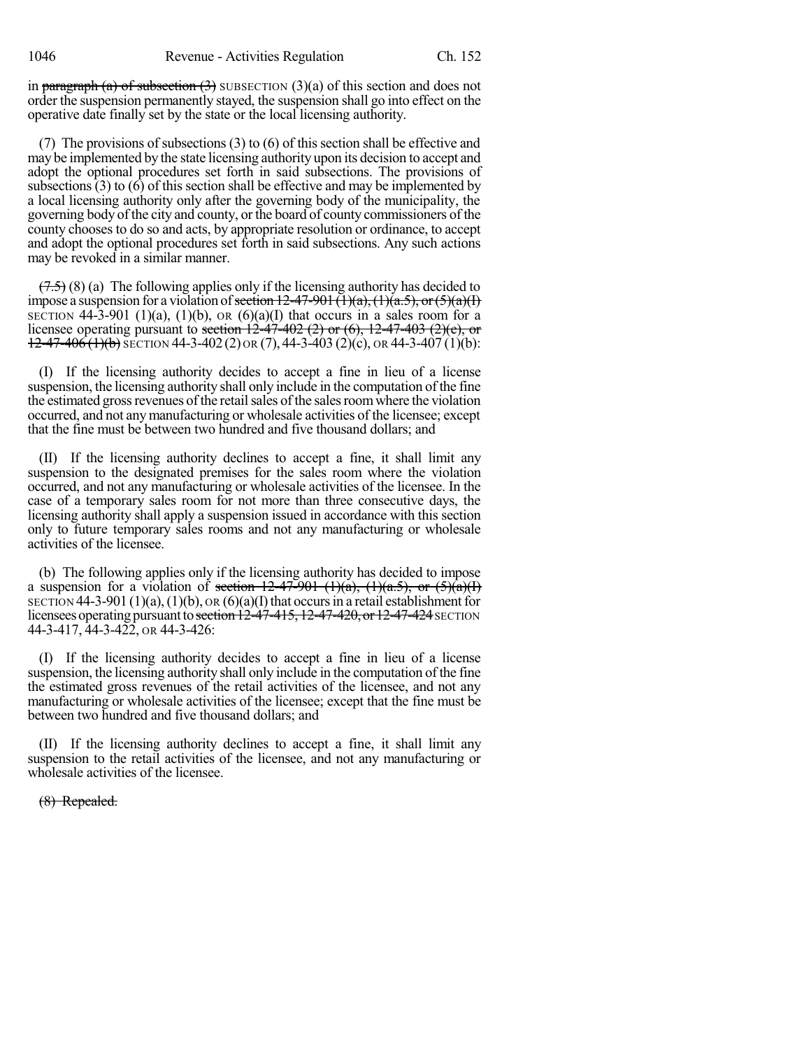in ~~paragraph (a) of subsection (3)~~ SUBSECTION (3)(a) of this section and does not order the suspension permanently stayed, the suspension shall go into effect on the operative date finally set by the state or the local licensing authority.

(7) The provisions of subsections (3) to (6) of this section shall be effective and may be implemented by the state licensing authority upon its decision to accept and adopt the optional procedures set forth in said subsections. The provisions of subsections (3) to (6) of this section shall be effective and may be implemented by a local licensing authority only after the governing body of the municipality, the governing body of the city and county, or the board of county commissioners of the county chooses to do so and acts, by appropriate resolution or ordinance, to accept and adopt the optional procedures set forth in said subsections. Any such actions may be revoked in a similar manner.

~~(7.5)~~ (8) (a) The following applies only if the licensing authority has decided to impose a suspension for a violation of ~~section 12-47-901 (1)(a), (1)(a.5), or (5)(a)(I)~~ SECTION 44-3-901 (1)(a), (1)(b), OR (6)(a)(I) that occurs in a sales room for a licensee operating pursuant to ~~section 12-47-402 (2) or (6), 12-47-403 (2)(e), or 12-47-406 (1)(b)~~ SECTION 44-3-402 (2) OR (7), 44-3-403 (2)(c), OR 44-3-407 (1)(b):

(I) If the licensing authority decides to accept a fine in lieu of a license suspension, the licensing authority shall only include in the computation of the fine the estimated gross revenues of the retail sales of the sales room where the violation occurred, and not any manufacturing or wholesale activities of the licensee; except that the fine must be between two hundred and five thousand dollars; and

(II) If the licensing authority declines to accept a fine, it shall limit any suspension to the designated premises for the sales room where the violation occurred, and not any manufacturing or wholesale activities of the licensee. In the case of a temporary sales room for not more than three consecutive days, the licensing authority shall apply a suspension issued in accordance with this section only to future temporary sales rooms and not any manufacturing or wholesale activities of the licensee.

(b) The following applies only if the licensing authority has decided to impose a suspension for a violation of ~~section 12-47-901 (1)(a), (1)(a.5), or (5)(a)(I)~~ SECTION 44-3-901 (1)(a), (1)(b), OR (6)(a)(I) that occurs in a retail establishment for licensees operating pursuant to ~~section 12-47-415, 12-47-420, or 12-47-424~~ SECTION 44-3-417, 44-3-422, OR 44-3-426:

(I) If the licensing authority decides to accept a fine in lieu of a license suspension, the licensing authority shall only include in the computation of the fine the estimated gross revenues of the retail activities of the licensee, and not any manufacturing or wholesale activities of the licensee; except that the fine must be between two hundred and five thousand dollars; and

(II) If the licensing authority declines to accept a fine, it shall limit any suspension to the retail activities of the licensee, and not any manufacturing or wholesale activities of the licensee.

~~(8) Repealed.~~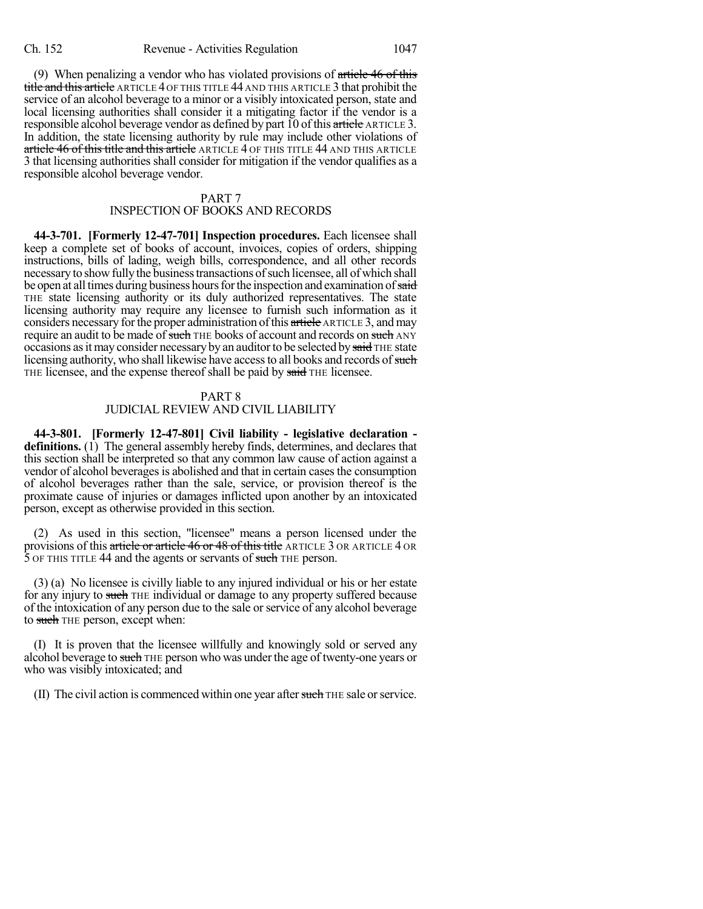(9) When penalizing a vendor who has violated provisions of ~~article 46 of this title and this article~~ ARTICLE 4 OF THIS TITLE 44 AND THIS ARTICLE 3 that prohibit the service of an alcohol beverage to a minor or a visibly intoxicated person, state and local licensing authorities shall consider it a mitigating factor if the vendor is a responsible alcohol beverage vendor as defined by part 10 of this ~~article~~ ARTICLE 3. In addition, the state licensing authority by rule may include other violations of ~~article 46 of this title and this article~~ ARTICLE 4 OF THIS TITLE 44 AND THIS ARTICLE 3 that licensing authorities shall consider for mitigation if the vendor qualifies as a responsible alcohol beverage vendor.

## PART 7
## INSPECTION OF BOOKS AND RECORDS

**44-3-701. [Formerly 12-47-701] Inspection procedures.** Each licensee shall keep a complete set of books of account, invoices, copies of orders, shipping instructions, bills of lading, weigh bills, correspondence, and all other records necessary to show fully the business transactions of such licensee, all of which shall be open at all times during business hours for the inspection and examination of ~~said~~ THE state licensing authority or its duly authorized representatives. The state licensing authority may require any licensee to furnish such information as it considers necessary for the proper administration of this ~~article~~ ARTICLE 3, and may require an audit to be made of ~~such~~ THE books of account and records on ~~such~~ ANY occasions as it may consider necessary by an auditor to be selected by ~~said~~ THE state licensing authority, who shall likewise have access to all books and records of ~~such~~ THE licensee, and the expense thereof shall be paid by ~~said~~ THE licensee.

## PART 8
## JUDICIAL REVIEW AND CIVIL LIABILITY

**44-3-801. [Formerly 12-47-801] Civil liability - legislative declaration - definitions.** (1) The general assembly hereby finds, determines, and declares that this section shall be interpreted so that any common law cause of action against a vendor of alcohol beverages is abolished and that in certain cases the consumption of alcohol beverages rather than the sale, service, or provision thereof is the proximate cause of injuries or damages inflicted upon another by an intoxicated person, except as otherwise provided in this section.

(2) As used in this section, "licensee" means a person licensed under the provisions of this ~~article or article 46 or 48 of this title~~ ARTICLE 3 OR ARTICLE 4 OR 5 OF THIS TITLE 44 and the agents or servants of ~~such~~ THE person.

(3) (a) No licensee is civilly liable to any injured individual or his or her estate for any injury to ~~such~~ THE individual or damage to any property suffered because of the intoxication of any person due to the sale or service of any alcohol beverage to ~~such~~ THE person, except when:

(I) It is proven that the licensee willfully and knowingly sold or served any alcohol beverage to ~~such~~ THE person who was under the age of twenty-one years or who was visibly intoxicated; and

(II) The civil action is commenced within one year after ~~such~~ THE sale or service.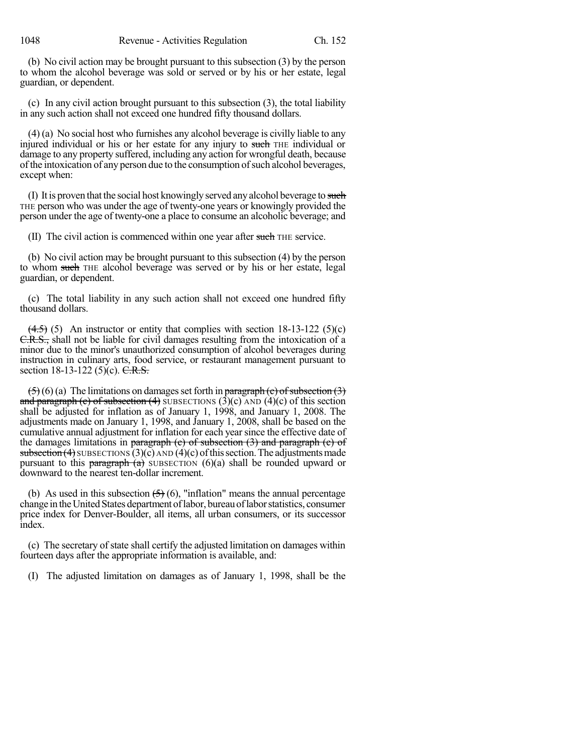(b) No civil action may be brought pursuant to this subsection (3) by the person to whom the alcohol beverage was sold or served or by his or her estate, legal guardian, or dependent.

(c) In any civil action brought pursuant to this subsection (3), the total liability in any such action shall not exceed one hundred fifty thousand dollars.

(4) (a) No social host who furnishes any alcohol beverage is civilly liable to any injured individual or his or her estate for any injury to ~~such~~ THE individual or damage to any property suffered, including any action for wrongful death, because of the intoxication of any person due to the consumption of such alcohol beverages, except when:

(I) It is proven that the social host knowingly served any alcohol beverage to ~~such~~ THE person who was under the age of twenty-one years or knowingly provided the person under the age of twenty-one a place to consume an alcoholic beverage; and

(II) The civil action is commenced within one year after ~~such~~ THE service.

(b) No civil action may be brought pursuant to this subsection (4) by the person to whom ~~such~~ THE alcohol beverage was served or by his or her estate, legal guardian, or dependent.

(c) The total liability in any such action shall not exceed one hundred fifty thousand dollars.

~~(4.5)~~ (5) An instructor or entity that complies with section 18-13-122 (5)(c) ~~C.R.S.,~~ shall not be liable for civil damages resulting from the intoxication of a minor due to the minor's unauthorized consumption of alcohol beverages during instruction in culinary arts, food service, or restaurant management pursuant to section 18-13-122 (5)(c). ~~C.R.S.~~

~~(5)~~ (6) (a) The limitations on damages set forth in ~~paragraph (c) of subsection (3) and paragraph (c) of subsection (4)~~ SUBSECTIONS (3)(c) AND (4)(c) of this section shall be adjusted for inflation as of January 1, 1998, and January 1, 2008. The adjustments made on January 1, 1998, and January 1, 2008, shall be based on the cumulative annual adjustment for inflation for each year since the effective date of the damages limitations in ~~paragraph (c) of subsection (3) and paragraph (c) of subsection (4)~~ SUBSECTIONS (3)(c) AND (4)(c) of this section. The adjustments made pursuant to this ~~paragraph (a)~~ SUBSECTION (6)(a) shall be rounded upward or downward to the nearest ten-dollar increment.

(b) As used in this subsection ~~(5)~~ (6), "inflation" means the annual percentage change in the United States department of labor, bureau of labor statistics, consumer price index for Denver-Boulder, all items, all urban consumers, or its successor index.

(c) The secretary of state shall certify the adjusted limitation on damages within fourteen days after the appropriate information is available, and:

(I) The adjusted limitation on damages as of January 1, 1998, shall be the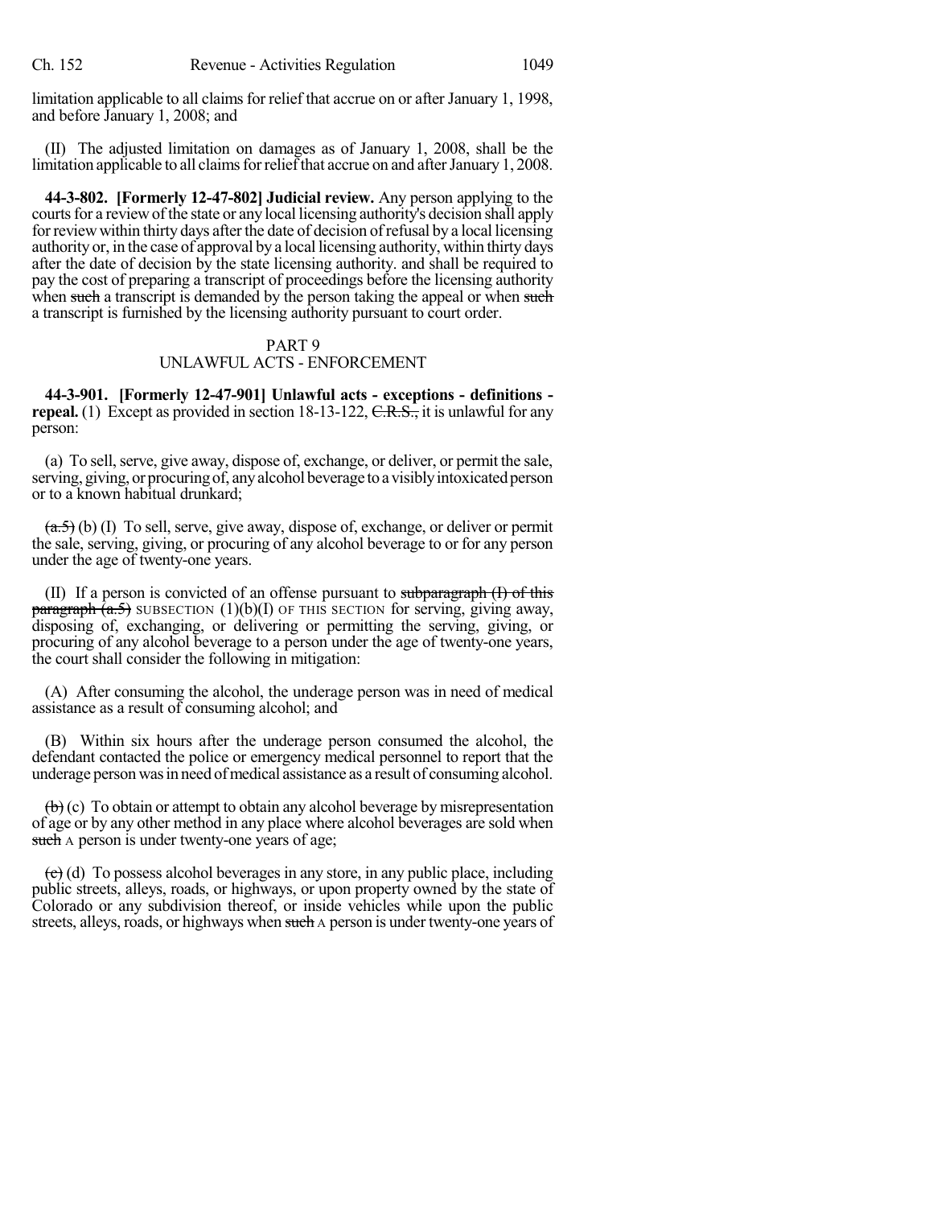limitation applicable to all claims for relief that accrue on or after January 1, 1998, and before January 1, 2008; and

(II) The adjusted limitation on damages as of January 1, 2008, shall be the limitation applicable to all claims for relief that accrue on and after January 1, 2008.

**44-3-802. [Formerly 12-47-802] Judicial review.** Any person applying to the courts for a review of the state or any local licensing authority's decision shall apply for review within thirty days after the date of decision of refusal by a local licensing authority or, in the case of approval by a local licensing authority, within thirty days after the date of decision by the state licensing authority. and shall be required to pay the cost of preparing a transcript of proceedings before the licensing authority when ~~such~~ a transcript is demanded by the person taking the appeal or when ~~such~~ a transcript is furnished by the licensing authority pursuant to court order.

## PART 9
## UNLAWFUL ACTS - ENFORCEMENT

**44-3-901. [Formerly 12-47-901] Unlawful acts - exceptions - definitions - repeal.** (1) Except as provided in section 18-13-122, ~~C.R.S.,~~ it is unlawful for any person:

(a) To sell, serve, give away, dispose of, exchange, or deliver, or permit the sale, serving, giving, or procuring of, any alcohol beverage to a visibly intoxicated person or to a known habitual drunkard;

~~(a.5)~~ (b) (I) To sell, serve, give away, dispose of, exchange, or deliver or permit the sale, serving, giving, or procuring of any alcohol beverage to or for any person under the age of twenty-one years.

(II) If a person is convicted of an offense pursuant to ~~subparagraph (I) of this paragraph (a.5)~~ SUBSECTION (1)(b)(I) OF THIS SECTION for serving, giving away, disposing of, exchanging, or delivering or permitting the serving, giving, or procuring of any alcohol beverage to a person under the age of twenty-one years, the court shall consider the following in mitigation:

(A) After consuming the alcohol, the underage person was in need of medical assistance as a result of consuming alcohol; and

(B) Within six hours after the underage person consumed the alcohol, the defendant contacted the police or emergency medical personnel to report that the underage person was in need of medical assistance as a result of consuming alcohol.

~~(b)~~ (c) To obtain or attempt to obtain any alcohol beverage by misrepresentation of age or by any other method in any place where alcohol beverages are sold when ~~such~~ A person is under twenty-one years of age;

~~(c)~~ (d) To possess alcohol beverages in any store, in any public place, including public streets, alleys, roads, or highways, or upon property owned by the state of Colorado or any subdivision thereof, or inside vehicles while upon the public streets, alleys, roads, or highways when ~~such~~ A person is under twenty-one years of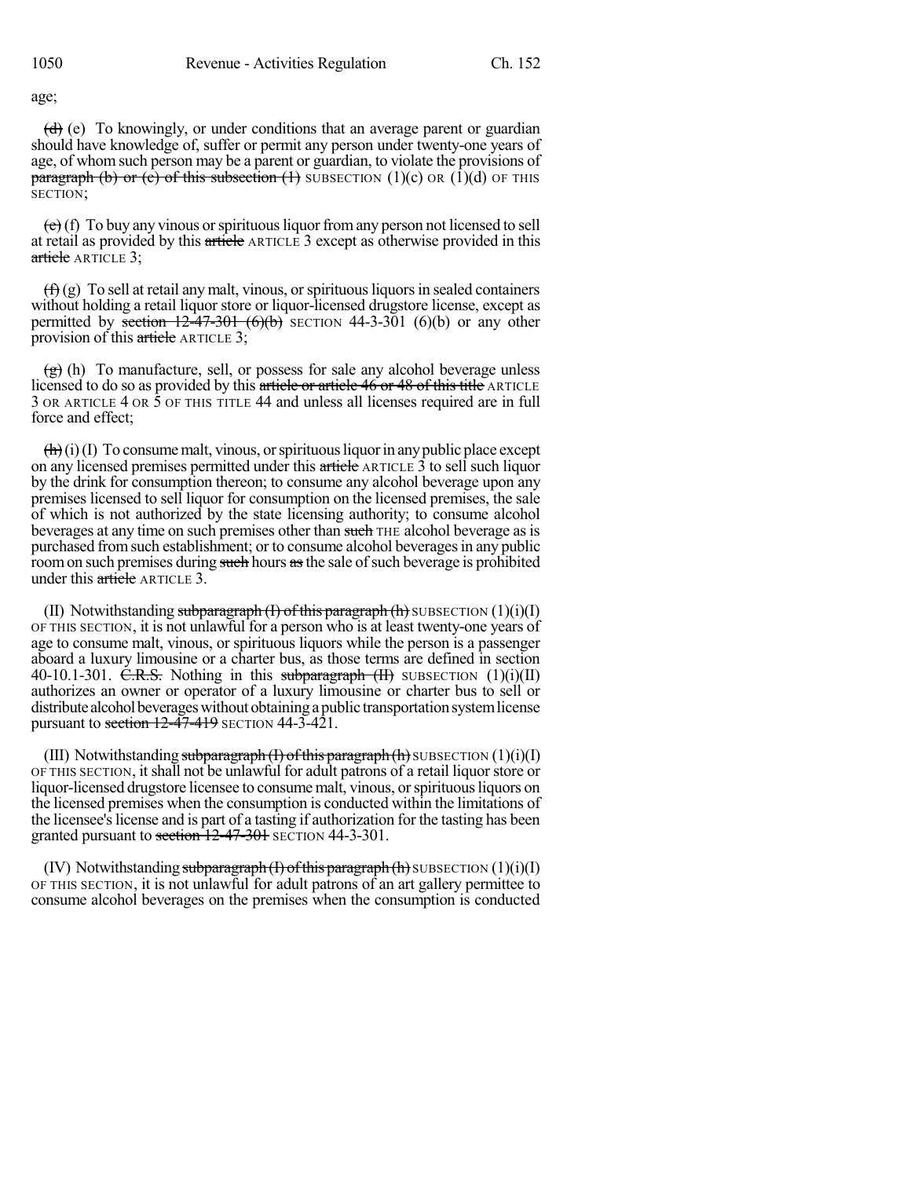age;

~~(d)~~ (e) To knowingly, or under conditions that an average parent or guardian should have knowledge of, suffer or permit any person under twenty-one years of age, of whom such person may be a parent or guardian, to violate the provisions of ~~paragraph (b) or (c) of this subsection (1)~~ SUBSECTION (1)(c) OR (1)(d) OF THIS SECTION;

~~(e)~~ (f) To buy any vinous or spirituous liquor from any person not licensed to sell at retail as provided by this ~~article~~ ARTICLE 3 except as otherwise provided in this ~~article~~ ARTICLE 3;

~~(f)~~ (g) To sell at retail any malt, vinous, or spirituous liquors in sealed containers without holding a retail liquor store or liquor-licensed drugstore license, except as permitted by ~~section 12-47-301 (6)(b)~~ SECTION 44-3-301 (6)(b) or any other provision of this ~~article~~ ARTICLE 3;

~~(g)~~ (h) To manufacture, sell, or possess for sale any alcohol beverage unless licensed to do so as provided by this ~~article or article 46 or 48 of this title~~ ARTICLE 3 OR ARTICLE 4 OR 5 OF THIS TITLE 44 and unless all licenses required are in full force and effect;

~~(h)~~ (i) (I) To consume malt, vinous, or spirituous liquor in any public place except on any licensed premises permitted under this ~~article~~ ARTICLE 3 to sell such liquor by the drink for consumption thereon; to consume any alcohol beverage upon any premises licensed to sell liquor for consumption on the licensed premises, the sale of which is not authorized by the state licensing authority; to consume alcohol beverages at any time on such premises other than ~~such~~ THE alcohol beverage as is purchased from such establishment; or to consume alcohol beverages in any public room on such premises during ~~such~~ hours ~~as~~ the sale of such beverage is prohibited under this ~~article~~ ARTICLE 3.

(II) Notwithstanding ~~subparagraph (I) of this paragraph (h)~~ SUBSECTION (1)(i)(I) OF THIS SECTION, it is not unlawful for a person who is at least twenty-one years of age to consume malt, vinous, or spirituous liquors while the person is a passenger aboard a luxury limousine or a charter bus, as those terms are defined in section 40-10.1-301. ~~C.R.S.~~ Nothing in this ~~subparagraph (II)~~ SUBSECTION (1)(i)(II) authorizes an owner or operator of a luxury limousine or charter bus to sell or distribute alcohol beverages without obtaining a public transportation system license pursuant to ~~section 12-47-419~~ SECTION 44-3-421.

(III) Notwithstanding ~~subparagraph (I) of this paragraph (h)~~ SUBSECTION (1)(i)(I) OF THIS SECTION, it shall not be unlawful for adult patrons of a retail liquor store or liquor-licensed drugstore licensee to consume malt, vinous, or spirituous liquors on the licensed premises when the consumption is conducted within the limitations of the licensee's license and is part of a tasting if authorization for the tasting has been granted pursuant to ~~section 12-47-301~~ SECTION 44-3-301.

(IV) Notwithstanding ~~subparagraph (I) of this paragraph (h)~~ SUBSECTION (1)(i)(I) OF THIS SECTION, it is not unlawful for adult patrons of an art gallery permittee to consume alcohol beverages on the premises when the consumption is conducted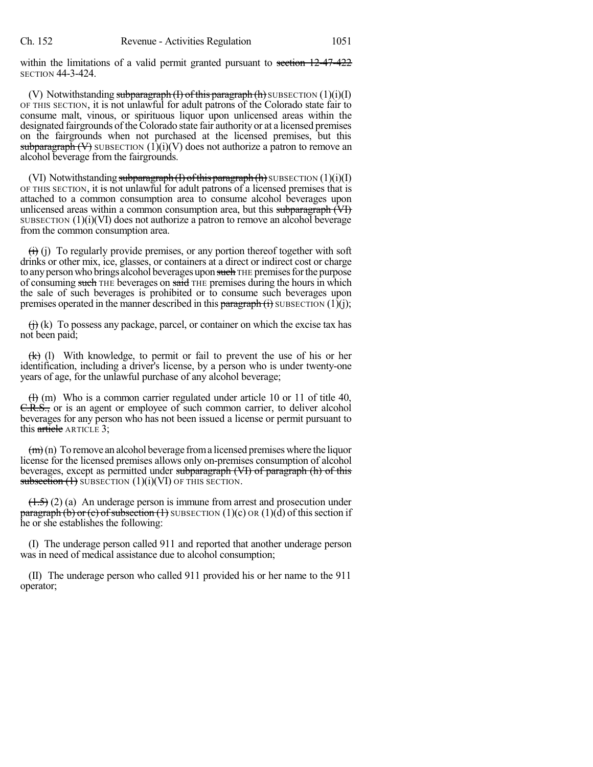within the limitations of a valid permit granted pursuant to ~~section 12-47-422~~ SECTION 44-3-424.

(V) Notwithstanding ~~subparagraph (I) of this paragraph (h)~~ SUBSECTION (1)(i)(I) OF THIS SECTION, it is not unlawful for adult patrons of the Colorado state fair to consume malt, vinous, or spirituous liquor upon unlicensed areas within the designated fairgrounds of the Colorado state fair authority or at a licensed premises on the fairgrounds when not purchased at the licensed premises, but this ~~subparagraph (V)~~ SUBSECTION (1)(i)(V) does not authorize a patron to remove an alcohol beverage from the fairgrounds.

(VI) Notwithstanding ~~subparagraph (I) of this paragraph (h)~~ SUBSECTION (1)(i)(I) OF THIS SECTION, it is not unlawful for adult patrons of a licensed premises that is attached to a common consumption area to consume alcohol beverages upon unlicensed areas within a common consumption area, but this ~~subparagraph (VI)~~ SUBSECTION (1)(i)(VI) does not authorize a patron to remove an alcohol beverage from the common consumption area.

~~(i)~~ (j) To regularly provide premises, or any portion thereof together with soft drinks or other mix, ice, glasses, or containers at a direct or indirect cost or charge to any person who brings alcohol beverages upon ~~such~~ THE premises for the purpose of consuming ~~such~~ THE beverages on ~~said~~ THE premises during the hours in which the sale of such beverages is prohibited or to consume such beverages upon premises operated in the manner described in this ~~paragraph (i)~~ SUBSECTION (1)(j);

~~(j)~~ (k) To possess any package, parcel, or container on which the excise tax has not been paid;

~~(k)~~ (l) With knowledge, to permit or fail to prevent the use of his or her identification, including a driver's license, by a person who is under twenty-one years of age, for the unlawful purchase of any alcohol beverage;

~~(l)~~ (m) Who is a common carrier regulated under article 10 or 11 of title 40, ~~C.R.S.,~~ or is an agent or employee of such common carrier, to deliver alcohol beverages for any person who has not been issued a license or permit pursuant to this ~~article~~ ARTICLE 3;

~~(m)~~ (n) To remove an alcohol beverage from a licensed premises where the liquor license for the licensed premises allows only on-premises consumption of alcohol beverages, except as permitted under ~~subparagraph (VI) of paragraph (h) of this subsection (1)~~ SUBSECTION (1)(i)(VI) OF THIS SECTION.

~~(1.5)~~ (2) (a) An underage person is immune from arrest and prosecution under ~~paragraph (b) or (c) of subsection (1)~~ SUBSECTION (1)(c) OR (1)(d) of this section if he or she establishes the following:

(I) The underage person called 911 and reported that another underage person was in need of medical assistance due to alcohol consumption;

(II) The underage person who called 911 provided his or her name to the 911 operator;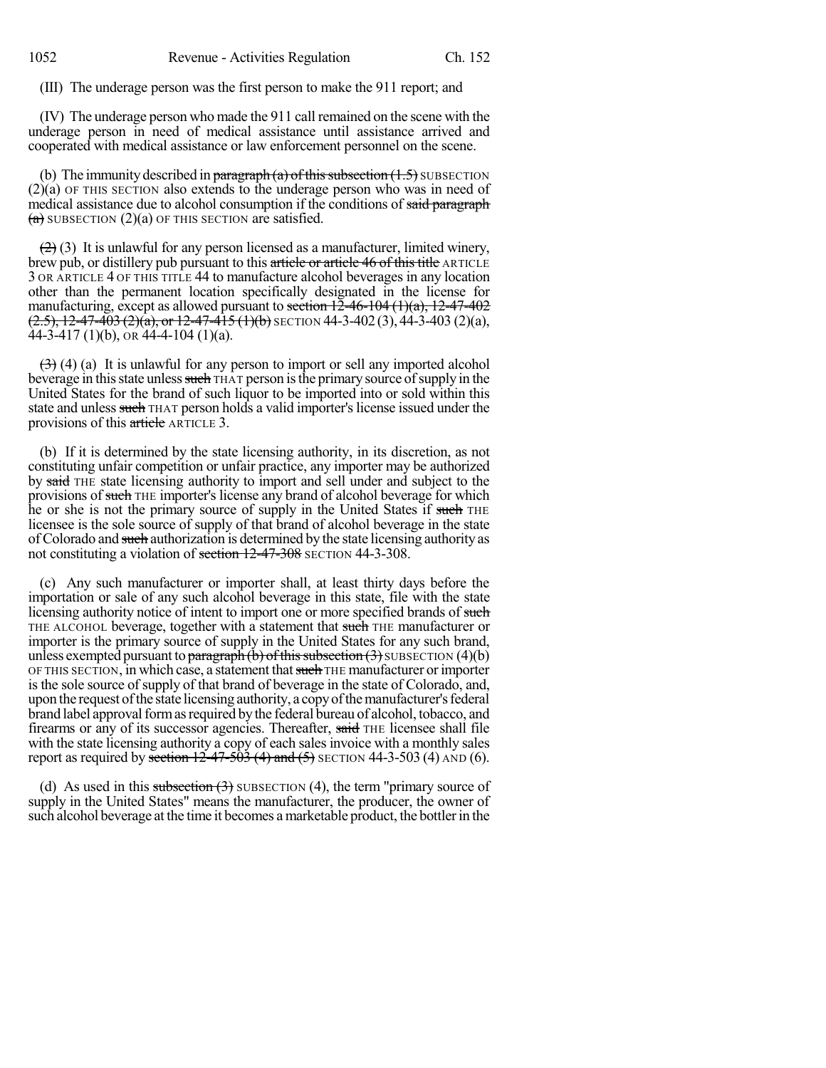(III) The underage person was the first person to make the 911 report; and

(IV) The underage person who made the 911 call remained on the scene with the underage person in need of medical assistance until assistance arrived and cooperated with medical assistance or law enforcement personnel on the scene.

(b) The immunity described in ~~paragraph (a) of this subsection (1.5)~~ SUBSECTION (2)(a) OF THIS SECTION also extends to the underage person who was in need of medical assistance due to alcohol consumption if the conditions of ~~said paragraph (a)~~ SUBSECTION (2)(a) OF THIS SECTION are satisfied.

~~(2)~~ (3) It is unlawful for any person licensed as a manufacturer, limited winery, brew pub, or distillery pub pursuant to this ~~article or article 46 of this title~~ ARTICLE 3 OR ARTICLE 4 OF THIS TITLE 44 to manufacture alcohol beverages in any location other than the permanent location specifically designated in the license for manufacturing, except as allowed pursuant to ~~section 12-46-104 (1)(a), 12-47-402 (2.5), 12-47-403 (2)(a), or 12-47-415 (1)(b)~~ SECTION 44-3-402 (3), 44-3-403 (2)(a), 44-3-417 (1)(b), OR 44-4-104 (1)(a).

~~(3)~~ (4) (a) It is unlawful for any person to import or sell any imported alcohol beverage in this state unless ~~such~~ THAT person is the primary source of supply in the United States for the brand of such liquor to be imported into or sold within this state and unless ~~such~~ THAT person holds a valid importer's license issued under the provisions of this ~~article~~ ARTICLE 3.

(b) If it is determined by the state licensing authority, in its discretion, as not constituting unfair competition or unfair practice, any importer may be authorized by ~~said~~ THE state licensing authority to import and sell under and subject to the provisions of ~~such~~ THE importer's license any brand of alcohol beverage for which he or she is not the primary source of supply in the United States if ~~such~~ THE licensee is the sole source of supply of that brand of alcohol beverage in the state of Colorado and ~~such~~ authorization is determined by the state licensing authority as not constituting a violation of ~~section 12-47-308~~ SECTION 44-3-308.

(c) Any such manufacturer or importer shall, at least thirty days before the importation or sale of any such alcohol beverage in this state, file with the state licensing authority notice of intent to import one or more specified brands of ~~such~~ THE ALCOHOL beverage, together with a statement that ~~such~~ THE manufacturer or importer is the primary source of supply in the United States for any such brand, unless exempted pursuant to ~~paragraph (b) of this subsection (3)~~ SUBSECTION (4)(b) OF THIS SECTION, in which case, a statement that ~~such~~ THE manufacturer or importer is the sole source of supply of that brand of beverage in the state of Colorado, and, upon the request of the state licensing authority, a copy of the manufacturer's federal brand label approval form as required by the federal bureau of alcohol, tobacco, and firearms or any of its successor agencies. Thereafter, ~~said~~ THE licensee shall file with the state licensing authority a copy of each sales invoice with a monthly sales report as required by ~~section 12-47-503 (4) and (5)~~ SECTION 44-3-503 (4) AND (6).

(d) As used in this ~~subsection (3)~~ SUBSECTION (4), the term "primary source of supply in the United States" means the manufacturer, the producer, the owner of such alcohol beverage at the time it becomes a marketable product, the bottler in the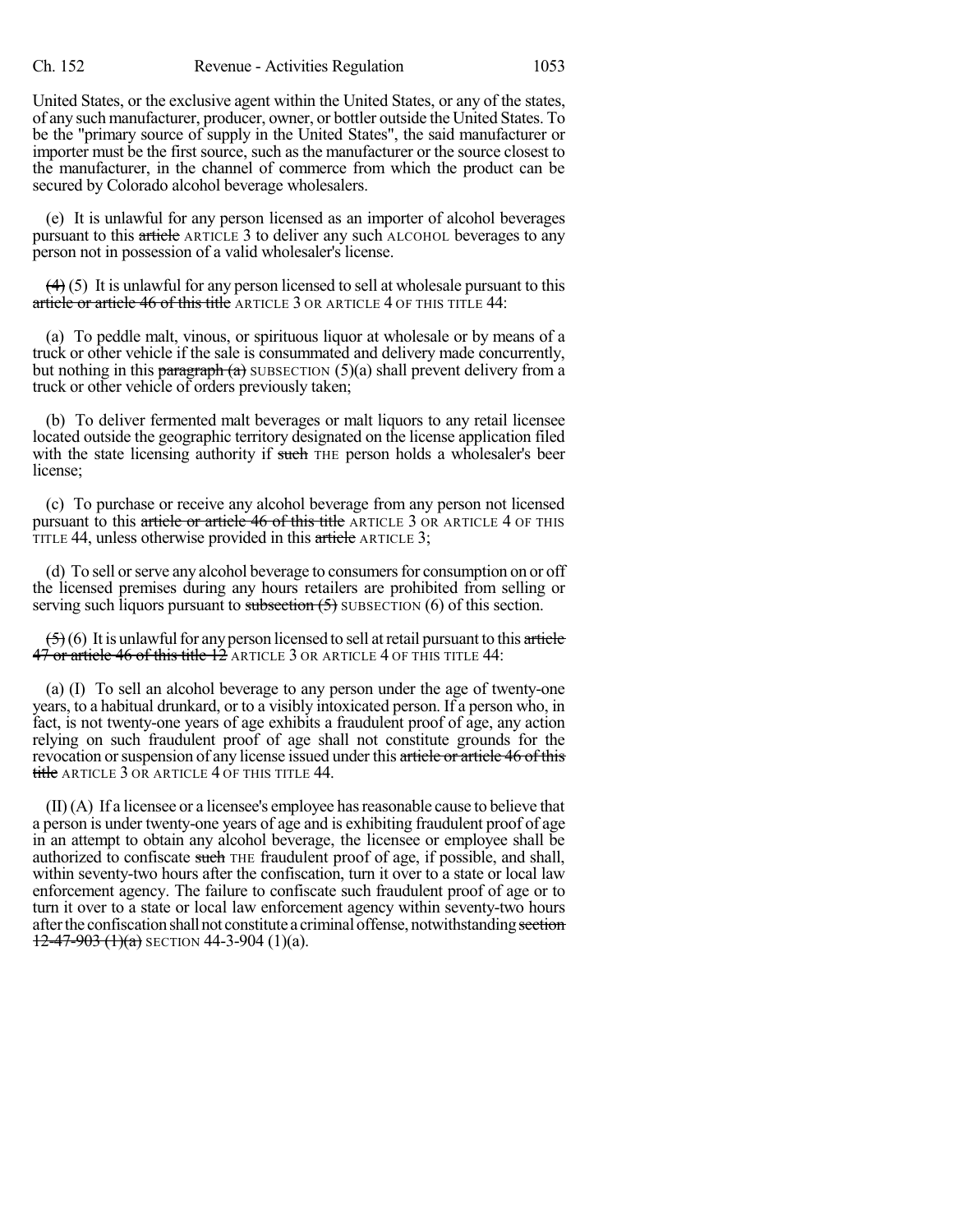United States, or the exclusive agent within the United States, or any of the states, of any such manufacturer, producer, owner, or bottler outside the United States. To be the "primary source of supply in the United States", the said manufacturer or importer must be the first source, such as the manufacturer or the source closest to the manufacturer, in the channel of commerce from which the product can be secured by Colorado alcohol beverage wholesalers.

(e) It is unlawful for any person licensed as an importer of alcohol beverages pursuant to this ~~article~~ ARTICLE 3 to deliver any such ALCOHOL beverages to any person not in possession of a valid wholesaler's license.

~~(4)~~ (5) It is unlawful for any person licensed to sell at wholesale pursuant to this ~~article or article 46 of this title~~ ARTICLE 3 OR ARTICLE 4 OF THIS TITLE 44:

(a) To peddle malt, vinous, or spirituous liquor at wholesale or by means of a truck or other vehicle if the sale is consummated and delivery made concurrently, but nothing in this ~~paragraph (a)~~ SUBSECTION (5)(a) shall prevent delivery from a truck or other vehicle of orders previously taken;

(b) To deliver fermented malt beverages or malt liquors to any retail licensee located outside the geographic territory designated on the license application filed with the state licensing authority if ~~such~~ THE person holds a wholesaler's beer license;

(c) To purchase or receive any alcohol beverage from any person not licensed pursuant to this ~~article or article 46 of this title~~ ARTICLE 3 OR ARTICLE 4 OF THIS TITLE 44, unless otherwise provided in this ~~article~~ ARTICLE 3;

(d) To sell or serve any alcohol beverage to consumers for consumption on or off the licensed premises during any hours retailers are prohibited from selling or serving such liquors pursuant to ~~subsection (5)~~ SUBSECTION (6) of this section.

~~(5)~~ (6) It is unlawful for any person licensed to sell at retail pursuant to this ~~article 47 or article 46 of this title 12~~ ARTICLE 3 OR ARTICLE 4 OF THIS TITLE 44:

(a) (I) To sell an alcohol beverage to any person under the age of twenty-one years, to a habitual drunkard, or to a visibly intoxicated person. If a person who, in fact, is not twenty-one years of age exhibits a fraudulent proof of age, any action relying on such fraudulent proof of age shall not constitute grounds for the revocation or suspension of any license issued under this ~~article or article 46 of this title~~ ARTICLE 3 OR ARTICLE 4 OF THIS TITLE 44.

(II) (A) If a licensee or a licensee's employee has reasonable cause to believe that a person is under twenty-one years of age and is exhibiting fraudulent proof of age in an attempt to obtain any alcohol beverage, the licensee or employee shall be authorized to confiscate ~~such~~ THE fraudulent proof of age, if possible, and shall, within seventy-two hours after the confiscation, turn it over to a state or local law enforcement agency. The failure to confiscate such fraudulent proof of age or to turn it over to a state or local law enforcement agency within seventy-two hours after the confiscation shall not constitute a criminal offense, notwithstanding ~~section 12-47-903 (1)(a)~~ SECTION 44-3-904 (1)(a).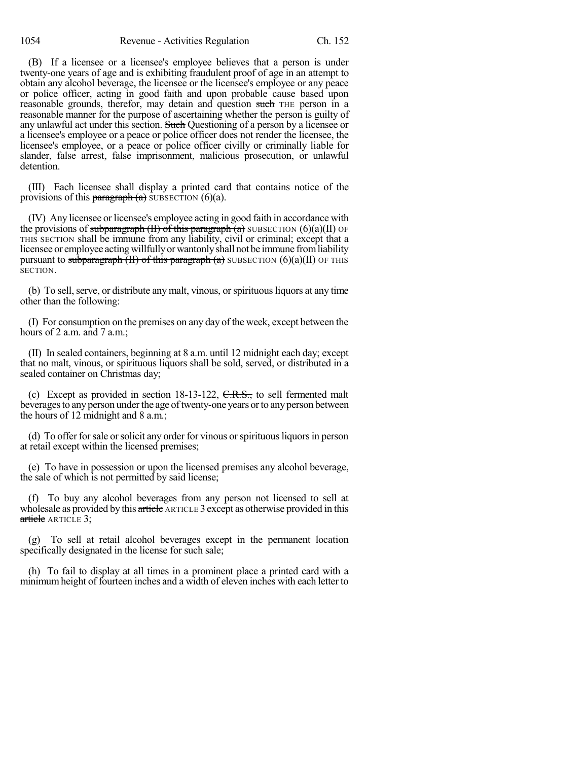(B) If a licensee or a licensee's employee believes that a person is under twenty-one years of age and is exhibiting fraudulent proof of age in an attempt to obtain any alcohol beverage, the licensee or the licensee's employee or any peace or police officer, acting in good faith and upon probable cause based upon reasonable grounds, therefor, may detain and question ~~such~~ THE person in a reasonable manner for the purpose of ascertaining whether the person is guilty of any unlawful act under this section. ~~Such~~ Questioning of a person by a licensee or a licensee's employee or a peace or police officer does not render the licensee, the licensee's employee, or a peace or police officer civilly or criminally liable for slander, false arrest, false imprisonment, malicious prosecution, or unlawful detention.

(III) Each licensee shall display a printed card that contains notice of the provisions of this ~~paragraph (a)~~ SUBSECTION (6)(a).

(IV) Any licensee or licensee's employee acting in good faith in accordance with the provisions of ~~subparagraph (II) of this paragraph (a)~~ SUBSECTION (6)(a)(II) OF THIS SECTION shall be immune from any liability, civil or criminal; except that a licensee or employee acting willfully or wantonly shall not be immune from liability pursuant to ~~subparagraph (II) of this paragraph (a)~~ SUBSECTION (6)(a)(II) OF THIS SECTION.

(b) To sell, serve, or distribute any malt, vinous, or spirituous liquors at any time other than the following:

(I) For consumption on the premises on any day of the week, except between the hours of 2 a.m. and 7 a.m.;

(II) In sealed containers, beginning at 8 a.m. until 12 midnight each day; except that no malt, vinous, or spirituous liquors shall be sold, served, or distributed in a sealed container on Christmas day;

(c) Except as provided in section 18-13-122, ~~C.R.S.,~~ to sell fermented malt beverages to any person under the age of twenty-one years or to any person between the hours of 12 midnight and 8 a.m.;

(d) To offer for sale or solicit any order for vinous or spirituous liquors in person at retail except within the licensed premises;

(e) To have in possession or upon the licensed premises any alcohol beverage, the sale of which is not permitted by said license;

(f) To buy any alcohol beverages from any person not licensed to sell at wholesale as provided by this ~~article~~ ARTICLE 3 except as otherwise provided in this ~~article~~ ARTICLE 3;

(g) To sell at retail alcohol beverages except in the permanent location specifically designated in the license for such sale;

(h) To fail to display at all times in a prominent place a printed card with a minimum height of fourteen inches and a width of eleven inches with each letter to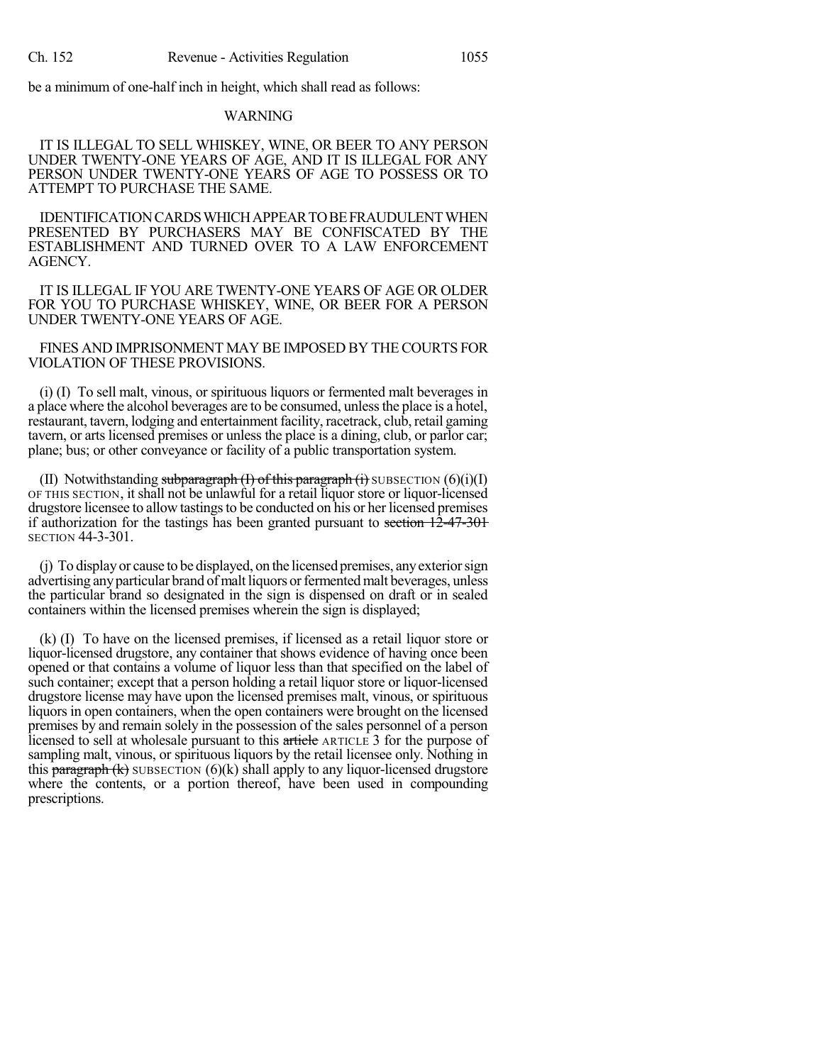be a minimum of one-half inch in height, which shall read as follows:

WARNING

IT IS ILLEGAL TO SELL WHISKEY, WINE, OR BEER TO ANY PERSON UNDER TWENTY-ONE YEARS OF AGE, AND IT IS ILLEGAL FOR ANY PERSON UNDER TWENTY-ONE YEARS OF AGE TO POSSESS OR TO ATTEMPT TO PURCHASE THE SAME.

IDENTIFICATION CARDS WHICH APPEAR TO BE FRAUDULENT WHEN PRESENTED BY PURCHASERS MAY BE CONFISCATED BY THE ESTABLISHMENT AND TURNED OVER TO A LAW ENFORCEMENT AGENCY.

IT IS ILLEGAL IF YOU ARE TWENTY-ONE YEARS OF AGE OR OLDER FOR YOU TO PURCHASE WHISKEY, WINE, OR BEER FOR A PERSON UNDER TWENTY-ONE YEARS OF AGE.

FINES AND IMPRISONMENT MAY BE IMPOSED BY THE COURTS FOR VIOLATION OF THESE PROVISIONS.

(i) (I) To sell malt, vinous, or spirituous liquors or fermented malt beverages in a place where the alcohol beverages are to be consumed, unless the place is a hotel, restaurant, tavern, lodging and entertainment facility, racetrack, club, retail gaming tavern, or arts licensed premises or unless the place is a dining, club, or parlor car; plane; bus; or other conveyance or facility of a public transportation system.

(II) Notwithstanding ~~subparagraph (I) of this paragraph (i)~~ SUBSECTION (6)(i)(I) OF THIS SECTION, it shall not be unlawful for a retail liquor store or liquor-licensed drugstore licensee to allow tastings to be conducted on his or her licensed premises if authorization for the tastings has been granted pursuant to ~~section 12-47-301~~ SECTION 44-3-301.

(j) To display or cause to be displayed, on the licensed premises, any exterior sign advertising any particular brand of malt liquors or fermented malt beverages, unless the particular brand so designated in the sign is dispensed on draft or in sealed containers within the licensed premises wherein the sign is displayed;

(k) (I) To have on the licensed premises, if licensed as a retail liquor store or liquor-licensed drugstore, any container that shows evidence of having once been opened or that contains a volume of liquor less than that specified on the label of such container; except that a person holding a retail liquor store or liquor-licensed drugstore license may have upon the licensed premises malt, vinous, or spirituous liquors in open containers, when the open containers were brought on the licensed premises by and remain solely in the possession of the sales personnel of a person licensed to sell at wholesale pursuant to this ~~article~~ ARTICLE 3 for the purpose of sampling malt, vinous, or spirituous liquors by the retail licensee only. Nothing in this ~~paragraph (k)~~ SUBSECTION (6)(k) shall apply to any liquor-licensed drugstore where the contents, or a portion thereof, have been used in compounding prescriptions.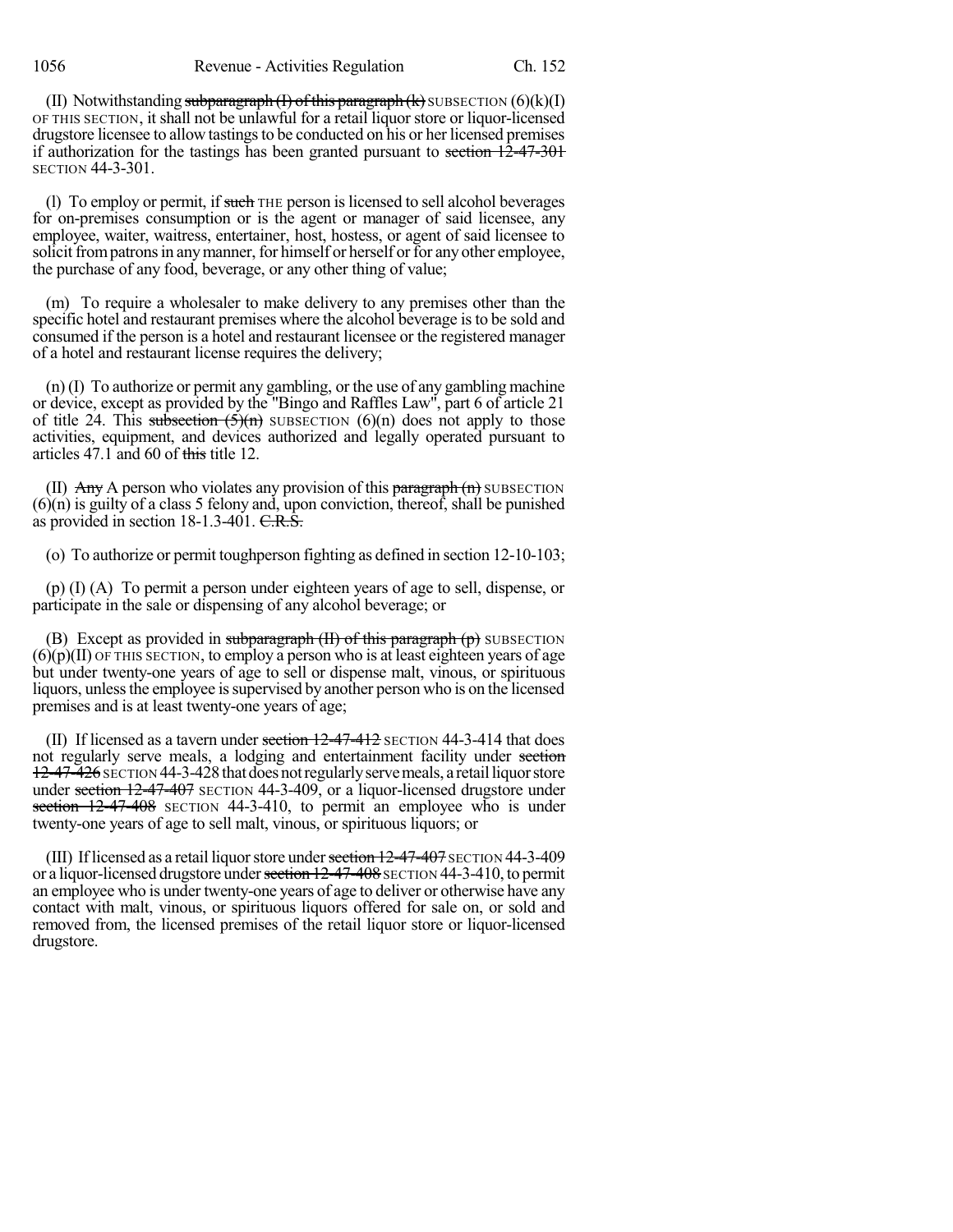(II) Notwithstanding ~~subparagraph (I) of this paragraph (k)~~ SUBSECTION (6)(k)(I) OF THIS SECTION, it shall not be unlawful for a retail liquor store or liquor-licensed drugstore licensee to allow tastings to be conducted on his or her licensed premises if authorization for the tastings has been granted pursuant to ~~section 12-47-301~~ SECTION 44-3-301.

(l) To employ or permit, if ~~such~~ THE person is licensed to sell alcohol beverages for on-premises consumption or is the agent or manager of said licensee, any employee, waiter, waitress, entertainer, host, hostess, or agent of said licensee to solicit from patrons in any manner, for himself or herself or for any other employee, the purchase of any food, beverage, or any other thing of value;

(m) To require a wholesaler to make delivery to any premises other than the specific hotel and restaurant premises where the alcohol beverage is to be sold and consumed if the person is a hotel and restaurant licensee or the registered manager of a hotel and restaurant license requires the delivery;

(n) (I) To authorize or permit any gambling, or the use of any gambling machine or device, except as provided by the "Bingo and Raffles Law", part 6 of article 21 of title 24. This ~~subsection (5)(n)~~ SUBSECTION (6)(n) does not apply to those activities, equipment, and devices authorized and legally operated pursuant to articles 47.1 and 60 of ~~this~~ title 12.

(II) ~~Any~~ A person who violates any provision of this ~~paragraph (n)~~ SUBSECTION (6)(n) is guilty of a class 5 felony and, upon conviction, thereof, shall be punished as provided in section 18-1.3-401. ~~C.R.S.~~

(o) To authorize or permit toughperson fighting as defined in section 12-10-103;

(p) (I) (A) To permit a person under eighteen years of age to sell, dispense, or participate in the sale or dispensing of any alcohol beverage; or

(B) Except as provided in ~~subparagraph (II) of this paragraph (p)~~ SUBSECTION (6)(p)(II) OF THIS SECTION, to employ a person who is at least eighteen years of age but under twenty-one years of age to sell or dispense malt, vinous, or spirituous liquors, unless the employee is supervised by another person who is on the licensed premises and is at least twenty-one years of age;

(II) If licensed as a tavern under ~~section 12-47-412~~ SECTION 44-3-414 that does not regularly serve meals, a lodging and entertainment facility under ~~section 12-47-426~~ SECTION 44-3-428 that does not regularly serve meals, a retail liquor store under ~~section 12-47-407~~ SECTION 44-3-409, or a liquor-licensed drugstore under ~~section 12-47-408~~ SECTION 44-3-410, to permit an employee who is under twenty-one years of age to sell malt, vinous, or spirituous liquors; or

(III) If licensed as a retail liquor store under ~~section 12-47-407~~ SECTION 44-3-409 or a liquor-licensed drugstore under ~~section 12-47-408~~ SECTION 44-3-410, to permit an employee who is under twenty-one years of age to deliver or otherwise have any contact with malt, vinous, or spirituous liquors offered for sale on, or sold and removed from, the licensed premises of the retail liquor store or liquor-licensed drugstore.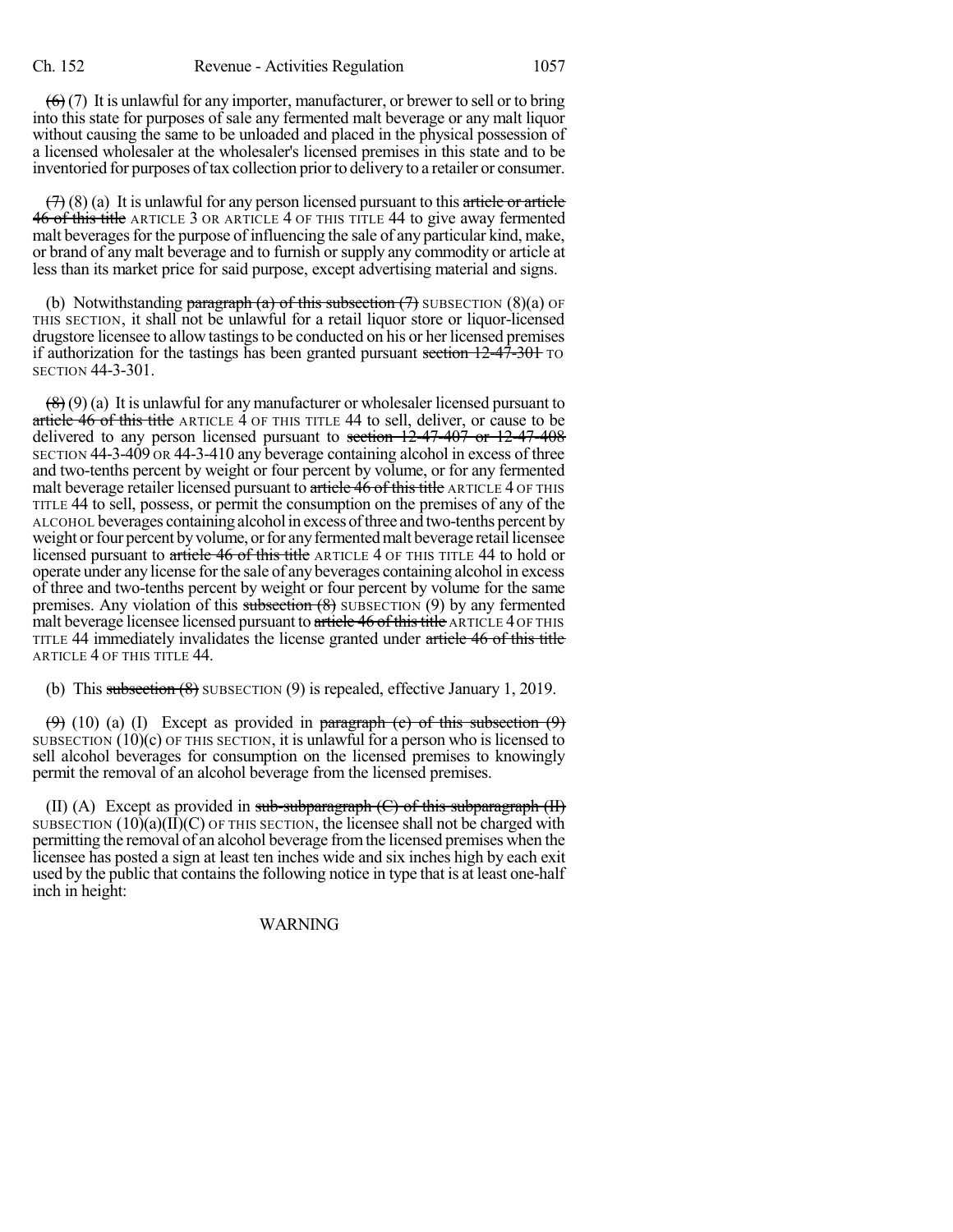~~(6)~~ (7) It is unlawful for any importer, manufacturer, or brewer to sell or to bring into this state for purposes of sale any fermented malt beverage or any malt liquor without causing the same to be unloaded and placed in the physical possession of a licensed wholesaler at the wholesaler's licensed premises in this state and to be inventoried for purposes of tax collection prior to delivery to a retailer or consumer.

~~(7)~~ (8) (a) It is unlawful for any person licensed pursuant to this ~~article or article 46 of this title~~ ARTICLE 3 OR ARTICLE 4 OF THIS TITLE 44 to give away fermented malt beverages for the purpose of influencing the sale of any particular kind, make, or brand of any malt beverage and to furnish or supply any commodity or article at less than its market price for said purpose, except advertising material and signs.

(b) Notwithstanding ~~paragraph (a) of this subsection (7)~~ SUBSECTION (8)(a) OF THIS SECTION, it shall not be unlawful for a retail liquor store or liquor-licensed drugstore licensee to allow tastings to be conducted on his or her licensed premises if authorization for the tastings has been granted pursuant ~~section 12-47-301~~ TO SECTION 44-3-301.

~~(8)~~ (9) (a) It is unlawful for any manufacturer or wholesaler licensed pursuant to ~~article 46 of this title~~ ARTICLE 4 OF THIS TITLE 44 to sell, deliver, or cause to be delivered to any person licensed pursuant to ~~section 12-47-407 or 12-47-408~~ SECTION 44-3-409 OR 44-3-410 any beverage containing alcohol in excess of three and two-tenths percent by weight or four percent by volume, or for any fermented malt beverage retailer licensed pursuant to ~~article 46 of this title~~ ARTICLE 4 OF THIS TITLE 44 to sell, possess, or permit the consumption on the premises of any of the ALCOHOL beverages containing alcohol in excess of three and two-tenths percent by weight or four percent by volume, or for any fermented malt beverage retail licensee licensed pursuant to ~~article 46 of this title~~ ARTICLE 4 OF THIS TITLE 44 to hold or operate under any license for the sale of any beverages containing alcohol in excess of three and two-tenths percent by weight or four percent by volume for the same premises. Any violation of this ~~subsection (8)~~ SUBSECTION (9) by any fermented malt beverage licensee licensed pursuant to ~~article 46 of this title~~ ARTICLE 4 OF THIS TITLE 44 immediately invalidates the license granted under ~~article 46 of this title~~ ARTICLE 4 OF THIS TITLE 44.

(b) This ~~subsection (8)~~ SUBSECTION (9) is repealed, effective January 1, 2019.

~~(9)~~ (10) (a) (I) Except as provided in ~~paragraph (c) of this subsection (9)~~ SUBSECTION (10)(c) OF THIS SECTION, it is unlawful for a person who is licensed to sell alcohol beverages for consumption on the licensed premises to knowingly permit the removal of an alcohol beverage from the licensed premises.

(II) (A) Except as provided in ~~sub-subparagraph (C) of this subparagraph (II)~~ SUBSECTION (10)(a)(II)(C) OF THIS SECTION, the licensee shall not be charged with permitting the removal of an alcohol beverage from the licensed premises when the licensee has posted a sign at least ten inches wide and six inches high by each exit used by the public that contains the following notice in type that is at least one-half inch in height:

WARNING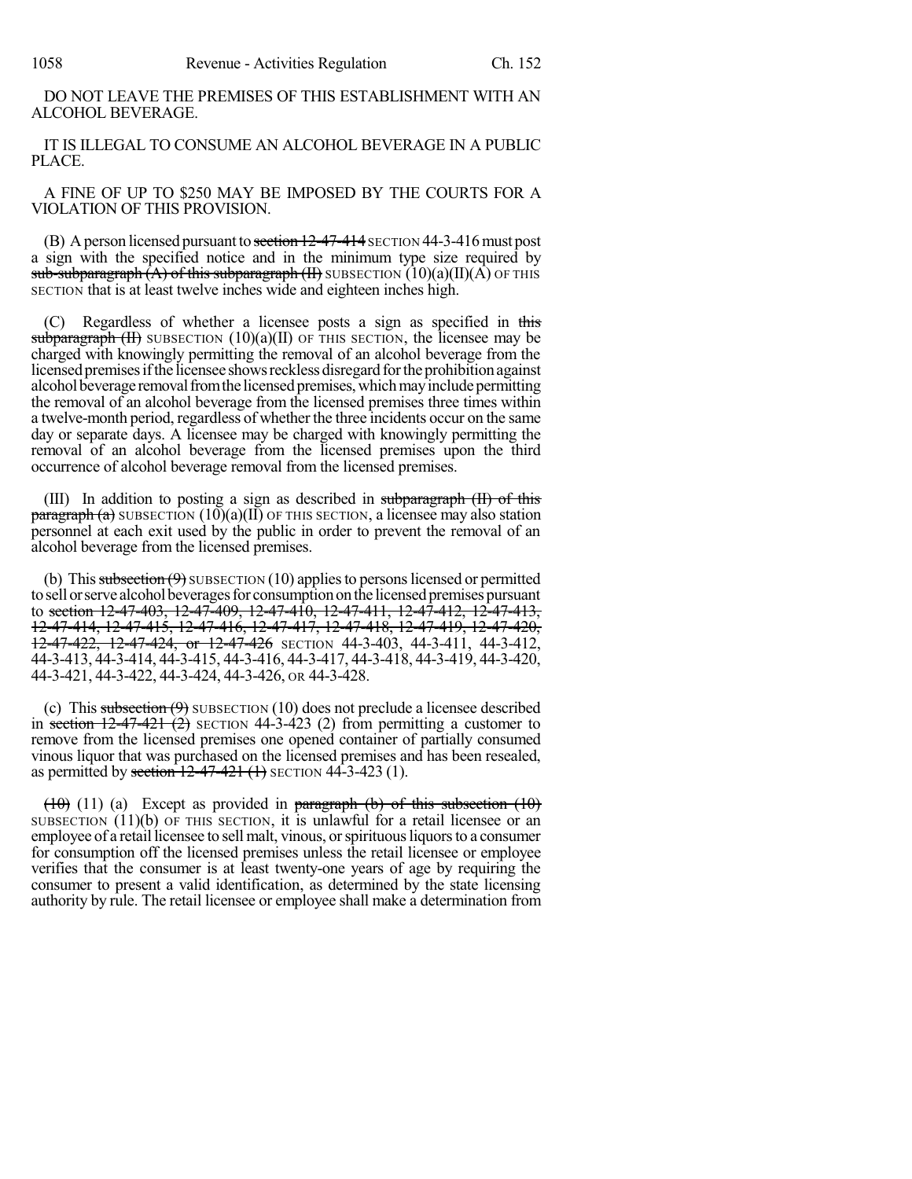DO NOT LEAVE THE PREMISES OF THIS ESTABLISHMENT WITH AN ALCOHOL BEVERAGE.

IT IS ILLEGAL TO CONSUME AN ALCOHOL BEVERAGE IN A PUBLIC PLACE.

A FINE OF UP TO $250 MAY BE IMPOSED BY THE COURTS FOR A VIOLATION OF THIS PROVISION.

(B) A person licensed pursuant to ~~section 12-47-414~~ SECTION 44-3-416 must post a sign with the specified notice and in the minimum type size required by ~~sub-subparagraph (A) of this subparagraph (II)~~ SUBSECTION (10)(a)(II)(A) OF THIS SECTION that is at least twelve inches wide and eighteen inches high.

(C) Regardless of whether a licensee posts a sign as specified in ~~this subparagraph (II)~~ SUBSECTION (10)(a)(II) OF THIS SECTION, the licensee may be charged with knowingly permitting the removal of an alcohol beverage from the licensed premises if the licensee shows reckless disregard for the prohibition against alcohol beverage removal from the licensed premises, which may include permitting the removal of an alcohol beverage from the licensed premises three times within a twelve-month period, regardless of whether the three incidents occur on the same day or separate days. A licensee may be charged with knowingly permitting the removal of an alcohol beverage from the licensed premises upon the third occurrence of alcohol beverage removal from the licensed premises.

(III) In addition to posting a sign as described in ~~subparagraph (II) of this paragraph (a)~~ SUBSECTION (10)(a)(II) OF THIS SECTION, a licensee may also station personnel at each exit used by the public in order to prevent the removal of an alcohol beverage from the licensed premises.

(b) This ~~subsection (9)~~ SUBSECTION (10) applies to persons licensed or permitted to sell or serve alcohol beverages for consumption on the licensed premises pursuant to ~~section 12-47-403, 12-47-409, 12-47-410, 12-47-411, 12-47-412, 12-47-413, 12-47-414, 12-47-415, 12-47-416, 12-47-417, 12-47-418, 12-47-419, 12-47-420, 12-47-422, 12-47-424, or 12-47-426~~ SECTION 44-3-403, 44-3-411, 44-3-412, 44-3-413, 44-3-414, 44-3-415, 44-3-416, 44-3-417, 44-3-418, 44-3-419, 44-3-420, 44-3-421, 44-3-422, 44-3-424, 44-3-426, OR 44-3-428.

(c) This ~~subsection (9)~~ SUBSECTION (10) does not preclude a licensee described in ~~section 12-47-421 (2)~~ SECTION 44-3-423 (2) from permitting a customer to remove from the licensed premises one opened container of partially consumed vinous liquor that was purchased on the licensed premises and has been resealed, as permitted by ~~section 12-47-421 (1)~~ SECTION 44-3-423 (1).

~~(10)~~ (11) (a) Except as provided in ~~paragraph (b) of this subsection (10)~~ SUBSECTION (11)(b) OF THIS SECTION, it is unlawful for a retail licensee or an employee of a retail licensee to sell malt, vinous, or spirituous liquors to a consumer for consumption off the licensed premises unless the retail licensee or employee verifies that the consumer is at least twenty-one years of age by requiring the consumer to present a valid identification, as determined by the state licensing authority by rule. The retail licensee or employee shall make a determination from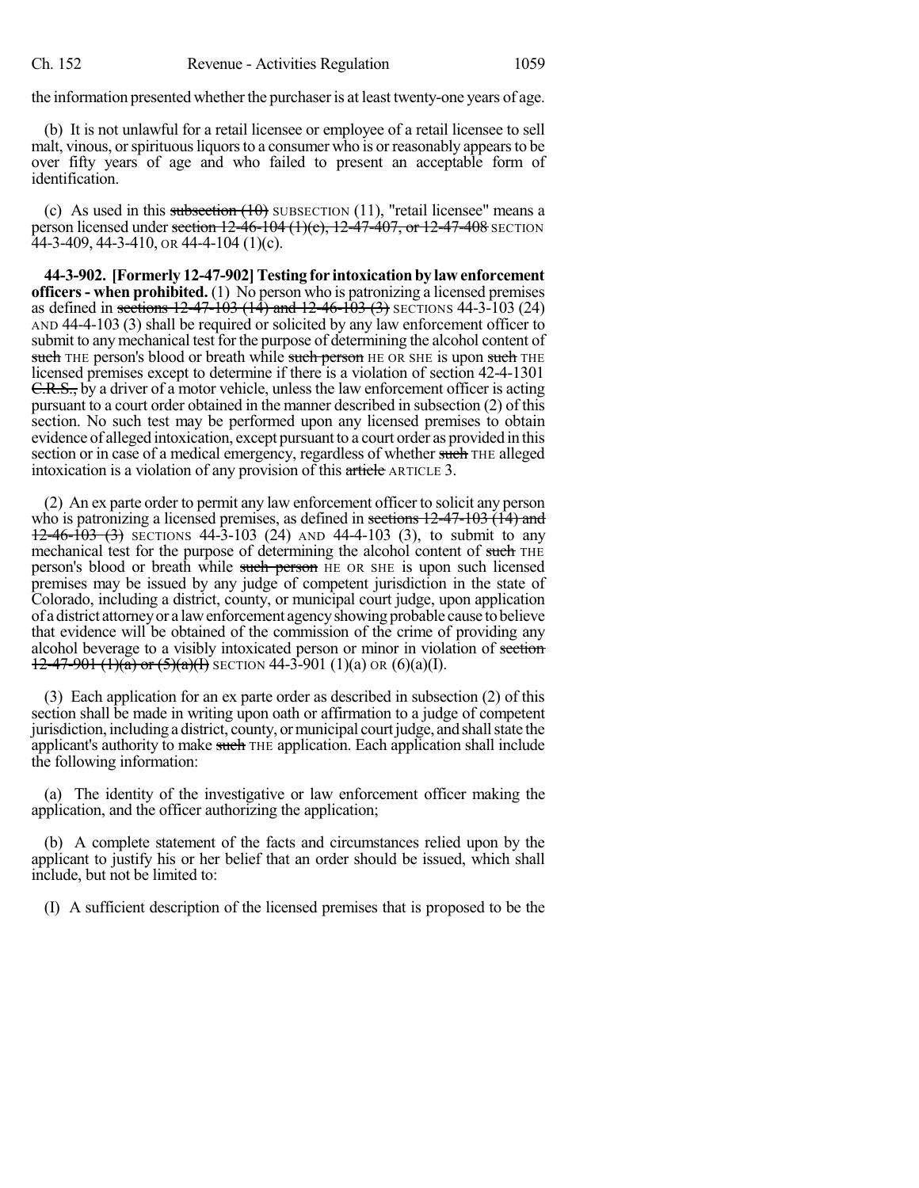the information presented whether the purchaser is at least twenty-one years of age.

(b) It is not unlawful for a retail licensee or employee of a retail licensee to sell malt, vinous, or spirituous liquors to a consumer who is or reasonably appears to be over fifty years of age and who failed to present an acceptable form of identification.

(c) As used in this ~~subsection (10)~~ SUBSECTION (11), "retail licensee" means a person licensed under ~~section 12-46-104 (1)(c), 12-47-407, or 12-47-408~~ SECTION 44-3-409, 44-3-410, OR 44-4-104 (1)(c).

**44-3-902. [Formerly 12-47-902] Testing for intoxication by law enforcement officers - when prohibited.** (1) No person who is patronizing a licensed premises as defined in ~~sections 12-47-103 (14) and 12-46-103 (3)~~ SECTIONS 44-3-103 (24) AND 44-4-103 (3) shall be required or solicited by any law enforcement officer to submit to any mechanical test for the purpose of determining the alcohol content of ~~such~~ THE person's blood or breath while ~~such person~~ HE OR SHE is upon ~~such~~ THE licensed premises except to determine if there is a violation of section 42-4-1301 ~~C.R.S.,~~ by a driver of a motor vehicle, unless the law enforcement officer is acting pursuant to a court order obtained in the manner described in subsection (2) of this section. No such test may be performed upon any licensed premises to obtain evidence of alleged intoxication, except pursuant to a court order as provided in this section or in case of a medical emergency, regardless of whether ~~such~~ THE alleged intoxication is a violation of any provision of this ~~article~~ ARTICLE 3.

(2) An ex parte order to permit any law enforcement officer to solicit any person who is patronizing a licensed premises, as defined in ~~sections 12-47-103 (14) and 12-46-103 (3)~~ SECTIONS 44-3-103 (24) AND 44-4-103 (3), to submit to any mechanical test for the purpose of determining the alcohol content of ~~such~~ THE person's blood or breath while ~~such person~~ HE OR SHE is upon such licensed premises may be issued by any judge of competent jurisdiction in the state of Colorado, including a district, county, or municipal court judge, upon application of a district attorney or a law enforcement agency showing probable cause to believe that evidence will be obtained of the commission of the crime of providing any alcohol beverage to a visibly intoxicated person or minor in violation of ~~section 12-47-901 (1)(a) or (5)(a)(I)~~ SECTION 44-3-901 (1)(a) OR (6)(a)(I).

(3) Each application for an ex parte order as described in subsection (2) of this section shall be made in writing upon oath or affirmation to a judge of competent jurisdiction, including a district, county, or municipal court judge, and shall state the applicant's authority to make ~~such~~ THE application. Each application shall include the following information:

(a) The identity of the investigative or law enforcement officer making the application, and the officer authorizing the application;

(b) A complete statement of the facts and circumstances relied upon by the applicant to justify his or her belief that an order should be issued, which shall include, but not be limited to:

(I) A sufficient description of the licensed premises that is proposed to be the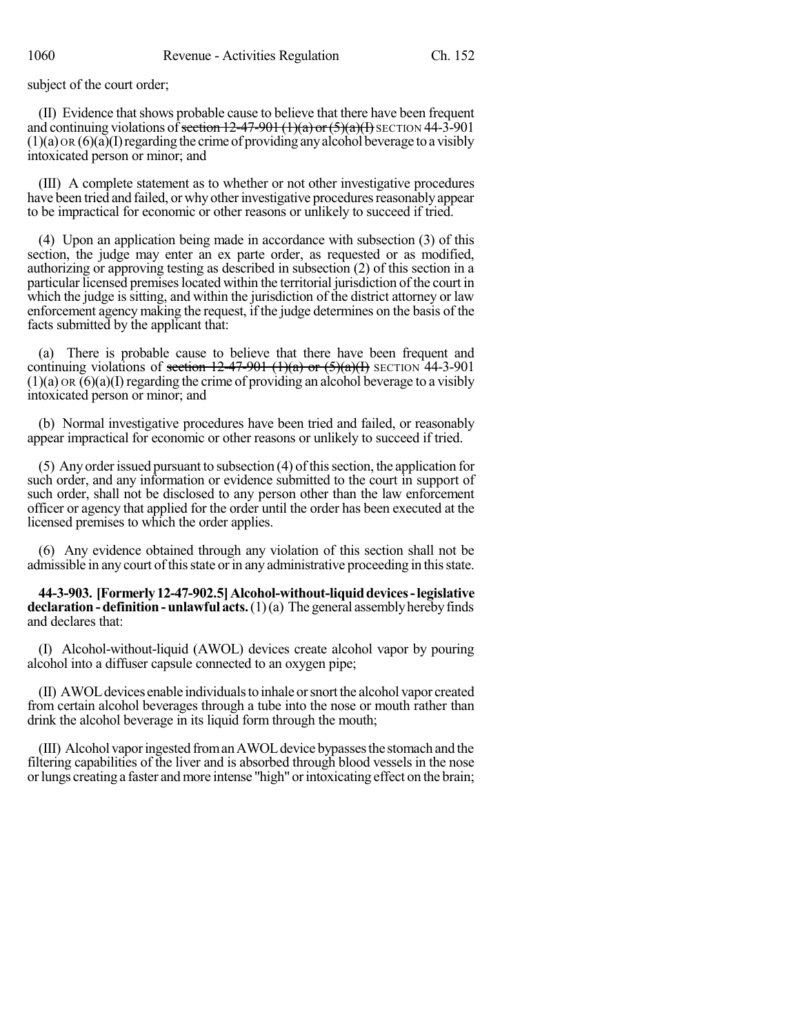subject of the court order;

(II) Evidence that shows probable cause to believe that there have been frequent and continuing violations of ~~section 12-47-901 (1)(a) or (5)(a)(I)~~ SECTION 44-3-901 (1)(a) OR (6)(a)(I) regarding the crime of providing any alcohol beverage to a visibly intoxicated person or minor; and

(III) A complete statement as to whether or not other investigative procedures have been tried and failed, or why other investigative procedures reasonably appear to be impractical for economic or other reasons or unlikely to succeed if tried.

(4) Upon an application being made in accordance with subsection (3) of this section, the judge may enter an ex parte order, as requested or as modified, authorizing or approving testing as described in subsection (2) of this section in a particular licensed premises located within the territorial jurisdiction of the court in which the judge is sitting, and within the jurisdiction of the district attorney or law enforcement agency making the request, if the judge determines on the basis of the facts submitted by the applicant that:

(a) There is probable cause to believe that there have been frequent and continuing violations of ~~section 12-47-901 (1)(a) or (5)(a)(I)~~ SECTION 44-3-901 (1)(a) OR (6)(a)(I) regarding the crime of providing an alcohol beverage to a visibly intoxicated person or minor; and

(b) Normal investigative procedures have been tried and failed, or reasonably appear impractical for economic or other reasons or unlikely to succeed if tried.

(5) Any order issued pursuant to subsection (4) of this section, the application for such order, and any information or evidence submitted to the court in support of such order, shall not be disclosed to any person other than the law enforcement officer or agency that applied for the order until the order has been executed at the licensed premises to which the order applies.

(6) Any evidence obtained through any violation of this section shall not be admissible in any court of this state or in any administrative proceeding in this state.

**44-3-903. [Formerly 12-47-902.5] Alcohol-without-liquid devices - legislative declaration - definition - unlawful acts.** (1) (a) The general assembly hereby finds and declares that:

(I) Alcohol-without-liquid (AWOL) devices create alcohol vapor by pouring alcohol into a diffuser capsule connected to an oxygen pipe;

(II) AWOL devices enable individuals to inhale or snort the alcohol vapor created from certain alcohol beverages through a tube into the nose or mouth rather than drink the alcohol beverage in its liquid form through the mouth;

(III) Alcohol vapor ingested from an AWOL device bypasses the stomach and the filtering capabilities of the liver and is absorbed through blood vessels in the nose or lungs creating a faster and more intense "high" or intoxicating effect on the brain;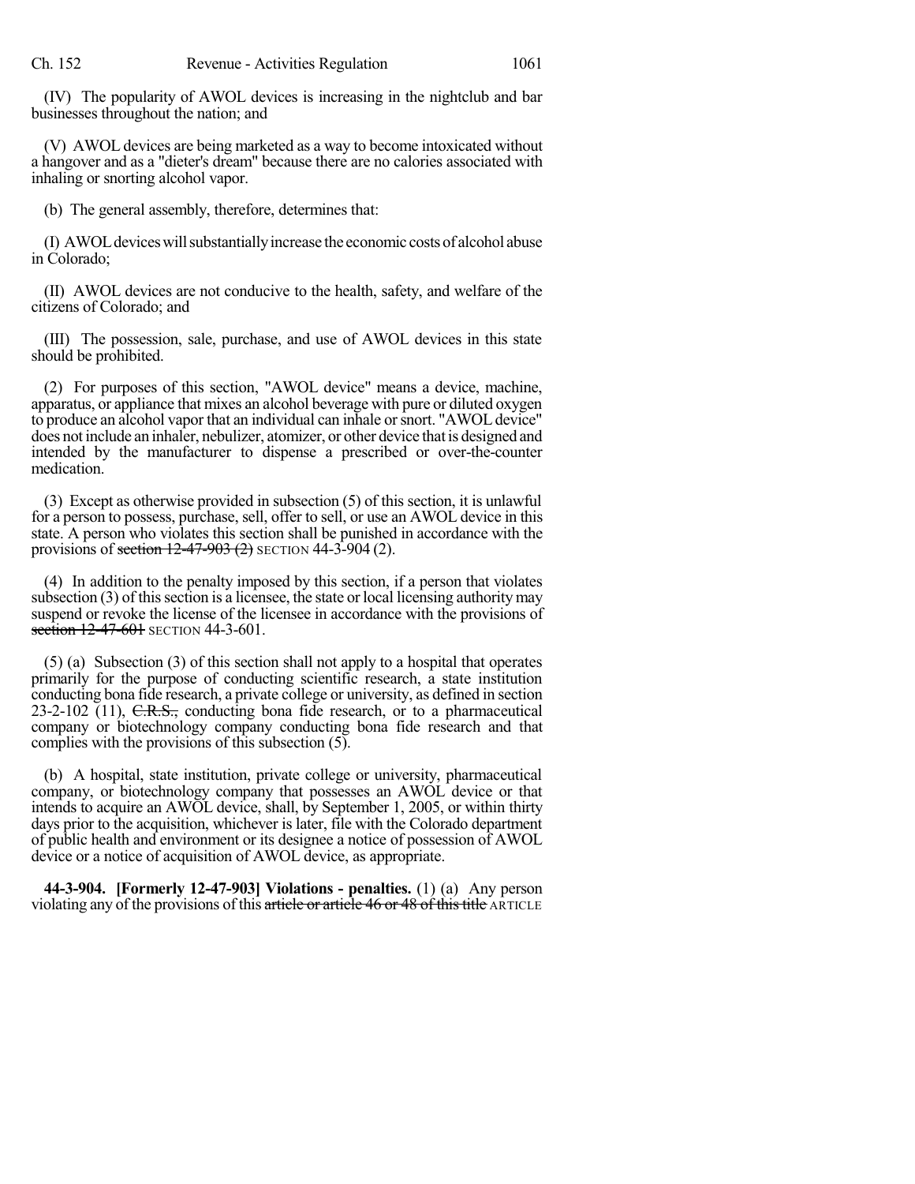(IV) The popularity of AWOL devices is increasing in the nightclub and bar businesses throughout the nation; and

(V) AWOL devices are being marketed as a way to become intoxicated without a hangover and as a "dieter's dream" because there are no calories associated with inhaling or snorting alcohol vapor.

(b) The general assembly, therefore, determines that:

(I) AWOL devices will substantially increase the economic costs of alcohol abuse in Colorado;

(II) AWOL devices are not conducive to the health, safety, and welfare of the citizens of Colorado; and

(III) The possession, sale, purchase, and use of AWOL devices in this state should be prohibited.

(2) For purposes of this section, "AWOL device" means a device, machine, apparatus, or appliance that mixes an alcohol beverage with pure or diluted oxygen to produce an alcohol vapor that an individual can inhale or snort. "AWOL device" does not include an inhaler, nebulizer, atomizer, or other device that is designed and intended by the manufacturer to dispense a prescribed or over-the-counter medication.

(3) Except as otherwise provided in subsection (5) of this section, it is unlawful for a person to possess, purchase, sell, offer to sell, or use an AWOL device in this state. A person who violates this section shall be punished in accordance with the provisions of ~~section 12-47-903 (2)~~ SECTION 44-3-904 (2).

(4) In addition to the penalty imposed by this section, if a person that violates subsection (3) of this section is a licensee, the state or local licensing authority may suspend or revoke the license of the licensee in accordance with the provisions of ~~section 12-47-601~~ SECTION 44-3-601.

(5) (a) Subsection (3) of this section shall not apply to a hospital that operates primarily for the purpose of conducting scientific research, a state institution conducting bona fide research, a private college or university, as defined in section 23-2-102 (11), ~~C.R.S.,~~ conducting bona fide research, or to a pharmaceutical company or biotechnology company conducting bona fide research and that complies with the provisions of this subsection (5).

(b) A hospital, state institution, private college or university, pharmaceutical company, or biotechnology company that possesses an AWOL device or that intends to acquire an AWOL device, shall, by September 1, 2005, or within thirty days prior to the acquisition, whichever is later, file with the Colorado department of public health and environment or its designee a notice of possession of AWOL device or a notice of acquisition of AWOL device, as appropriate.

**44-3-904. [Formerly 12-47-903] Violations - penalties.** (1) (a) Any person violating any of the provisions of this ~~article or article 46 or 48 of this title~~ ARTICLE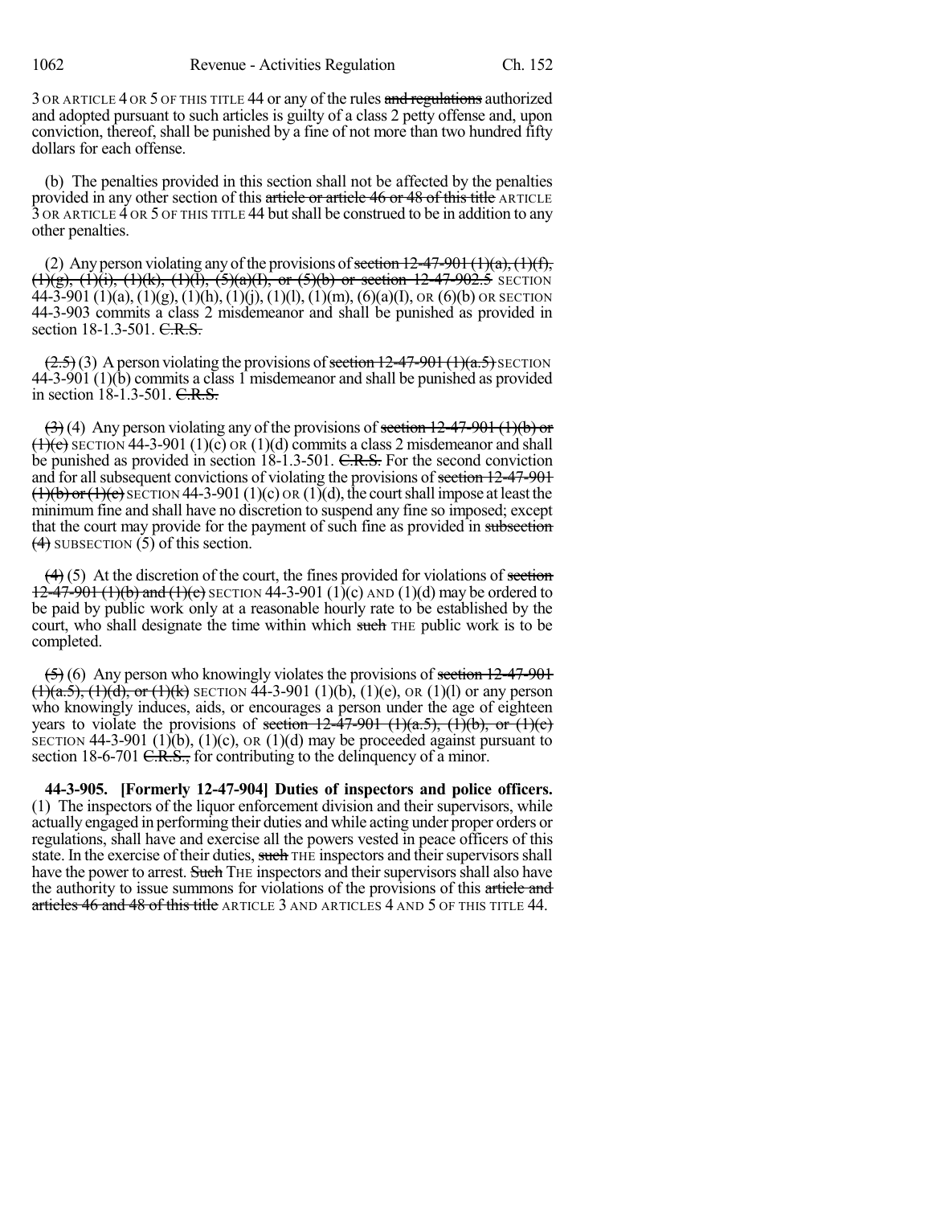3 OR ARTICLE 4 OR 5 OF THIS TITLE 44 or any of the rules ~~and regulations~~ authorized and adopted pursuant to such articles is guilty of a class 2 petty offense and, upon conviction, thereof, shall be punished by a fine of not more than two hundred fifty dollars for each offense.

(b) The penalties provided in this section shall not be affected by the penalties provided in any other section of this ~~article or article 46 or 48 of this title~~ ARTICLE 3 OR ARTICLE 4 OR 5 OF THIS TITLE 44 but shall be construed to be in addition to any other penalties.

(2) Any person violating any of the provisions of ~~section 12-47-901 (1)(a), (1)(f), (1)(g), (1)(i), (1)(k), (1)(l), (5)(a)(I), or (5)(b) or section 12-47-902.5~~ SECTION 44-3-901 (1)(a), (1)(g), (1)(h), (1)(j), (1)(l), (1)(m), (6)(a)(I), OR (6)(b) OR SECTION 44-3-903 commits a class 2 misdemeanor and shall be punished as provided in section 18-1.3-501. ~~C.R.S.~~

~~(2.5)~~ (3) A person violating the provisions of ~~section 12-47-901 (1)(a.5)~~ SECTION 44-3-901 (1)(b) commits a class 1 misdemeanor and shall be punished as provided in section 18-1.3-501. ~~C.R.S.~~

~~(3)~~ (4) Any person violating any of the provisions of ~~section 12-47-901 (1)(b) or (1)(c)~~ SECTION 44-3-901 (1)(c) OR (1)(d) commits a class 2 misdemeanor and shall be punished as provided in section 18-1.3-501. ~~C.R.S.~~ For the second conviction and for all subsequent convictions of violating the provisions of ~~section 12-47-901 (1)(b) or (1)(c)~~ SECTION 44-3-901 (1)(c) OR (1)(d), the court shall impose at least the minimum fine and shall have no discretion to suspend any fine so imposed; except that the court may provide for the payment of such fine as provided in ~~subsection (4)~~ SUBSECTION (5) of this section.

~~(4)~~ (5) At the discretion of the court, the fines provided for violations of ~~section 12-47-901 (1)(b) and (1)(c)~~ SECTION 44-3-901 (1)(c) AND (1)(d) may be ordered to be paid by public work only at a reasonable hourly rate to be established by the court, who shall designate the time within which ~~such~~ THE public work is to be completed.

~~(5)~~ (6) Any person who knowingly violates the provisions of ~~section 12-47-901 (1)(a.5), (1)(d), or (1)(k)~~ SECTION 44-3-901 (1)(b), (1)(e), OR (1)(l) or any person who knowingly induces, aids, or encourages a person under the age of eighteen years to violate the provisions of ~~section 12-47-901 (1)(a.5), (1)(b), or (1)(c)~~ SECTION 44-3-901 (1)(b), (1)(c), OR (1)(d) may be proceeded against pursuant to section 18-6-701 ~~C.R.S.,~~ for contributing to the delinquency of a minor.

**44-3-905. [Formerly 12-47-904] Duties of inspectors and police officers.** (1) The inspectors of the liquor enforcement division and their supervisors, while actually engaged in performing their duties and while acting under proper orders or regulations, shall have and exercise all the powers vested in peace officers of this state. In the exercise of their duties, ~~such~~ THE inspectors and their supervisors shall have the power to arrest. ~~Such~~ THE inspectors and their supervisors shall also have the authority to issue summons for violations of the provisions of this ~~article and articles 46 and 48 of this title~~ ARTICLE 3 AND ARTICLES 4 AND 5 OF THIS TITLE 44.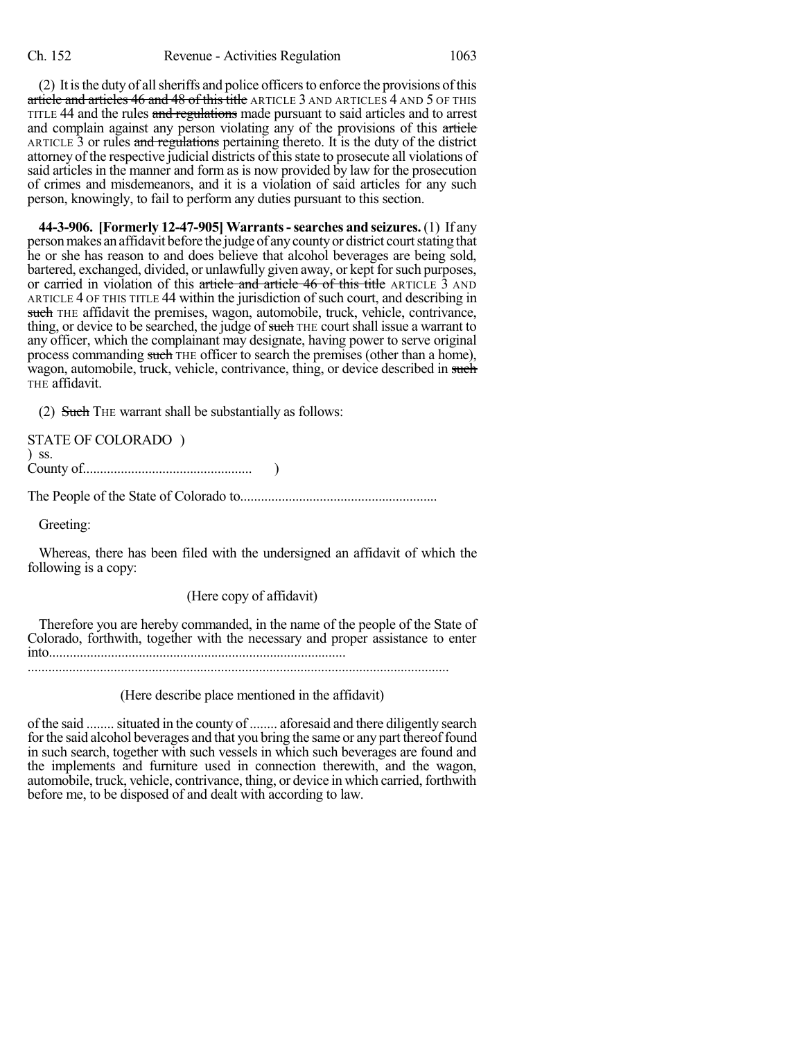(2) It is the duty of all sheriffs and police officers to enforce the provisions of this ~~article and articles 46 and 48 of this title~~ ARTICLE 3 AND ARTICLES 4 AND 5 OF THIS TITLE 44 and the rules ~~and regulations~~ made pursuant to said articles and to arrest and complain against any person violating any of the provisions of this ~~article~~ ARTICLE 3 or rules ~~and regulations~~ pertaining thereto. It is the duty of the district attorney of the respective judicial districts of this state to prosecute all violations of said articles in the manner and form as is now provided by law for the prosecution of crimes and misdemeanors, and it is a violation of said articles for any such person, knowingly, to fail to perform any duties pursuant to this section.

**44-3-906. [Formerly 12-47-905] Warrants - searches and seizures.** (1) If any person makes an affidavit before the judge of any county or district court stating that he or she has reason to and does believe that alcohol beverages are being sold, bartered, exchanged, divided, or unlawfully given away, or kept for such purposes, or carried in violation of this ~~article and article 46 of this title~~ ARTICLE 3 AND ARTICLE 4 OF THIS TITLE 44 within the jurisdiction of such court, and describing in ~~such~~ THE affidavit the premises, wagon, automobile, truck, vehicle, contrivance, thing, or device to be searched, the judge of ~~such~~ THE court shall issue a warrant to any officer, which the complainant may designate, having power to serve original process commanding ~~such~~ THE officer to search the premises (other than a home), wagon, automobile, truck, vehicle, contrivance, thing, or device described in ~~such~~ THE affidavit.

(2) ~~Such~~ THE warrant shall be substantially as follows:

STATE OF COLORADO )
) ss.
County of................................................ )

The People of the State of Colorado to........................................................

Greeting:

Whereas, there has been filed with the undersigned an affidavit of which the following is a copy:

(Here copy of affidavit)

Therefore you are hereby commanded, in the name of the people of the State of Colorado, forthwith, together with the necessary and proper assistance to enter into....................................................................................
.........................................................................................................................

(Here describe place mentioned in the affidavit)

of the said ........ situated in the county of ........ aforesaid and there diligently search for the said alcohol beverages and that you bring the same or any part thereof found in such search, together with such vessels in which such beverages are found and the implements and furniture used in connection therewith, and the wagon, automobile, truck, vehicle, contrivance, thing, or device in which carried, forthwith before me, to be disposed of and dealt with according to law.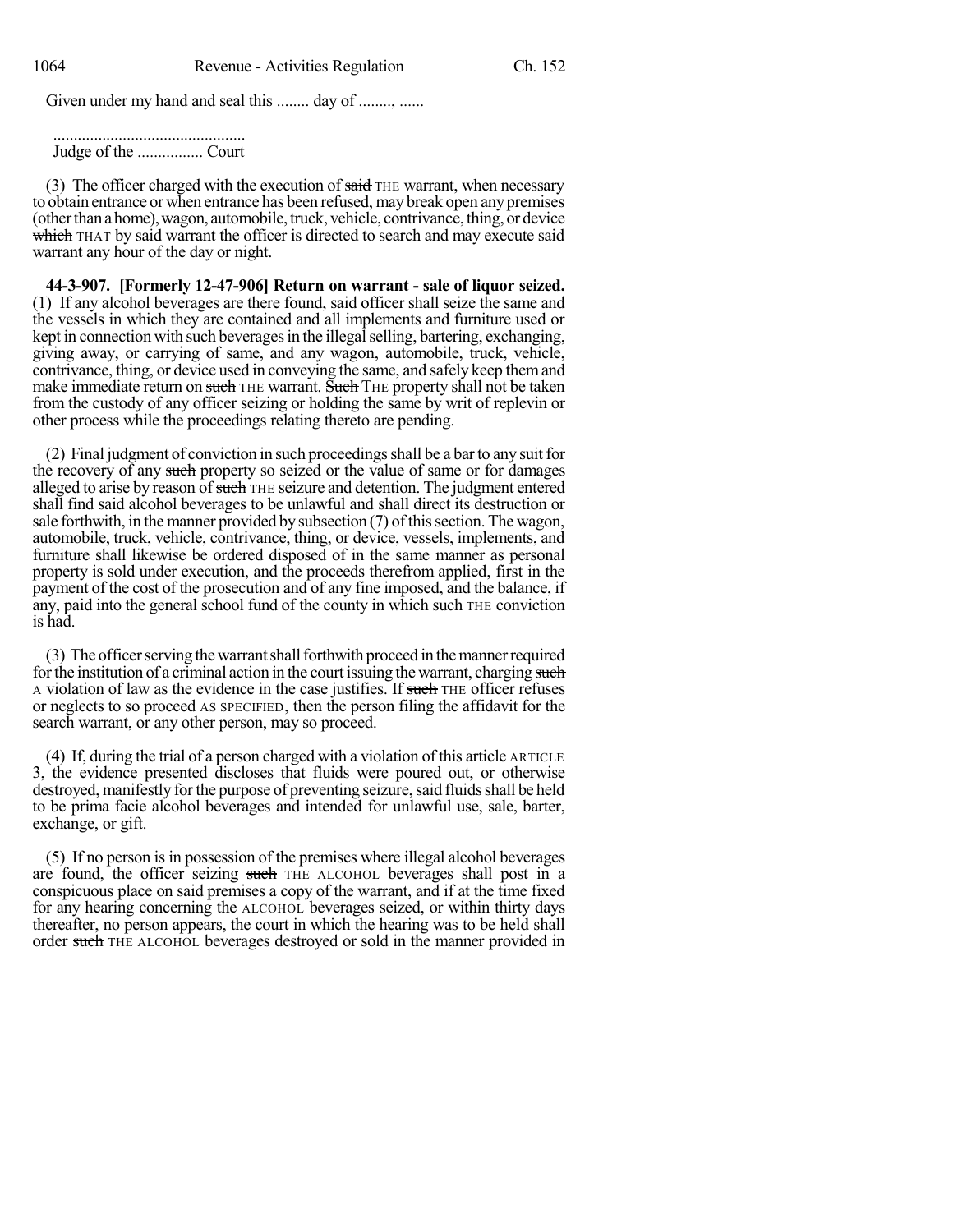Given under my hand and seal this ........ day of ........, ......

...............................................
Judge of the ................ Court

(3) The officer charged with the execution of ~~said~~ THE warrant, when necessary to obtain entrance or when entrance has been refused, may break open any premises (other than a home), wagon, automobile, truck, vehicle, contrivance, thing, or device ~~which~~ THAT by said warrant the officer is directed to search and may execute said warrant any hour of the day or night.

**44-3-907. [Formerly 12-47-906] Return on warrant - sale of liquor seized.** (1) If any alcohol beverages are there found, said officer shall seize the same and the vessels in which they are contained and all implements and furniture used or kept in connection with such beverages in the illegal selling, bartering, exchanging, giving away, or carrying of same, and any wagon, automobile, truck, vehicle, contrivance, thing, or device used in conveying the same, and safely keep them and make immediate return on ~~such~~ THE warrant. ~~Such~~ THE property shall not be taken from the custody of any officer seizing or holding the same by writ of replevin or other process while the proceedings relating thereto are pending.

(2) Final judgment of conviction in such proceedings shall be a bar to any suit for the recovery of any ~~such~~ property so seized or the value of same or for damages alleged to arise by reason of ~~such~~ THE seizure and detention. The judgment entered shall find said alcohol beverages to be unlawful and shall direct its destruction or sale forthwith, in the manner provided by subsection (7) of this section. The wagon, automobile, truck, vehicle, contrivance, thing, or device, vessels, implements, and furniture shall likewise be ordered disposed of in the same manner as personal property is sold under execution, and the proceeds therefrom applied, first in the payment of the cost of the prosecution and of any fine imposed, and the balance, if any, paid into the general school fund of the county in which ~~such~~ THE conviction is had.

(3) The officer serving the warrant shall forthwith proceed in the manner required for the institution of a criminal action in the court issuing the warrant, charging ~~such~~ A violation of law as the evidence in the case justifies. If ~~such~~ THE officer refuses or neglects to so proceed AS SPECIFIED, then the person filing the affidavit for the search warrant, or any other person, may so proceed.

(4) If, during the trial of a person charged with a violation of this ~~article~~ ARTICLE 3, the evidence presented discloses that fluids were poured out, or otherwise destroyed, manifestly for the purpose of preventing seizure, said fluids shall be held to be prima facie alcohol beverages and intended for unlawful use, sale, barter, exchange, or gift.

(5) If no person is in possession of the premises where illegal alcohol beverages are found, the officer seizing ~~such~~ THE ALCOHOL beverages shall post in a conspicuous place on said premises a copy of the warrant, and if at the time fixed for any hearing concerning the ALCOHOL beverages seized, or within thirty days thereafter, no person appears, the court in which the hearing was to be held shall order ~~such~~ THE ALCOHOL beverages destroyed or sold in the manner provided in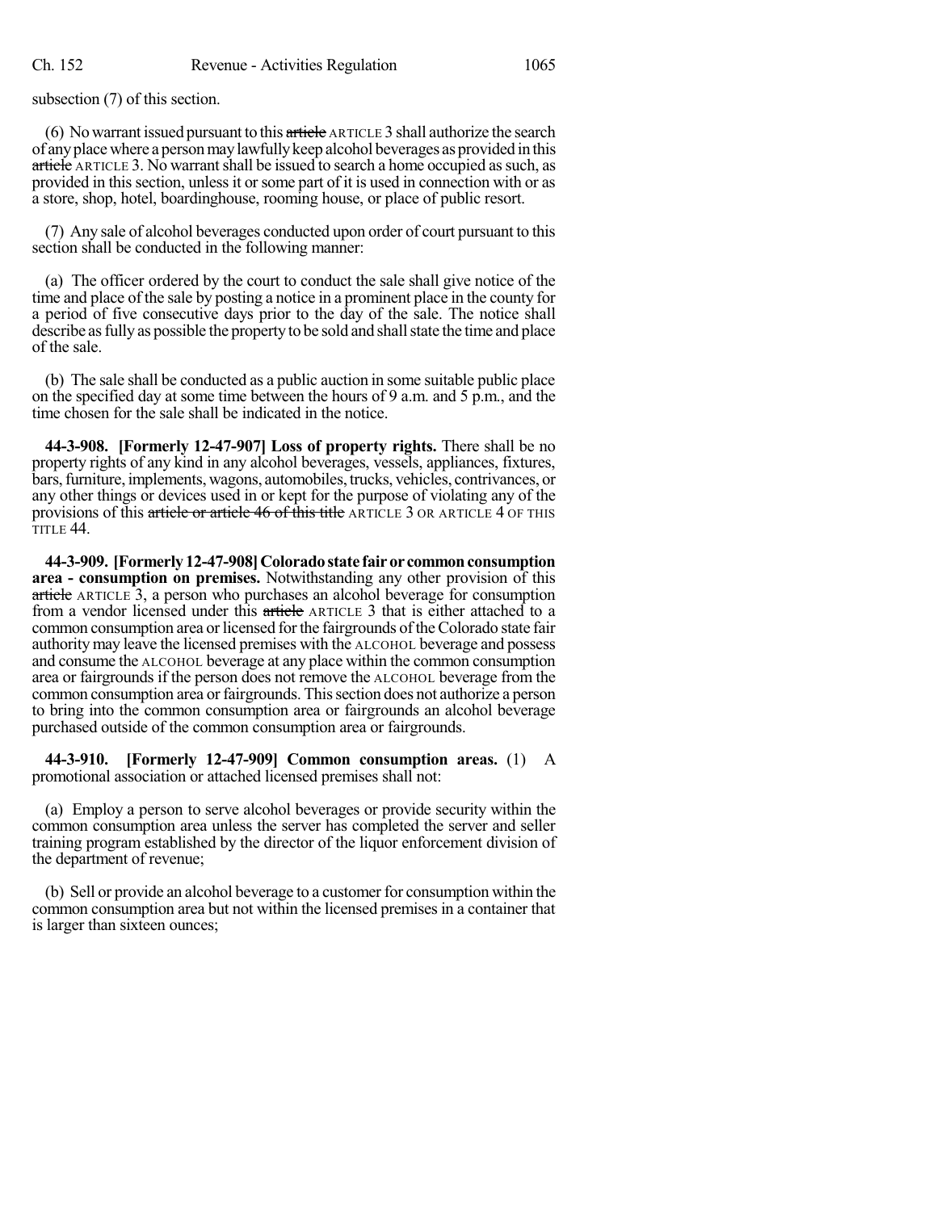subsection (7) of this section.

(6) No warrant issued pursuant to this ~~article~~ ARTICLE 3 shall authorize the search of any place where a person may lawfully keep alcohol beverages as provided in this ~~article~~ ARTICLE 3. No warrant shall be issued to search a home occupied as such, as provided in this section, unless it or some part of it is used in connection with or as a store, shop, hotel, boardinghouse, rooming house, or place of public resort.

(7) Any sale of alcohol beverages conducted upon order of court pursuant to this section shall be conducted in the following manner:

(a) The officer ordered by the court to conduct the sale shall give notice of the time and place of the sale by posting a notice in a prominent place in the county for a period of five consecutive days prior to the day of the sale. The notice shall describe as fully as possible the property to be sold and shall state the time and place of the sale.

(b) The sale shall be conducted as a public auction in some suitable public place on the specified day at some time between the hours of 9 a.m. and 5 p.m., and the time chosen for the sale shall be indicated in the notice.

**44-3-908. [Formerly 12-47-907] Loss of property rights.** There shall be no property rights of any kind in any alcohol beverages, vessels, appliances, fixtures, bars, furniture, implements, wagons, automobiles, trucks, vehicles, contrivances, or any other things or devices used in or kept for the purpose of violating any of the provisions of this ~~article or article 46 of this title~~ ARTICLE 3 OR ARTICLE 4 OF THIS TITLE 44.

**44-3-909. [Formerly 12-47-908] Colorado state fair or common consumption area - consumption on premises.** Notwithstanding any other provision of this ~~article~~ ARTICLE 3, a person who purchases an alcohol beverage for consumption from a vendor licensed under this ~~article~~ ARTICLE 3 that is either attached to a common consumption area or licensed for the fairgrounds of the Colorado state fair authority may leave the licensed premises with the ALCOHOL beverage and possess and consume the ALCOHOL beverage at any place within the common consumption area or fairgrounds if the person does not remove the ALCOHOL beverage from the common consumption area or fairgrounds. This section does not authorize a person to bring into the common consumption area or fairgrounds an alcohol beverage purchased outside of the common consumption area or fairgrounds.

**44-3-910. [Formerly 12-47-909] Common consumption areas.** (1) A promotional association or attached licensed premises shall not:

(a) Employ a person to serve alcohol beverages or provide security within the common consumption area unless the server has completed the server and seller training program established by the director of the liquor enforcement division of the department of revenue;

(b) Sell or provide an alcohol beverage to a customer for consumption within the common consumption area but not within the licensed premises in a container that is larger than sixteen ounces;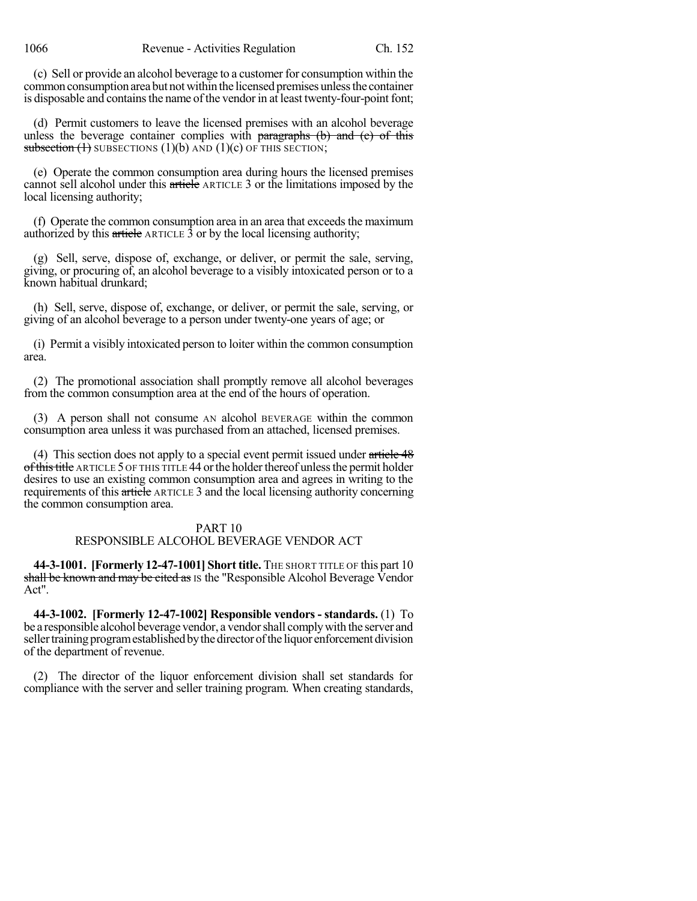(c) Sell or provide an alcohol beverage to a customer for consumption within the common consumption area but not within the licensed premises unless the container is disposable and contains the name of the vendor in at least twenty-four-point font;

(d) Permit customers to leave the licensed premises with an alcohol beverage unless the beverage container complies with ~~paragraphs (b) and (c) of this subsection (1)~~ SUBSECTIONS (1)(b) AND (1)(c) OF THIS SECTION;

(e) Operate the common consumption area during hours the licensed premises cannot sell alcohol under this ~~article~~ ARTICLE 3 or the limitations imposed by the local licensing authority;

(f) Operate the common consumption area in an area that exceeds the maximum authorized by this ~~article~~ ARTICLE 3 or by the local licensing authority;

(g) Sell, serve, dispose of, exchange, or deliver, or permit the sale, serving, giving, or procuring of, an alcohol beverage to a visibly intoxicated person or to a known habitual drunkard;

(h) Sell, serve, dispose of, exchange, or deliver, or permit the sale, serving, or giving of an alcohol beverage to a person under twenty-one years of age; or

(i) Permit a visibly intoxicated person to loiter within the common consumption area.

(2) The promotional association shall promptly remove all alcohol beverages from the common consumption area at the end of the hours of operation.

(3) A person shall not consume AN alcohol BEVERAGE within the common consumption area unless it was purchased from an attached, licensed premises.

(4) This section does not apply to a special event permit issued under ~~article 48 of this title~~ ARTICLE 5 OF THIS TITLE 44 or the holder thereof unless the permit holder desires to use an existing common consumption area and agrees in writing to the requirements of this ~~article~~ ARTICLE 3 and the local licensing authority concerning the common consumption area.

## PART 10
## RESPONSIBLE ALCOHOL BEVERAGE VENDOR ACT

**44-3-1001. [Formerly 12-47-1001] Short title.** THE SHORT TITLE OF this part 10 ~~shall be known and may be cited as~~ IS the "Responsible Alcohol Beverage Vendor Act".

**44-3-1002. [Formerly 12-47-1002] Responsible vendors - standards.** (1) To be a responsible alcohol beverage vendor, a vendor shall comply with the server and seller training program established by the director of the liquor enforcement division of the department of revenue.

(2) The director of the liquor enforcement division shall set standards for compliance with the server and seller training program. When creating standards,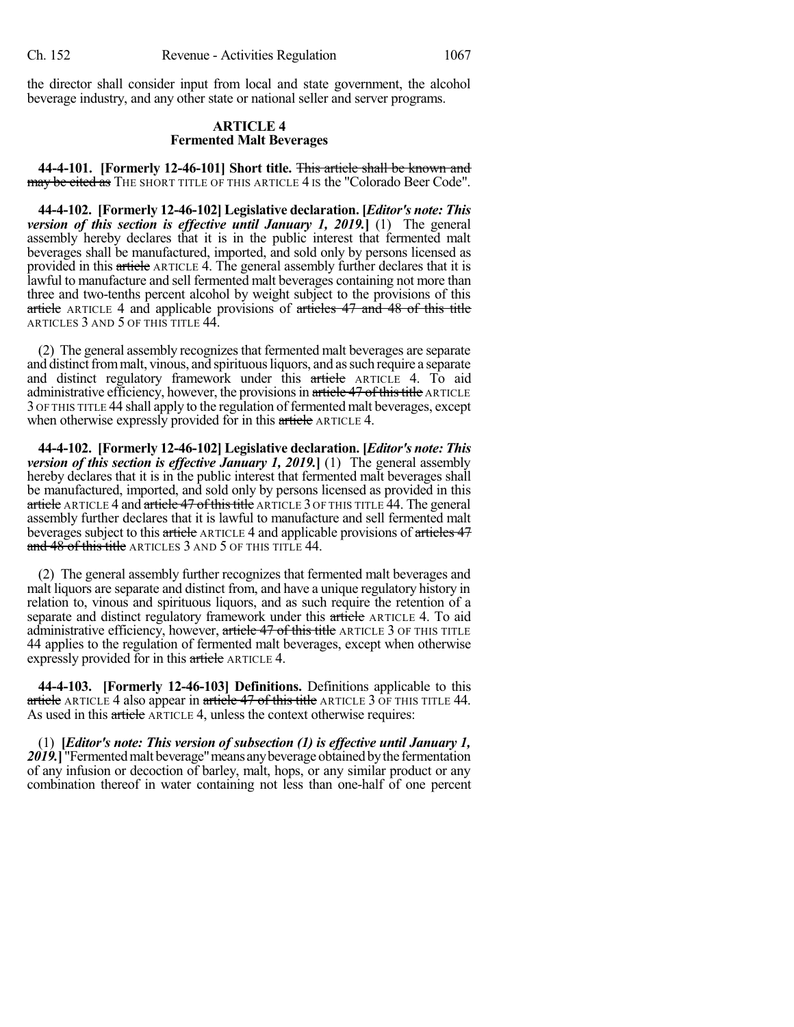the director shall consider input from local and state government, the alcohol beverage industry, and any other state or national seller and server programs.

## ARTICLE 4
## Fermented Malt Beverages

**44-4-101. [Formerly 12-46-101] Short title.** ~~This article shall be known and may be cited as~~ THE SHORT TITLE OF THIS ARTICLE 4 IS the "Colorado Beer Code".

**44-4-102. [Formerly 12-46-102] Legislative declaration. [*Editor's note: This version of this section is effective until January 1, 2019.*]** (1) The general assembly hereby declares that it is in the public interest that fermented malt beverages shall be manufactured, imported, and sold only by persons licensed as provided in this ~~article~~ ARTICLE 4. The general assembly further declares that it is lawful to manufacture and sell fermented malt beverages containing not more than three and two-tenths percent alcohol by weight subject to the provisions of this ~~article~~ ARTICLE 4 and applicable provisions of ~~articles 47 and 48 of this title~~ ARTICLES 3 AND 5 OF THIS TITLE 44.

(2) The general assembly recognizes that fermented malt beverages are separate and distinct from malt, vinous, and spirituous liquors, and as such require a separate and distinct regulatory framework under this ~~article~~ ARTICLE 4. To aid administrative efficiency, however, the provisions in ~~article 47 of this title~~ ARTICLE 3 OF THIS TITLE 44 shall apply to the regulation of fermented malt beverages, except when otherwise expressly provided for in this ~~article~~ ARTICLE 4.

**44-4-102. [Formerly 12-46-102] Legislative declaration. [*Editor's note: This version of this section is effective January 1, 2019.*]** (1) The general assembly hereby declares that it is in the public interest that fermented malt beverages shall be manufactured, imported, and sold only by persons licensed as provided in this ~~article~~ ARTICLE 4 and ~~article 47 of this title~~ ARTICLE 3 OF THIS TITLE 44. The general assembly further declares that it is lawful to manufacture and sell fermented malt beverages subject to this ~~article~~ ARTICLE 4 and applicable provisions of ~~articles 47 and 48 of this title~~ ARTICLES 3 AND 5 OF THIS TITLE 44.

(2) The general assembly further recognizes that fermented malt beverages and malt liquors are separate and distinct from, and have a unique regulatory history in relation to, vinous and spirituous liquors, and as such require the retention of a separate and distinct regulatory framework under this ~~article~~ ARTICLE 4. To aid administrative efficiency, however, ~~article 47 of this title~~ ARTICLE 3 OF THIS TITLE 44 applies to the regulation of fermented malt beverages, except when otherwise expressly provided for in this ~~article~~ ARTICLE 4.

**44-4-103. [Formerly 12-46-103] Definitions.** Definitions applicable to this ~~article~~ ARTICLE 4 also appear in ~~article 47 of this title~~ ARTICLE 3 OF THIS TITLE 44. As used in this ~~article~~ ARTICLE 4, unless the context otherwise requires:

(1) **[*Editor's note: This version of subsection (1) is effective until January 1, 2019.*]** "Fermented malt beverage" means any beverage obtained by the fermentation of any infusion or decoction of barley, malt, hops, or any similar product or any combination thereof in water containing not less than one-half of one percent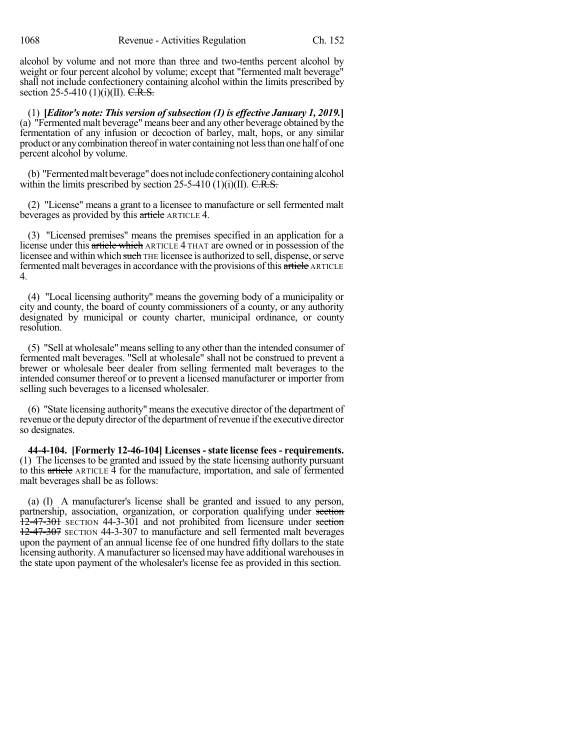alcohol by volume and not more than three and two-tenths percent alcohol by weight or four percent alcohol by volume; except that "fermented malt beverage" shall not include confectionery containing alcohol within the limits prescribed by section 25-5-410 (1)(i)(II). ~~C.R.S.~~

(1) ***[Editor's note: This version of subsection (1) is effective January 1, 2019.]*** (a) "Fermented malt beverage" means beer and any other beverage obtained by the fermentation of any infusion or decoction of barley, malt, hops, or any similar product or any combination thereof in water containing not less than one half of one percent alcohol by volume.

(b) "Fermented malt beverage" does not include confectionery containing alcohol within the limits prescribed by section 25-5-410 (1)(i)(II). ~~C.R.S.~~

(2) "License" means a grant to a licensee to manufacture or sell fermented malt beverages as provided by this ~~article~~ ARTICLE 4.

(3) "Licensed premises" means the premises specified in an application for a license under this ~~article which~~ ARTICLE 4 THAT are owned or in possession of the licensee and within which ~~such~~ THE licensee is authorized to sell, dispense, or serve fermented malt beverages in accordance with the provisions of this ~~article~~ ARTICLE 4.

(4) "Local licensing authority" means the governing body of a municipality or city and county, the board of county commissioners of a county, or any authority designated by municipal or county charter, municipal ordinance, or county resolution.

(5) "Sell at wholesale" means selling to any other than the intended consumer of fermented malt beverages. "Sell at wholesale" shall not be construed to prevent a brewer or wholesale beer dealer from selling fermented malt beverages to the intended consumer thereof or to prevent a licensed manufacturer or importer from selling such beverages to a licensed wholesaler.

(6) "State licensing authority" means the executive director of the department of revenue or the deputy director of the department of revenue if the executive director so designates.

**44-4-104. [Formerly 12-46-104] Licenses - state license fees - requirements.** (1) The licenses to be granted and issued by the state licensing authority pursuant to this ~~article~~ ARTICLE 4 for the manufacture, importation, and sale of fermented malt beverages shall be as follows:

(a) (I) A manufacturer's license shall be granted and issued to any person, partnership, association, organization, or corporation qualifying under ~~section 12-47-301~~ SECTION 44-3-301 and not prohibited from licensure under ~~section 12-47-307~~ SECTION 44-3-307 to manufacture and sell fermented malt beverages upon the payment of an annual license fee of one hundred fifty dollars to the state licensing authority. A manufacturer so licensed may have additional warehouses in the state upon payment of the wholesaler's license fee as provided in this section.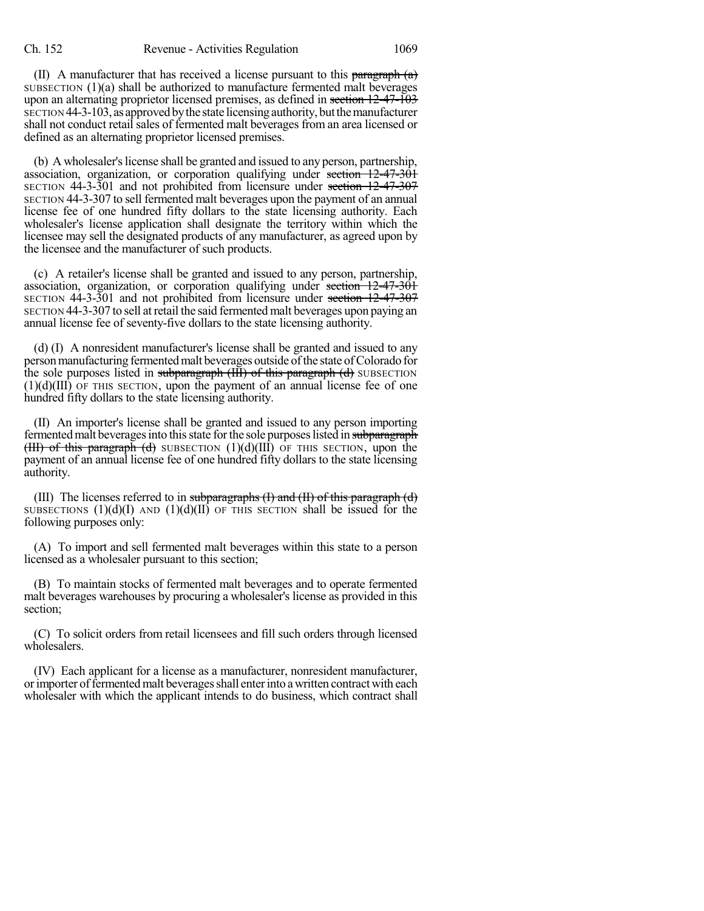(II) A manufacturer that has received a license pursuant to this ~~paragraph (a)~~ SUBSECTION (1)(a) shall be authorized to manufacture fermented malt beverages upon an alternating proprietor licensed premises, as defined in ~~section 12-47-103~~ SECTION 44-3-103, as approved by the state licensing authority, but the manufacturer shall not conduct retail sales of fermented malt beverages from an area licensed or defined as an alternating proprietor licensed premises.

(b) A wholesaler's license shall be granted and issued to any person, partnership, association, organization, or corporation qualifying under ~~section 12-47-301~~ SECTION 44-3-301 and not prohibited from licensure under ~~section 12-47-307~~ SECTION 44-3-307 to sell fermented malt beverages upon the payment of an annual license fee of one hundred fifty dollars to the state licensing authority. Each wholesaler's license application shall designate the territory within which the licensee may sell the designated products of any manufacturer, as agreed upon by the licensee and the manufacturer of such products.

(c) A retailer's license shall be granted and issued to any person, partnership, association, organization, or corporation qualifying under ~~section 12-47-301~~ SECTION 44-3-301 and not prohibited from licensure under ~~section 12-47-307~~ SECTION 44-3-307 to sell at retail the said fermented malt beverages upon paying an annual license fee of seventy-five dollars to the state licensing authority.

(d) (I) A nonresident manufacturer's license shall be granted and issued to any person manufacturing fermented malt beverages outside of the state of Colorado for the sole purposes listed in ~~subparagraph (III) of this paragraph (d)~~ SUBSECTION (1)(d)(III) OF THIS SECTION, upon the payment of an annual license fee of one hundred fifty dollars to the state licensing authority.

(II) An importer's license shall be granted and issued to any person importing fermented malt beverages into this state for the sole purposes listed in ~~subparagraph (III) of this paragraph (d)~~ SUBSECTION (1)(d)(III) OF THIS SECTION, upon the payment of an annual license fee of one hundred fifty dollars to the state licensing authority.

(III) The licenses referred to in ~~subparagraphs (I) and (II) of this paragraph (d)~~ SUBSECTIONS (1)(d)(I) AND (1)(d)(II) OF THIS SECTION shall be issued for the following purposes only:

(A) To import and sell fermented malt beverages within this state to a person licensed as a wholesaler pursuant to this section;

(B) To maintain stocks of fermented malt beverages and to operate fermented malt beverages warehouses by procuring a wholesaler's license as provided in this section;

(C) To solicit orders from retail licensees and fill such orders through licensed wholesalers.

(IV) Each applicant for a license as a manufacturer, nonresident manufacturer, or importer of fermented malt beverages shall enter into a written contract with each wholesaler with which the applicant intends to do business, which contract shall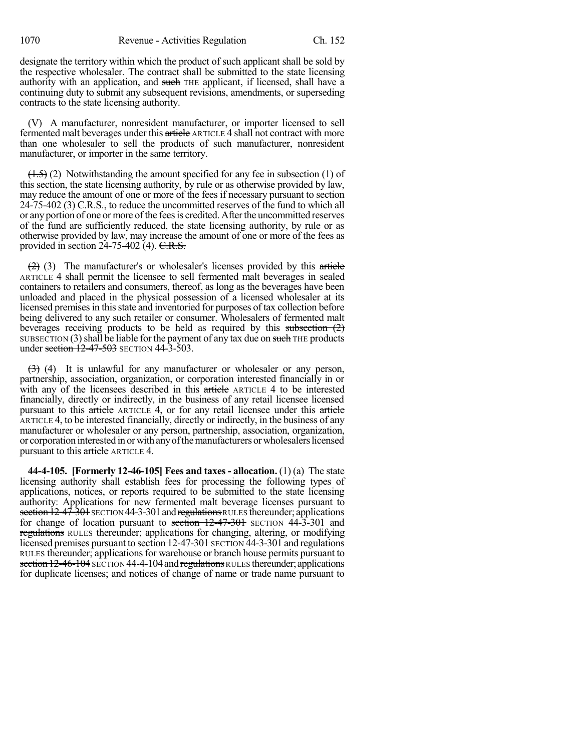designate the territory within which the product of such applicant shall be sold by the respective wholesaler. The contract shall be submitted to the state licensing authority with an application, and ~~such~~ THE applicant, if licensed, shall have a continuing duty to submit any subsequent revisions, amendments, or superseding contracts to the state licensing authority.

(V) A manufacturer, nonresident manufacturer, or importer licensed to sell fermented malt beverages under this ~~article~~ ARTICLE 4 shall not contract with more than one wholesaler to sell the products of such manufacturer, nonresident manufacturer, or importer in the same territory.

~~(1.5)~~ (2) Notwithstanding the amount specified for any fee in subsection (1) of this section, the state licensing authority, by rule or as otherwise provided by law, may reduce the amount of one or more of the fees if necessary pursuant to section 24-75-402 (3) ~~C.R.S.,~~ to reduce the uncommitted reserves of the fund to which all or any portion of one or more of the fees is credited. After the uncommitted reserves of the fund are sufficiently reduced, the state licensing authority, by rule or as otherwise provided by law, may increase the amount of one or more of the fees as provided in section 24-75-402 (4). ~~C.R.S.~~

~~(2)~~ (3) The manufacturer's or wholesaler's licenses provided by this ~~article~~ ARTICLE 4 shall permit the licensee to sell fermented malt beverages in sealed containers to retailers and consumers, thereof, as long as the beverages have been unloaded and placed in the physical possession of a licensed wholesaler at its licensed premises in this state and inventoried for purposes of tax collection before being delivered to any such retailer or consumer. Wholesalers of fermented malt beverages receiving products to be held as required by this ~~subsection (2)~~ SUBSECTION (3) shall be liable for the payment of any tax due on ~~such~~ THE products under ~~section 12-47-503~~ SECTION 44-3-503.

~~(3)~~ (4) It is unlawful for any manufacturer or wholesaler or any person, partnership, association, organization, or corporation interested financially in or with any of the licensees described in this ~~article~~ ARTICLE 4 to be interested financially, directly or indirectly, in the business of any retail licensee licensed pursuant to this ~~article~~ ARTICLE 4, or for any retail licensee under this ~~article~~ ARTICLE 4, to be interested financially, directly or indirectly, in the business of any manufacturer or wholesaler or any person, partnership, association, organization, or corporation interested in or with any of the manufacturers or wholesalers licensed pursuant to this ~~article~~ ARTICLE 4.

**44-4-105. [Formerly 12-46-105] Fees and taxes - allocation.** (1) (a) The state licensing authority shall establish fees for processing the following types of applications, notices, or reports required to be submitted to the state licensing authority: Applications for new fermented malt beverage licenses pursuant to ~~section 12-47-301~~ SECTION 44-3-301 and ~~regulations~~ RULES thereunder; applications for change of location pursuant to ~~section 12-47-301~~ SECTION 44-3-301 and ~~regulations~~ RULES thereunder; applications for changing, altering, or modifying licensed premises pursuant to ~~section 12-47-301~~ SECTION 44-3-301 and ~~regulations~~ RULES thereunder; applications for warehouse or branch house permits pursuant to ~~section 12-46-104~~ SECTION 44-4-104 and ~~regulations~~ RULES thereunder; applications for duplicate licenses; and notices of change of name or trade name pursuant to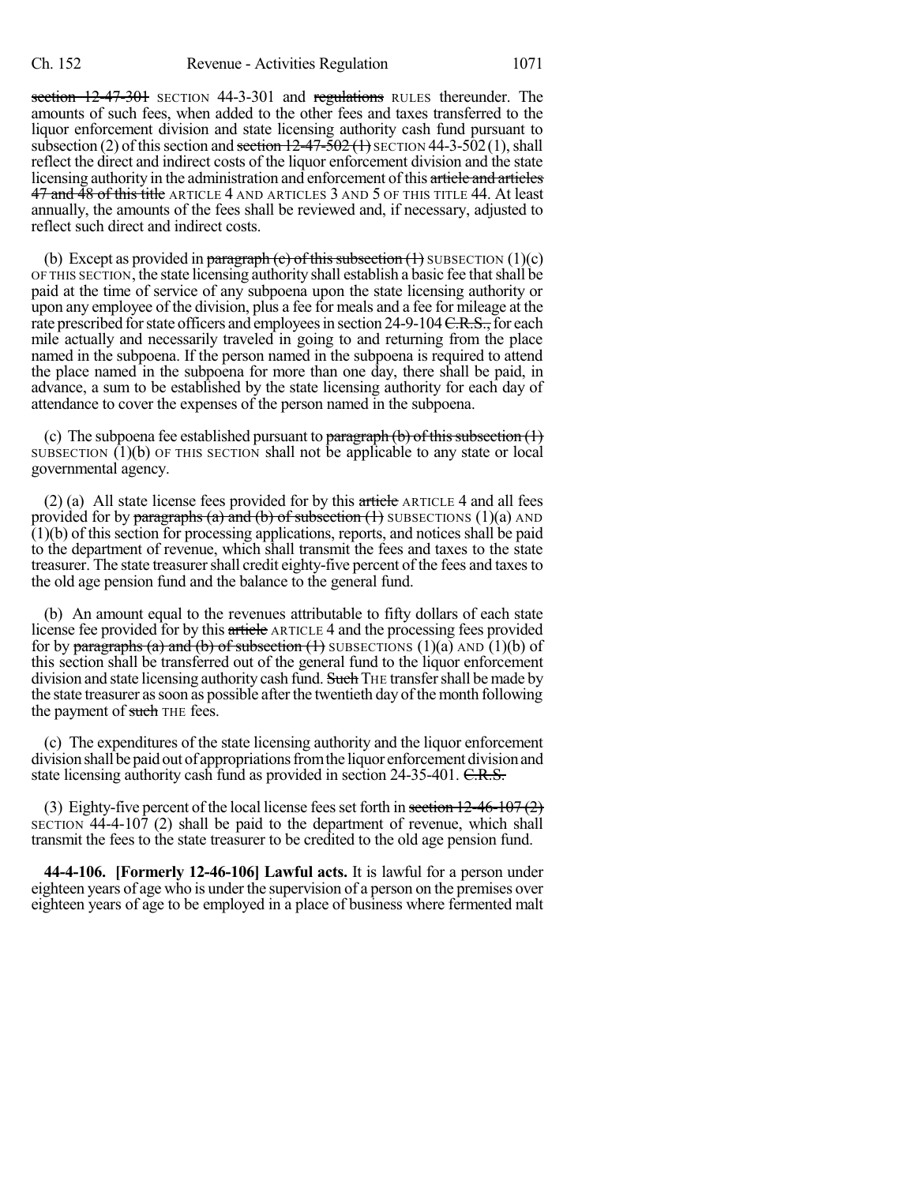~~section 12-47-301~~ SECTION 44-3-301 and ~~regulations~~ RULES thereunder. The amounts of such fees, when added to the other fees and taxes transferred to the liquor enforcement division and state licensing authority cash fund pursuant to subsection (2) of this section and ~~section 12-47-502 (1)~~ SECTION 44-3-502 (1), shall reflect the direct and indirect costs of the liquor enforcement division and the state licensing authority in the administration and enforcement of this ~~article and articles 47 and 48 of this title~~ ARTICLE 4 AND ARTICLES 3 AND 5 OF THIS TITLE 44. At least annually, the amounts of the fees shall be reviewed and, if necessary, adjusted to reflect such direct and indirect costs.

(b) Except as provided in ~~paragraph (c) of this subsection (1)~~ SUBSECTION (1)(c) OF THIS SECTION, the state licensing authority shall establish a basic fee that shall be paid at the time of service of any subpoena upon the state licensing authority or upon any employee of the division, plus a fee for meals and a fee for mileage at the rate prescribed for state officers and employees in section 24-9-104 ~~C.R.S.,~~ for each mile actually and necessarily traveled in going to and returning from the place named in the subpoena. If the person named in the subpoena is required to attend the place named in the subpoena for more than one day, there shall be paid, in advance, a sum to be established by the state licensing authority for each day of attendance to cover the expenses of the person named in the subpoena.

(c) The subpoena fee established pursuant to ~~paragraph (b) of this subsection (1)~~ SUBSECTION (1)(b) OF THIS SECTION shall not be applicable to any state or local governmental agency.

(2) (a) All state license fees provided for by this ~~article~~ ARTICLE 4 and all fees provided for by ~~paragraphs (a) and (b) of subsection (1)~~ SUBSECTIONS (1)(a) AND (1)(b) of this section for processing applications, reports, and notices shall be paid to the department of revenue, which shall transmit the fees and taxes to the state treasurer. The state treasurer shall credit eighty-five percent of the fees and taxes to the old age pension fund and the balance to the general fund.

(b) An amount equal to the revenues attributable to fifty dollars of each state license fee provided for by this ~~article~~ ARTICLE 4 and the processing fees provided for by ~~paragraphs (a) and (b) of subsection (1)~~ SUBSECTIONS (1)(a) AND (1)(b) of this section shall be transferred out of the general fund to the liquor enforcement division and state licensing authority cash fund. ~~Such~~ THE transfer shall be made by the state treasurer as soon as possible after the twentieth day of the month following the payment of ~~such~~ THE fees.

(c) The expenditures of the state licensing authority and the liquor enforcement division shall be paid out of appropriations from the liquor enforcement division and state licensing authority cash fund as provided in section 24-35-401. ~~C.R.S.~~

(3) Eighty-five percent of the local license fees set forth in ~~section 12-46-107 (2)~~ SECTION 44-4-107 (2) shall be paid to the department of revenue, which shall transmit the fees to the state treasurer to be credited to the old age pension fund.

**44-4-106. [Formerly 12-46-106] Lawful acts.** It is lawful for a person under eighteen years of age who is under the supervision of a person on the premises over eighteen years of age to be employed in a place of business where fermented malt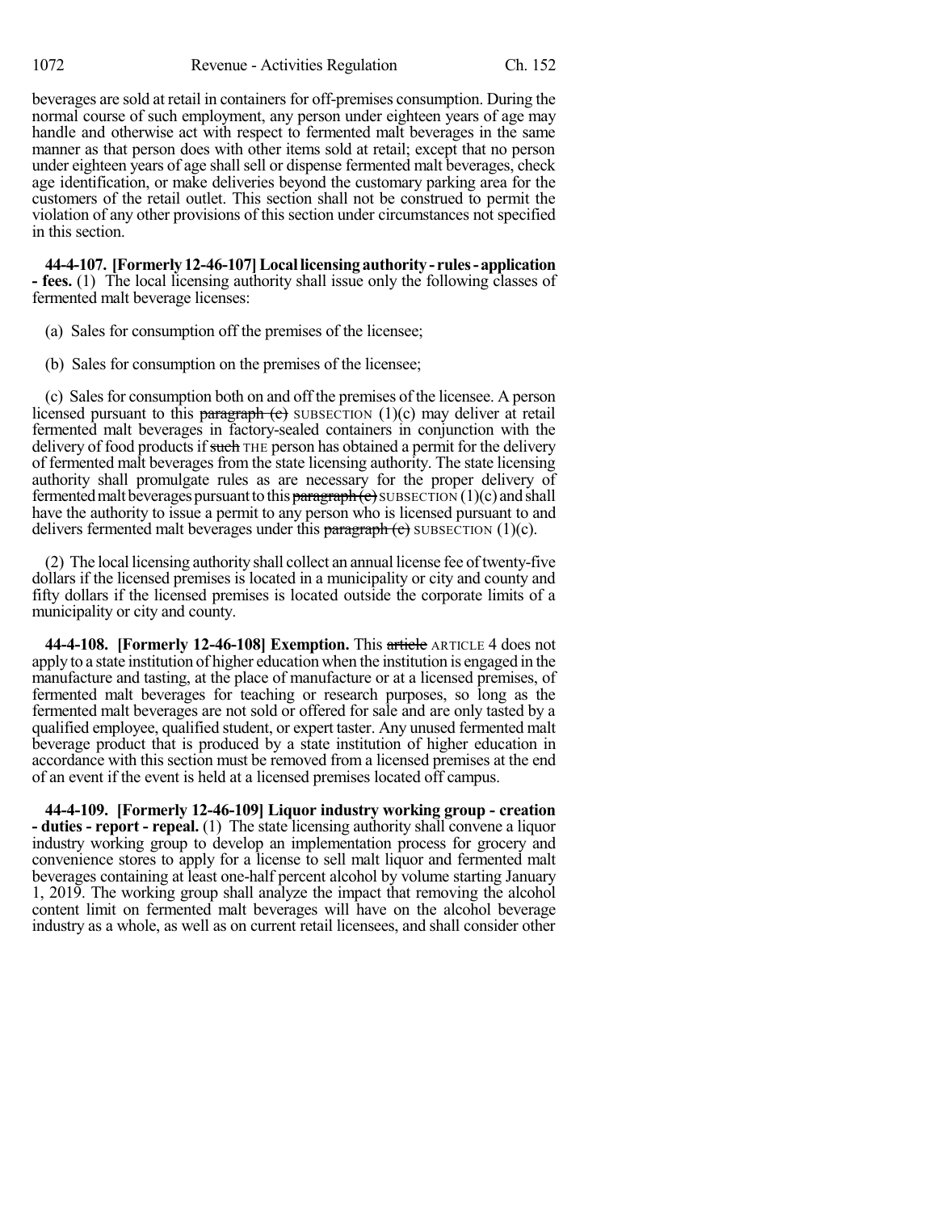beverages are sold at retail in containers for off-premises consumption. During the normal course of such employment, any person under eighteen years of age may handle and otherwise act with respect to fermented malt beverages in the same manner as that person does with other items sold at retail; except that no person under eighteen years of age shall sell or dispense fermented malt beverages, check age identification, or make deliveries beyond the customary parking area for the customers of the retail outlet. This section shall not be construed to permit the violation of any other provisions of this section under circumstances not specified in this section.

**44-4-107. [Formerly 12-46-107] Local licensing authority - rules - application - fees.** (1) The local licensing authority shall issue only the following classes of fermented malt beverage licenses:

(a) Sales for consumption off the premises of the licensee;

(b) Sales for consumption on the premises of the licensee;

(c) Sales for consumption both on and off the premises of the licensee. A person licensed pursuant to this ~~paragraph (c)~~ SUBSECTION (1)(c) may deliver at retail fermented malt beverages in factory-sealed containers in conjunction with the delivery of food products if ~~such~~ THE person has obtained a permit for the delivery of fermented malt beverages from the state licensing authority. The state licensing authority shall promulgate rules as are necessary for the proper delivery of fermented malt beverages pursuant to this ~~paragraph (c)~~ SUBSECTION (1)(c) and shall have the authority to issue a permit to any person who is licensed pursuant to and delivers fermented malt beverages under this ~~paragraph (c)~~ SUBSECTION (1)(c).

(2) The local licensing authority shall collect an annual license fee of twenty-five dollars if the licensed premises is located in a municipality or city and county and fifty dollars if the licensed premises is located outside the corporate limits of a municipality or city and county.

**44-4-108. [Formerly 12-46-108] Exemption.** This ~~article~~ ARTICLE 4 does not apply to a state institution of higher education when the institution is engaged in the manufacture and tasting, at the place of manufacture or at a licensed premises, of fermented malt beverages for teaching or research purposes, so long as the fermented malt beverages are not sold or offered for sale and are only tasted by a qualified employee, qualified student, or expert taster. Any unused fermented malt beverage product that is produced by a state institution of higher education in accordance with this section must be removed from a licensed premises at the end of an event if the event is held at a licensed premises located off campus.

**44-4-109. [Formerly 12-46-109] Liquor industry working group - creation - duties - report - repeal.** (1) The state licensing authority shall convene a liquor industry working group to develop an implementation process for grocery and convenience stores to apply for a license to sell malt liquor and fermented malt beverages containing at least one-half percent alcohol by volume starting January 1, 2019. The working group shall analyze the impact that removing the alcohol content limit on fermented malt beverages will have on the alcohol beverage industry as a whole, as well as on current retail licensees, and shall consider other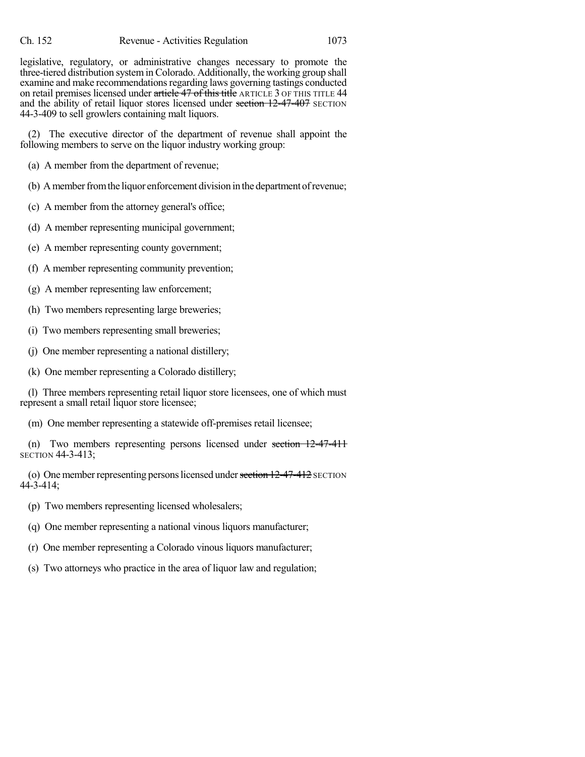legislative, regulatory, or administrative changes necessary to promote the three-tiered distribution system in Colorado. Additionally, the working group shall examine and make recommendations regarding laws governing tastings conducted on retail premises licensed under ~~article 47 of this title~~ ARTICLE 3 OF THIS TITLE 44 and the ability of retail liquor stores licensed under ~~section 12-47-407~~ SECTION 44-3-409 to sell growlers containing malt liquors.

(2) The executive director of the department of revenue shall appoint the following members to serve on the liquor industry working group:

(a) A member from the department of revenue;

(b) A member from the liquor enforcement division in the department of revenue;

(c) A member from the attorney general's office;

(d) A member representing municipal government;

(e) A member representing county government;

(f) A member representing community prevention;

(g) A member representing law enforcement;

(h) Two members representing large breweries;

(i) Two members representing small breweries;

(j) One member representing a national distillery;

(k) One member representing a Colorado distillery;

(l) Three members representing retail liquor store licensees, one of which must represent a small retail liquor store licensee;

(m) One member representing a statewide off-premises retail licensee;

(n) Two members representing persons licensed under ~~section 12-47-411~~ SECTION 44-3-413;

(o) One member representing persons licensed under ~~section 12-47-412~~ SECTION 44-3-414;

(p) Two members representing licensed wholesalers;

(q) One member representing a national vinous liquors manufacturer;

(r) One member representing a Colorado vinous liquors manufacturer;

(s) Two attorneys who practice in the area of liquor law and regulation;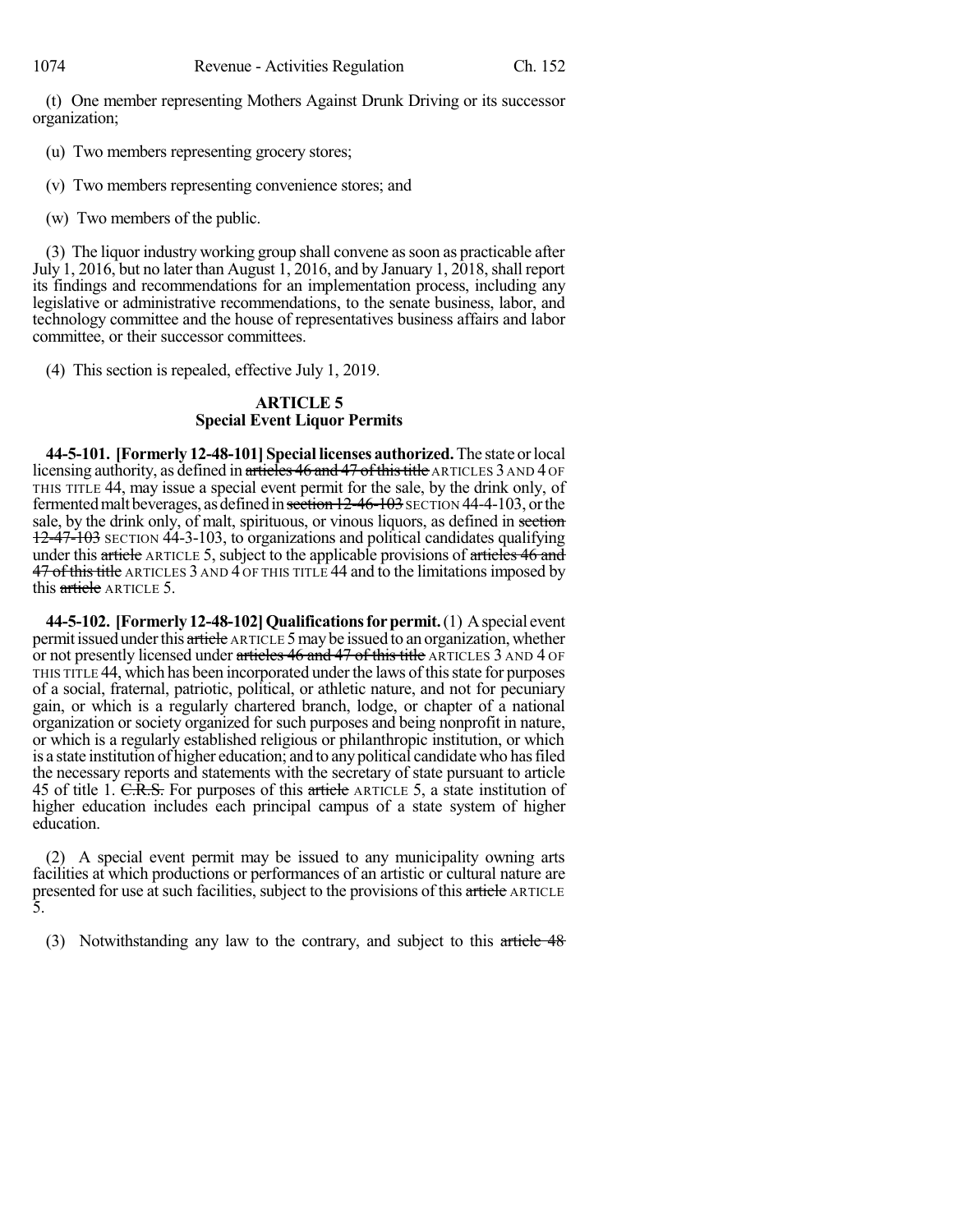(t) One member representing Mothers Against Drunk Driving or its successor organization;

(u) Two members representing grocery stores;

(v) Two members representing convenience stores; and

(w) Two members of the public.

(3) The liquor industry working group shall convene as soon as practicable after July 1, 2016, but no later than August 1, 2016, and by January 1, 2018, shall report its findings and recommendations for an implementation process, including any legislative or administrative recommendations, to the senate business, labor, and technology committee and the house of representatives business affairs and labor committee, or their successor committees.

(4) This section is repealed, effective July 1, 2019.

## ARTICLE 5
## Special Event Liquor Permits

**44-5-101. [Formerly 12-48-101] Special licenses authorized.** The state or local licensing authority, as defined in ~~articles 46 and 47 of this title~~ ARTICLES 3 AND 4 OF THIS TITLE 44, may issue a special event permit for the sale, by the drink only, of fermented malt beverages, as defined in ~~section 12-46-103~~ SECTION 44-4-103, or the sale, by the drink only, of malt, spirituous, or vinous liquors, as defined in ~~section 12-47-103~~ SECTION 44-3-103, to organizations and political candidates qualifying under this ~~article~~ ARTICLE 5, subject to the applicable provisions of ~~articles 46 and 47 of this title~~ ARTICLES 3 AND 4 OF THIS TITLE 44 and to the limitations imposed by this ~~article~~ ARTICLE 5.

**44-5-102. [Formerly 12-48-102] Qualifications for permit.** (1) A special event permit issued under this ~~article~~ ARTICLE 5 may be issued to an organization, whether or not presently licensed under ~~articles 46 and 47 of this title~~ ARTICLES 3 AND 4 OF THIS TITLE 44, which has been incorporated under the laws of this state for purposes of a social, fraternal, patriotic, political, or athletic nature, and not for pecuniary gain, or which is a regularly chartered branch, lodge, or chapter of a national organization or society organized for such purposes and being nonprofit in nature, or which is a regularly established religious or philanthropic institution, or which is a state institution of higher education; and to any political candidate who has filed the necessary reports and statements with the secretary of state pursuant to article 45 of title 1. ~~C.R.S.~~ For purposes of this ~~article~~ ARTICLE 5, a state institution of higher education includes each principal campus of a state system of higher education.

(2) A special event permit may be issued to any municipality owning arts facilities at which productions or performances of an artistic or cultural nature are presented for use at such facilities, subject to the provisions of this ~~article~~ ARTICLE 5.

(3) Notwithstanding any law to the contrary, and subject to this ~~article 48~~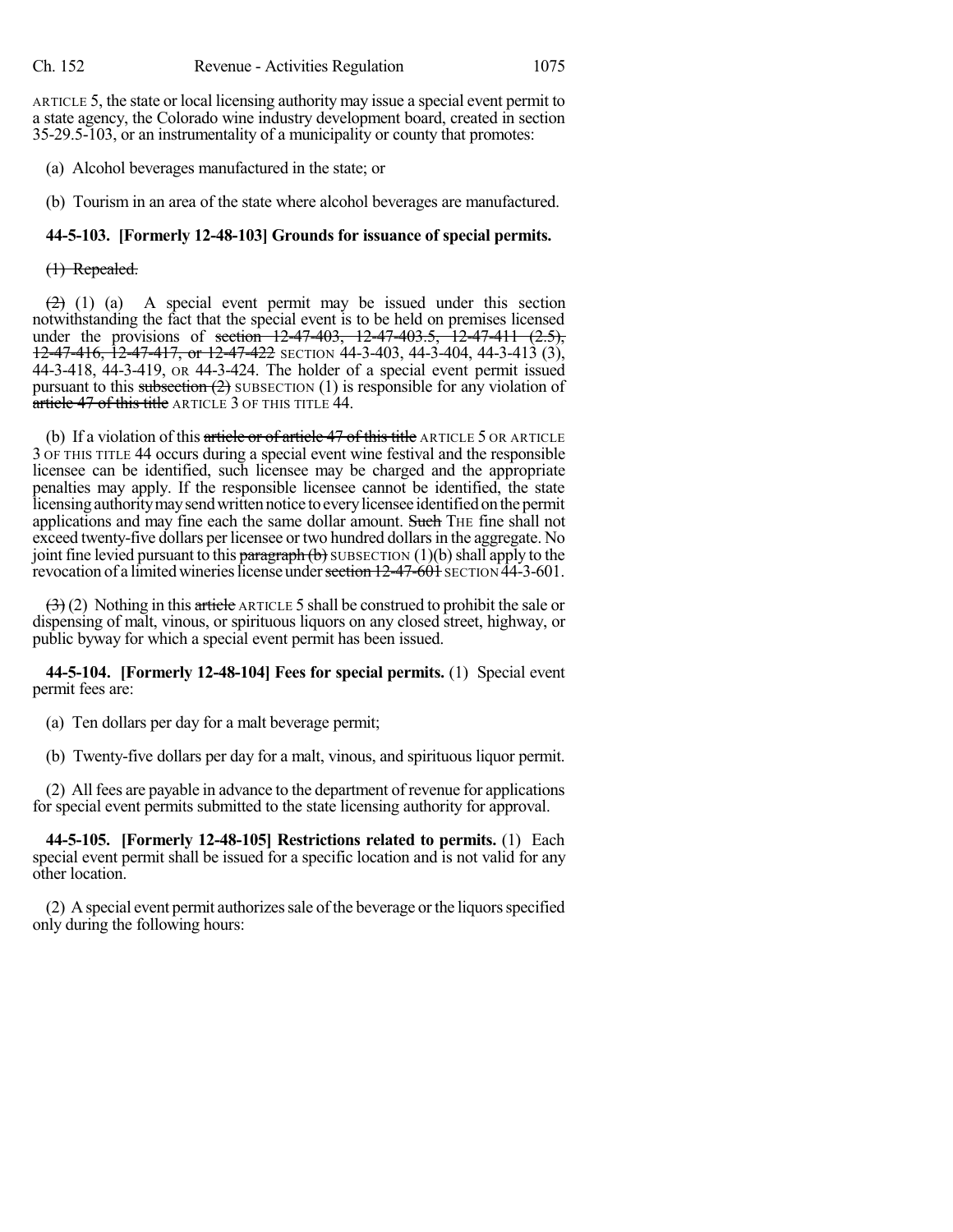ARTICLE 5, the state or local licensing authority may issue a special event permit to a state agency, the Colorado wine industry development board, created in section 35-29.5-103, or an instrumentality of a municipality or county that promotes:

(a) Alcohol beverages manufactured in the state; or

(b) Tourism in an area of the state where alcohol beverages are manufactured.

**44-5-103. [Formerly 12-48-103] Grounds for issuance of special permits.**

~~(1) Repealed.~~

~~(2)~~ (1) (a) A special event permit may be issued under this section notwithstanding the fact that the special event is to be held on premises licensed under the provisions of ~~section 12-47-403, 12-47-403.5, 12-47-411 (2.5), 12-47-416, 12-47-417, or 12-47-422~~ SECTION 44-3-403, 44-3-404, 44-3-413 (3), 44-3-418, 44-3-419, OR 44-3-424. The holder of a special event permit issued pursuant to this ~~subsection (2)~~ SUBSECTION (1) is responsible for any violation of ~~article 47 of this title~~ ARTICLE 3 OF THIS TITLE 44.

(b) If a violation of this ~~article or of article 47 of this title~~ ARTICLE 5 OR ARTICLE 3 OF THIS TITLE 44 occurs during a special event wine festival and the responsible licensee can be identified, such licensee may be charged and the appropriate penalties may apply. If the responsible licensee cannot be identified, the state licensing authority may send written notice to every licensee identified on the permit applications and may fine each the same dollar amount. ~~Such~~ THE fine shall not exceed twenty-five dollars per licensee or two hundred dollars in the aggregate. No joint fine levied pursuant to this ~~paragraph (b)~~ SUBSECTION (1)(b) shall apply to the revocation of a limited wineries license under ~~section 12-47-601~~ SECTION 44-3-601.

~~(3)~~ (2) Nothing in this ~~article~~ ARTICLE 5 shall be construed to prohibit the sale or dispensing of malt, vinous, or spirituous liquors on any closed street, highway, or public byway for which a special event permit has been issued.

**44-5-104. [Formerly 12-48-104] Fees for special permits.** (1) Special event permit fees are:

(a) Ten dollars per day for a malt beverage permit;

(b) Twenty-five dollars per day for a malt, vinous, and spirituous liquor permit.

(2) All fees are payable in advance to the department of revenue for applications for special event permits submitted to the state licensing authority for approval.

**44-5-105. [Formerly 12-48-105] Restrictions related to permits.** (1) Each special event permit shall be issued for a specific location and is not valid for any other location.

(2) A special event permit authorizes sale of the beverage or the liquors specified only during the following hours: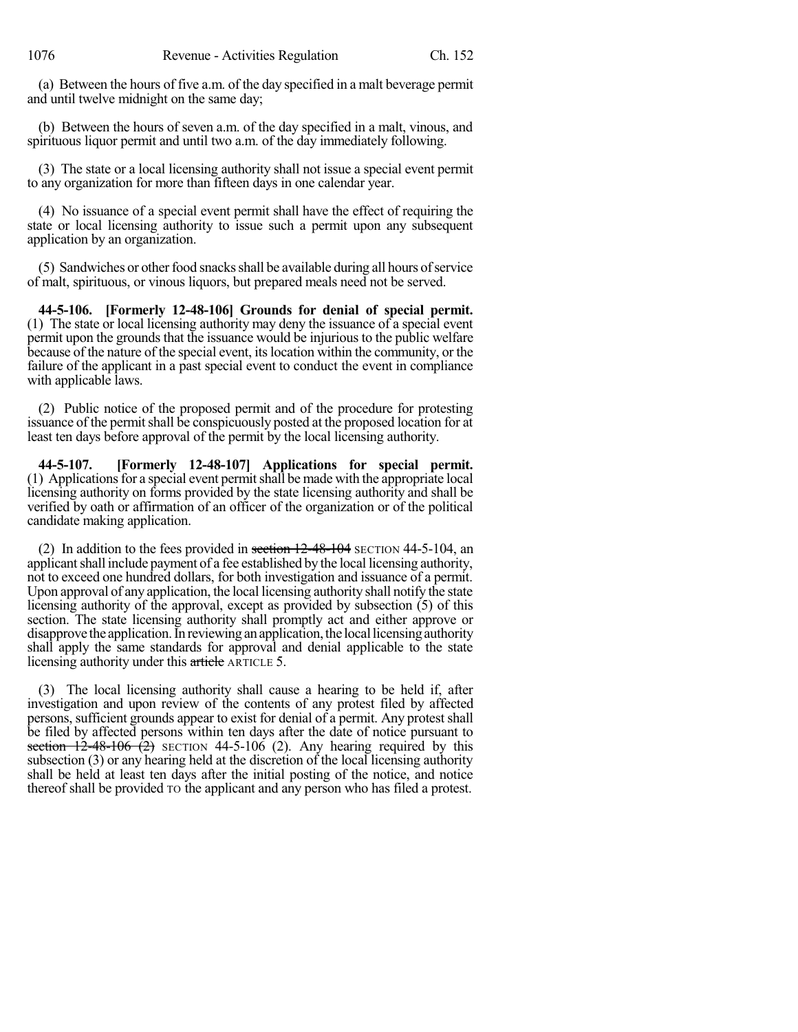(a) Between the hours of five a.m. of the day specified in a malt beverage permit and until twelve midnight on the same day;

(b) Between the hours of seven a.m. of the day specified in a malt, vinous, and spirituous liquor permit and until two a.m. of the day immediately following.

(3) The state or a local licensing authority shall not issue a special event permit to any organization for more than fifteen days in one calendar year.

(4) No issuance of a special event permit shall have the effect of requiring the state or local licensing authority to issue such a permit upon any subsequent application by an organization.

(5) Sandwiches or other food snacks shall be available during all hours of service of malt, spirituous, or vinous liquors, but prepared meals need not be served.

**44-5-106. [Formerly 12-48-106] Grounds for denial of special permit.** (1) The state or local licensing authority may deny the issuance of a special event permit upon the grounds that the issuance would be injurious to the public welfare because of the nature of the special event, its location within the community, or the failure of the applicant in a past special event to conduct the event in compliance with applicable laws.

(2) Public notice of the proposed permit and of the procedure for protesting issuance of the permit shall be conspicuously posted at the proposed location for at least ten days before approval of the permit by the local licensing authority.

**44-5-107. [Formerly 12-48-107] Applications for special permit.** (1) Applications for a special event permit shall be made with the appropriate local licensing authority on forms provided by the state licensing authority and shall be verified by oath or affirmation of an officer of the organization or of the political candidate making application.

(2) In addition to the fees provided in ~~section 12-48-104~~ SECTION 44-5-104, an applicant shall include payment of a fee established by the local licensing authority, not to exceed one hundred dollars, for both investigation and issuance of a permit. Upon approval of any application, the local licensing authority shall notify the state licensing authority of the approval, except as provided by subsection (5) of this section. The state licensing authority shall promptly act and either approve or disapprove the application. In reviewing an application, the local licensing authority shall apply the same standards for approval and denial applicable to the state licensing authority under this ~~article~~ ARTICLE 5.

(3) The local licensing authority shall cause a hearing to be held if, after investigation and upon review of the contents of any protest filed by affected persons, sufficient grounds appear to exist for denial of a permit. Any protest shall be filed by affected persons within ten days after the date of notice pursuant to ~~section 12-48-106 (2)~~ SECTION 44-5-106 (2). Any hearing required by this subsection (3) or any hearing held at the discretion of the local licensing authority shall be held at least ten days after the initial posting of the notice, and notice thereof shall be provided TO the applicant and any person who has filed a protest.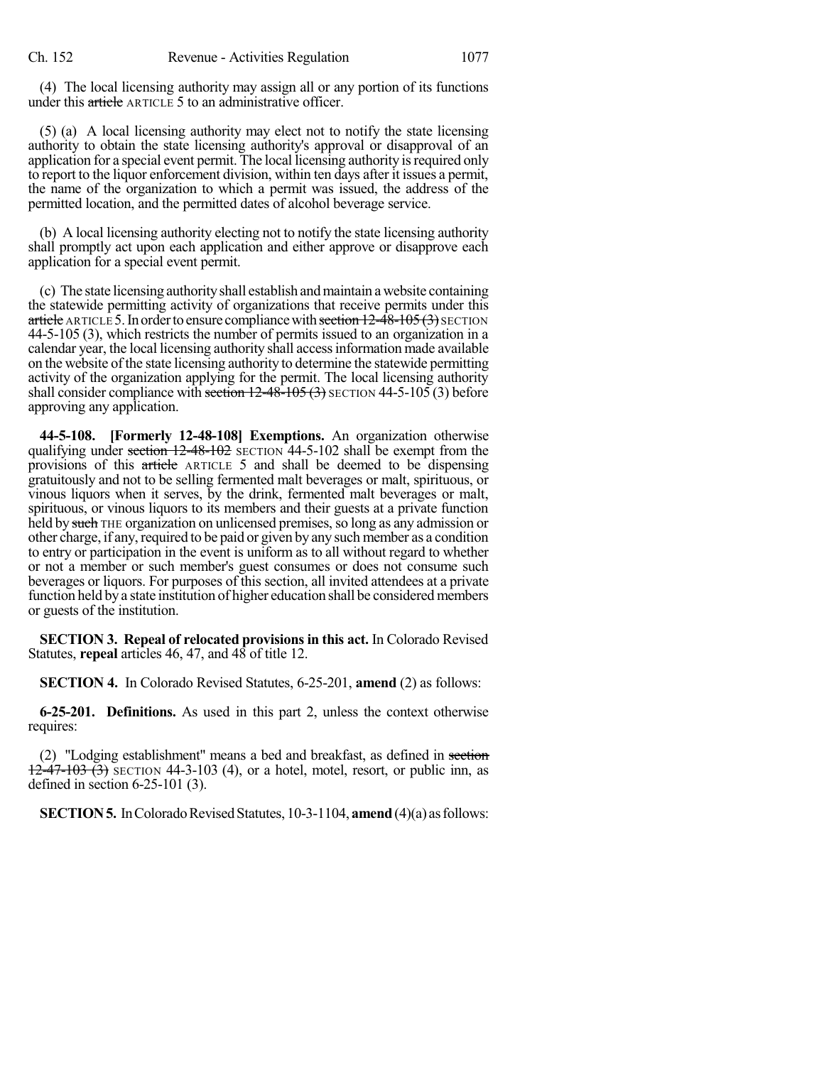(4) The local licensing authority may assign all or any portion of its functions under this ~~article~~ ARTICLE 5 to an administrative officer.

(5) (a) A local licensing authority may elect not to notify the state licensing authority to obtain the state licensing authority's approval or disapproval of an application for a special event permit. The local licensing authority is required only to report to the liquor enforcement division, within ten days after it issues a permit, the name of the organization to which a permit was issued, the address of the permitted location, and the permitted dates of alcohol beverage service.

(b) A local licensing authority electing not to notify the state licensing authority shall promptly act upon each application and either approve or disapprove each application for a special event permit.

(c) The state licensing authority shall establish and maintain a website containing the statewide permitting activity of organizations that receive permits under this ~~article~~ ARTICLE 5. In order to ensure compliance with ~~section 12-48-105 (3)~~ SECTION 44-5-105 (3), which restricts the number of permits issued to an organization in a calendar year, the local licensing authority shall access information made available on the website of the state licensing authority to determine the statewide permitting activity of the organization applying for the permit. The local licensing authority shall consider compliance with ~~section 12-48-105 (3)~~ SECTION 44-5-105 (3) before approving any application.

**44-5-108. [Formerly 12-48-108] Exemptions.** An organization otherwise qualifying under ~~section 12-48-102~~ SECTION 44-5-102 shall be exempt from the provisions of this ~~article~~ ARTICLE 5 and shall be deemed to be dispensing gratuitously and not to be selling fermented malt beverages or malt, spirituous, or vinous liquors when it serves, by the drink, fermented malt beverages or malt, spirituous, or vinous liquors to its members and their guests at a private function held by ~~such~~ THE organization on unlicensed premises, so long as any admission or other charge, if any, required to be paid or given by any such member as a condition to entry or participation in the event is uniform as to all without regard to whether or not a member or such member's guest consumes or does not consume such beverages or liquors. For purposes of this section, all invited attendees at a private function held by a state institution of higher education shall be considered members or guests of the institution.

**SECTION 3. Repeal of relocated provisions in this act.** In Colorado Revised Statutes, **repeal** articles 46, 47, and 48 of title 12.

**SECTION 4.** In Colorado Revised Statutes, 6-25-201, **amend** (2) as follows:

**6-25-201. Definitions.** As used in this part 2, unless the context otherwise requires:

(2) "Lodging establishment" means a bed and breakfast, as defined in ~~section 12-47-103 (3)~~ SECTION 44-3-103 (4), or a hotel, motel, resort, or public inn, as defined in section 6-25-101 (3).

**SECTION 5.** In Colorado Revised Statutes, 10-3-1104, **amend** (4)(a) as follows: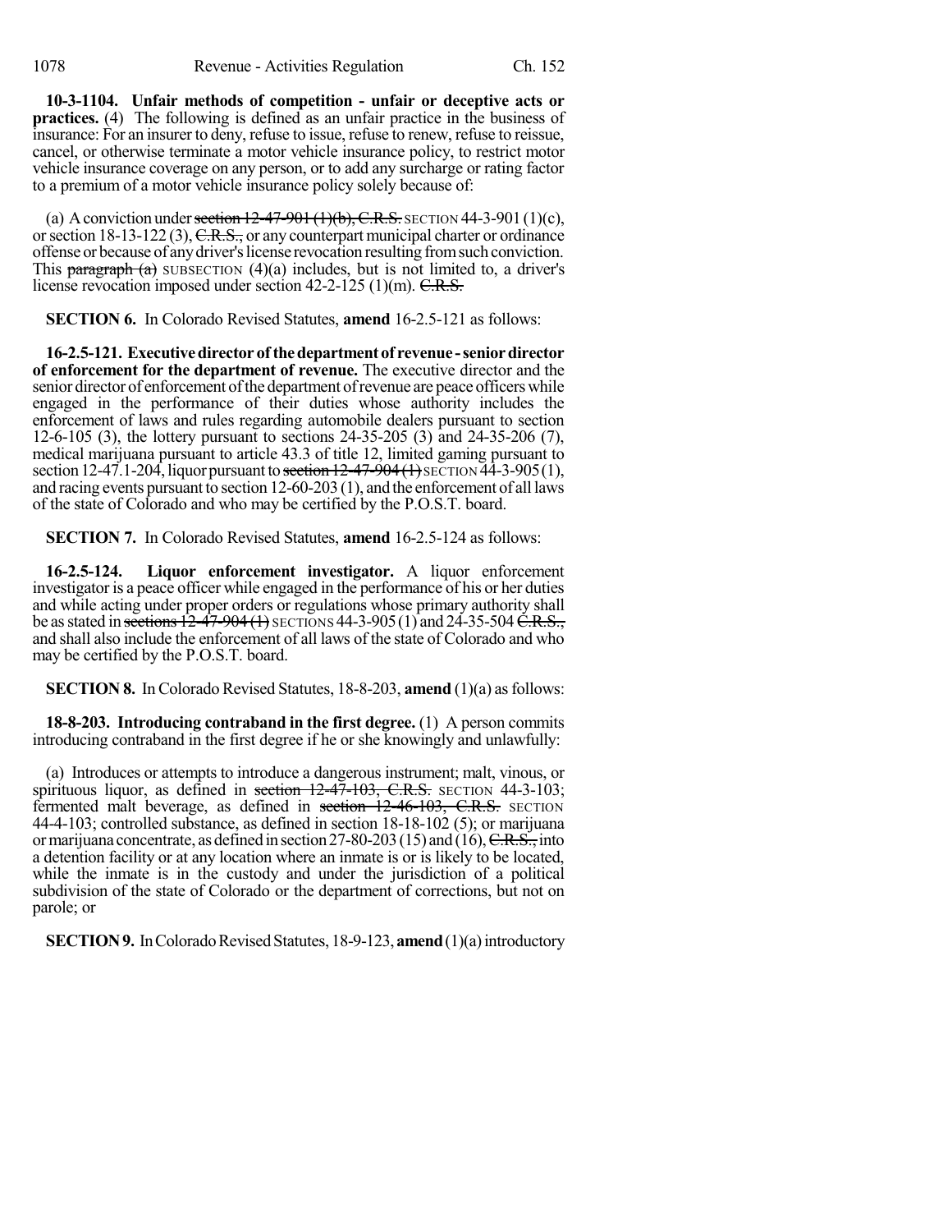**10-3-1104. Unfair methods of competition - unfair or deceptive acts or practices.** (4) The following is defined as an unfair practice in the business of insurance: For an insurer to deny, refuse to issue, refuse to renew, refuse to reissue, cancel, or otherwise terminate a motor vehicle insurance policy, to restrict motor vehicle insurance coverage on any person, or to add any surcharge or rating factor to a premium of a motor vehicle insurance policy solely because of:

(a) A conviction under ~~section 12-47-901 (1)(b), C.R.S.~~ SECTION 44-3-901 (1)(c), or section 18-13-122 (3), ~~C.R.S.,~~ or any counterpart municipal charter or ordinance offense or because of any driver's license revocation resulting from such conviction. This ~~paragraph (a)~~ SUBSECTION (4)(a) includes, but is not limited to, a driver's license revocation imposed under section 42-2-125 (1)(m). ~~C.R.S.~~

**SECTION 6.** In Colorado Revised Statutes, **amend** 16-2.5-121 as follows:

**16-2.5-121. Executive director of the department of revenue - senior director of enforcement for the department of revenue.** The executive director and the senior director of enforcement of the department of revenue are peace officers while engaged in the performance of their duties whose authority includes the enforcement of laws and rules regarding automobile dealers pursuant to section 12-6-105 (3), the lottery pursuant to sections 24-35-205 (3) and 24-35-206 (7), medical marijuana pursuant to article 43.3 of title 12, limited gaming pursuant to section 12-47.1-204, liquor pursuant to ~~section 12-47-904 (1)~~ SECTION 44-3-905 (1), and racing events pursuant to section 12-60-203 (1), and the enforcement of all laws of the state of Colorado and who may be certified by the P.O.S.T. board.

**SECTION 7.** In Colorado Revised Statutes, **amend** 16-2.5-124 as follows:

**16-2.5-124. Liquor enforcement investigator.** A liquor enforcement investigator is a peace officer while engaged in the performance of his or her duties and while acting under proper orders or regulations whose primary authority shall be as stated in ~~sections 12-47-904 (1)~~ SECTIONS 44-3-905 (1) and 24-35-504 ~~C.R.S.,~~ and shall also include the enforcement of all laws of the state of Colorado and who may be certified by the P.O.S.T. board.

**SECTION 8.** In Colorado Revised Statutes, 18-8-203, **amend** (1)(a) as follows:

**18-8-203. Introducing contraband in the first degree.** (1) A person commits introducing contraband in the first degree if he or she knowingly and unlawfully:

(a) Introduces or attempts to introduce a dangerous instrument; malt, vinous, or spirituous liquor, as defined in ~~section 12-47-103, C.R.S.~~ SECTION 44-3-103; fermented malt beverage, as defined in ~~section 12-46-103, C.R.S.~~ SECTION 44-4-103; controlled substance, as defined in section 18-18-102 (5); or marijuana or marijuana concentrate, as defined in section 27-80-203 (15) and (16), ~~C.R.S.,~~ into a detention facility or at any location where an inmate is or is likely to be located, while the inmate is in the custody and under the jurisdiction of a political subdivision of the state of Colorado or the department of corrections, but not on parole; or

**SECTION 9.** In Colorado Revised Statutes, 18-9-123, **amend** (1)(a) introductory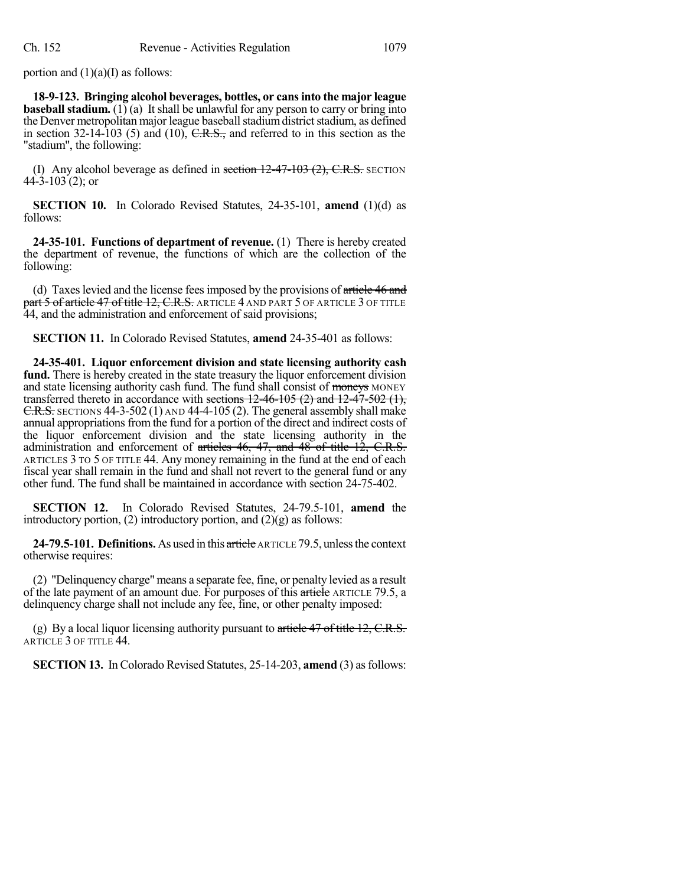portion and (1)(a)(I) as follows:

**18-9-123. Bringing alcohol beverages, bottles, or cans into the major league baseball stadium.** (1) (a) It shall be unlawful for any person to carry or bring into the Denver metropolitan major league baseball stadium district stadium, as defined in section 32-14-103 (5) and (10), ~~C.R.S.,~~ and referred to in this section as the "stadium", the following:

(I) Any alcohol beverage as defined in ~~section 12-47-103 (2), C.R.S.~~ SECTION 44-3-103 (2); or

**SECTION 10.** In Colorado Revised Statutes, 24-35-101, **amend** (1)(d) as follows:

**24-35-101. Functions of department of revenue.** (1) There is hereby created the department of revenue, the functions of which are the collection of the following:

(d) Taxes levied and the license fees imposed by the provisions of ~~article 46 and part 5 of article 47 of title 12, C.R.S.~~ ARTICLE 4 AND PART 5 OF ARTICLE 3 OF TITLE 44, and the administration and enforcement of said provisions;

**SECTION 11.** In Colorado Revised Statutes, **amend** 24-35-401 as follows:

**24-35-401. Liquor enforcement division and state licensing authority cash fund.** There is hereby created in the state treasury the liquor enforcement division and state licensing authority cash fund. The fund shall consist of ~~moneys~~ MONEY transferred thereto in accordance with ~~sections 12-46-105 (2) and 12-47-502 (1), C.R.S.~~ SECTIONS 44-3-502 (1) AND 44-4-105 (2). The general assembly shall make annual appropriations from the fund for a portion of the direct and indirect costs of the liquor enforcement division and the state licensing authority in the administration and enforcement of ~~articles 46, 47, and 48 of title 12, C.R.S.~~ ARTICLES 3 TO 5 OF TITLE 44. Any money remaining in the fund at the end of each fiscal year shall remain in the fund and shall not revert to the general fund or any other fund. The fund shall be maintained in accordance with section 24-75-402.

**SECTION 12.** In Colorado Revised Statutes, 24-79.5-101, **amend** the introductory portion, (2) introductory portion, and (2)(g) as follows:

**24-79.5-101. Definitions.** As used in this ~~article~~ ARTICLE 79.5, unless the context otherwise requires:

(2) "Delinquency charge" means a separate fee, fine, or penalty levied as a result of the late payment of an amount due. For purposes of this ~~article~~ ARTICLE 79.5, a delinquency charge shall not include any fee, fine, or other penalty imposed:

(g) By a local liquor licensing authority pursuant to ~~article 47 of title 12, C.R.S.~~ ARTICLE 3 OF TITLE 44.

**SECTION 13.** In Colorado Revised Statutes, 25-14-203, **amend** (3) as follows: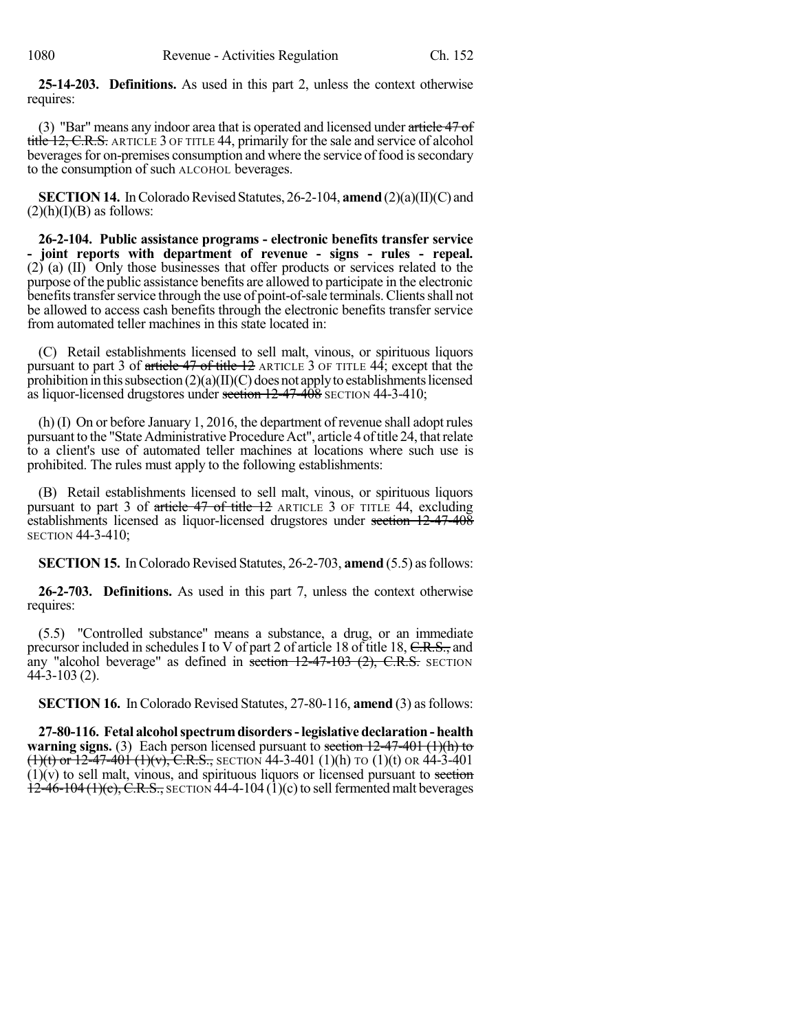**25-14-203. Definitions.** As used in this part 2, unless the context otherwise requires:

(3) "Bar" means any indoor area that is operated and licensed under ~~article 47 of title 12, C.R.S.~~ ARTICLE 3 OF TITLE 44, primarily for the sale and service of alcohol beverages for on-premises consumption and where the service of food is secondary to the consumption of such ALCOHOL beverages.

**SECTION 14.** In Colorado Revised Statutes, 26-2-104, **amend** (2)(a)(II)(C) and (2)(h)(I)(B) as follows:

**26-2-104. Public assistance programs - electronic benefits transfer service - joint reports with department of revenue - signs - rules - repeal.** (2) (a) (II) Only those businesses that offer products or services related to the purpose of the public assistance benefits are allowed to participate in the electronic benefits transfer service through the use of point-of-sale terminals. Clients shall not be allowed to access cash benefits through the electronic benefits transfer service from automated teller machines in this state located in:

(C) Retail establishments licensed to sell malt, vinous, or spirituous liquors pursuant to part 3 of ~~article 47 of title 12~~ ARTICLE 3 OF TITLE 44; except that the prohibition in this subsection (2)(a)(II)(C) does not apply to establishments licensed as liquor-licensed drugstores under ~~section 12-47-408~~ SECTION 44-3-410;

(h) (I) On or before January 1, 2016, the department of revenue shall adopt rules pursuant to the "State Administrative Procedure Act", article 4 of title 24, that relate to a client's use of automated teller machines at locations where such use is prohibited. The rules must apply to the following establishments:

(B) Retail establishments licensed to sell malt, vinous, or spirituous liquors pursuant to part 3 of ~~article 47 of title 12~~ ARTICLE 3 OF TITLE 44, excluding establishments licensed as liquor-licensed drugstores under ~~section 12-47-408~~ SECTION 44-3-410;

**SECTION 15.** In Colorado Revised Statutes, 26-2-703, **amend** (5.5) as follows:

**26-2-703. Definitions.** As used in this part 7, unless the context otherwise requires:

(5.5) "Controlled substance" means a substance, a drug, or an immediate precursor included in schedules I to V of part 2 of article 18 of title 18, ~~C.R.S.,~~ and any "alcohol beverage" as defined in ~~section 12-47-103 (2), C.R.S.~~ SECTION 44-3-103 (2).

**SECTION 16.** In Colorado Revised Statutes, 27-80-116, **amend** (3) as follows:

**27-80-116. Fetal alcohol spectrum disorders - legislative declaration - health warning signs.** (3) Each person licensed pursuant to ~~section 12-47-401 (1)(h) to (1)(t) or 12-47-401 (1)(v), C.R.S.,~~ SECTION 44-3-401 (1)(h) TO (1)(t) OR 44-3-401 (1)(v) to sell malt, vinous, and spirituous liquors or licensed pursuant to ~~section 12-46-104 (1)(c), C.R.S.,~~ SECTION 44-4-104 (1)(c) to sell fermented malt beverages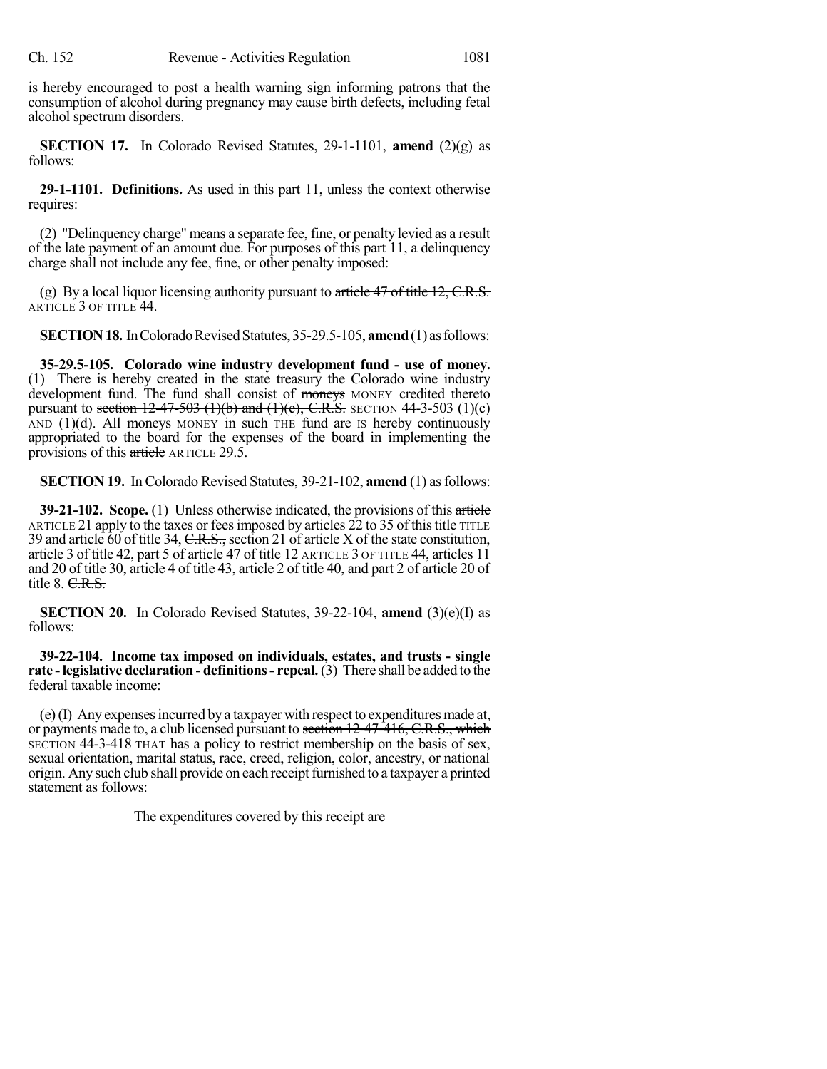is hereby encouraged to post a health warning sign informing patrons that the consumption of alcohol during pregnancy may cause birth defects, including fetal alcohol spectrum disorders.

**SECTION 17.** In Colorado Revised Statutes, 29-1-1101, **amend** (2)(g) as follows:

**29-1-1101. Definitions.** As used in this part 11, unless the context otherwise requires:

(2) "Delinquency charge" means a separate fee, fine, or penalty levied as a result of the late payment of an amount due. For purposes of this part 11, a delinquency charge shall not include any fee, fine, or other penalty imposed:

(g) By a local liquor licensing authority pursuant to ~~article 47 of title 12, C.R.S.~~ ARTICLE 3 OF TITLE 44.

**SECTION 18.** In Colorado Revised Statutes, 35-29.5-105, **amend** (1) as follows:

**35-29.5-105. Colorado wine industry development fund - use of money.** (1) There is hereby created in the state treasury the Colorado wine industry development fund. The fund shall consist of ~~moneys~~ MONEY credited thereto pursuant to ~~section 12-47-503 (1)(b) and (1)(c), C.R.S.~~ SECTION 44-3-503 (1)(c) AND (1)(d). All ~~moneys~~ MONEY in ~~such~~ THE fund ~~are~~ IS hereby continuously appropriated to the board for the expenses of the board in implementing the provisions of this ~~article~~ ARTICLE 29.5.

**SECTION 19.** In Colorado Revised Statutes, 39-21-102, **amend** (1) as follows:

**39-21-102. Scope.** (1) Unless otherwise indicated, the provisions of this ~~article~~ ARTICLE 21 apply to the taxes or fees imposed by articles 22 to 35 of this ~~title~~ TITLE 39 and article 60 of title 34, ~~C.R.S.,~~ section 21 of article X of the state constitution, article 3 of title 42, part 5 of ~~article 47 of title 12~~ ARTICLE 3 OF TITLE 44, articles 11 and 20 of title 30, article 4 of title 43, article 2 of title 40, and part 2 of article 20 of title 8. ~~C.R.S.~~

**SECTION 20.** In Colorado Revised Statutes, 39-22-104, **amend** (3)(e)(I) as follows:

**39-22-104. Income tax imposed on individuals, estates, and trusts - single rate - legislative declaration - definitions - repeal.** (3) There shall be added to the federal taxable income:

(e)(I) Any expenses incurred by a taxpayer with respect to expenditures made at, or payments made to, a club licensed pursuant to ~~section 12-47-416, C.R.S., which~~ SECTION 44-3-418 THAT has a policy to restrict membership on the basis of sex, sexual orientation, marital status, race, creed, religion, color, ancestry, or national origin. Any such club shall provide on each receipt furnished to a taxpayer a printed statement as follows:

The expenditures covered by this receipt are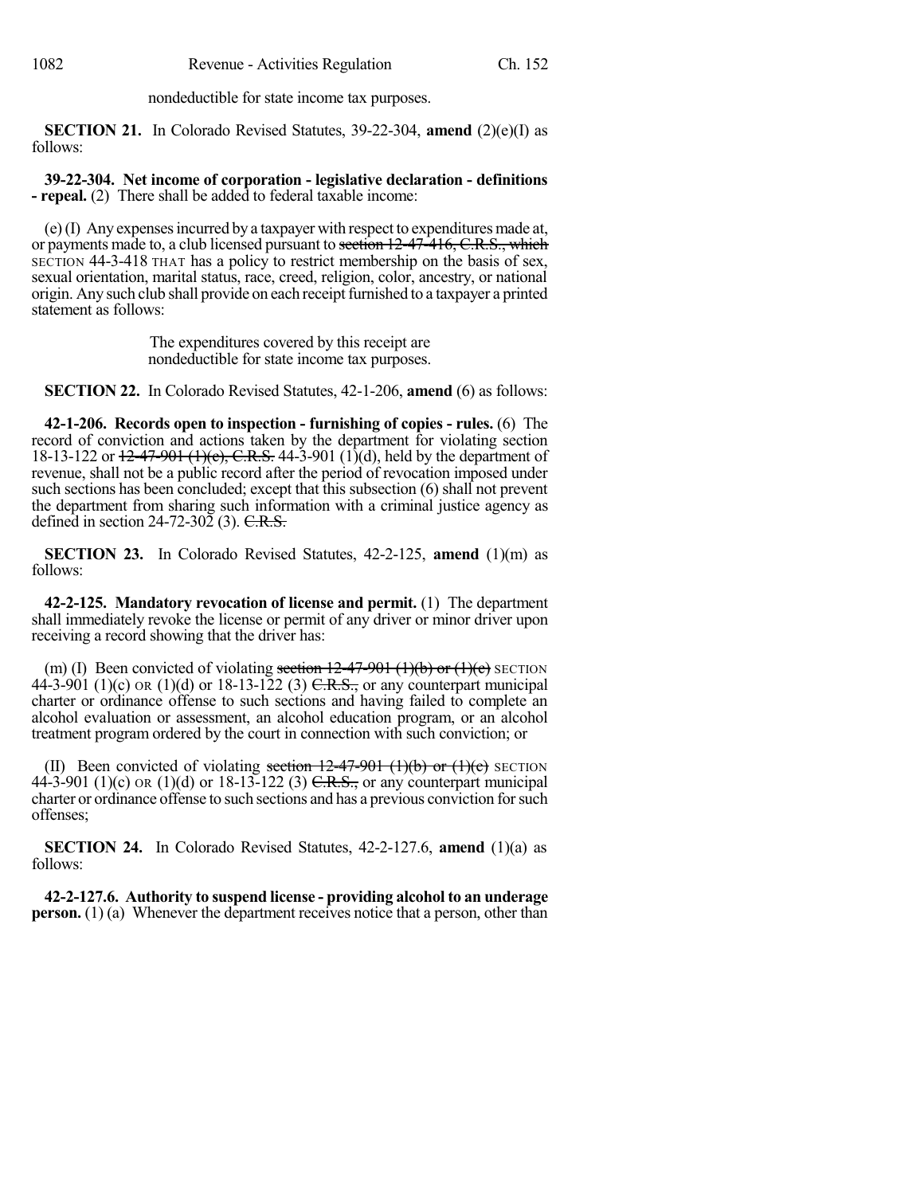nondeductible for state income tax purposes.

**SECTION 21.** In Colorado Revised Statutes, 39-22-304, **amend** (2)(e)(I) as follows:

**39-22-304. Net income of corporation - legislative declaration - definitions - repeal.** (2) There shall be added to federal taxable income:

(e) (I) Any expenses incurred by a taxpayer with respect to expenditures made at, or payments made to, a club licensed pursuant to ~~section 12-47-416, C.R.S., which~~ SECTION 44-3-418 THAT has a policy to restrict membership on the basis of sex, sexual orientation, marital status, race, creed, religion, color, ancestry, or national origin. Any such club shall provide on each receipt furnished to a taxpayer a printed statement as follows:

> The expenditures covered by this receipt are nondeductible for state income tax purposes.

**SECTION 22.** In Colorado Revised Statutes, 42-1-206, **amend** (6) as follows:

**42-1-206. Records open to inspection - furnishing of copies - rules.** (6) The record of conviction and actions taken by the department for violating section 18-13-122 or ~~12-47-901 (1)(c), C.R.S.~~ 44-3-901 (1)(d), held by the department of revenue, shall not be a public record after the period of revocation imposed under such sections has been concluded; except that this subsection (6) shall not prevent the department from sharing such information with a criminal justice agency as defined in section 24-72-302 (3). ~~C.R.S.~~

**SECTION 23.** In Colorado Revised Statutes, 42-2-125, **amend** (1)(m) as follows:

**42-2-125. Mandatory revocation of license and permit.** (1) The department shall immediately revoke the license or permit of any driver or minor driver upon receiving a record showing that the driver has:

(m) (I) Been convicted of violating ~~section 12-47-901 (1)(b) or (1)(c)~~ SECTION 44-3-901 (1)(c) OR (1)(d) or 18-13-122 (3) ~~C.R.S.,~~ or any counterpart municipal charter or ordinance offense to such sections and having failed to complete an alcohol evaluation or assessment, an alcohol education program, or an alcohol treatment program ordered by the court in connection with such conviction; or

(II) Been convicted of violating ~~section 12-47-901 (1)(b) or (1)(c)~~ SECTION 44-3-901 (1)(c) OR (1)(d) or 18-13-122 (3) ~~C.R.S.,~~ or any counterpart municipal charter or ordinance offense to such sections and has a previous conviction for such offenses;

**SECTION 24.** In Colorado Revised Statutes, 42-2-127.6, **amend** (1)(a) as follows:

**42-2-127.6. Authority to suspend license - providing alcohol to an underage person.** (1) (a) Whenever the department receives notice that a person, other than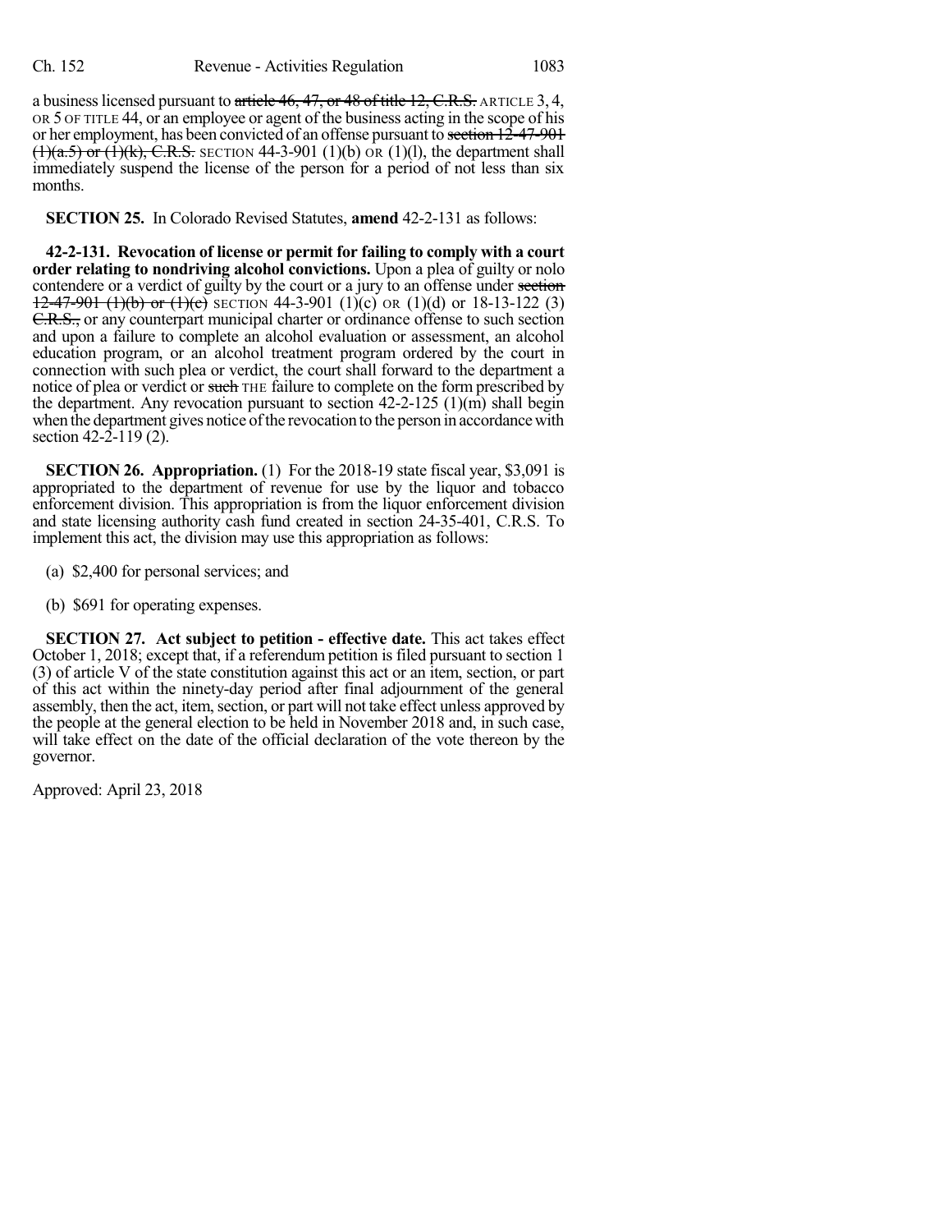a business licensed pursuant to ~~article 46, 47, or 48 of title 12, C.R.S.~~ ARTICLE 3, 4, OR 5 OF TITLE 44, or an employee or agent of the business acting in the scope of his or her employment, has been convicted of an offense pursuant to ~~section 12-47-901 (1)(a.5) or (1)(k), C.R.S.~~ SECTION 44-3-901 (1)(b) OR (1)(l), the department shall immediately suspend the license of the person for a period of not less than six months.

**SECTION 25.** In Colorado Revised Statutes, **amend** 42-2-131 as follows:

**42-2-131. Revocation of license or permit for failing to comply with a court order relating to nondriving alcohol convictions.** Upon a plea of guilty or nolo contendere or a verdict of guilty by the court or a jury to an offense under ~~section 12-47-901 (1)(b) or (1)(c)~~ SECTION 44-3-901 (1)(c) OR (1)(d) or 18-13-122 (3) ~~C.R.S.,~~ or any counterpart municipal charter or ordinance offense to such section and upon a failure to complete an alcohol evaluation or assessment, an alcohol education program, or an alcohol treatment program ordered by the court in connection with such plea or verdict, the court shall forward to the department a notice of plea or verdict or ~~such~~ THE failure to complete on the form prescribed by the department. Any revocation pursuant to section 42-2-125 (1)(m) shall begin when the department gives notice of the revocation to the person in accordance with section 42-2-119 (2).

**SECTION 26. Appropriation.** (1) For the 2018-19 state fiscal year, $3,091 is appropriated to the department of revenue for use by the liquor and tobacco enforcement division. This appropriation is from the liquor enforcement division and state licensing authority cash fund created in section 24-35-401, C.R.S. To implement this act, the division may use this appropriation as follows:

(a) $2,400 for personal services; and

(b) $691 for operating expenses.

**SECTION 27. Act subject to petition - effective date.** This act takes effect October 1, 2018; except that, if a referendum petition is filed pursuant to section 1 (3) of article V of the state constitution against this act or an item, section, or part of this act within the ninety-day period after final adjournment of the general assembly, then the act, item, section, or part will not take effect unless approved by the people at the general election to be held in November 2018 and, in such case, will take effect on the date of the official declaration of the vote thereon by the governor.

Approved: April 23, 2018